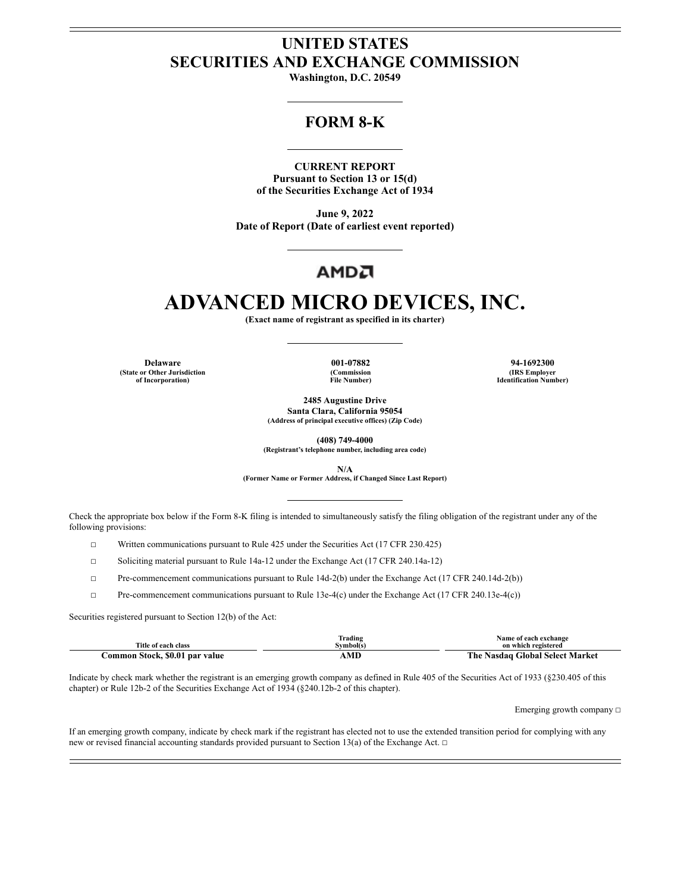# UNITED STATES
# SECURITIES AND EXCHANGE COMMISSION

**Washington, D.C. 20549**

## FORM 8-K

**CURRENT REPORT**
**Pursuant to Section 13 or 15(d)**
**of the Securities Exchange Act of 1934**

**June 9, 2022**
**Date of Report (Date of earliest event reported)**

AMD

# ADVANCED MICRO DEVICES, INC.

**(Exact name of registrant as specified in its charter)**

| Delaware | 001-07882 | 94-1692300 |
|---|---|---|
| (State or Other Jurisdiction of Incorporation) | (Commission File Number) | (IRS Employer Identification Number) |

**2485 Augustine Drive**
**Santa Clara, California 95054**
**(Address of principal executive offices) (Zip Code)**

**(408) 749-4000**
**(Registrant's telephone number, including area code)**

**N/A**
**(Former Name or Former Address, if Changed Since Last Report)**

Check the appropriate box below if the Form 8-K filing is intended to simultaneously satisfy the filing obligation of the registrant under any of the following provisions:

- ☐ Written communications pursuant to Rule 425 under the Securities Act (17 CFR 230.425)
- ☐ Soliciting material pursuant to Rule 14a-12 under the Exchange Act (17 CFR 240.14a-12)
- ☐ Pre-commencement communications pursuant to Rule 14d-2(b) under the Exchange Act (17 CFR 240.14d-2(b))
- ☐ Pre-commencement communications pursuant to Rule 13e-4(c) under the Exchange Act (17 CFR 240.13e-4(c))

Securities registered pursuant to Section 12(b) of the Act:

| Title of each class | Trading Symbol(s) | Name of each exchange on which registered |
|---|---|---|
| **Common Stock, $0.01 par value** | **AMD** | **The Nasdaq Global Select Market** |

Indicate by check mark whether the registrant is an emerging growth company as defined in Rule 405 of the Securities Act of 1933 (§230.405 of this chapter) or Rule 12b-2 of the Securities Exchange Act of 1934 (§240.12b-2 of this chapter).

Emerging growth company ☐

If an emerging growth company, indicate by check mark if the registrant has elected not to use the extended transition period for complying with any new or revised financial accounting standards provided pursuant to Section 13(a) of the Exchange Act. ☐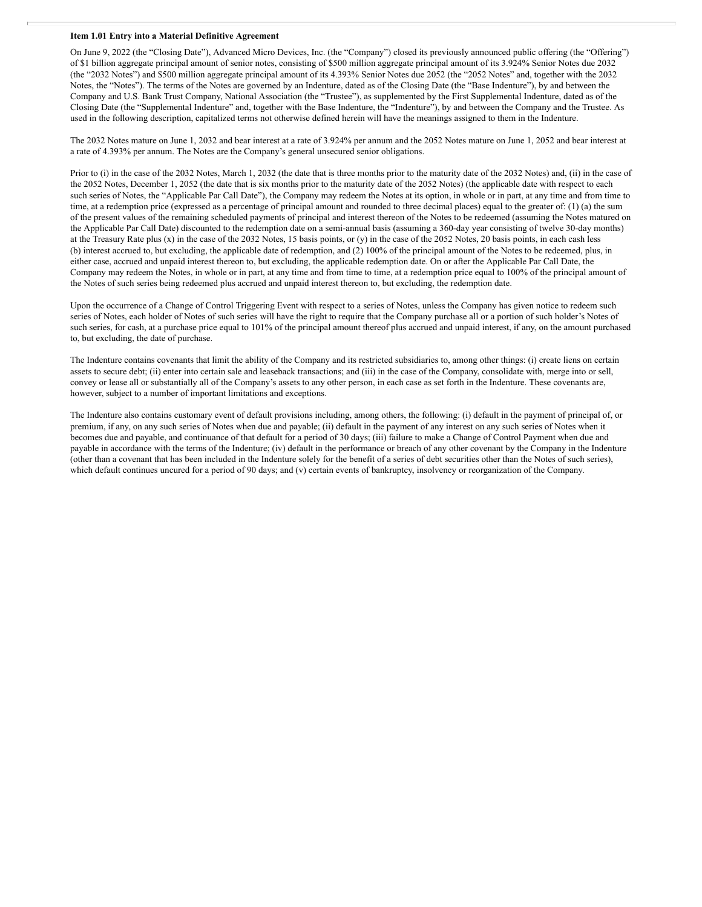**Item 1.01 Entry into a Material Definitive Agreement**

On June 9, 2022 (the "Closing Date"), Advanced Micro Devices, Inc. (the "Company") closed its previously announced public offering (the "Offering") of $1 billion aggregate principal amount of senior notes, consisting of $500 million aggregate principal amount of its 3.924% Senior Notes due 2032 (the "2032 Notes") and $500 million aggregate principal amount of its 4.393% Senior Notes due 2052 (the "2052 Notes" and, together with the 2032 Notes, the "Notes"). The terms of the Notes are governed by an Indenture, dated as of the Closing Date (the "Base Indenture"), by and between the Company and U.S. Bank Trust Company, National Association (the "Trustee"), as supplemented by the First Supplemental Indenture, dated as of the Closing Date (the "Supplemental Indenture" and, together with the Base Indenture, the "Indenture"), by and between the Company and the Trustee. As used in the following description, capitalized terms not otherwise defined herein will have the meanings assigned to them in the Indenture.

The 2032 Notes mature on June 1, 2032 and bear interest at a rate of 3.924% per annum and the 2052 Notes mature on June 1, 2052 and bear interest at a rate of 4.393% per annum. The Notes are the Company's general unsecured senior obligations.

Prior to (i) in the case of the 2032 Notes, March 1, 2032 (the date that is three months prior to the maturity date of the 2032 Notes) and, (ii) in the case of the 2052 Notes, December 1, 2052 (the date that is six months prior to the maturity date of the 2052 Notes) (the applicable date with respect to each such series of Notes, the "Applicable Par Call Date"), the Company may redeem the Notes at its option, in whole or in part, at any time and from time to time, at a redemption price (expressed as a percentage of principal amount and rounded to three decimal places) equal to the greater of: (1) (a) the sum of the present values of the remaining scheduled payments of principal and interest thereon of the Notes to be redeemed (assuming the Notes matured on the Applicable Par Call Date) discounted to the redemption date on a semi-annual basis (assuming a 360-day year consisting of twelve 30-day months) at the Treasury Rate plus (x) in the case of the 2032 Notes, 15 basis points, or (y) in the case of the 2052 Notes, 20 basis points, in each cash less (b) interest accrued to, but excluding, the applicable date of redemption, and (2) 100% of the principal amount of the Notes to be redeemed, plus, in either case, accrued and unpaid interest thereon to, but excluding, the applicable redemption date. On or after the Applicable Par Call Date, the Company may redeem the Notes, in whole or in part, at any time and from time to time, at a redemption price equal to 100% of the principal amount of the Notes of such series being redeemed plus accrued and unpaid interest thereon to, but excluding, the redemption date.

Upon the occurrence of a Change of Control Triggering Event with respect to a series of Notes, unless the Company has given notice to redeem such series of Notes, each holder of Notes of such series will have the right to require that the Company purchase all or a portion of such holder's Notes of such series, for cash, at a purchase price equal to 101% of the principal amount thereof plus accrued and unpaid interest, if any, on the amount purchased to, but excluding, the date of purchase.

The Indenture contains covenants that limit the ability of the Company and its restricted subsidiaries to, among other things: (i) create liens on certain assets to secure debt; (ii) enter into certain sale and leaseback transactions; and (iii) in the case of the Company, consolidate with, merge into or sell, convey or lease all or substantially all of the Company's assets to any other person, in each case as set forth in the Indenture. These covenants are, however, subject to a number of important limitations and exceptions.

The Indenture also contains customary event of default provisions including, among others, the following: (i) default in the payment of principal of, or premium, if any, on any such series of Notes when due and payable; (ii) default in the payment of any interest on any such series of Notes when it becomes due and payable, and continuance of that default for a period of 30 days; (iii) failure to make a Change of Control Payment when due and payable in accordance with the terms of the Indenture; (iv) default in the performance or breach of any other covenant by the Company in the Indenture (other than a covenant that has been included in the Indenture solely for the benefit of a series of debt securities other than the Notes of such series), which default continues uncured for a period of 90 days; and (v) certain events of bankruptcy, insolvency or reorganization of the Company.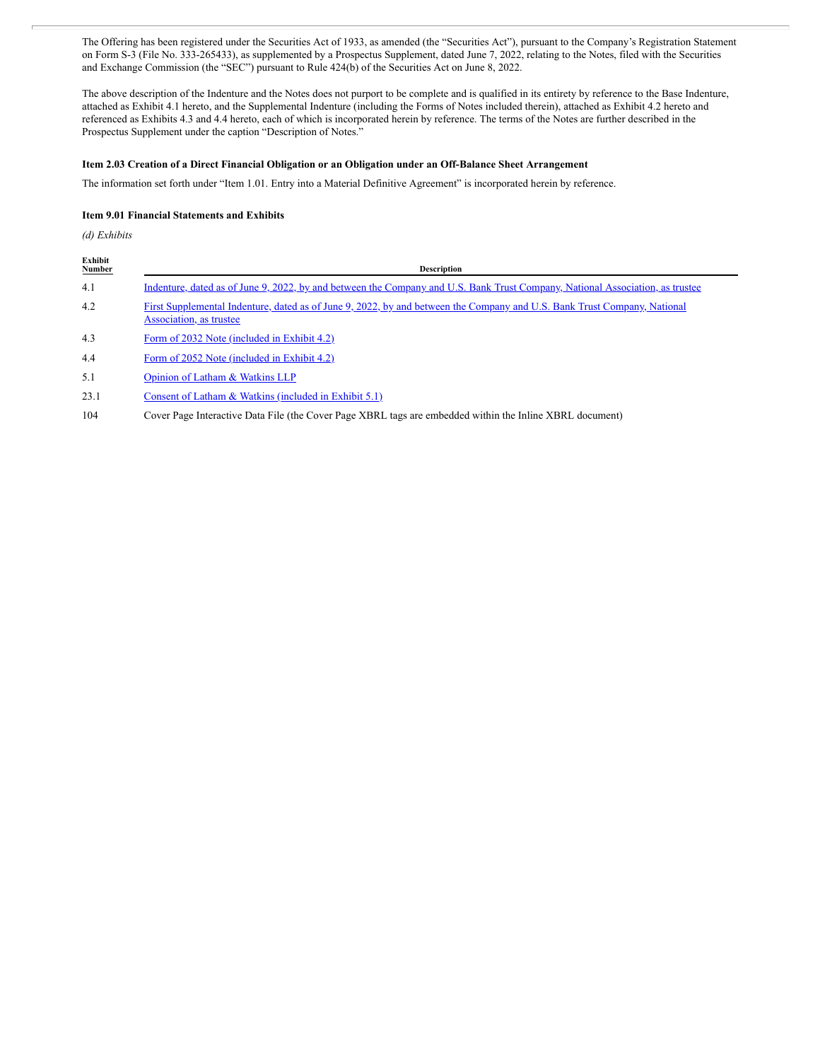The Offering has been registered under the Securities Act of 1933, as amended (the "Securities Act"), pursuant to the Company's Registration Statement on Form S-3 (File No. 333-265433), as supplemented by a Prospectus Supplement, dated June 7, 2022, relating to the Notes, filed with the Securities and Exchange Commission (the "SEC") pursuant to Rule 424(b) of the Securities Act on June 8, 2022.

The above description of the Indenture and the Notes does not purport to be complete and is qualified in its entirety by reference to the Base Indenture, attached as Exhibit 4.1 hereto, and the Supplemental Indenture (including the Forms of Notes included therein), attached as Exhibit 4.2 hereto and referenced as Exhibits 4.3 and 4.4 hereto, each of which is incorporated herein by reference. The terms of the Notes are further described in the Prospectus Supplement under the caption "Description of Notes."

**Item 2.03 Creation of a Direct Financial Obligation or an Obligation under an Off-Balance Sheet Arrangement**

The information set forth under "Item 1.01. Entry into a Material Definitive Agreement" is incorporated herein by reference.

**Item 9.01 Financial Statements and Exhibits**

*(d) Exhibits*

| Exhibit Number | Description |
|---|---|
| 4.1 | Indenture, dated as of June 9, 2022, by and between the Company and U.S. Bank Trust Company, National Association, as trustee |
| 4.2 | First Supplemental Indenture, dated as of June 9, 2022, by and between the Company and U.S. Bank Trust Company, National Association, as trustee |
| 4.3 | Form of 2032 Note (included in Exhibit 4.2) |
| 4.4 | Form of 2052 Note (included in Exhibit 4.2) |
| 5.1 | Opinion of Latham & Watkins LLP |
| 23.1 | Consent of Latham & Watkins (included in Exhibit 5.1) |
| 104 | Cover Page Interactive Data File (the Cover Page XBRL tags are embedded within the Inline XBRL document) |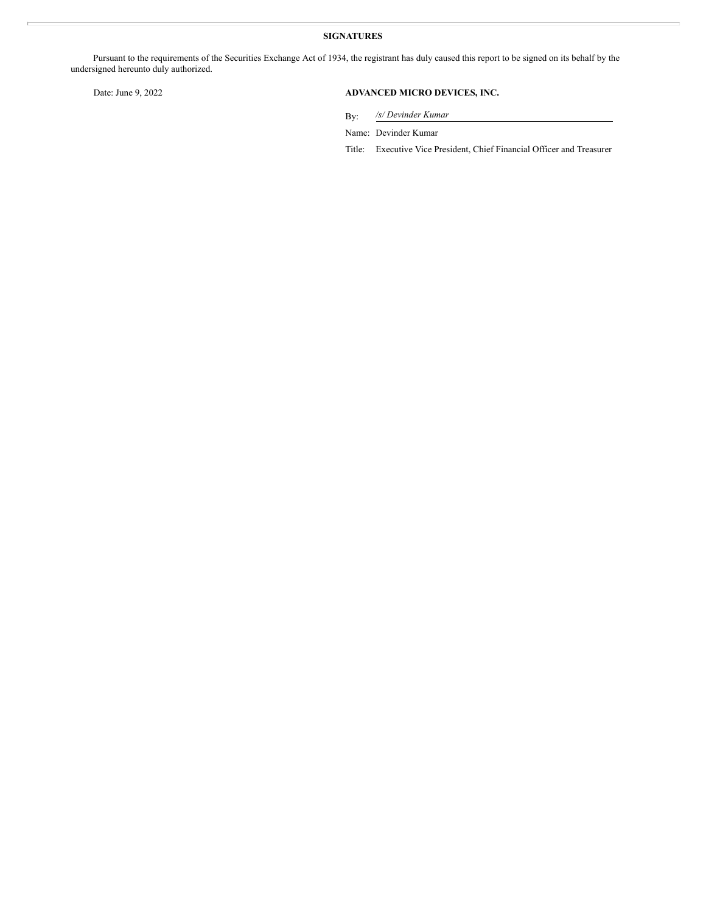## SIGNATURES

Pursuant to the requirements of the Securities Exchange Act of 1934, the registrant has duly caused this report to be signed on its behalf by the undersigned hereunto duly authorized.

Date: June 9, 2022

**ADVANCED MICRO DEVICES, INC.**

By: */s/ Devinder Kumar*

Name: Devinder Kumar

Title: Executive Vice President, Chief Financial Officer and Treasurer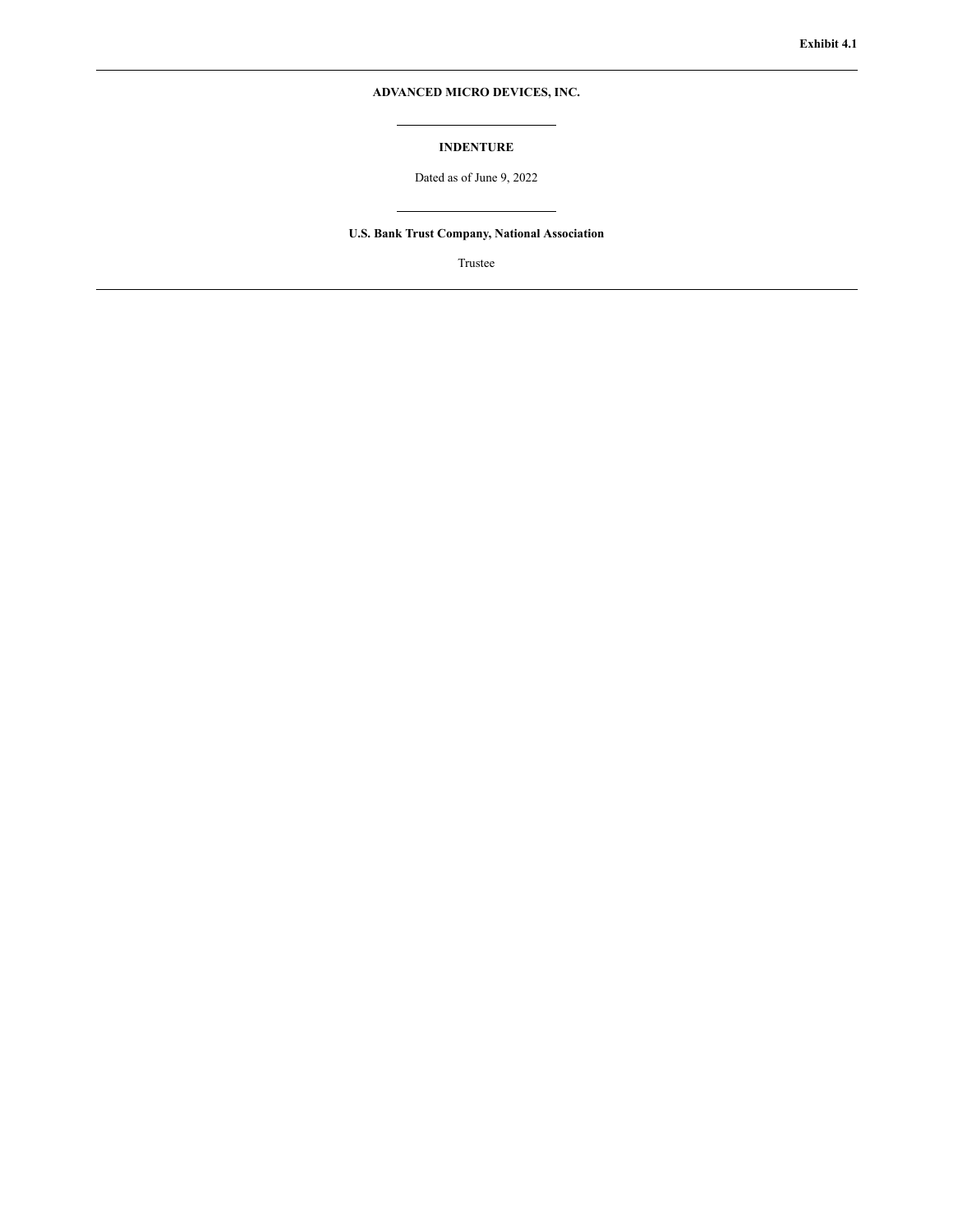**Exhibit 4.1**

---

**ADVANCED MICRO DEVICES, INC.**

---

**INDENTURE**

Dated as of June 9, 2022

---

**U.S. Bank Trust Company, National Association**

Trustee

---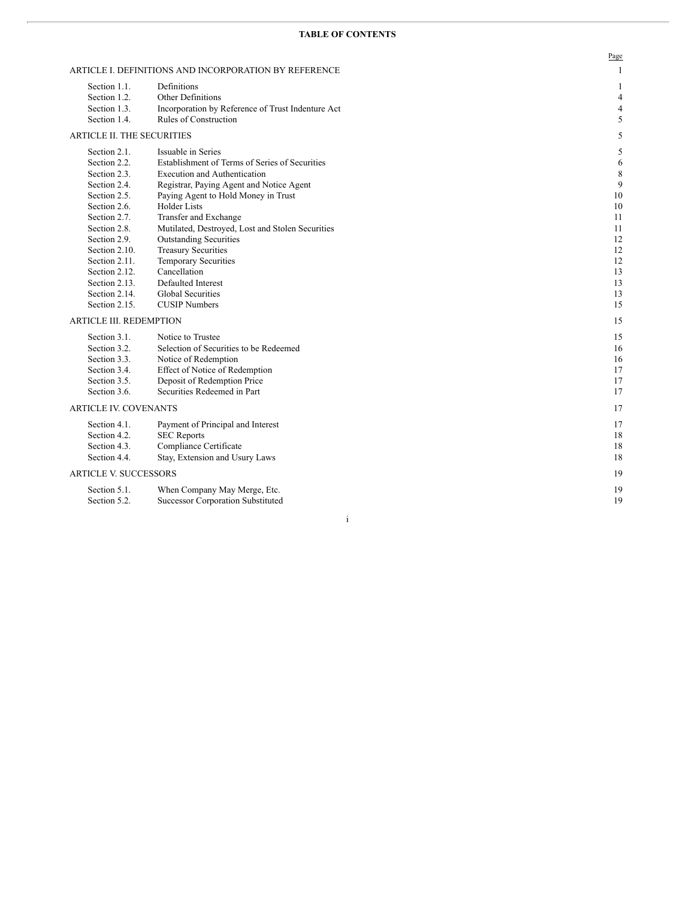**TABLE OF CONTENTS**

| | | Page |
|---|---|---|
| ARTICLE I. DEFINITIONS AND INCORPORATION BY REFERENCE | | 1 |
| Section 1.1. | Definitions | 1 |
| Section 1.2. | Other Definitions | 4 |
| Section 1.3. | Incorporation by Reference of Trust Indenture Act | 4 |
| Section 1.4. | Rules of Construction | 5 |
| ARTICLE II. THE SECURITIES | | 5 |
| Section 2.1. | Issuable in Series | 5 |
| Section 2.2. | Establishment of Terms of Series of Securities | 6 |
| Section 2.3. | Execution and Authentication | 8 |
| Section 2.4. | Registrar, Paying Agent and Notice Agent | 9 |
| Section 2.5. | Paying Agent to Hold Money in Trust | 10 |
| Section 2.6. | Holder Lists | 10 |
| Section 2.7. | Transfer and Exchange | 11 |
| Section 2.8. | Mutilated, Destroyed, Lost and Stolen Securities | 11 |
| Section 2.9. | Outstanding Securities | 12 |
| Section 2.10. | Treasury Securities | 12 |
| Section 2.11. | Temporary Securities | 12 |
| Section 2.12. | Cancellation | 13 |
| Section 2.13. | Defaulted Interest | 13 |
| Section 2.14. | Global Securities | 13 |
| Section 2.15. | CUSIP Numbers | 15 |
| ARTICLE III. REDEMPTION | | 15 |
| Section 3.1. | Notice to Trustee | 15 |
| Section 3.2. | Selection of Securities to be Redeemed | 16 |
| Section 3.3. | Notice of Redemption | 16 |
| Section 3.4. | Effect of Notice of Redemption | 17 |
| Section 3.5. | Deposit of Redemption Price | 17 |
| Section 3.6. | Securities Redeemed in Part | 17 |
| ARTICLE IV. COVENANTS | | 17 |
| Section 4.1. | Payment of Principal and Interest | 17 |
| Section 4.2. | SEC Reports | 18 |
| Section 4.3. | Compliance Certificate | 18 |
| Section 4.4. | Stay, Extension and Usury Laws | 18 |
| ARTICLE V. SUCCESSORS | | 19 |
| Section 5.1. | When Company May Merge, Etc. | 19 |
| Section 5.2. | Successor Corporation Substituted | 19 |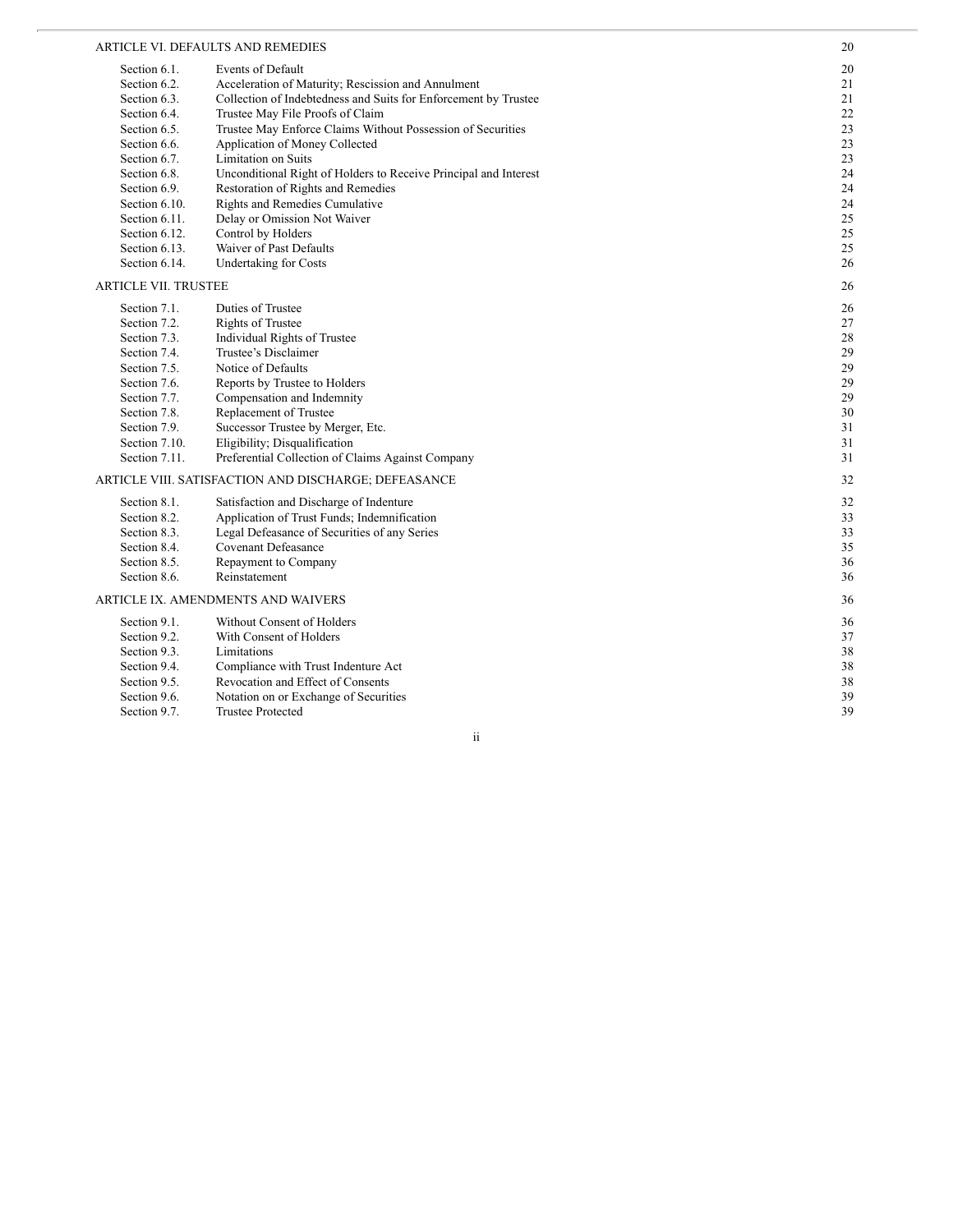| | | |
|---|---|---|
| ARTICLE VI. DEFAULTS AND REMEDIES | | 20 |
| Section 6.1. | Events of Default | 20 |
| Section 6.2. | Acceleration of Maturity; Rescission and Annulment | 21 |
| Section 6.3. | Collection of Indebtedness and Suits for Enforcement by Trustee | 21 |
| Section 6.4. | Trustee May File Proofs of Claim | 22 |
| Section 6.5. | Trustee May Enforce Claims Without Possession of Securities | 23 |
| Section 6.6. | Application of Money Collected | 23 |
| Section 6.7. | Limitation on Suits | 23 |
| Section 6.8. | Unconditional Right of Holders to Receive Principal and Interest | 24 |
| Section 6.9. | Restoration of Rights and Remedies | 24 |
| Section 6.10. | Rights and Remedies Cumulative | 24 |
| Section 6.11. | Delay or Omission Not Waiver | 25 |
| Section 6.12. | Control by Holders | 25 |
| Section 6.13. | Waiver of Past Defaults | 25 |
| Section 6.14. | Undertaking for Costs | 26 |
| ARTICLE VII. TRUSTEE | | 26 |
| Section 7.1. | Duties of Trustee | 26 |
| Section 7.2. | Rights of Trustee | 27 |
| Section 7.3. | Individual Rights of Trustee | 28 |
| Section 7.4. | Trustee's Disclaimer | 29 |
| Section 7.5. | Notice of Defaults | 29 |
| Section 7.6. | Reports by Trustee to Holders | 29 |
| Section 7.7. | Compensation and Indemnity | 29 |
| Section 7.8. | Replacement of Trustee | 30 |
| Section 7.9. | Successor Trustee by Merger, Etc. | 31 |
| Section 7.10. | Eligibility; Disqualification | 31 |
| Section 7.11. | Preferential Collection of Claims Against Company | 31 |
| ARTICLE VIII. SATISFACTION AND DISCHARGE; DEFEASANCE | | 32 |
| Section 8.1. | Satisfaction and Discharge of Indenture | 32 |
| Section 8.2. | Application of Trust Funds; Indemnification | 33 |
| Section 8.3. | Legal Defeasance of Securities of any Series | 33 |
| Section 8.4. | Covenant Defeasance | 35 |
| Section 8.5. | Repayment to Company | 36 |
| Section 8.6. | Reinstatement | 36 |
| ARTICLE IX. AMENDMENTS AND WAIVERS | | 36 |
| Section 9.1. | Without Consent of Holders | 36 |
| Section 9.2. | With Consent of Holders | 37 |
| Section 9.3. | Limitations | 38 |
| Section 9.4. | Compliance with Trust Indenture Act | 38 |
| Section 9.5. | Revocation and Effect of Consents | 38 |
| Section 9.6. | Notation on or Exchange of Securities | 39 |
| Section 9.7. | Trustee Protected | 39 |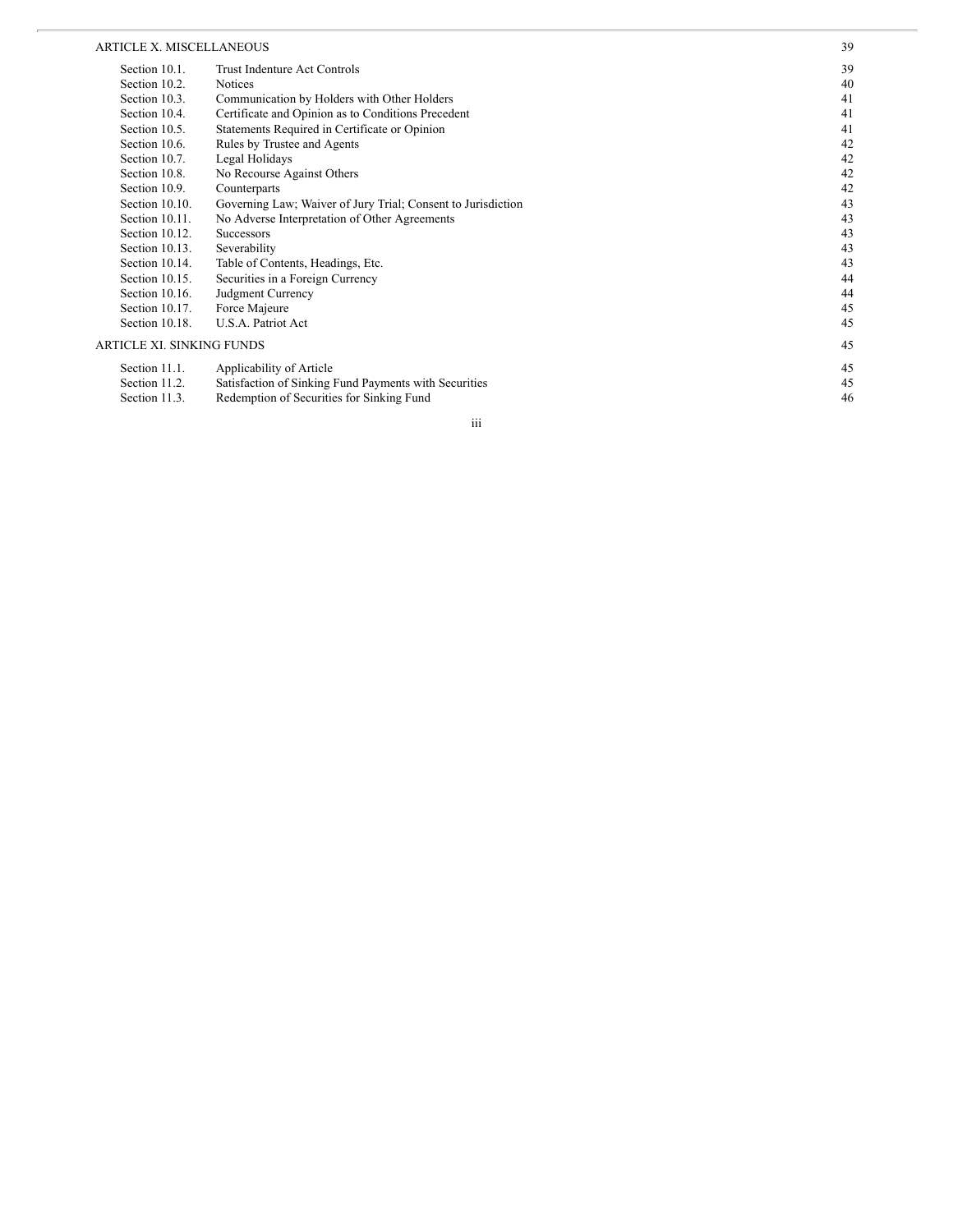| | | |
|---|---|---|
| ARTICLE X. MISCELLANEOUS | | 39 |
| Section 10.1. | Trust Indenture Act Controls | 39 |
| Section 10.2. | Notices | 40 |
| Section 10.3. | Communication by Holders with Other Holders | 41 |
| Section 10.4. | Certificate and Opinion as to Conditions Precedent | 41 |
| Section 10.5. | Statements Required in Certificate or Opinion | 41 |
| Section 10.6. | Rules by Trustee and Agents | 42 |
| Section 10.7. | Legal Holidays | 42 |
| Section 10.8. | No Recourse Against Others | 42 |
| Section 10.9. | Counterparts | 42 |
| Section 10.10. | Governing Law; Waiver of Jury Trial; Consent to Jurisdiction | 43 |
| Section 10.11. | No Adverse Interpretation of Other Agreements | 43 |
| Section 10.12. | Successors | 43 |
| Section 10.13. | Severability | 43 |
| Section 10.14. | Table of Contents, Headings, Etc. | 43 |
| Section 10.15. | Securities in a Foreign Currency | 44 |
| Section 10.16. | Judgment Currency | 44 |
| Section 10.17. | Force Majeure | 45 |
| Section 10.18. | U.S.A. Patriot Act | 45 |
| ARTICLE XI. SINKING FUNDS | | 45 |
| Section 11.1. | Applicability of Article | 45 |
| Section 11.2. | Satisfaction of Sinking Fund Payments with Securities | 45 |
| Section 11.3. | Redemption of Securities for Sinking Fund | 46 |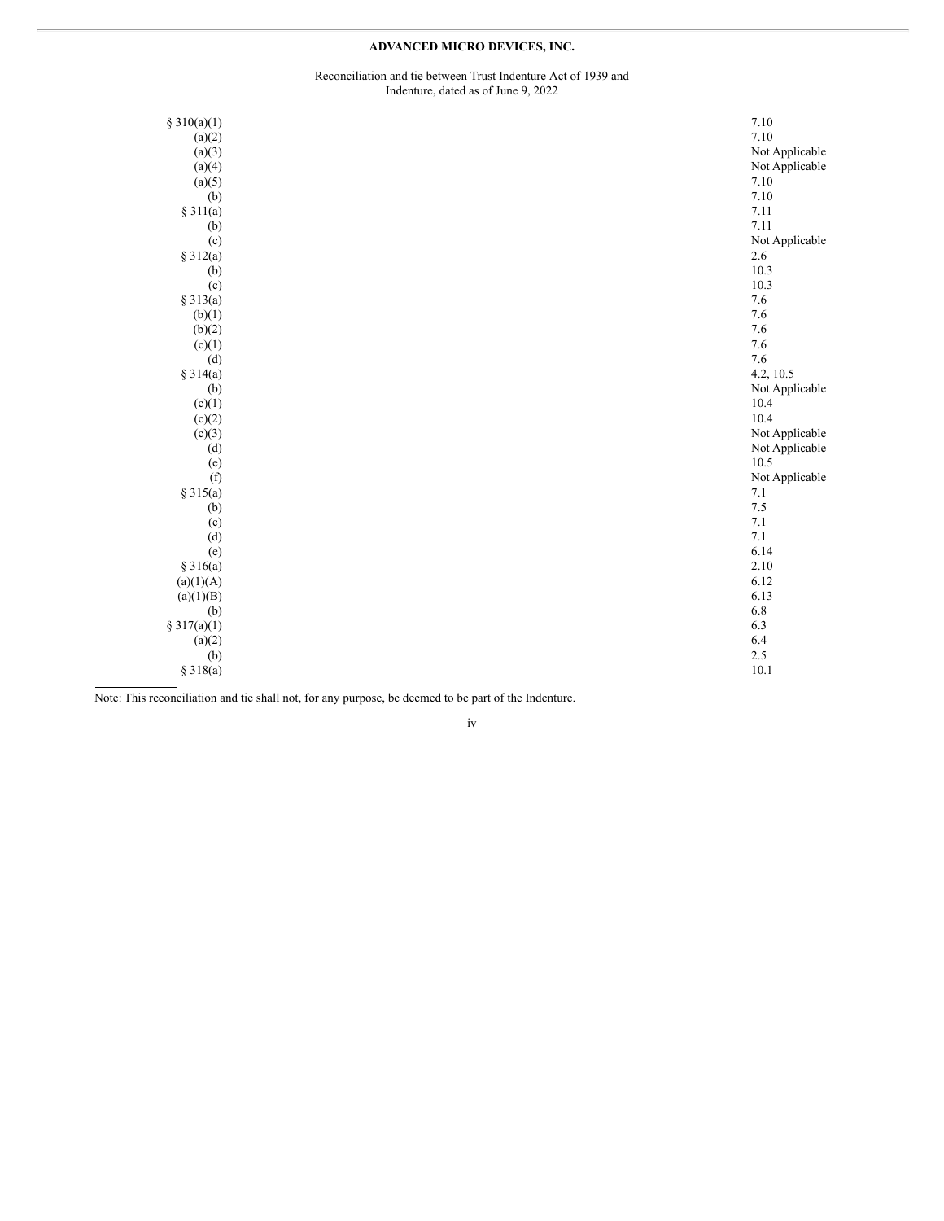**ADVANCED MICRO DEVICES, INC.**

Reconciliation and tie between Trust Indenture Act of 1939 and
Indenture, dated as of June 9, 2022

| | |
|---|---|
| § 310(a)(1) | 7.10 |
| (a)(2) | 7.10 |
| (a)(3) | Not Applicable |
| (a)(4) | Not Applicable |
| (a)(5) | 7.10 |
| (b) | 7.10 |
| § 311(a) | 7.11 |
| (b) | 7.11 |
| (c) | Not Applicable |
| § 312(a) | 2.6 |
| (b) | 10.3 |
| (c) | 10.3 |
| § 313(a) | 7.6 |
| (b)(1) | 7.6 |
| (b)(2) | 7.6 |
| (c)(1) | 7.6 |
| (d) | 7.6 |
| § 314(a) | 4.2, 10.5 |
| (b) | Not Applicable |
| (c)(1) | 10.4 |
| (c)(2) | 10.4 |
| (c)(3) | Not Applicable |
| (d) | Not Applicable |
| (e) | 10.5 |
| (f) | Not Applicable |
| § 315(a) | 7.1 |
| (b) | 7.5 |
| (c) | 7.1 |
| (d) | 7.1 |
| (e) | 6.14 |
| § 316(a) | 2.10 |
| (a)(1)(A) | 6.12 |
| (a)(1)(B) | 6.13 |
| (b) | 6.8 |
| § 317(a)(1) | 6.3 |
| (a)(2) | 6.4 |
| (b) | 2.5 |
| § 318(a) | 10.1 |

Note: This reconciliation and tie shall not, for any purpose, be deemed to be part of the Indenture.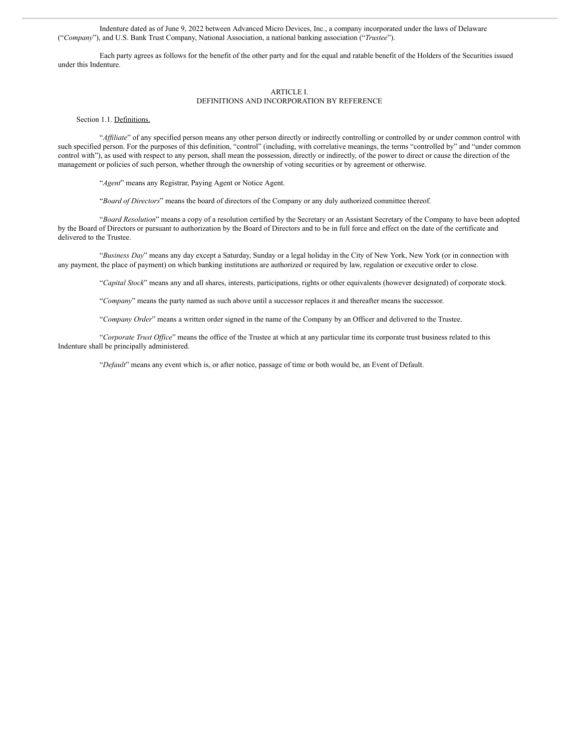Indenture dated as of June 9, 2022 between Advanced Micro Devices, Inc., a company incorporated under the laws of Delaware ("*Company*"), and U.S. Bank Trust Company, National Association, a national banking association ("*Trustee*").

Each party agrees as follows for the benefit of the other party and for the equal and ratable benefit of the Holders of the Securities issued under this Indenture.

## ARTICLE I.
## DEFINITIONS AND INCORPORATION BY REFERENCE

Section 1.1. Definitions.

"*Affiliate*" of any specified person means any other person directly or indirectly controlling or controlled by or under common control with such specified person. For the purposes of this definition, "control" (including, with correlative meanings, the terms "controlled by" and "under common control with"), as used with respect to any person, shall mean the possession, directly or indirectly, of the power to direct or cause the direction of the management or policies of such person, whether through the ownership of voting securities or by agreement or otherwise.

"*Agent*" means any Registrar, Paying Agent or Notice Agent.

"*Board of Directors*" means the board of directors of the Company or any duly authorized committee thereof.

"*Board Resolution*" means a copy of a resolution certified by the Secretary or an Assistant Secretary of the Company to have been adopted by the Board of Directors or pursuant to authorization by the Board of Directors and to be in full force and effect on the date of the certificate and delivered to the Trustee.

"*Business Day*" means any day except a Saturday, Sunday or a legal holiday in the City of New York, New York (or in connection with any payment, the place of payment) on which banking institutions are authorized or required by law, regulation or executive order to close.

"*Capital Stock*" means any and all shares, interests, participations, rights or other equivalents (however designated) of corporate stock.

"*Company*" means the party named as such above until a successor replaces it and thereafter means the successor.

"*Company Order*" means a written order signed in the name of the Company by an Officer and delivered to the Trustee.

"*Corporate Trust Office*" means the office of the Trustee at which at any particular time its corporate trust business related to this Indenture shall be principally administered.

"*Default*" means any event which is, or after notice, passage of time or both would be, an Event of Default.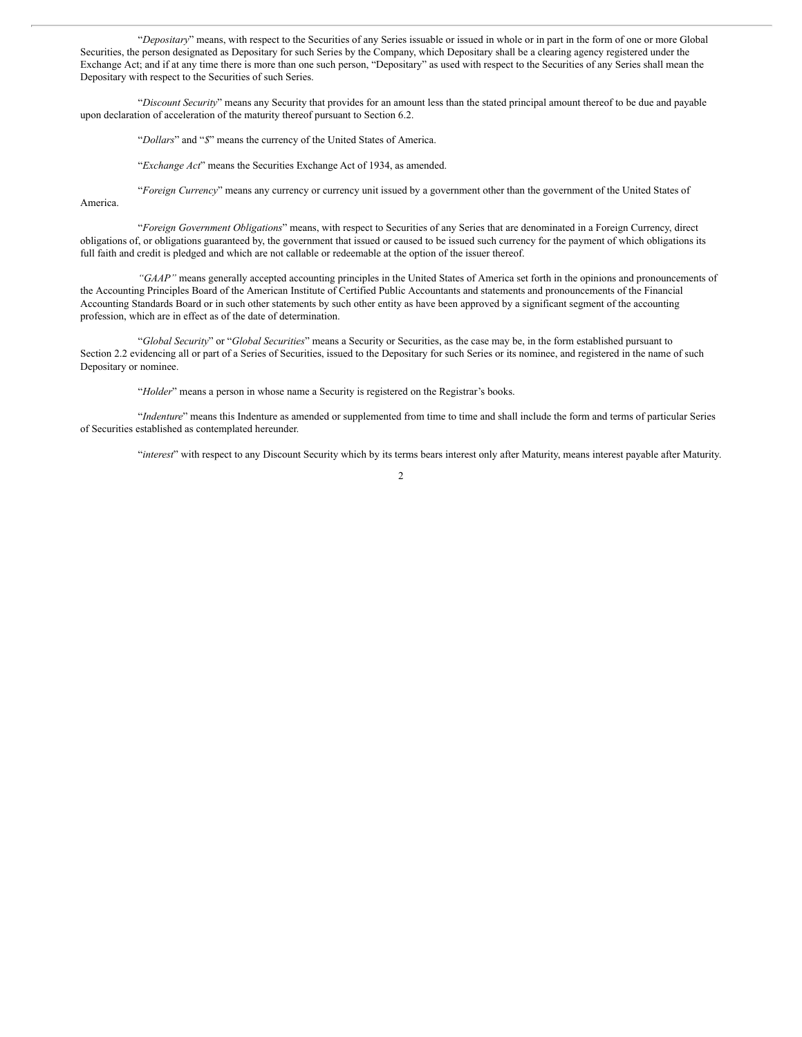"*Depositary*" means, with respect to the Securities of any Series issuable or issued in whole or in part in the form of one or more Global Securities, the person designated as Depositary for such Series by the Company, which Depositary shall be a clearing agency registered under the Exchange Act; and if at any time there is more than one such person, "Depositary" as used with respect to the Securities of any Series shall mean the Depositary with respect to the Securities of such Series.

"*Discount Security*" means any Security that provides for an amount less than the stated principal amount thereof to be due and payable upon declaration of acceleration of the maturity thereof pursuant to Section 6.2.

"*Dollars*" and "*$*" means the currency of the United States of America.

"*Exchange Act*" means the Securities Exchange Act of 1934, as amended.

"*Foreign Currency*" means any currency or currency unit issued by a government other than the government of the United States of America.

"*Foreign Government Obligations*" means, with respect to Securities of any Series that are denominated in a Foreign Currency, direct obligations of, or obligations guaranteed by, the government that issued or caused to be issued such currency for the payment of which obligations its full faith and credit is pledged and which are not callable or redeemable at the option of the issuer thereof.

*"GAAP"* means generally accepted accounting principles in the United States of America set forth in the opinions and pronouncements of the Accounting Principles Board of the American Institute of Certified Public Accountants and statements and pronouncements of the Financial Accounting Standards Board or in such other statements by such other entity as have been approved by a significant segment of the accounting profession, which are in effect as of the date of determination.

"*Global Security*" or "*Global Securities*" means a Security or Securities, as the case may be, in the form established pursuant to Section 2.2 evidencing all or part of a Series of Securities, issued to the Depositary for such Series or its nominee, and registered in the name of such Depositary or nominee.

"*Holder*" means a person in whose name a Security is registered on the Registrar's books.

"*Indenture*" means this Indenture as amended or supplemented from time to time and shall include the form and terms of particular Series of Securities established as contemplated hereunder.

"*interest*" with respect to any Discount Security which by its terms bears interest only after Maturity, means interest payable after Maturity.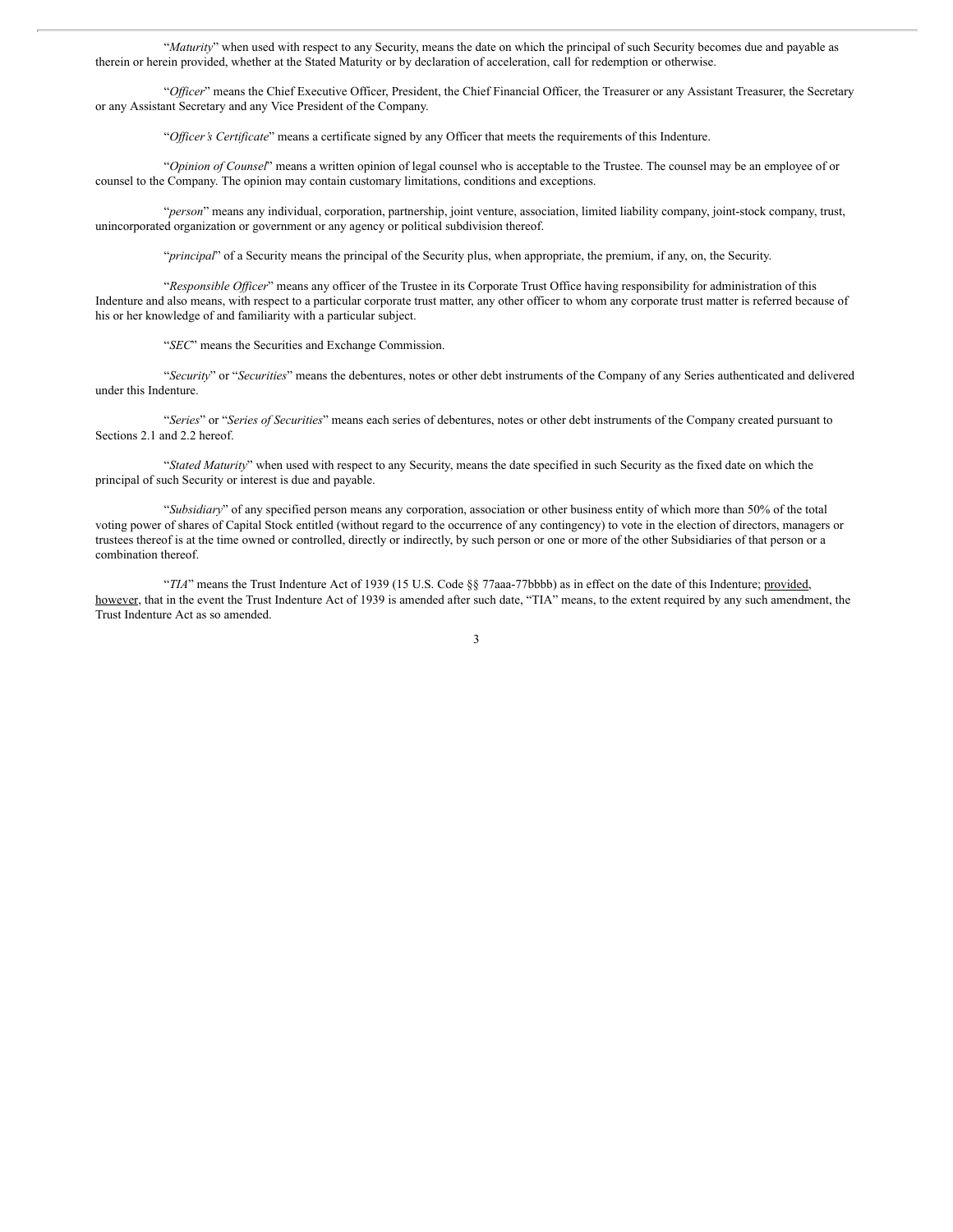"*Maturity*" when used with respect to any Security, means the date on which the principal of such Security becomes due and payable as therein or herein provided, whether at the Stated Maturity or by declaration of acceleration, call for redemption or otherwise.

"*Officer*" means the Chief Executive Officer, President, the Chief Financial Officer, the Treasurer or any Assistant Treasurer, the Secretary or any Assistant Secretary and any Vice President of the Company.

"*Officer's Certificate*" means a certificate signed by any Officer that meets the requirements of this Indenture.

"*Opinion of Counsel*" means a written opinion of legal counsel who is acceptable to the Trustee. The counsel may be an employee of or counsel to the Company. The opinion may contain customary limitations, conditions and exceptions.

"*person*" means any individual, corporation, partnership, joint venture, association, limited liability company, joint-stock company, trust, unincorporated organization or government or any agency or political subdivision thereof.

"*principal*" of a Security means the principal of the Security plus, when appropriate, the premium, if any, on, the Security.

"*Responsible Officer*" means any officer of the Trustee in its Corporate Trust Office having responsibility for administration of this Indenture and also means, with respect to a particular corporate trust matter, any other officer to whom any corporate trust matter is referred because of his or her knowledge of and familiarity with a particular subject.

"*SEC*" means the Securities and Exchange Commission.

"*Security*" or "*Securities*" means the debentures, notes or other debt instruments of the Company of any Series authenticated and delivered under this Indenture.

"*Series*" or "*Series of Securities*" means each series of debentures, notes or other debt instruments of the Company created pursuant to Sections 2.1 and 2.2 hereof.

"*Stated Maturity*" when used with respect to any Security, means the date specified in such Security as the fixed date on which the principal of such Security or interest is due and payable.

"*Subsidiary*" of any specified person means any corporation, association or other business entity of which more than 50% of the total voting power of shares of Capital Stock entitled (without regard to the occurrence of any contingency) to vote in the election of directors, managers or trustees thereof is at the time owned or controlled, directly or indirectly, by such person or one or more of the other Subsidiaries of that person or a combination thereof.

"*TIA*" means the Trust Indenture Act of 1939 (15 U.S. Code §§ 77aaa-77bbbb) as in effect on the date of this Indenture; provided, however, that in the event the Trust Indenture Act of 1939 is amended after such date, "TIA" means, to the extent required by any such amendment, the Trust Indenture Act as so amended.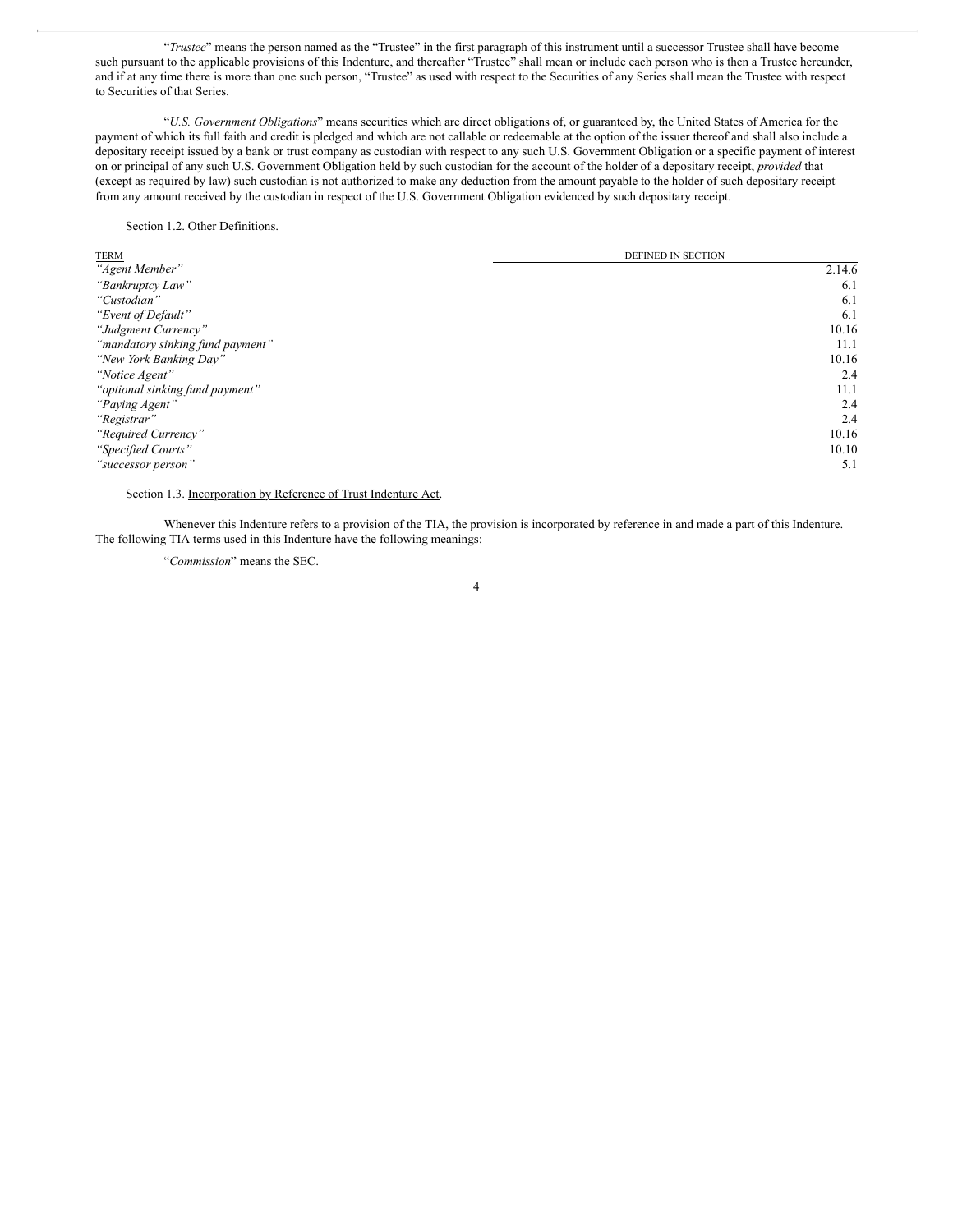"*Trustee*" means the person named as the "Trustee" in the first paragraph of this instrument until a successor Trustee shall have become such pursuant to the applicable provisions of this Indenture, and thereafter "Trustee" shall mean or include each person who is then a Trustee hereunder, and if at any time there is more than one such person, "Trustee" as used with respect to the Securities of any Series shall mean the Trustee with respect to Securities of that Series.

"*U.S. Government Obligations*" means securities which are direct obligations of, or guaranteed by, the United States of America for the payment of which its full faith and credit is pledged and which are not callable or redeemable at the option of the issuer thereof and shall also include a depositary receipt issued by a bank or trust company as custodian with respect to any such U.S. Government Obligation or a specific payment of interest on or principal of any such U.S. Government Obligation held by such custodian for the account of the holder of a depositary receipt, *provided* that (except as required by law) such custodian is not authorized to make any deduction from the amount payable to the holder of such depositary receipt from any amount received by the custodian in respect of the U.S. Government Obligation evidenced by such depositary receipt.

Section 1.2. Other Definitions.

| TERM | DEFINED IN SECTION |
|---|---|
| *"Agent Member"* | 2.14.6 |
| *"Bankruptcy Law"* | 6.1 |
| *"Custodian"* | 6.1 |
| *"Event of Default"* | 6.1 |
| *"Judgment Currency"* | 10.16 |
| *"mandatory sinking fund payment"* | 11.1 |
| *"New York Banking Day"* | 10.16 |
| *"Notice Agent"* | 2.4 |
| *"optional sinking fund payment"* | 11.1 |
| *"Paying Agent"* | 2.4 |
| *"Registrar"* | 2.4 |
| *"Required Currency"* | 10.16 |
| *"Specified Courts"* | 10.10 |
| *"successor person"* | 5.1 |

Section 1.3. Incorporation by Reference of Trust Indenture Act.

Whenever this Indenture refers to a provision of the TIA, the provision is incorporated by reference in and made a part of this Indenture. The following TIA terms used in this Indenture have the following meanings:

"*Commission*" means the SEC.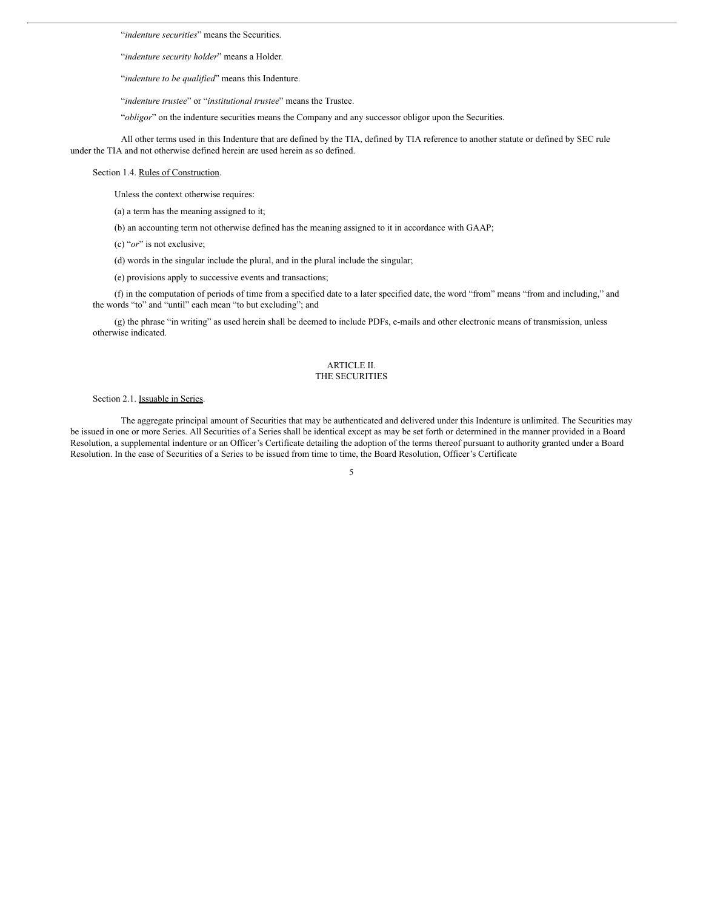"*indenture securities*" means the Securities.

"*indenture security holder*" means a Holder.

"*indenture to be qualified*" means this Indenture.

"*indenture trustee*" or "*institutional trustee*" means the Trustee.

"*obligor*" on the indenture securities means the Company and any successor obligor upon the Securities.

All other terms used in this Indenture that are defined by the TIA, defined by TIA reference to another statute or defined by SEC rule under the TIA and not otherwise defined herein are used herein as so defined.

Section 1.4. Rules of Construction.

Unless the context otherwise requires:

(a) a term has the meaning assigned to it;

(b) an accounting term not otherwise defined has the meaning assigned to it in accordance with GAAP;

(c) "*or*" is not exclusive;

(d) words in the singular include the plural, and in the plural include the singular;

(e) provisions apply to successive events and transactions;

(f) in the computation of periods of time from a specified date to a later specified date, the word "from" means "from and including," and the words "to" and "until" each mean "to but excluding"; and

(g) the phrase "in writing" as used herein shall be deemed to include PDFs, e-mails and other electronic means of transmission, unless otherwise indicated.

## ARTICLE II.
## THE SECURITIES

Section 2.1. Issuable in Series.

The aggregate principal amount of Securities that may be authenticated and delivered under this Indenture is unlimited. The Securities may be issued in one or more Series. All Securities of a Series shall be identical except as may be set forth or determined in the manner provided in a Board Resolution, a supplemental indenture or an Officer's Certificate detailing the adoption of the terms thereof pursuant to authority granted under a Board Resolution. In the case of Securities of a Series to be issued from time to time, the Board Resolution, Officer's Certificate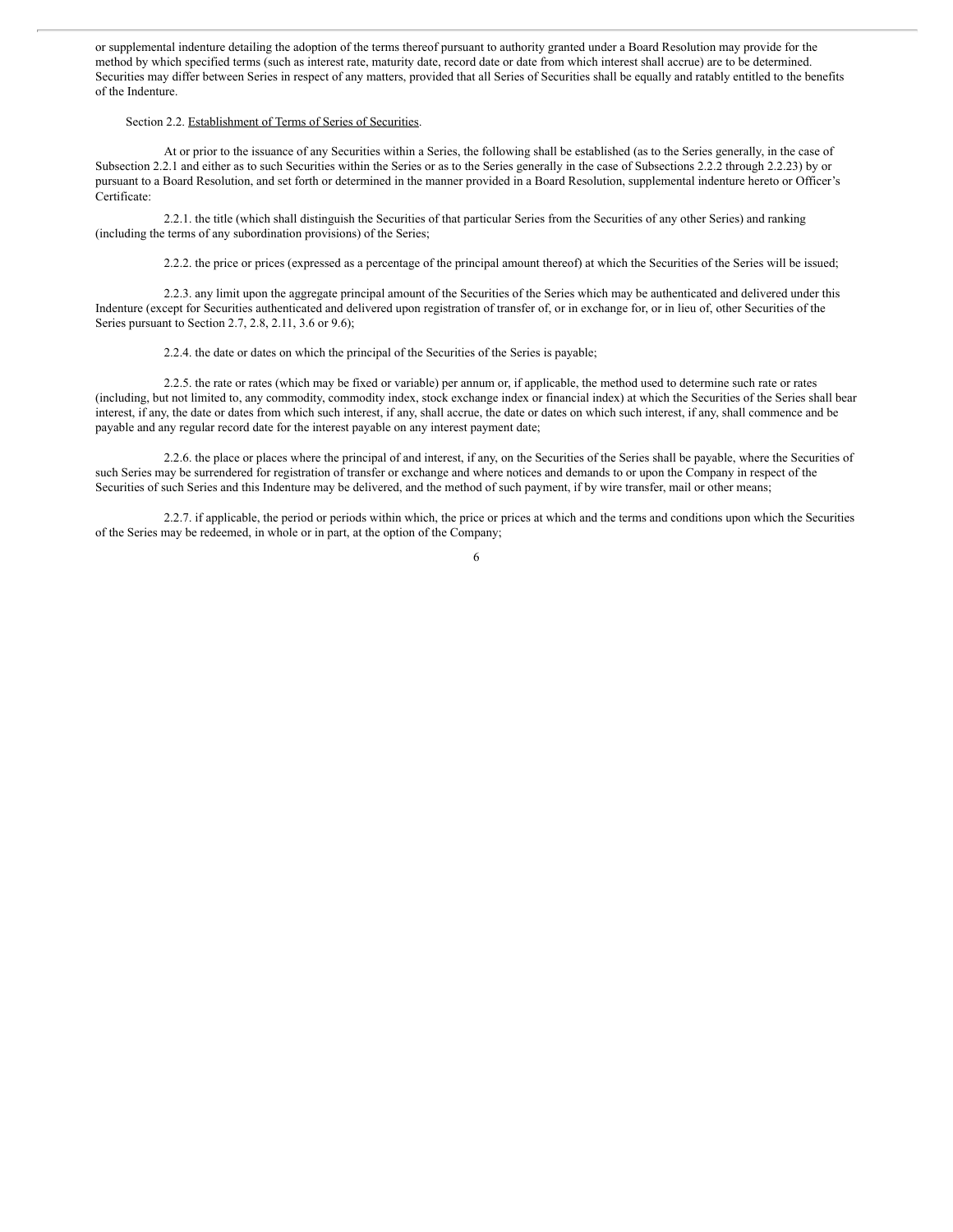or supplemental indenture detailing the adoption of the terms thereof pursuant to authority granted under a Board Resolution may provide for the method by which specified terms (such as interest rate, maturity date, record date or date from which interest shall accrue) are to be determined. Securities may differ between Series in respect of any matters, provided that all Series of Securities shall be equally and ratably entitled to the benefits of the Indenture.

Section 2.2. Establishment of Terms of Series of Securities.

At or prior to the issuance of any Securities within a Series, the following shall be established (as to the Series generally, in the case of Subsection 2.2.1 and either as to such Securities within the Series or as to the Series generally in the case of Subsections 2.2.2 through 2.2.23) by or pursuant to a Board Resolution, and set forth or determined in the manner provided in a Board Resolution, supplemental indenture hereto or Officer's Certificate:

2.2.1. the title (which shall distinguish the Securities of that particular Series from the Securities of any other Series) and ranking (including the terms of any subordination provisions) of the Series;

2.2.2. the price or prices (expressed as a percentage of the principal amount thereof) at which the Securities of the Series will be issued;

2.2.3. any limit upon the aggregate principal amount of the Securities of the Series which may be authenticated and delivered under this Indenture (except for Securities authenticated and delivered upon registration of transfer of, or in exchange for, or in lieu of, other Securities of the Series pursuant to Section 2.7, 2.8, 2.11, 3.6 or 9.6);

2.2.4. the date or dates on which the principal of the Securities of the Series is payable;

2.2.5. the rate or rates (which may be fixed or variable) per annum or, if applicable, the method used to determine such rate or rates (including, but not limited to, any commodity, commodity index, stock exchange index or financial index) at which the Securities of the Series shall bear interest, if any, the date or dates from which such interest, if any, shall accrue, the date or dates on which such interest, if any, shall commence and be payable and any regular record date for the interest payable on any interest payment date;

2.2.6. the place or places where the principal of and interest, if any, on the Securities of the Series shall be payable, where the Securities of such Series may be surrendered for registration of transfer or exchange and where notices and demands to or upon the Company in respect of the Securities of such Series and this Indenture may be delivered, and the method of such payment, if by wire transfer, mail or other means;

2.2.7. if applicable, the period or periods within which, the price or prices at which and the terms and conditions upon which the Securities of the Series may be redeemed, in whole or in part, at the option of the Company;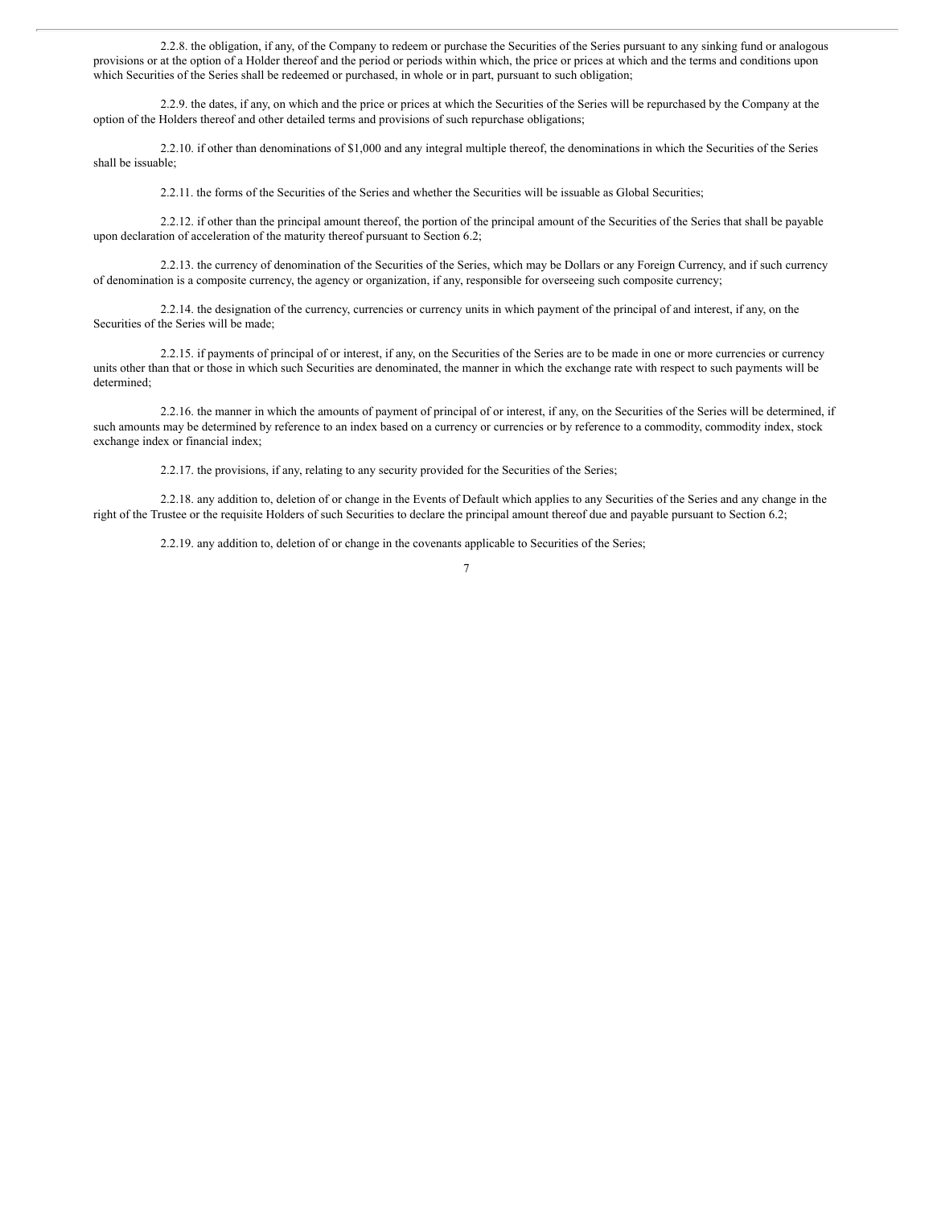2.2.8. the obligation, if any, of the Company to redeem or purchase the Securities of the Series pursuant to any sinking fund or analogous provisions or at the option of a Holder thereof and the period or periods within which, the price or prices at which and the terms and conditions upon which Securities of the Series shall be redeemed or purchased, in whole or in part, pursuant to such obligation;

2.2.9. the dates, if any, on which and the price or prices at which the Securities of the Series will be repurchased by the Company at the option of the Holders thereof and other detailed terms and provisions of such repurchase obligations;

2.2.10. if other than denominations of $1,000 and any integral multiple thereof, the denominations in which the Securities of the Series shall be issuable;

2.2.11. the forms of the Securities of the Series and whether the Securities will be issuable as Global Securities;

2.2.12. if other than the principal amount thereof, the portion of the principal amount of the Securities of the Series that shall be payable upon declaration of acceleration of the maturity thereof pursuant to Section 6.2;

2.2.13. the currency of denomination of the Securities of the Series, which may be Dollars or any Foreign Currency, and if such currency of denomination is a composite currency, the agency or organization, if any, responsible for overseeing such composite currency;

2.2.14. the designation of the currency, currencies or currency units in which payment of the principal of and interest, if any, on the Securities of the Series will be made;

2.2.15. if payments of principal of or interest, if any, on the Securities of the Series are to be made in one or more currencies or currency units other than that or those in which such Securities are denominated, the manner in which the exchange rate with respect to such payments will be determined;

2.2.16. the manner in which the amounts of payment of principal of or interest, if any, on the Securities of the Series will be determined, if such amounts may be determined by reference to an index based on a currency or currencies or by reference to a commodity, commodity index, stock exchange index or financial index;

2.2.17. the provisions, if any, relating to any security provided for the Securities of the Series;

2.2.18. any addition to, deletion of or change in the Events of Default which applies to any Securities of the Series and any change in the right of the Trustee or the requisite Holders of such Securities to declare the principal amount thereof due and payable pursuant to Section 6.2;

2.2.19. any addition to, deletion of or change in the covenants applicable to Securities of the Series;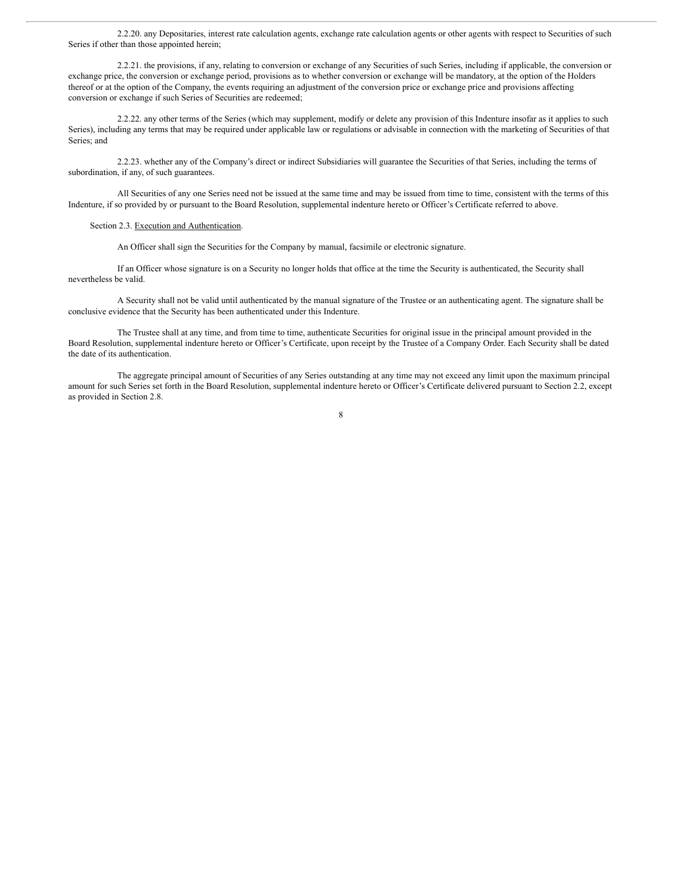2.2.20. any Depositaries, interest rate calculation agents, exchange rate calculation agents or other agents with respect to Securities of such Series if other than those appointed herein;

2.2.21. the provisions, if any, relating to conversion or exchange of any Securities of such Series, including if applicable, the conversion or exchange price, the conversion or exchange period, provisions as to whether conversion or exchange will be mandatory, at the option of the Holders thereof or at the option of the Company, the events requiring an adjustment of the conversion price or exchange price and provisions affecting conversion or exchange if such Series of Securities are redeemed;

2.2.22. any other terms of the Series (which may supplement, modify or delete any provision of this Indenture insofar as it applies to such Series), including any terms that may be required under applicable law or regulations or advisable in connection with the marketing of Securities of that Series; and

2.2.23. whether any of the Company's direct or indirect Subsidiaries will guarantee the Securities of that Series, including the terms of subordination, if any, of such guarantees.

All Securities of any one Series need not be issued at the same time and may be issued from time to time, consistent with the terms of this Indenture, if so provided by or pursuant to the Board Resolution, supplemental indenture hereto or Officer's Certificate referred to above.

Section 2.3. Execution and Authentication.

An Officer shall sign the Securities for the Company by manual, facsimile or electronic signature.

If an Officer whose signature is on a Security no longer holds that office at the time the Security is authenticated, the Security shall nevertheless be valid.

A Security shall not be valid until authenticated by the manual signature of the Trustee or an authenticating agent. The signature shall be conclusive evidence that the Security has been authenticated under this Indenture.

The Trustee shall at any time, and from time to time, authenticate Securities for original issue in the principal amount provided in the Board Resolution, supplemental indenture hereto or Officer's Certificate, upon receipt by the Trustee of a Company Order. Each Security shall be dated the date of its authentication.

The aggregate principal amount of Securities of any Series outstanding at any time may not exceed any limit upon the maximum principal amount for such Series set forth in the Board Resolution, supplemental indenture hereto or Officer's Certificate delivered pursuant to Section 2.2, except as provided in Section 2.8.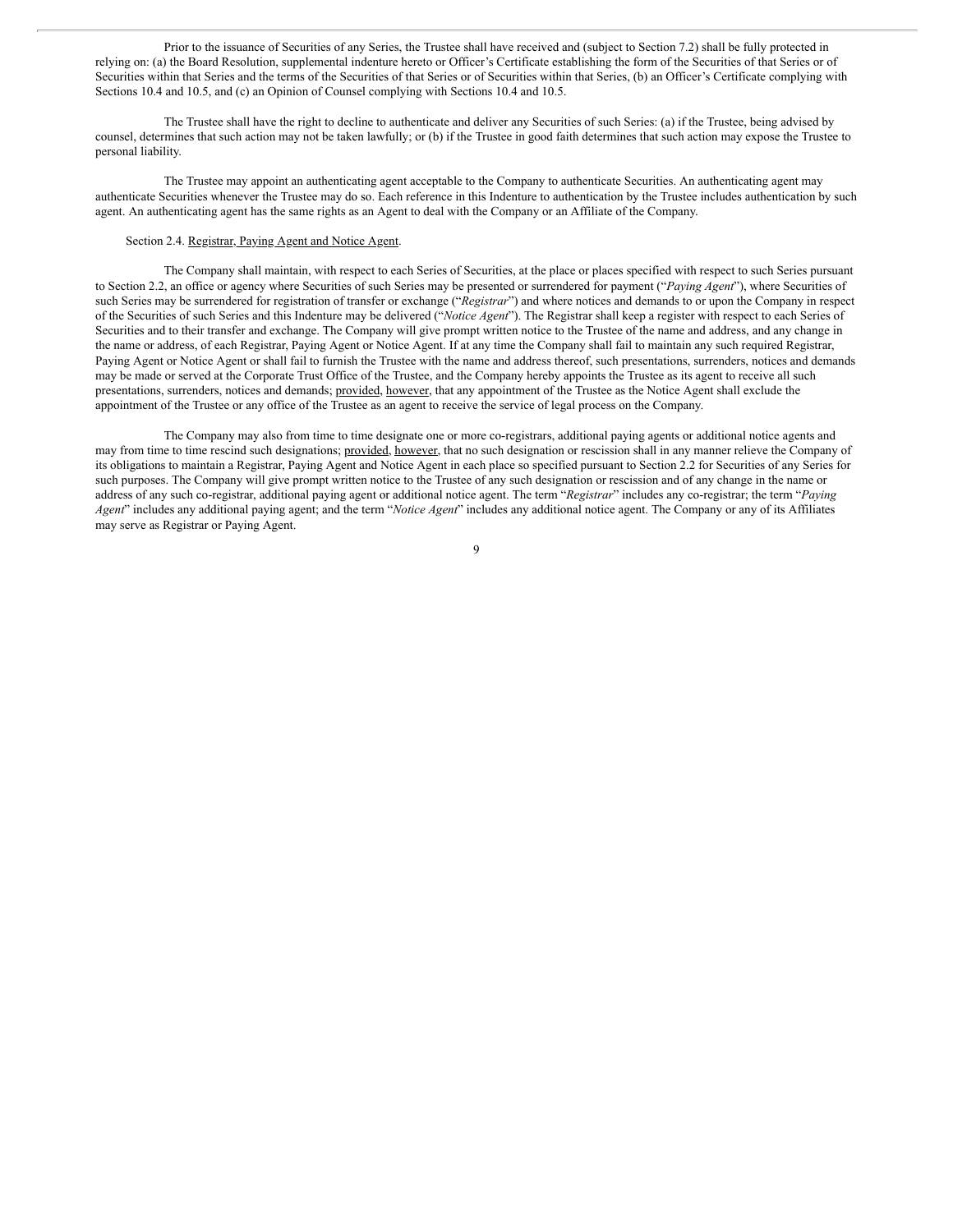Prior to the issuance of Securities of any Series, the Trustee shall have received and (subject to Section 7.2) shall be fully protected in relying on: (a) the Board Resolution, supplemental indenture hereto or Officer's Certificate establishing the form of the Securities of that Series or of Securities within that Series and the terms of the Securities of that Series or of Securities within that Series, (b) an Officer's Certificate complying with Sections 10.4 and 10.5, and (c) an Opinion of Counsel complying with Sections 10.4 and 10.5.

The Trustee shall have the right to decline to authenticate and deliver any Securities of such Series: (a) if the Trustee, being advised by counsel, determines that such action may not be taken lawfully; or (b) if the Trustee in good faith determines that such action may expose the Trustee to personal liability.

The Trustee may appoint an authenticating agent acceptable to the Company to authenticate Securities. An authenticating agent may authenticate Securities whenever the Trustee may do so. Each reference in this Indenture to authentication by the Trustee includes authentication by such agent. An authenticating agent has the same rights as an Agent to deal with the Company or an Affiliate of the Company.

Section 2.4. Registrar, Paying Agent and Notice Agent.

The Company shall maintain, with respect to each Series of Securities, at the place or places specified with respect to such Series pursuant to Section 2.2, an office or agency where Securities of such Series may be presented or surrendered for payment ("*Paying Agent*"), where Securities of such Series may be surrendered for registration of transfer or exchange ("*Registrar*") and where notices and demands to or upon the Company in respect of the Securities of such Series and this Indenture may be delivered ("*Notice Agent*"). The Registrar shall keep a register with respect to each Series of Securities and to their transfer and exchange. The Company will give prompt written notice to the Trustee of the name and address, and any change in the name or address, of each Registrar, Paying Agent or Notice Agent. If at any time the Company shall fail to maintain any such required Registrar, Paying Agent or Notice Agent or shall fail to furnish the Trustee with the name and address thereof, such presentations, surrenders, notices and demands may be made or served at the Corporate Trust Office of the Trustee, and the Company hereby appoints the Trustee as its agent to receive all such presentations, surrenders, notices and demands; provided, however, that any appointment of the Trustee as the Notice Agent shall exclude the appointment of the Trustee or any office of the Trustee as an agent to receive the service of legal process on the Company.

The Company may also from time to time designate one or more co-registrars, additional paying agents or additional notice agents and may from time to time rescind such designations; provided, however, that no such designation or rescission shall in any manner relieve the Company of its obligations to maintain a Registrar, Paying Agent and Notice Agent in each place so specified pursuant to Section 2.2 for Securities of any Series for such purposes. The Company will give prompt written notice to the Trustee of any such designation or rescission and of any change in the name or address of any such co-registrar, additional paying agent or additional notice agent. The term "*Registrar*" includes any co-registrar; the term "*Paying Agent*" includes any additional paying agent; and the term "*Notice Agent*" includes any additional notice agent. The Company or any of its Affiliates may serve as Registrar or Paying Agent.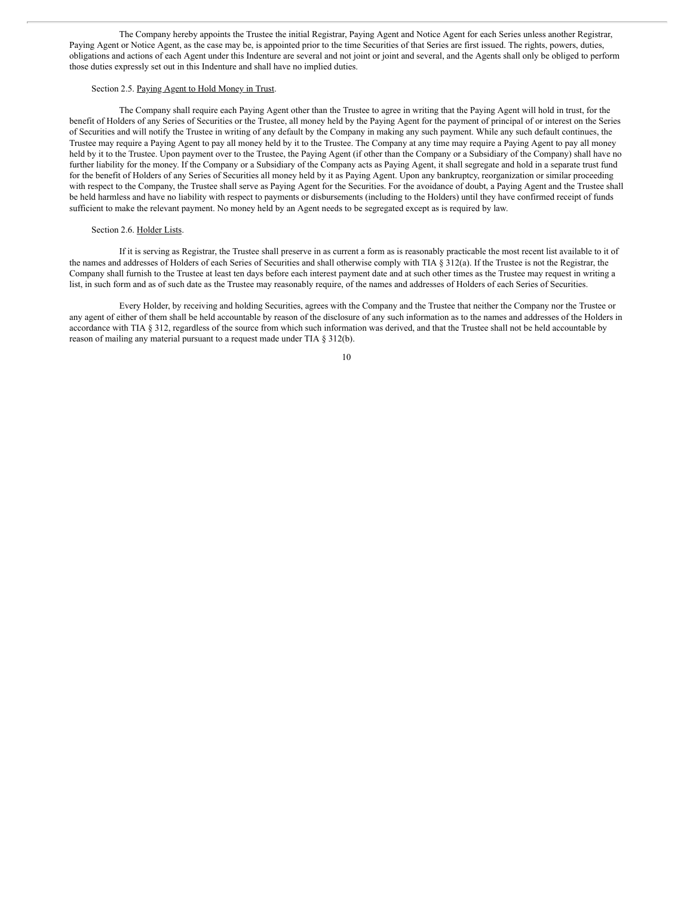The Company hereby appoints the Trustee the initial Registrar, Paying Agent and Notice Agent for each Series unless another Registrar, Paying Agent or Notice Agent, as the case may be, is appointed prior to the time Securities of that Series are first issued. The rights, powers, duties, obligations and actions of each Agent under this Indenture are several and not joint or joint and several, and the Agents shall only be obliged to perform those duties expressly set out in this Indenture and shall have no implied duties.

Section 2.5. Paying Agent to Hold Money in Trust.

The Company shall require each Paying Agent other than the Trustee to agree in writing that the Paying Agent will hold in trust, for the benefit of Holders of any Series of Securities or the Trustee, all money held by the Paying Agent for the payment of principal of or interest on the Series of Securities and will notify the Trustee in writing of any default by the Company in making any such payment. While any such default continues, the Trustee may require a Paying Agent to pay all money held by it to the Trustee. The Company at any time may require a Paying Agent to pay all money held by it to the Trustee. Upon payment over to the Trustee, the Paying Agent (if other than the Company or a Subsidiary of the Company) shall have no further liability for the money. If the Company or a Subsidiary of the Company acts as Paying Agent, it shall segregate and hold in a separate trust fund for the benefit of Holders of any Series of Securities all money held by it as Paying Agent. Upon any bankruptcy, reorganization or similar proceeding with respect to the Company, the Trustee shall serve as Paying Agent for the Securities. For the avoidance of doubt, a Paying Agent and the Trustee shall be held harmless and have no liability with respect to payments or disbursements (including to the Holders) until they have confirmed receipt of funds sufficient to make the relevant payment. No money held by an Agent needs to be segregated except as is required by law.

Section 2.6. Holder Lists.

If it is serving as Registrar, the Trustee shall preserve in as current a form as is reasonably practicable the most recent list available to it of the names and addresses of Holders of each Series of Securities and shall otherwise comply with TIA § 312(a). If the Trustee is not the Registrar, the Company shall furnish to the Trustee at least ten days before each interest payment date and at such other times as the Trustee may request in writing a list, in such form and as of such date as the Trustee may reasonably require, of the names and addresses of Holders of each Series of Securities.

Every Holder, by receiving and holding Securities, agrees with the Company and the Trustee that neither the Company nor the Trustee or any agent of either of them shall be held accountable by reason of the disclosure of any such information as to the names and addresses of the Holders in accordance with TIA § 312, regardless of the source from which such information was derived, and that the Trustee shall not be held accountable by reason of mailing any material pursuant to a request made under TIA § 312(b).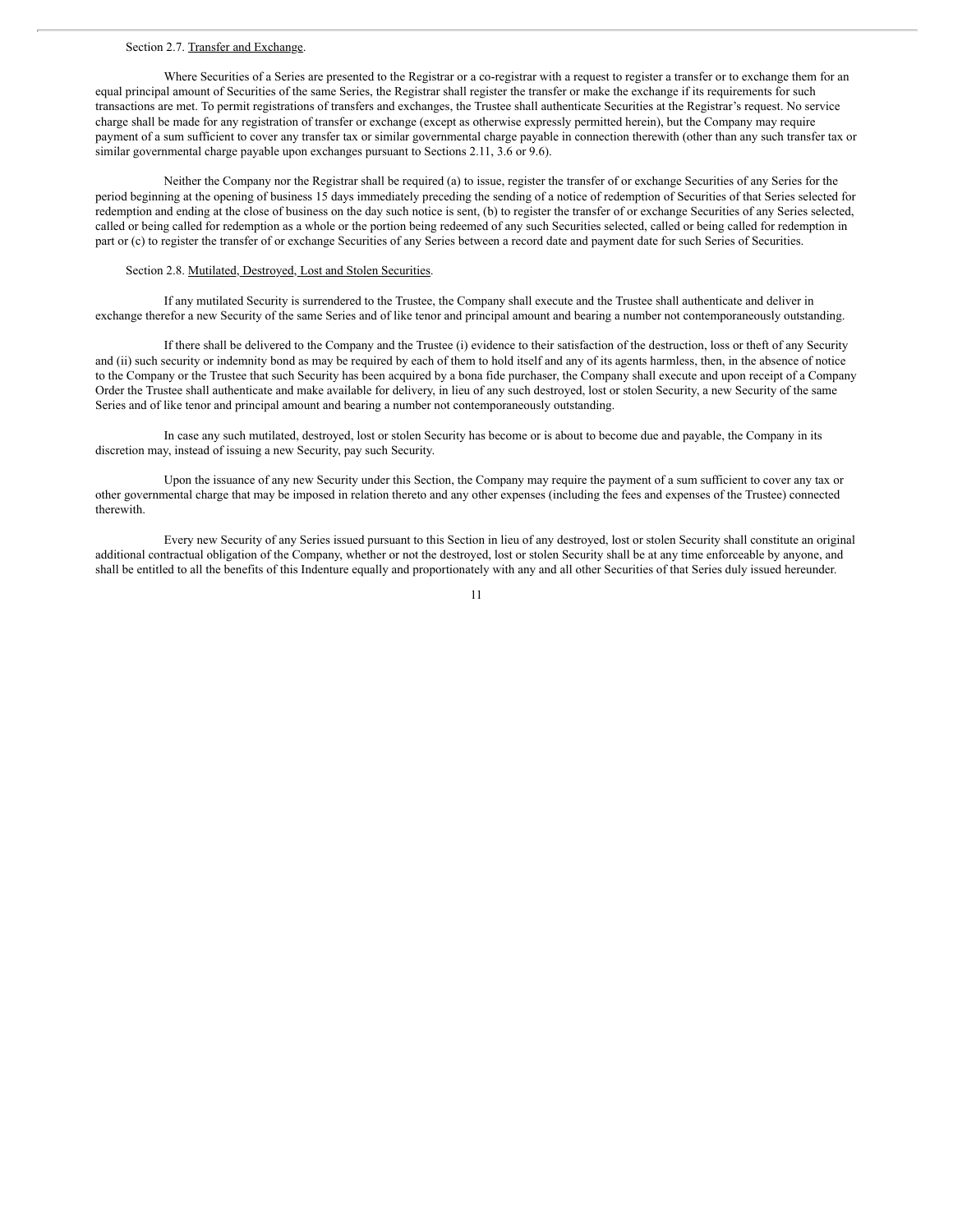Section 2.7. Transfer and Exchange.

Where Securities of a Series are presented to the Registrar or a co-registrar with a request to register a transfer or to exchange them for an equal principal amount of Securities of the same Series, the Registrar shall register the transfer or make the exchange if its requirements for such transactions are met. To permit registrations of transfers and exchanges, the Trustee shall authenticate Securities at the Registrar's request. No service charge shall be made for any registration of transfer or exchange (except as otherwise expressly permitted herein), but the Company may require payment of a sum sufficient to cover any transfer tax or similar governmental charge payable in connection therewith (other than any such transfer tax or similar governmental charge payable upon exchanges pursuant to Sections 2.11, 3.6 or 9.6).

Neither the Company nor the Registrar shall be required (a) to issue, register the transfer of or exchange Securities of any Series for the period beginning at the opening of business 15 days immediately preceding the sending of a notice of redemption of Securities of that Series selected for redemption and ending at the close of business on the day such notice is sent, (b) to register the transfer of or exchange Securities of any Series selected, called or being called for redemption as a whole or the portion being redeemed of any such Securities selected, called or being called for redemption in part or (c) to register the transfer of or exchange Securities of any Series between a record date and payment date for such Series of Securities.

Section 2.8. Mutilated, Destroyed, Lost and Stolen Securities.

If any mutilated Security is surrendered to the Trustee, the Company shall execute and the Trustee shall authenticate and deliver in exchange therefor a new Security of the same Series and of like tenor and principal amount and bearing a number not contemporaneously outstanding.

If there shall be delivered to the Company and the Trustee (i) evidence to their satisfaction of the destruction, loss or theft of any Security and (ii) such security or indemnity bond as may be required by each of them to hold itself and any of its agents harmless, then, in the absence of notice to the Company or the Trustee that such Security has been acquired by a bona fide purchaser, the Company shall execute and upon receipt of a Company Order the Trustee shall authenticate and make available for delivery, in lieu of any such destroyed, lost or stolen Security, a new Security of the same Series and of like tenor and principal amount and bearing a number not contemporaneously outstanding.

In case any such mutilated, destroyed, lost or stolen Security has become or is about to become due and payable, the Company in its discretion may, instead of issuing a new Security, pay such Security.

Upon the issuance of any new Security under this Section, the Company may require the payment of a sum sufficient to cover any tax or other governmental charge that may be imposed in relation thereto and any other expenses (including the fees and expenses of the Trustee) connected therewith.

Every new Security of any Series issued pursuant to this Section in lieu of any destroyed, lost or stolen Security shall constitute an original additional contractual obligation of the Company, whether or not the destroyed, lost or stolen Security shall be at any time enforceable by anyone, and shall be entitled to all the benefits of this Indenture equally and proportionately with any and all other Securities of that Series duly issued hereunder.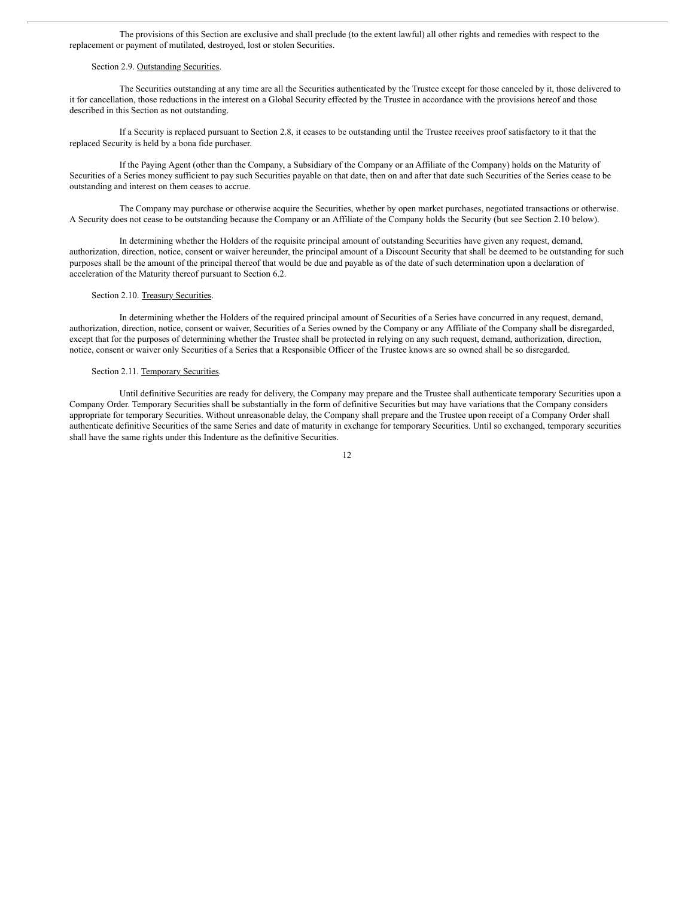The provisions of this Section are exclusive and shall preclude (to the extent lawful) all other rights and remedies with respect to the replacement or payment of mutilated, destroyed, lost or stolen Securities.

Section 2.9. Outstanding Securities.

The Securities outstanding at any time are all the Securities authenticated by the Trustee except for those canceled by it, those delivered to it for cancellation, those reductions in the interest on a Global Security effected by the Trustee in accordance with the provisions hereof and those described in this Section as not outstanding.

If a Security is replaced pursuant to Section 2.8, it ceases to be outstanding until the Trustee receives proof satisfactory to it that the replaced Security is held by a bona fide purchaser.

If the Paying Agent (other than the Company, a Subsidiary of the Company or an Affiliate of the Company) holds on the Maturity of Securities of a Series money sufficient to pay such Securities payable on that date, then on and after that date such Securities of the Series cease to be outstanding and interest on them ceases to accrue.

The Company may purchase or otherwise acquire the Securities, whether by open market purchases, negotiated transactions or otherwise. A Security does not cease to be outstanding because the Company or an Affiliate of the Company holds the Security (but see Section 2.10 below).

In determining whether the Holders of the requisite principal amount of outstanding Securities have given any request, demand, authorization, direction, notice, consent or waiver hereunder, the principal amount of a Discount Security that shall be deemed to be outstanding for such purposes shall be the amount of the principal thereof that would be due and payable as of the date of such determination upon a declaration of acceleration of the Maturity thereof pursuant to Section 6.2.

Section 2.10. Treasury Securities.

In determining whether the Holders of the required principal amount of Securities of a Series have concurred in any request, demand, authorization, direction, notice, consent or waiver, Securities of a Series owned by the Company or any Affiliate of the Company shall be disregarded, except that for the purposes of determining whether the Trustee shall be protected in relying on any such request, demand, authorization, direction, notice, consent or waiver only Securities of a Series that a Responsible Officer of the Trustee knows are so owned shall be so disregarded.

Section 2.11. Temporary Securities.

Until definitive Securities are ready for delivery, the Company may prepare and the Trustee shall authenticate temporary Securities upon a Company Order. Temporary Securities shall be substantially in the form of definitive Securities but may have variations that the Company considers appropriate for temporary Securities. Without unreasonable delay, the Company shall prepare and the Trustee upon receipt of a Company Order shall authenticate definitive Securities of the same Series and date of maturity in exchange for temporary Securities. Until so exchanged, temporary securities shall have the same rights under this Indenture as the definitive Securities.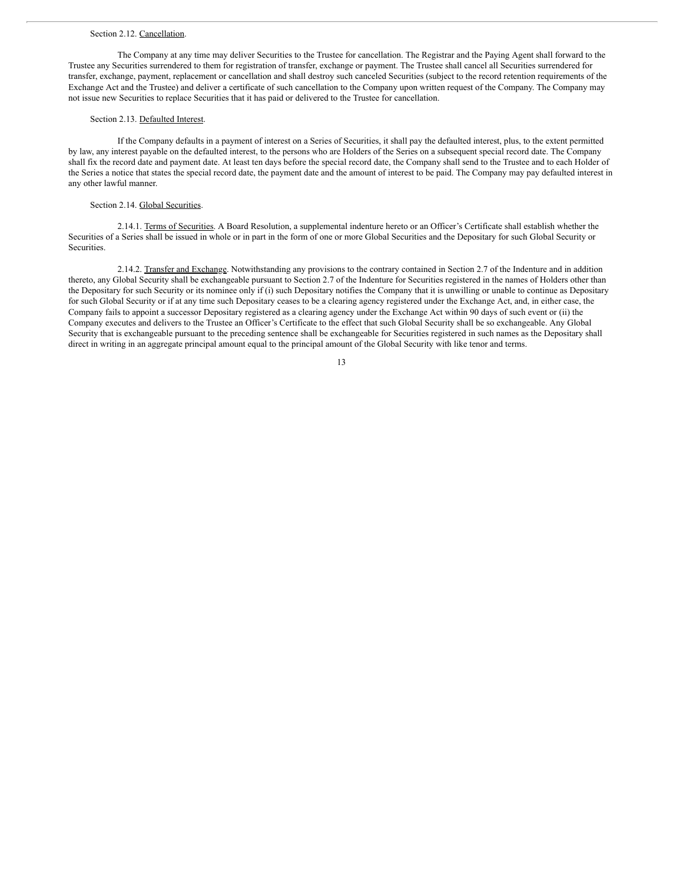Section 2.12. Cancellation.

The Company at any time may deliver Securities to the Trustee for cancellation. The Registrar and the Paying Agent shall forward to the Trustee any Securities surrendered to them for registration of transfer, exchange or payment. The Trustee shall cancel all Securities surrendered for transfer, exchange, payment, replacement or cancellation and shall destroy such canceled Securities (subject to the record retention requirements of the Exchange Act and the Trustee) and deliver a certificate of such cancellation to the Company upon written request of the Company. The Company may not issue new Securities to replace Securities that it has paid or delivered to the Trustee for cancellation.

Section 2.13. Defaulted Interest.

If the Company defaults in a payment of interest on a Series of Securities, it shall pay the defaulted interest, plus, to the extent permitted by law, any interest payable on the defaulted interest, to the persons who are Holders of the Series on a subsequent special record date. The Company shall fix the record date and payment date. At least ten days before the special record date, the Company shall send to the Trustee and to each Holder of the Series a notice that states the special record date, the payment date and the amount of interest to be paid. The Company may pay defaulted interest in any other lawful manner.

Section 2.14. Global Securities.

2.14.1. Terms of Securities. A Board Resolution, a supplemental indenture hereto or an Officer's Certificate shall establish whether the Securities of a Series shall be issued in whole or in part in the form of one or more Global Securities and the Depositary for such Global Security or Securities.

2.14.2. Transfer and Exchange. Notwithstanding any provisions to the contrary contained in Section 2.7 of the Indenture and in addition thereto, any Global Security shall be exchangeable pursuant to Section 2.7 of the Indenture for Securities registered in the names of Holders other than the Depositary for such Security or its nominee only if (i) such Depositary notifies the Company that it is unwilling or unable to continue as Depositary for such Global Security or if at any time such Depositary ceases to be a clearing agency registered under the Exchange Act, and, in either case, the Company fails to appoint a successor Depositary registered as a clearing agency under the Exchange Act within 90 days of such event or (ii) the Company executes and delivers to the Trustee an Officer's Certificate to the effect that such Global Security shall be so exchangeable. Any Global Security that is exchangeable pursuant to the preceding sentence shall be exchangeable for Securities registered in such names as the Depositary shall direct in writing in an aggregate principal amount equal to the principal amount of the Global Security with like tenor and terms.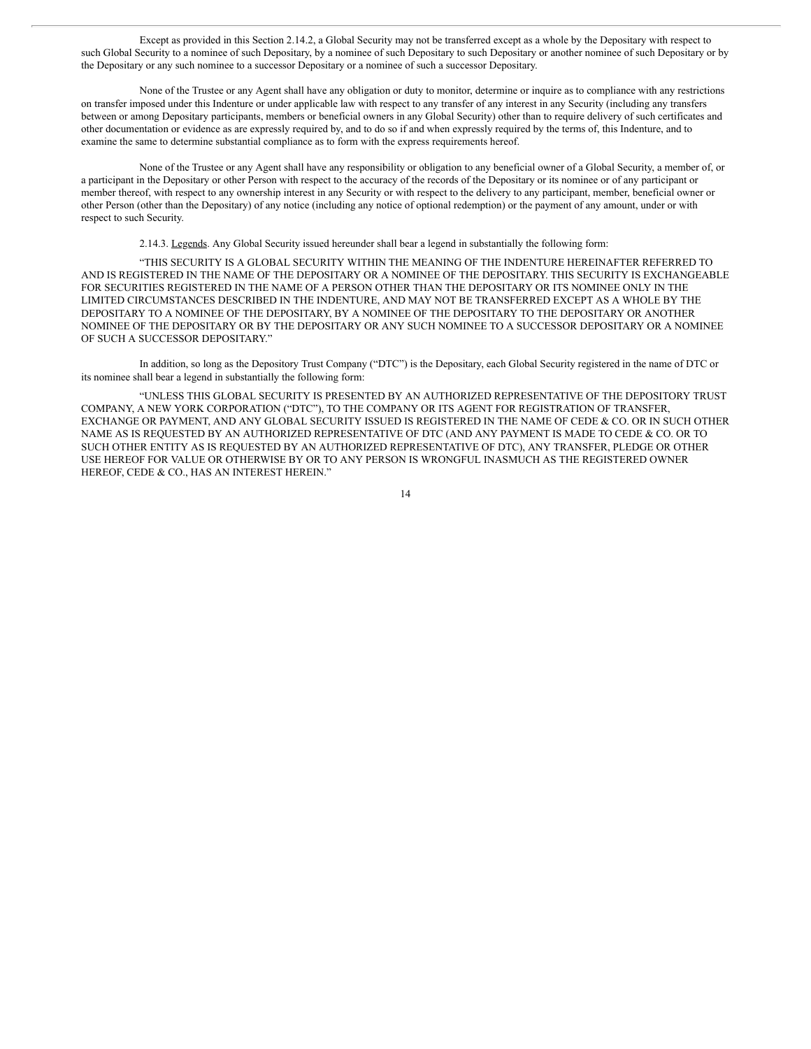Except as provided in this Section 2.14.2, a Global Security may not be transferred except as a whole by the Depositary with respect to such Global Security to a nominee of such Depositary, by a nominee of such Depositary to such Depositary or another nominee of such Depositary or by the Depositary or any such nominee to a successor Depositary or a nominee of such a successor Depositary.

None of the Trustee or any Agent shall have any obligation or duty to monitor, determine or inquire as to compliance with any restrictions on transfer imposed under this Indenture or under applicable law with respect to any transfer of any interest in any Security (including any transfers between or among Depositary participants, members or beneficial owners in any Global Security) other than to require delivery of such certificates and other documentation or evidence as are expressly required by, and to do so if and when expressly required by the terms of, this Indenture, and to examine the same to determine substantial compliance as to form with the express requirements hereof.

None of the Trustee or any Agent shall have any responsibility or obligation to any beneficial owner of a Global Security, a member of, or a participant in the Depositary or other Person with respect to the accuracy of the records of the Depositary or its nominee or of any participant or member thereof, with respect to any ownership interest in any Security or with respect to the delivery to any participant, member, beneficial owner or other Person (other than the Depositary) of any notice (including any notice of optional redemption) or the payment of any amount, under or with respect to such Security.

2.14.3. Legends. Any Global Security issued hereunder shall bear a legend in substantially the following form:

"THIS SECURITY IS A GLOBAL SECURITY WITHIN THE MEANING OF THE INDENTURE HEREINAFTER REFERRED TO AND IS REGISTERED IN THE NAME OF THE DEPOSITARY OR A NOMINEE OF THE DEPOSITARY. THIS SECURITY IS EXCHANGEABLE FOR SECURITIES REGISTERED IN THE NAME OF A PERSON OTHER THAN THE DEPOSITARY OR ITS NOMINEE ONLY IN THE LIMITED CIRCUMSTANCES DESCRIBED IN THE INDENTURE, AND MAY NOT BE TRANSFERRED EXCEPT AS A WHOLE BY THE DEPOSITARY TO A NOMINEE OF THE DEPOSITARY, BY A NOMINEE OF THE DEPOSITARY TO THE DEPOSITARY OR ANOTHER NOMINEE OF THE DEPOSITARY OR BY THE DEPOSITARY OR ANY SUCH NOMINEE TO A SUCCESSOR DEPOSITARY OR A NOMINEE OF SUCH A SUCCESSOR DEPOSITARY."

In addition, so long as the Depository Trust Company ("DTC") is the Depositary, each Global Security registered in the name of DTC or its nominee shall bear a legend in substantially the following form:

"UNLESS THIS GLOBAL SECURITY IS PRESENTED BY AN AUTHORIZED REPRESENTATIVE OF THE DEPOSITORY TRUST COMPANY, A NEW YORK CORPORATION ("DTC"), TO THE COMPANY OR ITS AGENT FOR REGISTRATION OF TRANSFER, EXCHANGE OR PAYMENT, AND ANY GLOBAL SECURITY ISSUED IS REGISTERED IN THE NAME OF CEDE & CO. OR IN SUCH OTHER NAME AS IS REQUESTED BY AN AUTHORIZED REPRESENTATIVE OF DTC (AND ANY PAYMENT IS MADE TO CEDE & CO. OR TO SUCH OTHER ENTITY AS IS REQUESTED BY AN AUTHORIZED REPRESENTATIVE OF DTC), ANY TRANSFER, PLEDGE OR OTHER USE HEREOF FOR VALUE OR OTHERWISE BY OR TO ANY PERSON IS WRONGFUL INASMUCH AS THE REGISTERED OWNER HEREOF, CEDE & CO., HAS AN INTEREST HEREIN."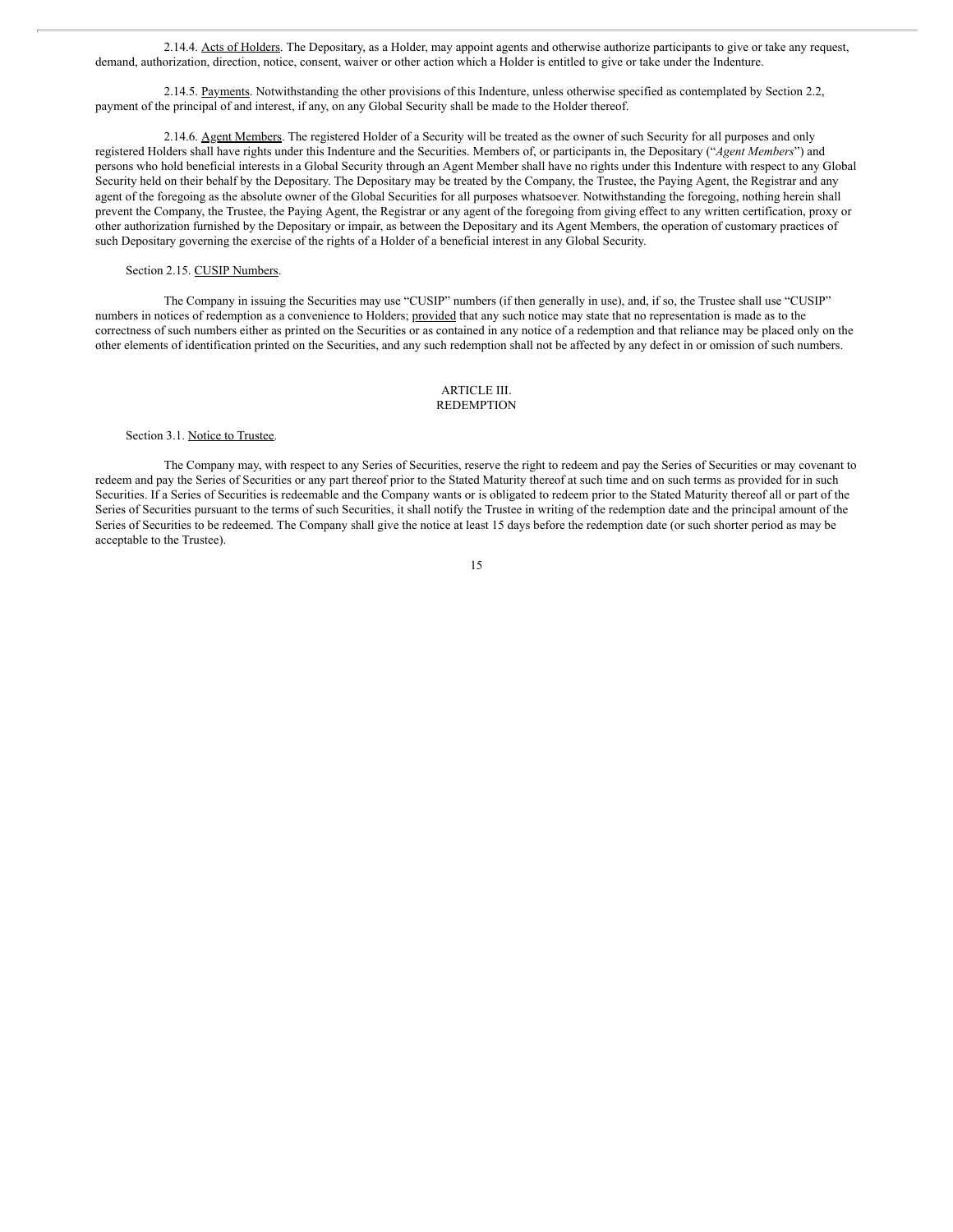2.14.4. Acts of Holders. The Depositary, as a Holder, may appoint agents and otherwise authorize participants to give or take any request, demand, authorization, direction, notice, consent, waiver or other action which a Holder is entitled to give or take under the Indenture.

2.14.5. Payments. Notwithstanding the other provisions of this Indenture, unless otherwise specified as contemplated by Section 2.2, payment of the principal of and interest, if any, on any Global Security shall be made to the Holder thereof.

2.14.6. Agent Members. The registered Holder of a Security will be treated as the owner of such Security for all purposes and only registered Holders shall have rights under this Indenture and the Securities. Members of, or participants in, the Depositary ("*Agent Members*") and persons who hold beneficial interests in a Global Security through an Agent Member shall have no rights under this Indenture with respect to any Global Security held on their behalf by the Depositary. The Depositary may be treated by the Company, the Trustee, the Paying Agent, the Registrar and any agent of the foregoing as the absolute owner of the Global Securities for all purposes whatsoever. Notwithstanding the foregoing, nothing herein shall prevent the Company, the Trustee, the Paying Agent, the Registrar or any agent of the foregoing from giving effect to any written certification, proxy or other authorization furnished by the Depositary or impair, as between the Depositary and its Agent Members, the operation of customary practices of such Depositary governing the exercise of the rights of a Holder of a beneficial interest in any Global Security.

Section 2.15. CUSIP Numbers.

The Company in issuing the Securities may use "CUSIP" numbers (if then generally in use), and, if so, the Trustee shall use "CUSIP" numbers in notices of redemption as a convenience to Holders; provided that any such notice may state that no representation is made as to the correctness of such numbers either as printed on the Securities or as contained in any notice of a redemption and that reliance may be placed only on the other elements of identification printed on the Securities, and any such redemption shall not be affected by any defect in or omission of such numbers.

## ARTICLE III.
## REDEMPTION

Section 3.1. Notice to Trustee.

The Company may, with respect to any Series of Securities, reserve the right to redeem and pay the Series of Securities or may covenant to redeem and pay the Series of Securities or any part thereof prior to the Stated Maturity thereof at such time and on such terms as provided for in such Securities. If a Series of Securities is redeemable and the Company wants or is obligated to redeem prior to the Stated Maturity thereof all or part of the Series of Securities pursuant to the terms of such Securities, it shall notify the Trustee in writing of the redemption date and the principal amount of the Series of Securities to be redeemed. The Company shall give the notice at least 15 days before the redemption date (or such shorter period as may be acceptable to the Trustee).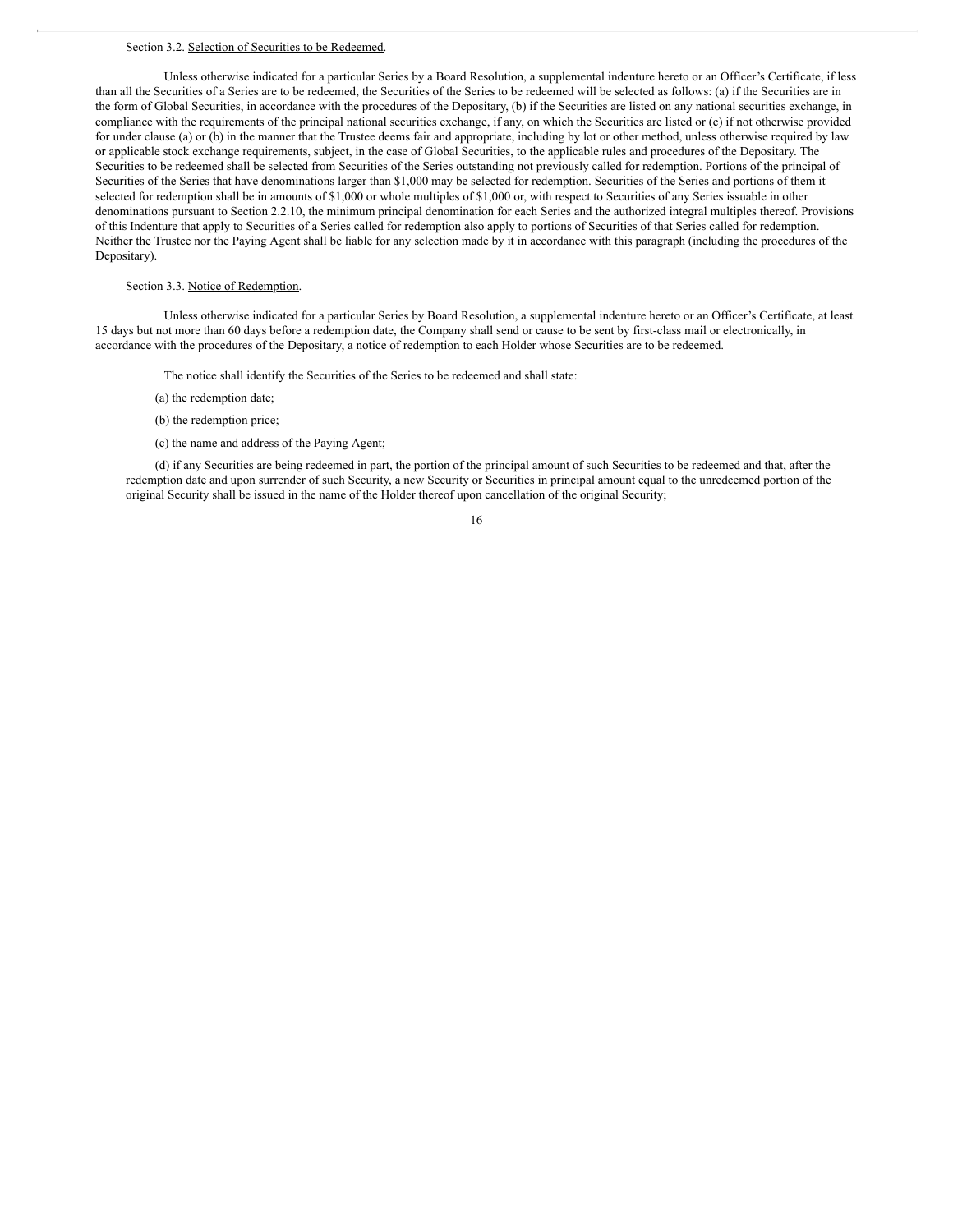Section 3.2. <u>Selection of Securities to be Redeemed</u>.

Unless otherwise indicated for a particular Series by a Board Resolution, a supplemental indenture hereto or an Officer's Certificate, if less than all the Securities of a Series are to be redeemed, the Securities of the Series to be redeemed will be selected as follows: (a) if the Securities are in the form of Global Securities, in accordance with the procedures of the Depositary, (b) if the Securities are listed on any national securities exchange, in compliance with the requirements of the principal national securities exchange, if any, on which the Securities are listed or (c) if not otherwise provided for under clause (a) or (b) in the manner that the Trustee deems fair and appropriate, including by lot or other method, unless otherwise required by law or applicable stock exchange requirements, subject, in the case of Global Securities, to the applicable rules and procedures of the Depositary. The Securities to be redeemed shall be selected from Securities of the Series outstanding not previously called for redemption. Portions of the principal of Securities of the Series that have denominations larger than $1,000 may be selected for redemption. Securities of the Series and portions of them it selected for redemption shall be in amounts of $1,000 or whole multiples of $1,000 or, with respect to Securities of any Series issuable in other denominations pursuant to Section 2.2.10, the minimum principal denomination for each Series and the authorized integral multiples thereof. Provisions of this Indenture that apply to Securities of a Series called for redemption also apply to portions of Securities of that Series called for redemption. Neither the Trustee nor the Paying Agent shall be liable for any selection made by it in accordance with this paragraph (including the procedures of the Depositary).

Section 3.3. <u>Notice of Redemption</u>.

Unless otherwise indicated for a particular Series by Board Resolution, a supplemental indenture hereto or an Officer's Certificate, at least 15 days but not more than 60 days before a redemption date, the Company shall send or cause to be sent by first-class mail or electronically, in accordance with the procedures of the Depositary, a notice of redemption to each Holder whose Securities are to be redeemed.

The notice shall identify the Securities of the Series to be redeemed and shall state:

(a) the redemption date;

(b) the redemption price;

(c) the name and address of the Paying Agent;

(d) if any Securities are being redeemed in part, the portion of the principal amount of such Securities to be redeemed and that, after the redemption date and upon surrender of such Security, a new Security or Securities in principal amount equal to the unredeemed portion of the original Security shall be issued in the name of the Holder thereof upon cancellation of the original Security;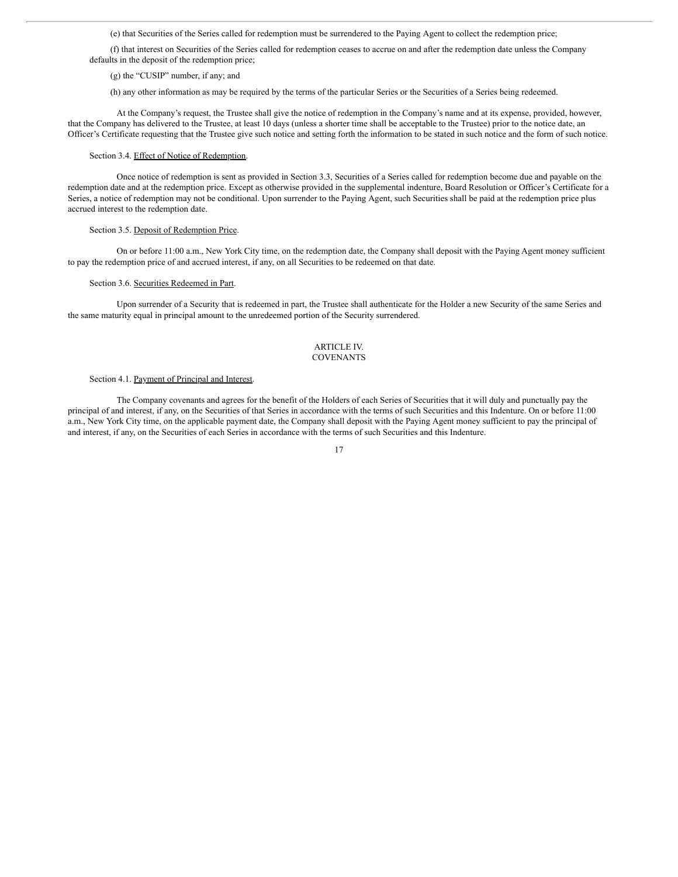(e) that Securities of the Series called for redemption must be surrendered to the Paying Agent to collect the redemption price;

(f) that interest on Securities of the Series called for redemption ceases to accrue on and after the redemption date unless the Company defaults in the deposit of the redemption price;

(g) the "CUSIP" number, if any; and

(h) any other information as may be required by the terms of the particular Series or the Securities of a Series being redeemed.

At the Company's request, the Trustee shall give the notice of redemption in the Company's name and at its expense, provided, however, that the Company has delivered to the Trustee, at least 10 days (unless a shorter time shall be acceptable to the Trustee) prior to the notice date, an Officer's Certificate requesting that the Trustee give such notice and setting forth the information to be stated in such notice and the form of such notice.

Section 3.4. Effect of Notice of Redemption.

Once notice of redemption is sent as provided in Section 3.3, Securities of a Series called for redemption become due and payable on the redemption date and at the redemption price. Except as otherwise provided in the supplemental indenture, Board Resolution or Officer's Certificate for a Series, a notice of redemption may not be conditional. Upon surrender to the Paying Agent, such Securities shall be paid at the redemption price plus accrued interest to the redemption date.

Section 3.5. Deposit of Redemption Price.

On or before 11:00 a.m., New York City time, on the redemption date, the Company shall deposit with the Paying Agent money sufficient to pay the redemption price of and accrued interest, if any, on all Securities to be redeemed on that date.

Section 3.6. Securities Redeemed in Part.

Upon surrender of a Security that is redeemed in part, the Trustee shall authenticate for the Holder a new Security of the same Series and the same maturity equal in principal amount to the unredeemed portion of the Security surrendered.

## ARTICLE IV.
## COVENANTS

Section 4.1. Payment of Principal and Interest.

The Company covenants and agrees for the benefit of the Holders of each Series of Securities that it will duly and punctually pay the principal of and interest, if any, on the Securities of that Series in accordance with the terms of such Securities and this Indenture. On or before 11:00 a.m., New York City time, on the applicable payment date, the Company shall deposit with the Paying Agent money sufficient to pay the principal of and interest, if any, on the Securities of each Series in accordance with the terms of such Securities and this Indenture.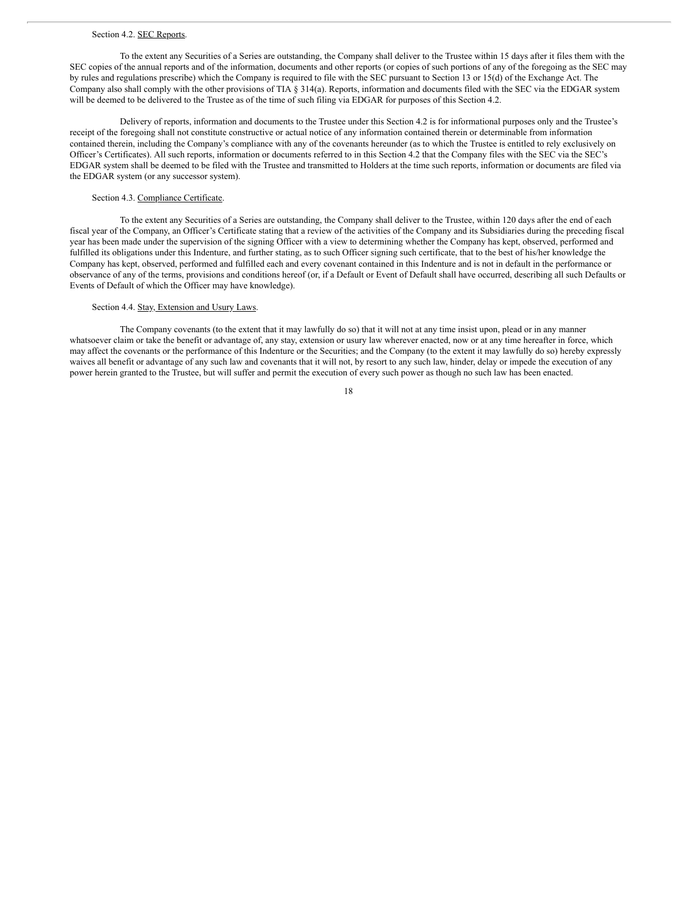Section 4.2. SEC Reports.

To the extent any Securities of a Series are outstanding, the Company shall deliver to the Trustee within 15 days after it files them with the SEC copies of the annual reports and of the information, documents and other reports (or copies of such portions of any of the foregoing as the SEC may by rules and regulations prescribe) which the Company is required to file with the SEC pursuant to Section 13 or 15(d) of the Exchange Act. The Company also shall comply with the other provisions of TIA § 314(a). Reports, information and documents filed with the SEC via the EDGAR system will be deemed to be delivered to the Trustee as of the time of such filing via EDGAR for purposes of this Section 4.2.

Delivery of reports, information and documents to the Trustee under this Section 4.2 is for informational purposes only and the Trustee's receipt of the foregoing shall not constitute constructive or actual notice of any information contained therein or determinable from information contained therein, including the Company's compliance with any of the covenants hereunder (as to which the Trustee is entitled to rely exclusively on Officer's Certificates). All such reports, information or documents referred to in this Section 4.2 that the Company files with the SEC via the SEC's EDGAR system shall be deemed to be filed with the Trustee and transmitted to Holders at the time such reports, information or documents are filed via the EDGAR system (or any successor system).

Section 4.3. Compliance Certificate.

To the extent any Securities of a Series are outstanding, the Company shall deliver to the Trustee, within 120 days after the end of each fiscal year of the Company, an Officer's Certificate stating that a review of the activities of the Company and its Subsidiaries during the preceding fiscal year has been made under the supervision of the signing Officer with a view to determining whether the Company has kept, observed, performed and fulfilled its obligations under this Indenture, and further stating, as to such Officer signing such certificate, that to the best of his/her knowledge the Company has kept, observed, performed and fulfilled each and every covenant contained in this Indenture and is not in default in the performance or observance of any of the terms, provisions and conditions hereof (or, if a Default or Event of Default shall have occurred, describing all such Defaults or Events of Default of which the Officer may have knowledge).

Section 4.4. Stay, Extension and Usury Laws.

The Company covenants (to the extent that it may lawfully do so) that it will not at any time insist upon, plead or in any manner whatsoever claim or take the benefit or advantage of, any stay, extension or usury law wherever enacted, now or at any time hereafter in force, which may affect the covenants or the performance of this Indenture or the Securities; and the Company (to the extent it may lawfully do so) hereby expressly waives all benefit or advantage of any such law and covenants that it will not, by resort to any such law, hinder, delay or impede the execution of any power herein granted to the Trustee, but will suffer and permit the execution of every such power as though no such law has been enacted.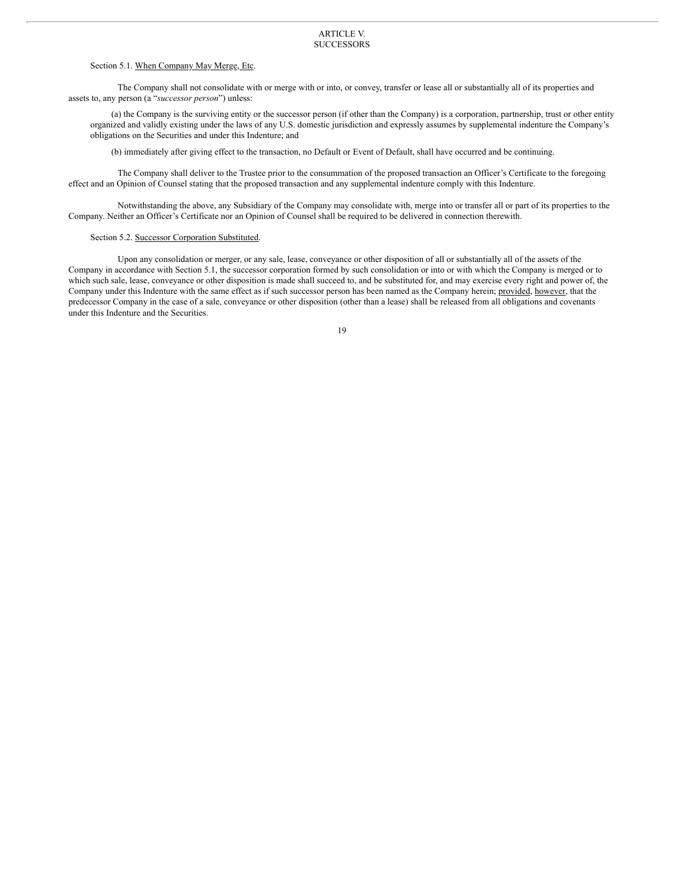## ARTICLE V.
## SUCCESSORS

Section 5.1. When Company May Merge, Etc.

The Company shall not consolidate with or merge with or into, or convey, transfer or lease all or substantially all of its properties and assets to, any person (a "*successor person*") unless:

(a) the Company is the surviving entity or the successor person (if other than the Company) is a corporation, partnership, trust or other entity organized and validly existing under the laws of any U.S. domestic jurisdiction and expressly assumes by supplemental indenture the Company's obligations on the Securities and under this Indenture; and

(b) immediately after giving effect to the transaction, no Default or Event of Default, shall have occurred and be continuing.

The Company shall deliver to the Trustee prior to the consummation of the proposed transaction an Officer's Certificate to the foregoing effect and an Opinion of Counsel stating that the proposed transaction and any supplemental indenture comply with this Indenture.

Notwithstanding the above, any Subsidiary of the Company may consolidate with, merge into or transfer all or part of its properties to the Company. Neither an Officer's Certificate nor an Opinion of Counsel shall be required to be delivered in connection therewith.

Section 5.2. Successor Corporation Substituted.

Upon any consolidation or merger, or any sale, lease, conveyance or other disposition of all or substantially all of the assets of the Company in accordance with Section 5.1, the successor corporation formed by such consolidation or into or with which the Company is merged or to which such sale, lease, conveyance or other disposition is made shall succeed to, and be substituted for, and may exercise every right and power of, the Company under this Indenture with the same effect as if such successor person has been named as the Company herein; provided, however, that the predecessor Company in the case of a sale, conveyance or other disposition (other than a lease) shall be released from all obligations and covenants under this Indenture and the Securities.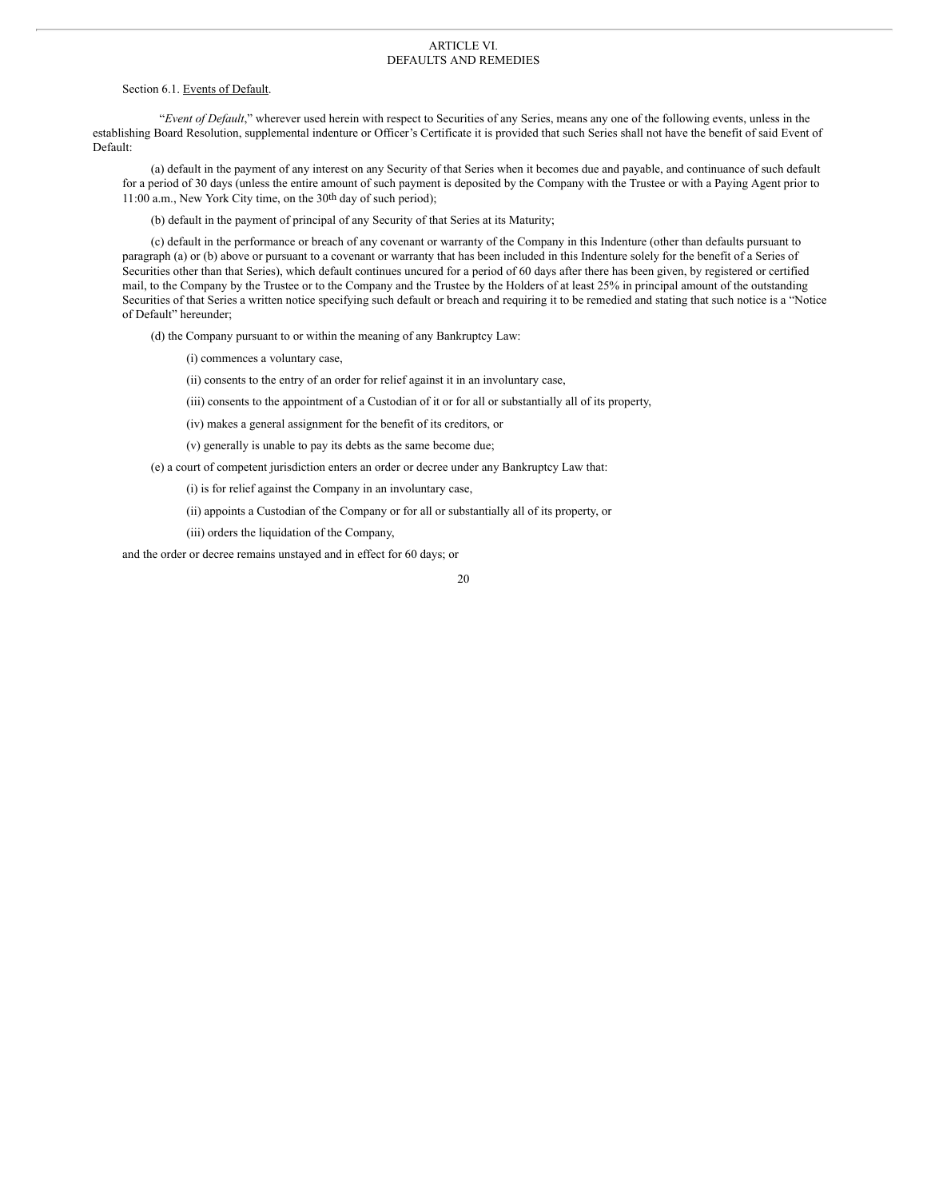# ARTICLE VI.
# DEFAULTS AND REMEDIES

Section 6.1. <u>Events of Default</u>.

"*Event of Default*," wherever used herein with respect to Securities of any Series, means any one of the following events, unless in the establishing Board Resolution, supplemental indenture or Officer's Certificate it is provided that such Series shall not have the benefit of said Event of Default:

(a) default in the payment of any interest on any Security of that Series when it becomes due and payable, and continuance of such default for a period of 30 days (unless the entire amount of such payment is deposited by the Company with the Trustee or with a Paying Agent prior to 11:00 a.m., New York City time, on the 30th day of such period);

(b) default in the payment of principal of any Security of that Series at its Maturity;

(c) default in the performance or breach of any covenant or warranty of the Company in this Indenture (other than defaults pursuant to paragraph (a) or (b) above or pursuant to a covenant or warranty that has been included in this Indenture solely for the benefit of a Series of Securities other than that Series), which default continues uncured for a period of 60 days after there has been given, by registered or certified mail, to the Company by the Trustee or to the Company and the Trustee by the Holders of at least 25% in principal amount of the outstanding Securities of that Series a written notice specifying such default or breach and requiring it to be remedied and stating that such notice is a "Notice of Default" hereunder;

(d) the Company pursuant to or within the meaning of any Bankruptcy Law:

(i) commences a voluntary case,

(ii) consents to the entry of an order for relief against it in an involuntary case,

(iii) consents to the appointment of a Custodian of it or for all or substantially all of its property,

(iv) makes a general assignment for the benefit of its creditors, or

(v) generally is unable to pay its debts as the same become due;

(e) a court of competent jurisdiction enters an order or decree under any Bankruptcy Law that:

(i) is for relief against the Company in an involuntary case,

(ii) appoints a Custodian of the Company or for all or substantially all of its property, or

(iii) orders the liquidation of the Company,

and the order or decree remains unstayed and in effect for 60 days; or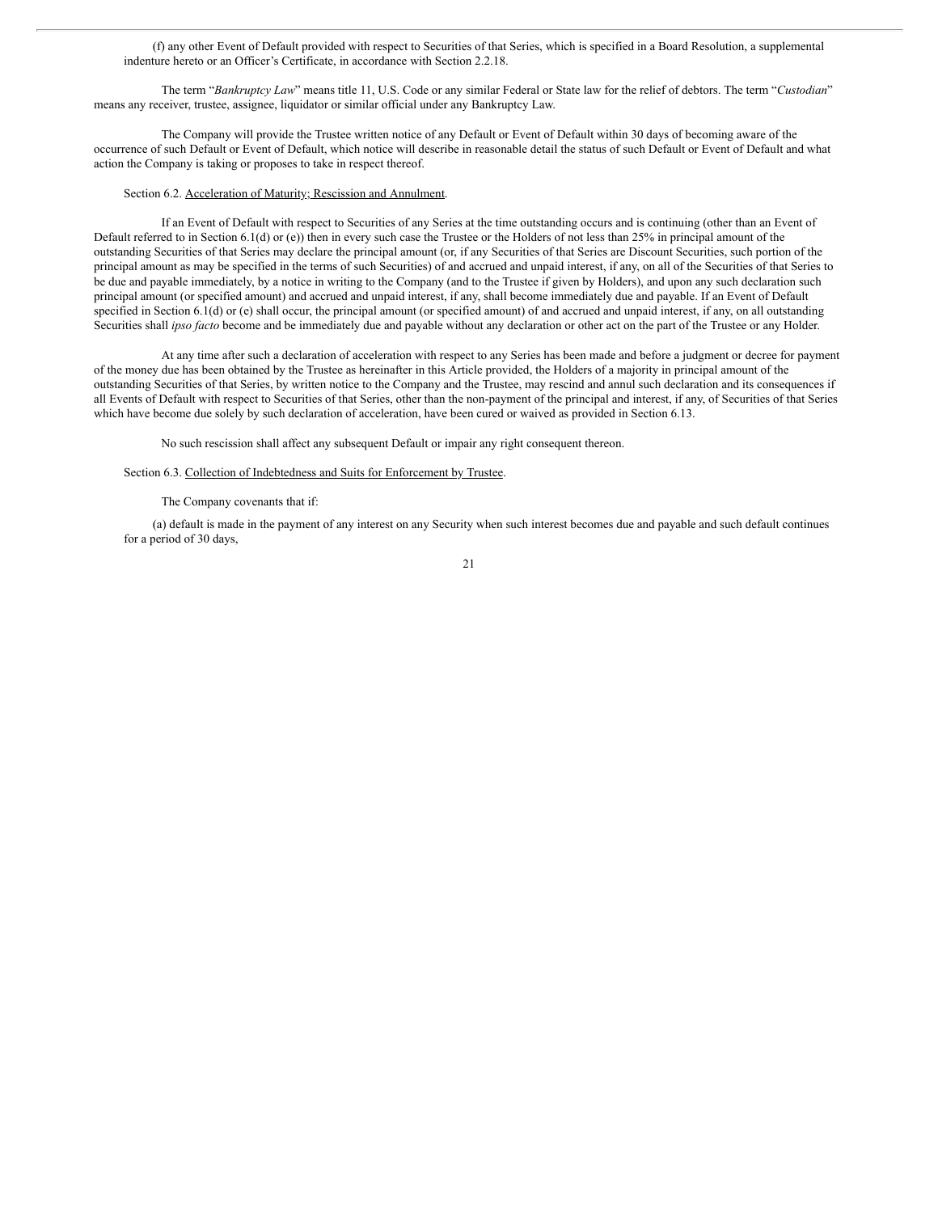(f) any other Event of Default provided with respect to Securities of that Series, which is specified in a Board Resolution, a supplemental indenture hereto or an Officer's Certificate, in accordance with Section 2.2.18.

The term "*Bankruptcy Law*" means title 11, U.S. Code or any similar Federal or State law for the relief of debtors. The term "*Custodian*" means any receiver, trustee, assignee, liquidator or similar official under any Bankruptcy Law.

The Company will provide the Trustee written notice of any Default or Event of Default within 30 days of becoming aware of the occurrence of such Default or Event of Default, which notice will describe in reasonable detail the status of such Default or Event of Default and what action the Company is taking or proposes to take in respect thereof.

Section 6.2. Acceleration of Maturity; Rescission and Annulment.

If an Event of Default with respect to Securities of any Series at the time outstanding occurs and is continuing (other than an Event of Default referred to in Section 6.1(d) or (e)) then in every such case the Trustee or the Holders of not less than 25% in principal amount of the outstanding Securities of that Series may declare the principal amount (or, if any Securities of that Series are Discount Securities, such portion of the principal amount as may be specified in the terms of such Securities) of and accrued and unpaid interest, if any, on all of the Securities of that Series to be due and payable immediately, by a notice in writing to the Company (and to the Trustee if given by Holders), and upon any such declaration such principal amount (or specified amount) and accrued and unpaid interest, if any, shall become immediately due and payable. If an Event of Default specified in Section 6.1(d) or (e) shall occur, the principal amount (or specified amount) of and accrued and unpaid interest, if any, on all outstanding Securities shall *ipso facto* become and be immediately due and payable without any declaration or other act on the part of the Trustee or any Holder.

At any time after such a declaration of acceleration with respect to any Series has been made and before a judgment or decree for payment of the money due has been obtained by the Trustee as hereinafter in this Article provided, the Holders of a majority in principal amount of the outstanding Securities of that Series, by written notice to the Company and the Trustee, may rescind and annul such declaration and its consequences if all Events of Default with respect to Securities of that Series, other than the non-payment of the principal and interest, if any, of Securities of that Series which have become due solely by such declaration of acceleration, have been cured or waived as provided in Section 6.13.

No such rescission shall affect any subsequent Default or impair any right consequent thereon.

Section 6.3. Collection of Indebtedness and Suits for Enforcement by Trustee.

The Company covenants that if:

(a) default is made in the payment of any interest on any Security when such interest becomes due and payable and such default continues for a period of 30 days,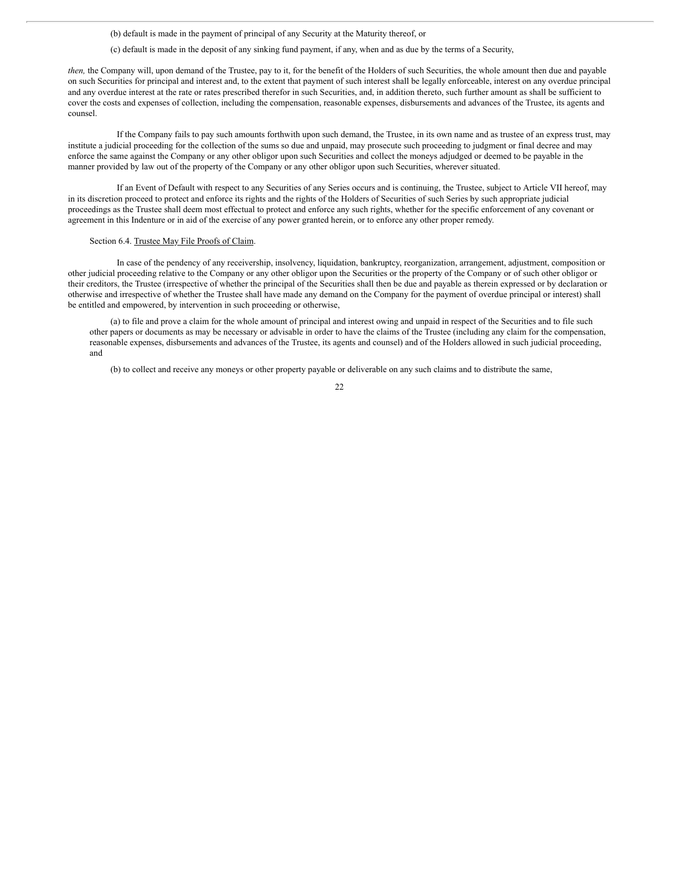(b) default is made in the payment of principal of any Security at the Maturity thereof, or

(c) default is made in the deposit of any sinking fund payment, if any, when and as due by the terms of a Security,

*then,* the Company will, upon demand of the Trustee, pay to it, for the benefit of the Holders of such Securities, the whole amount then due and payable on such Securities for principal and interest and, to the extent that payment of such interest shall be legally enforceable, interest on any overdue principal and any overdue interest at the rate or rates prescribed therefor in such Securities, and, in addition thereto, such further amount as shall be sufficient to cover the costs and expenses of collection, including the compensation, reasonable expenses, disbursements and advances of the Trustee, its agents and counsel.

If the Company fails to pay such amounts forthwith upon such demand, the Trustee, in its own name and as trustee of an express trust, may institute a judicial proceeding for the collection of the sums so due and unpaid, may prosecute such proceeding to judgment or final decree and may enforce the same against the Company or any other obligor upon such Securities and collect the moneys adjudged or deemed to be payable in the manner provided by law out of the property of the Company or any other obligor upon such Securities, wherever situated.

If an Event of Default with respect to any Securities of any Series occurs and is continuing, the Trustee, subject to Article VII hereof, may in its discretion proceed to protect and enforce its rights and the rights of the Holders of Securities of such Series by such appropriate judicial proceedings as the Trustee shall deem most effectual to protect and enforce any such rights, whether for the specific enforcement of any covenant or agreement in this Indenture or in aid of the exercise of any power granted herein, or to enforce any other proper remedy.

Section 6.4. Trustee May File Proofs of Claim.

In case of the pendency of any receivership, insolvency, liquidation, bankruptcy, reorganization, arrangement, adjustment, composition or other judicial proceeding relative to the Company or any other obligor upon the Securities or the property of the Company or of such other obligor or their creditors, the Trustee (irrespective of whether the principal of the Securities shall then be due and payable as therein expressed or by declaration or otherwise and irrespective of whether the Trustee shall have made any demand on the Company for the payment of overdue principal or interest) shall be entitled and empowered, by intervention in such proceeding or otherwise,

(a) to file and prove a claim for the whole amount of principal and interest owing and unpaid in respect of the Securities and to file such other papers or documents as may be necessary or advisable in order to have the claims of the Trustee (including any claim for the compensation, reasonable expenses, disbursements and advances of the Trustee, its agents and counsel) and of the Holders allowed in such judicial proceeding, and

(b) to collect and receive any moneys or other property payable or deliverable on any such claims and to distribute the same,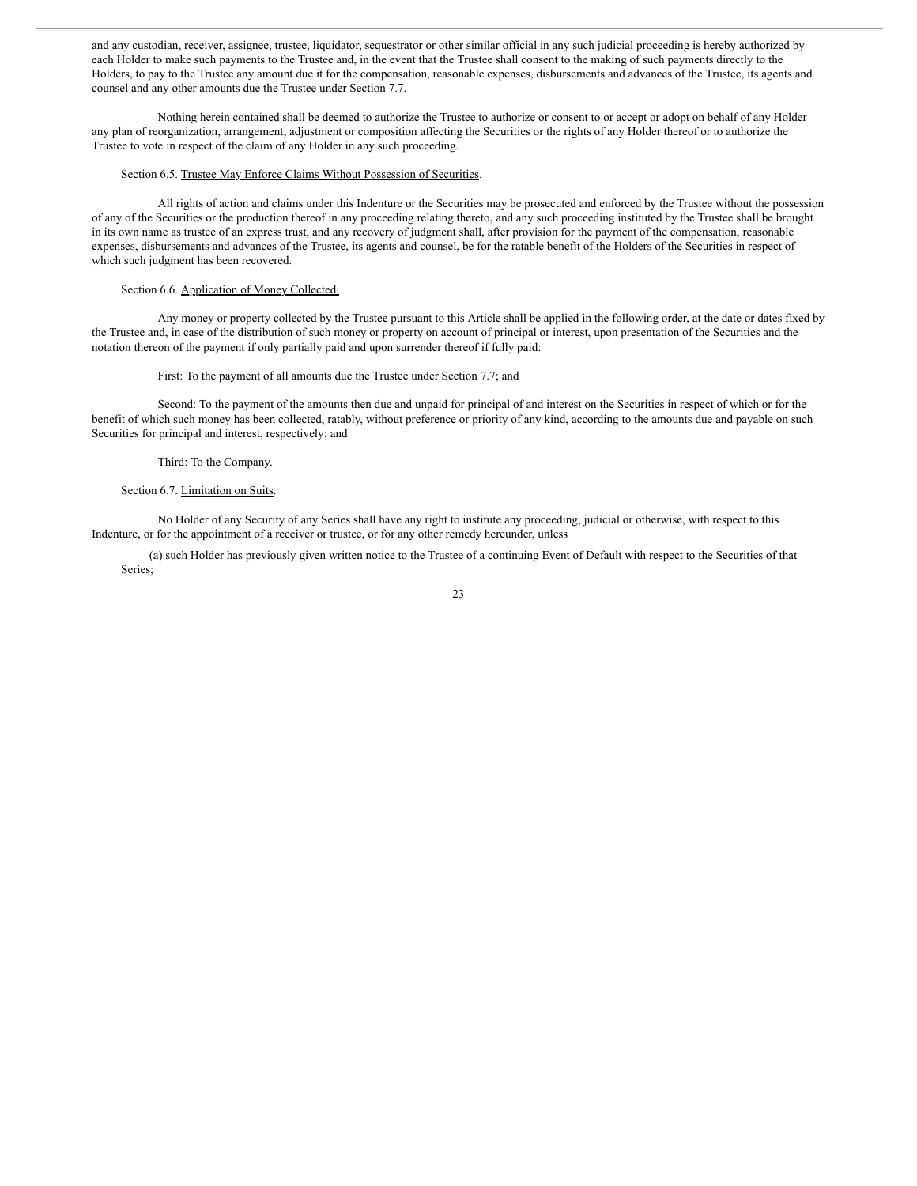and any custodian, receiver, assignee, trustee, liquidator, sequestrator or other similar official in any such judicial proceeding is hereby authorized by each Holder to make such payments to the Trustee and, in the event that the Trustee shall consent to the making of such payments directly to the Holders, to pay to the Trustee any amount due it for the compensation, reasonable expenses, disbursements and advances of the Trustee, its agents and counsel and any other amounts due the Trustee under Section 7.7.

Nothing herein contained shall be deemed to authorize the Trustee to authorize or consent to or accept or adopt on behalf of any Holder any plan of reorganization, arrangement, adjustment or composition affecting the Securities or the rights of any Holder thereof or to authorize the Trustee to vote in respect of the claim of any Holder in any such proceeding.

Section 6.5. Trustee May Enforce Claims Without Possession of Securities.

All rights of action and claims under this Indenture or the Securities may be prosecuted and enforced by the Trustee without the possession of any of the Securities or the production thereof in any proceeding relating thereto, and any such proceeding instituted by the Trustee shall be brought in its own name as trustee of an express trust, and any recovery of judgment shall, after provision for the payment of the compensation, reasonable expenses, disbursements and advances of the Trustee, its agents and counsel, be for the ratable benefit of the Holders of the Securities in respect of which such judgment has been recovered.

Section 6.6. Application of Money Collected.

Any money or property collected by the Trustee pursuant to this Article shall be applied in the following order, at the date or dates fixed by the Trustee and, in case of the distribution of such money or property on account of principal or interest, upon presentation of the Securities and the notation thereon of the payment if only partially paid and upon surrender thereof if fully paid:

First: To the payment of all amounts due the Trustee under Section 7.7; and

Second: To the payment of the amounts then due and unpaid for principal of and interest on the Securities in respect of which or for the benefit of which such money has been collected, ratably, without preference or priority of any kind, according to the amounts due and payable on such Securities for principal and interest, respectively; and

Third: To the Company.

Section 6.7. Limitation on Suits.

No Holder of any Security of any Series shall have any right to institute any proceeding, judicial or otherwise, with respect to this Indenture, or for the appointment of a receiver or trustee, or for any other remedy hereunder, unless

(a) such Holder has previously given written notice to the Trustee of a continuing Event of Default with respect to the Securities of that Series;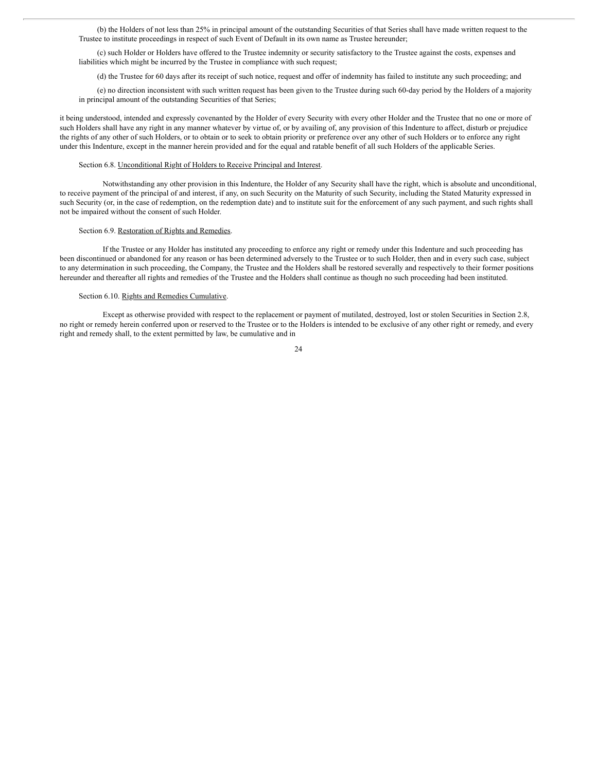(b) the Holders of not less than 25% in principal amount of the outstanding Securities of that Series shall have made written request to the Trustee to institute proceedings in respect of such Event of Default in its own name as Trustee hereunder;

(c) such Holder or Holders have offered to the Trustee indemnity or security satisfactory to the Trustee against the costs, expenses and liabilities which might be incurred by the Trustee in compliance with such request;

(d) the Trustee for 60 days after its receipt of such notice, request and offer of indemnity has failed to institute any such proceeding; and

(e) no direction inconsistent with such written request has been given to the Trustee during such 60-day period by the Holders of a majority in principal amount of the outstanding Securities of that Series;

it being understood, intended and expressly covenanted by the Holder of every Security with every other Holder and the Trustee that no one or more of such Holders shall have any right in any manner whatever by virtue of, or by availing of, any provision of this Indenture to affect, disturb or prejudice the rights of any other of such Holders, or to obtain or to seek to obtain priority or preference over any other of such Holders or to enforce any right under this Indenture, except in the manner herein provided and for the equal and ratable benefit of all such Holders of the applicable Series.

Section 6.8. Unconditional Right of Holders to Receive Principal and Interest.

Notwithstanding any other provision in this Indenture, the Holder of any Security shall have the right, which is absolute and unconditional, to receive payment of the principal of and interest, if any, on such Security on the Maturity of such Security, including the Stated Maturity expressed in such Security (or, in the case of redemption, on the redemption date) and to institute suit for the enforcement of any such payment, and such rights shall not be impaired without the consent of such Holder.

Section 6.9. Restoration of Rights and Remedies.

If the Trustee or any Holder has instituted any proceeding to enforce any right or remedy under this Indenture and such proceeding has been discontinued or abandoned for any reason or has been determined adversely to the Trustee or to such Holder, then and in every such case, subject to any determination in such proceeding, the Company, the Trustee and the Holders shall be restored severally and respectively to their former positions hereunder and thereafter all rights and remedies of the Trustee and the Holders shall continue as though no such proceeding had been instituted.

Section 6.10. Rights and Remedies Cumulative.

Except as otherwise provided with respect to the replacement or payment of mutilated, destroyed, lost or stolen Securities in Section 2.8, no right or remedy herein conferred upon or reserved to the Trustee or to the Holders is intended to be exclusive of any other right or remedy, and every right and remedy shall, to the extent permitted by law, be cumulative and in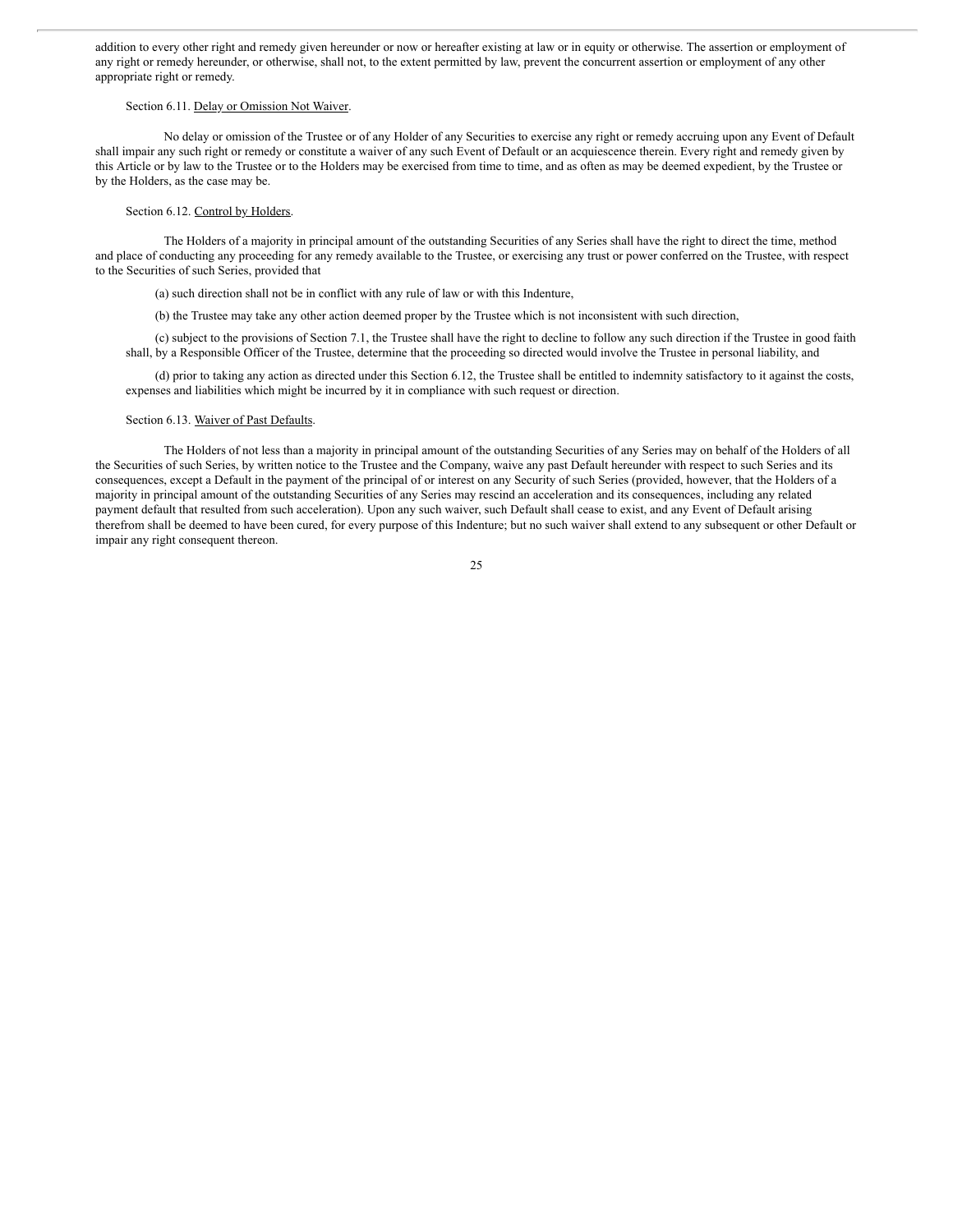addition to every other right and remedy given hereunder or now or hereafter existing at law or in equity or otherwise. The assertion or employment of any right or remedy hereunder, or otherwise, shall not, to the extent permitted by law, prevent the concurrent assertion or employment of any other appropriate right or remedy.

Section 6.11. Delay or Omission Not Waiver.

No delay or omission of the Trustee or of any Holder of any Securities to exercise any right or remedy accruing upon any Event of Default shall impair any such right or remedy or constitute a waiver of any such Event of Default or an acquiescence therein. Every right and remedy given by this Article or by law to the Trustee or to the Holders may be exercised from time to time, and as often as may be deemed expedient, by the Trustee or by the Holders, as the case may be.

Section 6.12. Control by Holders.

The Holders of a majority in principal amount of the outstanding Securities of any Series shall have the right to direct the time, method and place of conducting any proceeding for any remedy available to the Trustee, or exercising any trust or power conferred on the Trustee, with respect to the Securities of such Series, provided that

(a) such direction shall not be in conflict with any rule of law or with this Indenture,

(b) the Trustee may take any other action deemed proper by the Trustee which is not inconsistent with such direction,

(c) subject to the provisions of Section 7.1, the Trustee shall have the right to decline to follow any such direction if the Trustee in good faith shall, by a Responsible Officer of the Trustee, determine that the proceeding so directed would involve the Trustee in personal liability, and

(d) prior to taking any action as directed under this Section 6.12, the Trustee shall be entitled to indemnity satisfactory to it against the costs, expenses and liabilities which might be incurred by it in compliance with such request or direction.

Section 6.13. Waiver of Past Defaults.

The Holders of not less than a majority in principal amount of the outstanding Securities of any Series may on behalf of the Holders of all the Securities of such Series, by written notice to the Trustee and the Company, waive any past Default hereunder with respect to such Series and its consequences, except a Default in the payment of the principal of or interest on any Security of such Series (provided, however, that the Holders of a majority in principal amount of the outstanding Securities of any Series may rescind an acceleration and its consequences, including any related payment default that resulted from such acceleration). Upon any such waiver, such Default shall cease to exist, and any Event of Default arising therefrom shall be deemed to have been cured, for every purpose of this Indenture; but no such waiver shall extend to any subsequent or other Default or impair any right consequent thereon.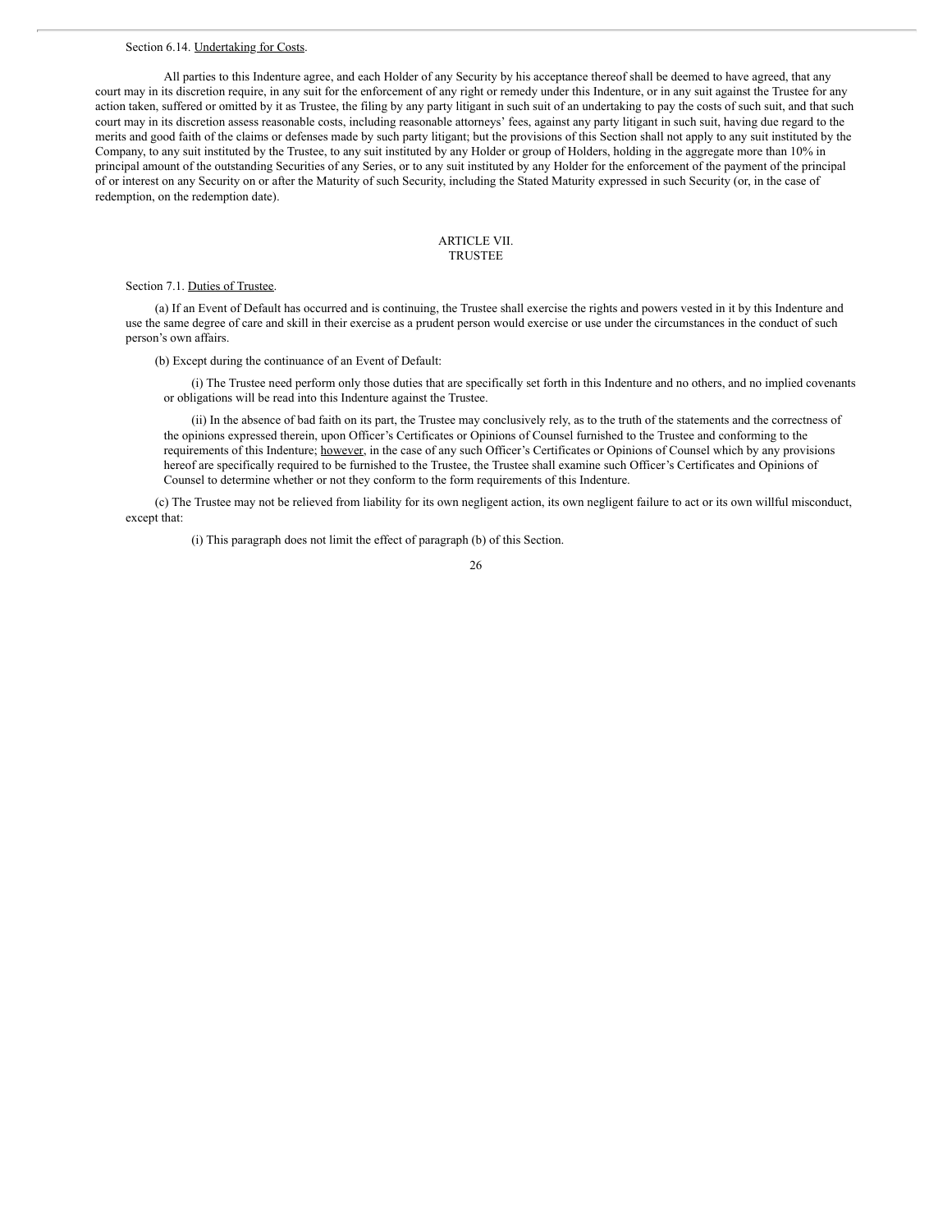Section 6.14. Undertaking for Costs.

All parties to this Indenture agree, and each Holder of any Security by his acceptance thereof shall be deemed to have agreed, that any court may in its discretion require, in any suit for the enforcement of any right or remedy under this Indenture, or in any suit against the Trustee for any action taken, suffered or omitted by it as Trustee, the filing by any party litigant in such suit of an undertaking to pay the costs of such suit, and that such court may in its discretion assess reasonable costs, including reasonable attorneys' fees, against any party litigant in such suit, having due regard to the merits and good faith of the claims or defenses made by such party litigant; but the provisions of this Section shall not apply to any suit instituted by the Company, to any suit instituted by the Trustee, to any suit instituted by any Holder or group of Holders, holding in the aggregate more than 10% in principal amount of the outstanding Securities of any Series, or to any suit instituted by any Holder for the enforcement of the payment of the principal of or interest on any Security on or after the Maturity of such Security, including the Stated Maturity expressed in such Security (or, in the case of redemption, on the redemption date).

## ARTICLE VII.
## TRUSTEE

Section 7.1. Duties of Trustee.

(a) If an Event of Default has occurred and is continuing, the Trustee shall exercise the rights and powers vested in it by this Indenture and use the same degree of care and skill in their exercise as a prudent person would exercise or use under the circumstances in the conduct of such person's own affairs.

(b) Except during the continuance of an Event of Default:

(i) The Trustee need perform only those duties that are specifically set forth in this Indenture and no others, and no implied covenants or obligations will be read into this Indenture against the Trustee.

(ii) In the absence of bad faith on its part, the Trustee may conclusively rely, as to the truth of the statements and the correctness of the opinions expressed therein, upon Officer's Certificates or Opinions of Counsel furnished to the Trustee and conforming to the requirements of this Indenture; however, in the case of any such Officer's Certificates or Opinions of Counsel which by any provisions hereof are specifically required to be furnished to the Trustee, the Trustee shall examine such Officer's Certificates and Opinions of Counsel to determine whether or not they conform to the form requirements of this Indenture.

(c) The Trustee may not be relieved from liability for its own negligent action, its own negligent failure to act or its own willful misconduct, except that:

(i) This paragraph does not limit the effect of paragraph (b) of this Section.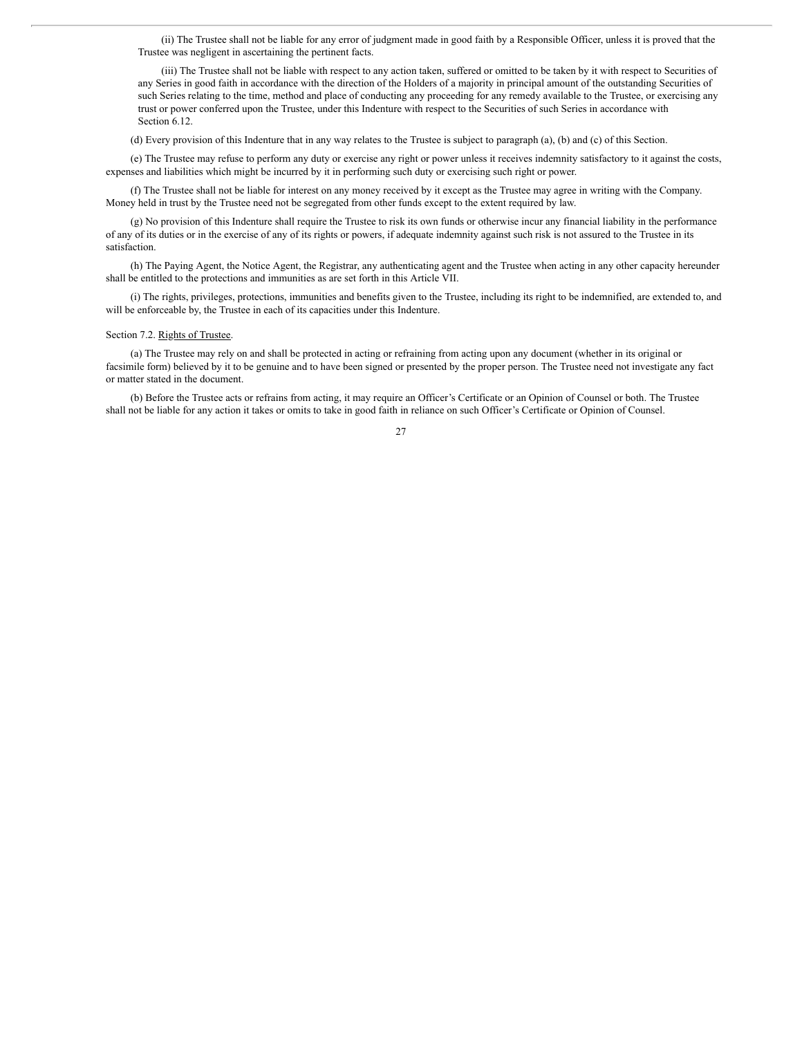(ii) The Trustee shall not be liable for any error of judgment made in good faith by a Responsible Officer, unless it is proved that the Trustee was negligent in ascertaining the pertinent facts.

(iii) The Trustee shall not be liable with respect to any action taken, suffered or omitted to be taken by it with respect to Securities of any Series in good faith in accordance with the direction of the Holders of a majority in principal amount of the outstanding Securities of such Series relating to the time, method and place of conducting any proceeding for any remedy available to the Trustee, or exercising any trust or power conferred upon the Trustee, under this Indenture with respect to the Securities of such Series in accordance with Section 6.12.

(d) Every provision of this Indenture that in any way relates to the Trustee is subject to paragraph (a), (b) and (c) of this Section.

(e) The Trustee may refuse to perform any duty or exercise any right or power unless it receives indemnity satisfactory to it against the costs, expenses and liabilities which might be incurred by it in performing such duty or exercising such right or power.

(f) The Trustee shall not be liable for interest on any money received by it except as the Trustee may agree in writing with the Company. Money held in trust by the Trustee need not be segregated from other funds except to the extent required by law.

(g) No provision of this Indenture shall require the Trustee to risk its own funds or otherwise incur any financial liability in the performance of any of its duties or in the exercise of any of its rights or powers, if adequate indemnity against such risk is not assured to the Trustee in its satisfaction.

(h) The Paying Agent, the Notice Agent, the Registrar, any authenticating agent and the Trustee when acting in any other capacity hereunder shall be entitled to the protections and immunities as are set forth in this Article VII.

(i) The rights, privileges, protections, immunities and benefits given to the Trustee, including its right to be indemnified, are extended to, and will be enforceable by, the Trustee in each of its capacities under this Indenture.

Section 7.2. Rights of Trustee.

(a) The Trustee may rely on and shall be protected in acting or refraining from acting upon any document (whether in its original or facsimile form) believed by it to be genuine and to have been signed or presented by the proper person. The Trustee need not investigate any fact or matter stated in the document.

(b) Before the Trustee acts or refrains from acting, it may require an Officer's Certificate or an Opinion of Counsel or both. The Trustee shall not be liable for any action it takes or omits to take in good faith in reliance on such Officer's Certificate or Opinion of Counsel.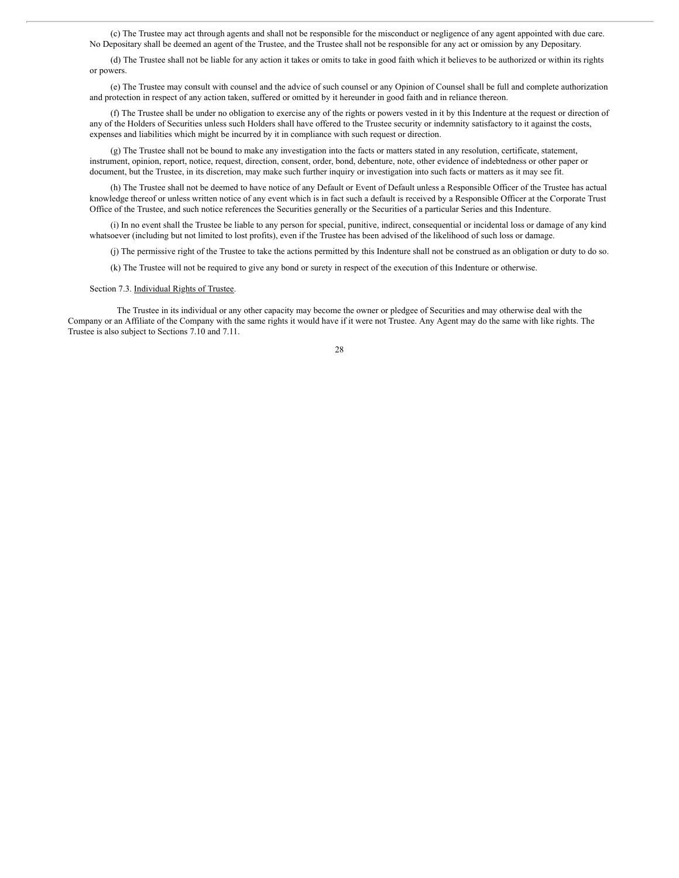(c) The Trustee may act through agents and shall not be responsible for the misconduct or negligence of any agent appointed with due care. No Depositary shall be deemed an agent of the Trustee, and the Trustee shall not be responsible for any act or omission by any Depositary.

(d) The Trustee shall not be liable for any action it takes or omits to take in good faith which it believes to be authorized or within its rights or powers.

(e) The Trustee may consult with counsel and the advice of such counsel or any Opinion of Counsel shall be full and complete authorization and protection in respect of any action taken, suffered or omitted by it hereunder in good faith and in reliance thereon.

(f) The Trustee shall be under no obligation to exercise any of the rights or powers vested in it by this Indenture at the request or direction of any of the Holders of Securities unless such Holders shall have offered to the Trustee security or indemnity satisfactory to it against the costs, expenses and liabilities which might be incurred by it in compliance with such request or direction.

(g) The Trustee shall not be bound to make any investigation into the facts or matters stated in any resolution, certificate, statement, instrument, opinion, report, notice, request, direction, consent, order, bond, debenture, note, other evidence of indebtedness or other paper or document, but the Trustee, in its discretion, may make such further inquiry or investigation into such facts or matters as it may see fit.

(h) The Trustee shall not be deemed to have notice of any Default or Event of Default unless a Responsible Officer of the Trustee has actual knowledge thereof or unless written notice of any event which is in fact such a default is received by a Responsible Officer at the Corporate Trust Office of the Trustee, and such notice references the Securities generally or the Securities of a particular Series and this Indenture.

(i) In no event shall the Trustee be liable to any person for special, punitive, indirect, consequential or incidental loss or damage of any kind whatsoever (including but not limited to lost profits), even if the Trustee has been advised of the likelihood of such loss or damage.

(j) The permissive right of the Trustee to take the actions permitted by this Indenture shall not be construed as an obligation or duty to do so.

(k) The Trustee will not be required to give any bond or surety in respect of the execution of this Indenture or otherwise.

Section 7.3. Individual Rights of Trustee.

The Trustee in its individual or any other capacity may become the owner or pledgee of Securities and may otherwise deal with the Company or an Affiliate of the Company with the same rights it would have if it were not Trustee. Any Agent may do the same with like rights. The Trustee is also subject to Sections 7.10 and 7.11.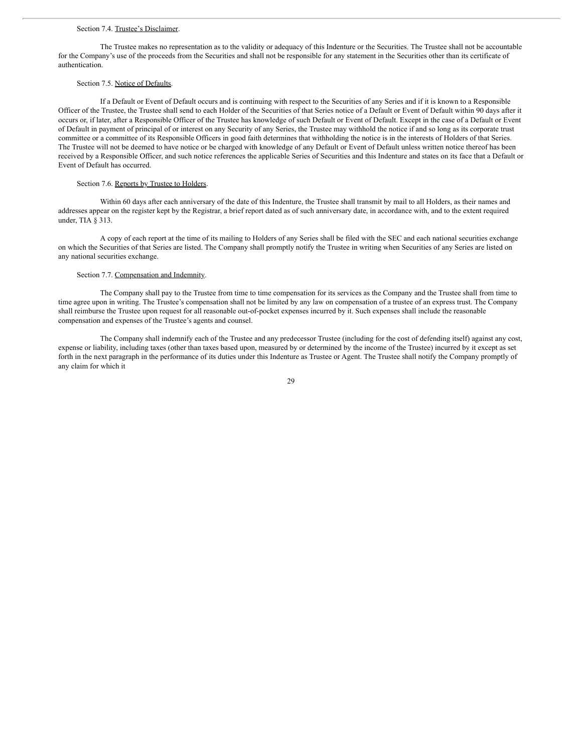Section 7.4. Trustee's Disclaimer.

The Trustee makes no representation as to the validity or adequacy of this Indenture or the Securities. The Trustee shall not be accountable for the Company's use of the proceeds from the Securities and shall not be responsible for any statement in the Securities other than its certificate of authentication.

Section 7.5. Notice of Defaults.

If a Default or Event of Default occurs and is continuing with respect to the Securities of any Series and if it is known to a Responsible Officer of the Trustee, the Trustee shall send to each Holder of the Securities of that Series notice of a Default or Event of Default within 90 days after it occurs or, if later, after a Responsible Officer of the Trustee has knowledge of such Default or Event of Default. Except in the case of a Default or Event of Default in payment of principal of or interest on any Security of any Series, the Trustee may withhold the notice if and so long as its corporate trust committee or a committee of its Responsible Officers in good faith determines that withholding the notice is in the interests of Holders of that Series. The Trustee will not be deemed to have notice or be charged with knowledge of any Default or Event of Default unless written notice thereof has been received by a Responsible Officer, and such notice references the applicable Series of Securities and this Indenture and states on its face that a Default or Event of Default has occurred.

Section 7.6. Reports by Trustee to Holders.

Within 60 days after each anniversary of the date of this Indenture, the Trustee shall transmit by mail to all Holders, as their names and addresses appear on the register kept by the Registrar, a brief report dated as of such anniversary date, in accordance with, and to the extent required under, TIA § 313.

A copy of each report at the time of its mailing to Holders of any Series shall be filed with the SEC and each national securities exchange on which the Securities of that Series are listed. The Company shall promptly notify the Trustee in writing when Securities of any Series are listed on any national securities exchange.

Section 7.7. Compensation and Indemnity.

The Company shall pay to the Trustee from time to time compensation for its services as the Company and the Trustee shall from time to time agree upon in writing. The Trustee's compensation shall not be limited by any law on compensation of a trustee of an express trust. The Company shall reimburse the Trustee upon request for all reasonable out-of-pocket expenses incurred by it. Such expenses shall include the reasonable compensation and expenses of the Trustee's agents and counsel.

The Company shall indemnify each of the Trustee and any predecessor Trustee (including for the cost of defending itself) against any cost, expense or liability, including taxes (other than taxes based upon, measured by or determined by the income of the Trustee) incurred by it except as set forth in the next paragraph in the performance of its duties under this Indenture as Trustee or Agent. The Trustee shall notify the Company promptly of any claim for which it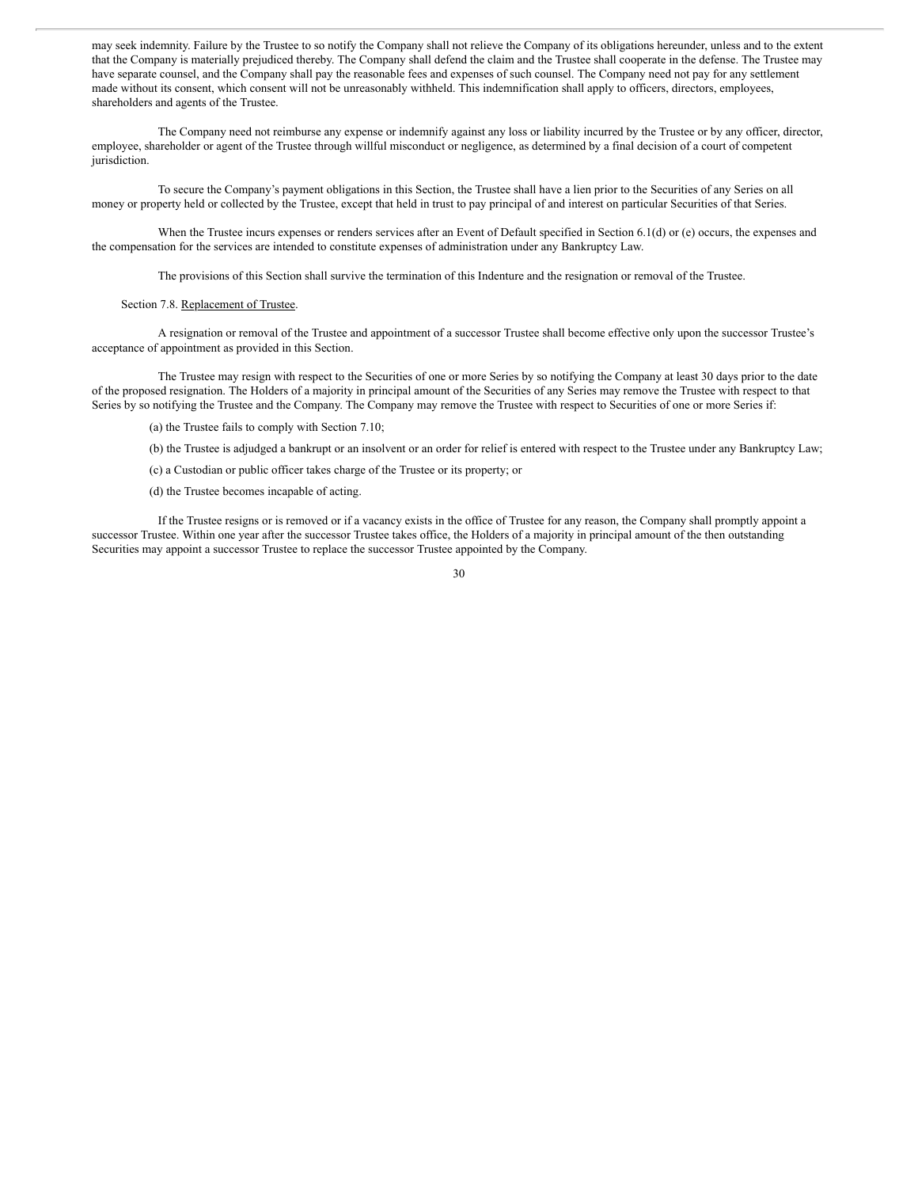may seek indemnity. Failure by the Trustee to so notify the Company shall not relieve the Company of its obligations hereunder, unless and to the extent that the Company is materially prejudiced thereby. The Company shall defend the claim and the Trustee shall cooperate in the defense. The Trustee may have separate counsel, and the Company shall pay the reasonable fees and expenses of such counsel. The Company need not pay for any settlement made without its consent, which consent will not be unreasonably withheld. This indemnification shall apply to officers, directors, employees, shareholders and agents of the Trustee.

The Company need not reimburse any expense or indemnify against any loss or liability incurred by the Trustee or by any officer, director, employee, shareholder or agent of the Trustee through willful misconduct or negligence, as determined by a final decision of a court of competent jurisdiction.

To secure the Company's payment obligations in this Section, the Trustee shall have a lien prior to the Securities of any Series on all money or property held or collected by the Trustee, except that held in trust to pay principal of and interest on particular Securities of that Series.

When the Trustee incurs expenses or renders services after an Event of Default specified in Section 6.1(d) or (e) occurs, the expenses and the compensation for the services are intended to constitute expenses of administration under any Bankruptcy Law.

The provisions of this Section shall survive the termination of this Indenture and the resignation or removal of the Trustee.

Section 7.8. Replacement of Trustee.

A resignation or removal of the Trustee and appointment of a successor Trustee shall become effective only upon the successor Trustee's acceptance of appointment as provided in this Section.

The Trustee may resign with respect to the Securities of one or more Series by so notifying the Company at least 30 days prior to the date of the proposed resignation. The Holders of a majority in principal amount of the Securities of any Series may remove the Trustee with respect to that Series by so notifying the Trustee and the Company. The Company may remove the Trustee with respect to Securities of one or more Series if:

(a) the Trustee fails to comply with Section 7.10;

(b) the Trustee is adjudged a bankrupt or an insolvent or an order for relief is entered with respect to the Trustee under any Bankruptcy Law;

(c) a Custodian or public officer takes charge of the Trustee or its property; or

(d) the Trustee becomes incapable of acting.

If the Trustee resigns or is removed or if a vacancy exists in the office of Trustee for any reason, the Company shall promptly appoint a successor Trustee. Within one year after the successor Trustee takes office, the Holders of a majority in principal amount of the then outstanding Securities may appoint a successor Trustee to replace the successor Trustee appointed by the Company.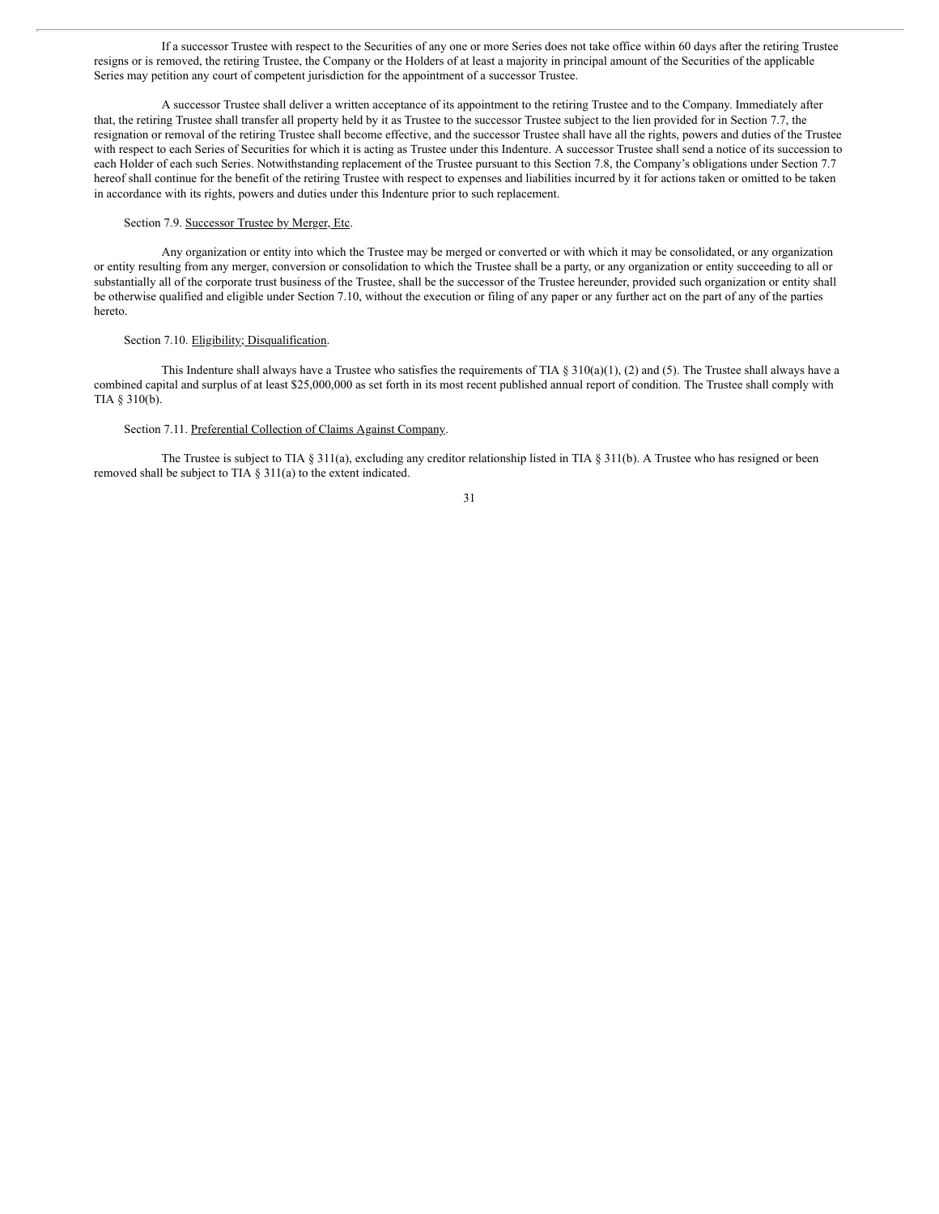If a successor Trustee with respect to the Securities of any one or more Series does not take office within 60 days after the retiring Trustee resigns or is removed, the retiring Trustee, the Company or the Holders of at least a majority in principal amount of the Securities of the applicable Series may petition any court of competent jurisdiction for the appointment of a successor Trustee.

A successor Trustee shall deliver a written acceptance of its appointment to the retiring Trustee and to the Company. Immediately after that, the retiring Trustee shall transfer all property held by it as Trustee to the successor Trustee subject to the lien provided for in Section 7.7, the resignation or removal of the retiring Trustee shall become effective, and the successor Trustee shall have all the rights, powers and duties of the Trustee with respect to each Series of Securities for which it is acting as Trustee under this Indenture. A successor Trustee shall send a notice of its succession to each Holder of each such Series. Notwithstanding replacement of the Trustee pursuant to this Section 7.8, the Company's obligations under Section 7.7 hereof shall continue for the benefit of the retiring Trustee with respect to expenses and liabilities incurred by it for actions taken or omitted to be taken in accordance with its rights, powers and duties under this Indenture prior to such replacement.

Section 7.9. Successor Trustee by Merger, Etc.

Any organization or entity into which the Trustee may be merged or converted or with which it may be consolidated, or any organization or entity resulting from any merger, conversion or consolidation to which the Trustee shall be a party, or any organization or entity succeeding to all or substantially all of the corporate trust business of the Trustee, shall be the successor of the Trustee hereunder, provided such organization or entity shall be otherwise qualified and eligible under Section 7.10, without the execution or filing of any paper or any further act on the part of any of the parties hereto.

Section 7.10. Eligibility; Disqualification.

This Indenture shall always have a Trustee who satisfies the requirements of TIA § 310(a)(1), (2) and (5). The Trustee shall always have a combined capital and surplus of at least $25,000,000 as set forth in its most recent published annual report of condition. The Trustee shall comply with TIA § 310(b).

Section 7.11. Preferential Collection of Claims Against Company.

The Trustee is subject to TIA § 311(a), excluding any creditor relationship listed in TIA § 311(b). A Trustee who has resigned or been removed shall be subject to TIA § 311(a) to the extent indicated.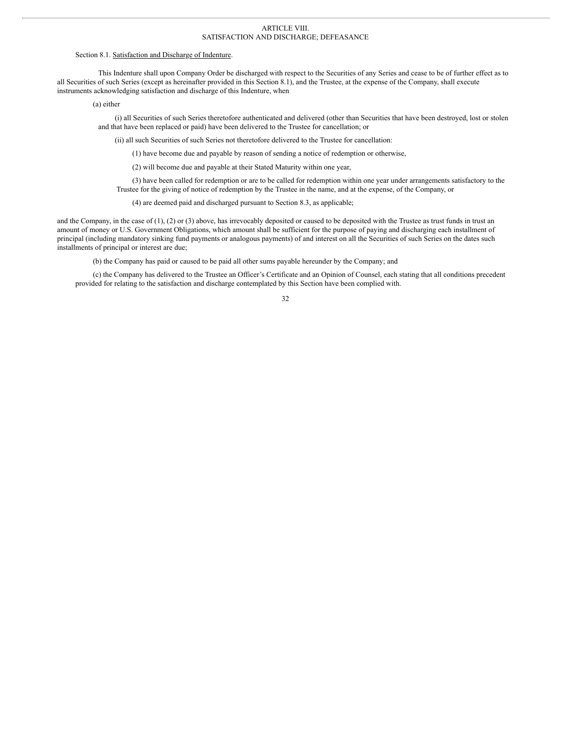# ARTICLE VIII.
# SATISFACTION AND DISCHARGE; DEFEASANCE

Section 8.1. Satisfaction and Discharge of Indenture.

This Indenture shall upon Company Order be discharged with respect to the Securities of any Series and cease to be of further effect as to all Securities of such Series (except as hereinafter provided in this Section 8.1), and the Trustee, at the expense of the Company, shall execute instruments acknowledging satisfaction and discharge of this Indenture, when

(a) either

(i) all Securities of such Series theretofore authenticated and delivered (other than Securities that have been destroyed, lost or stolen and that have been replaced or paid) have been delivered to the Trustee for cancellation; or

(ii) all such Securities of such Series not theretofore delivered to the Trustee for cancellation:

(1) have become due and payable by reason of sending a notice of redemption or otherwise,

(2) will become due and payable at their Stated Maturity within one year,

(3) have been called for redemption or are to be called for redemption within one year under arrangements satisfactory to the Trustee for the giving of notice of redemption by the Trustee in the name, and at the expense, of the Company, or

(4) are deemed paid and discharged pursuant to Section 8.3, as applicable;

and the Company, in the case of (1), (2) or (3) above, has irrevocably deposited or caused to be deposited with the Trustee as trust funds in trust an amount of money or U.S. Government Obligations, which amount shall be sufficient for the purpose of paying and discharging each installment of principal (including mandatory sinking fund payments or analogous payments) of and interest on all the Securities of such Series on the dates such installments of principal or interest are due;

(b) the Company has paid or caused to be paid all other sums payable hereunder by the Company; and

(c) the Company has delivered to the Trustee an Officer's Certificate and an Opinion of Counsel, each stating that all conditions precedent provided for relating to the satisfaction and discharge contemplated by this Section have been complied with.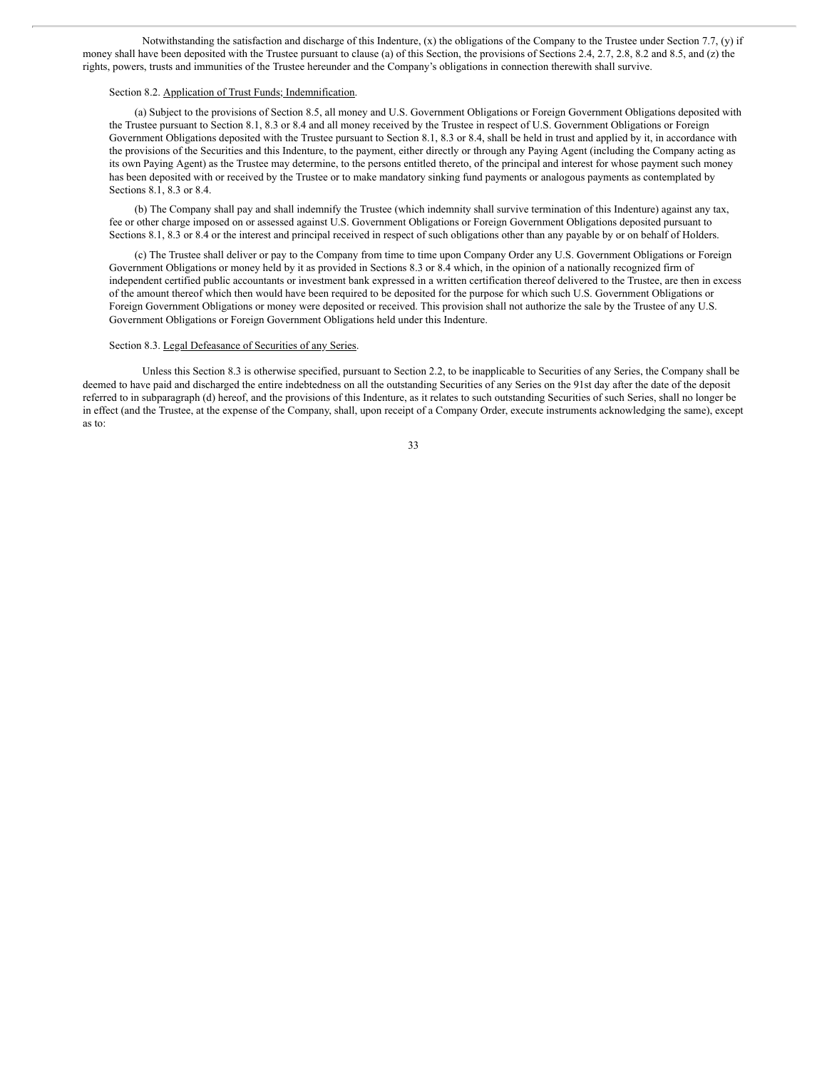Notwithstanding the satisfaction and discharge of this Indenture, (x) the obligations of the Company to the Trustee under Section 7.7, (y) if money shall have been deposited with the Trustee pursuant to clause (a) of this Section, the provisions of Sections 2.4, 2.7, 2.8, 8.2 and 8.5, and (z) the rights, powers, trusts and immunities of the Trustee hereunder and the Company's obligations in connection therewith shall survive.

Section 8.2. Application of Trust Funds; Indemnification.

(a) Subject to the provisions of Section 8.5, all money and U.S. Government Obligations or Foreign Government Obligations deposited with the Trustee pursuant to Section 8.1, 8.3 or 8.4 and all money received by the Trustee in respect of U.S. Government Obligations or Foreign Government Obligations deposited with the Trustee pursuant to Section 8.1, 8.3 or 8.4, shall be held in trust and applied by it, in accordance with the provisions of the Securities and this Indenture, to the payment, either directly or through any Paying Agent (including the Company acting as its own Paying Agent) as the Trustee may determine, to the persons entitled thereto, of the principal and interest for whose payment such money has been deposited with or received by the Trustee or to make mandatory sinking fund payments or analogous payments as contemplated by Sections 8.1, 8.3 or 8.4.

(b) The Company shall pay and shall indemnify the Trustee (which indemnity shall survive termination of this Indenture) against any tax, fee or other charge imposed on or assessed against U.S. Government Obligations or Foreign Government Obligations deposited pursuant to Sections 8.1, 8.3 or 8.4 or the interest and principal received in respect of such obligations other than any payable by or on behalf of Holders.

(c) The Trustee shall deliver or pay to the Company from time to time upon Company Order any U.S. Government Obligations or Foreign Government Obligations or money held by it as provided in Sections 8.3 or 8.4 which, in the opinion of a nationally recognized firm of independent certified public accountants or investment bank expressed in a written certification thereof delivered to the Trustee, are then in excess of the amount thereof which then would have been required to be deposited for the purpose for which such U.S. Government Obligations or Foreign Government Obligations or money were deposited or received. This provision shall not authorize the sale by the Trustee of any U.S. Government Obligations or Foreign Government Obligations held under this Indenture.

Section 8.3. Legal Defeasance of Securities of any Series.

Unless this Section 8.3 is otherwise specified, pursuant to Section 2.2, to be inapplicable to Securities of any Series, the Company shall be deemed to have paid and discharged the entire indebtedness on all the outstanding Securities of any Series on the 91st day after the date of the deposit referred to in subparagraph (d) hereof, and the provisions of this Indenture, as it relates to such outstanding Securities of such Series, shall no longer be in effect (and the Trustee, at the expense of the Company, shall, upon receipt of a Company Order, execute instruments acknowledging the same), except as to: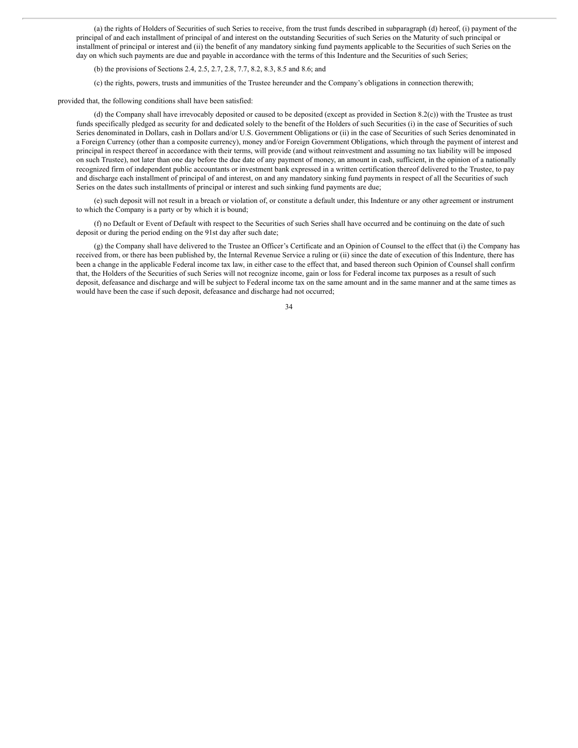(a) the rights of Holders of Securities of such Series to receive, from the trust funds described in subparagraph (d) hereof, (i) payment of the principal of and each installment of principal of and interest on the outstanding Securities of such Series on the Maturity of such principal or installment of principal or interest and (ii) the benefit of any mandatory sinking fund payments applicable to the Securities of such Series on the day on which such payments are due and payable in accordance with the terms of this Indenture and the Securities of such Series;

(b) the provisions of Sections 2.4, 2.5, 2.7, 2.8, 7.7, 8.2, 8.3, 8.5 and 8.6; and

(c) the rights, powers, trusts and immunities of the Trustee hereunder and the Company's obligations in connection therewith;

provided that, the following conditions shall have been satisfied:

(d) the Company shall have irrevocably deposited or caused to be deposited (except as provided in Section 8.2(c)) with the Trustee as trust funds specifically pledged as security for and dedicated solely to the benefit of the Holders of such Securities (i) in the case of Securities of such Series denominated in Dollars, cash in Dollars and/or U.S. Government Obligations or (ii) in the case of Securities of such Series denominated in a Foreign Currency (other than a composite currency), money and/or Foreign Government Obligations, which through the payment of interest and principal in respect thereof in accordance with their terms, will provide (and without reinvestment and assuming no tax liability will be imposed on such Trustee), not later than one day before the due date of any payment of money, an amount in cash, sufficient, in the opinion of a nationally recognized firm of independent public accountants or investment bank expressed in a written certification thereof delivered to the Trustee, to pay and discharge each installment of principal of and interest, on and any mandatory sinking fund payments in respect of all the Securities of such Series on the dates such installments of principal or interest and such sinking fund payments are due;

(e) such deposit will not result in a breach or violation of, or constitute a default under, this Indenture or any other agreement or instrument to which the Company is a party or by which it is bound;

(f) no Default or Event of Default with respect to the Securities of such Series shall have occurred and be continuing on the date of such deposit or during the period ending on the 91st day after such date;

(g) the Company shall have delivered to the Trustee an Officer's Certificate and an Opinion of Counsel to the effect that (i) the Company has received from, or there has been published by, the Internal Revenue Service a ruling or (ii) since the date of execution of this Indenture, there has been a change in the applicable Federal income tax law, in either case to the effect that, and based thereon such Opinion of Counsel shall confirm that, the Holders of the Securities of such Series will not recognize income, gain or loss for Federal income tax purposes as a result of such deposit, defeasance and discharge and will be subject to Federal income tax on the same amount and in the same manner and at the same times as would have been the case if such deposit, defeasance and discharge had not occurred;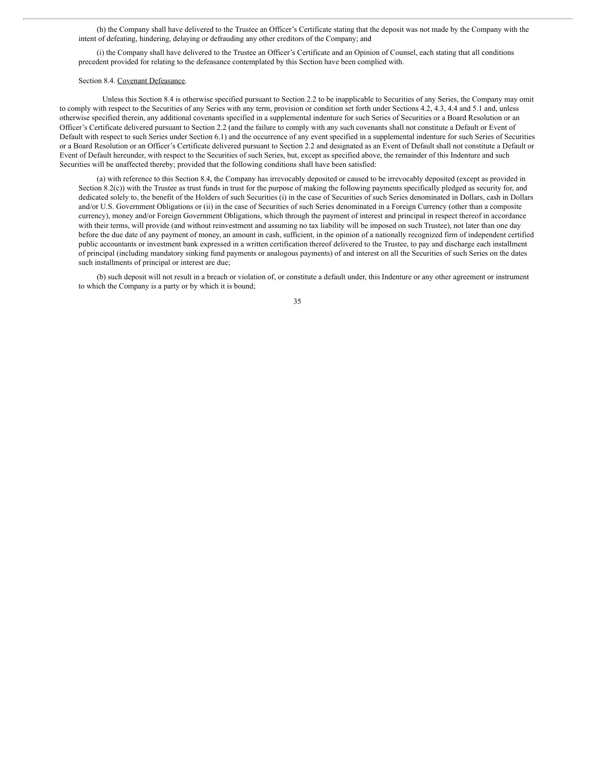(h) the Company shall have delivered to the Trustee an Officer's Certificate stating that the deposit was not made by the Company with the intent of defeating, hindering, delaying or defrauding any other creditors of the Company; and

(i) the Company shall have delivered to the Trustee an Officer's Certificate and an Opinion of Counsel, each stating that all conditions precedent provided for relating to the defeasance contemplated by this Section have been complied with.

Section 8.4. Covenant Defeasance.

Unless this Section 8.4 is otherwise specified pursuant to Section 2.2 to be inapplicable to Securities of any Series, the Company may omit to comply with respect to the Securities of any Series with any term, provision or condition set forth under Sections 4.2, 4.3, 4.4 and 5.1 and, unless otherwise specified therein, any additional covenants specified in a supplemental indenture for such Series of Securities or a Board Resolution or an Officer's Certificate delivered pursuant to Section 2.2 (and the failure to comply with any such covenants shall not constitute a Default or Event of Default with respect to such Series under Section 6.1) and the occurrence of any event specified in a supplemental indenture for such Series of Securities or a Board Resolution or an Officer's Certificate delivered pursuant to Section 2.2 and designated as an Event of Default shall not constitute a Default or Event of Default hereunder, with respect to the Securities of such Series, but, except as specified above, the remainder of this Indenture and such Securities will be unaffected thereby; provided that the following conditions shall have been satisfied:

(a) with reference to this Section 8.4, the Company has irrevocably deposited or caused to be irrevocably deposited (except as provided in Section 8.2(c)) with the Trustee as trust funds in trust for the purpose of making the following payments specifically pledged as security for, and dedicated solely to, the benefit of the Holders of such Securities (i) in the case of Securities of such Series denominated in Dollars, cash in Dollars and/or U.S. Government Obligations or (ii) in the case of Securities of such Series denominated in a Foreign Currency (other than a composite currency), money and/or Foreign Government Obligations, which through the payment of interest and principal in respect thereof in accordance with their terms, will provide (and without reinvestment and assuming no tax liability will be imposed on such Trustee), not later than one day before the due date of any payment of money, an amount in cash, sufficient, in the opinion of a nationally recognized firm of independent certified public accountants or investment bank expressed in a written certification thereof delivered to the Trustee, to pay and discharge each installment of principal (including mandatory sinking fund payments or analogous payments) of and interest on all the Securities of such Series on the dates such installments of principal or interest are due;

(b) such deposit will not result in a breach or violation of, or constitute a default under, this Indenture or any other agreement or instrument to which the Company is a party or by which it is bound;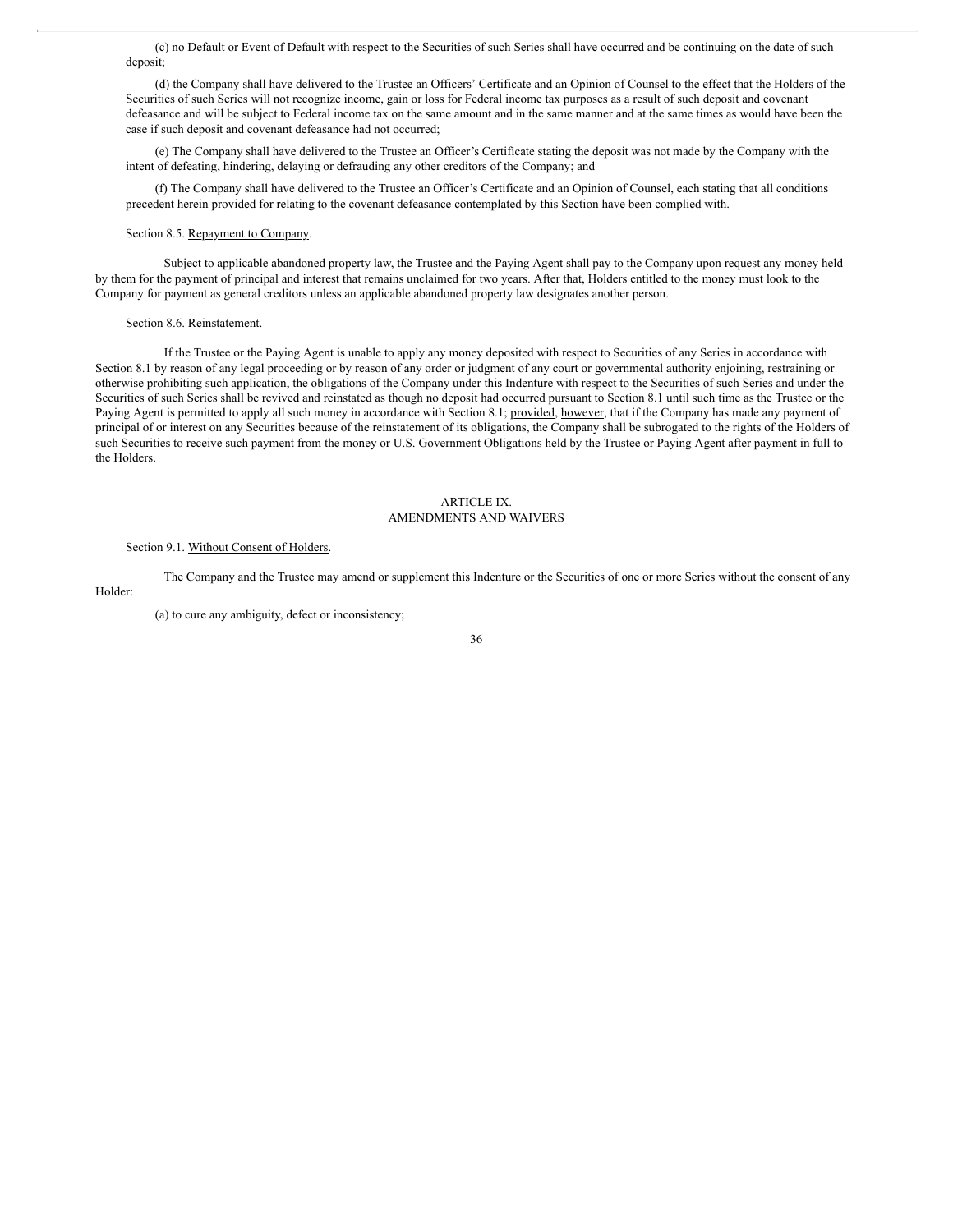(c) no Default or Event of Default with respect to the Securities of such Series shall have occurred and be continuing on the date of such deposit;

(d) the Company shall have delivered to the Trustee an Officers' Certificate and an Opinion of Counsel to the effect that the Holders of the Securities of such Series will not recognize income, gain or loss for Federal income tax purposes as a result of such deposit and covenant defeasance and will be subject to Federal income tax on the same amount and in the same manner and at the same times as would have been the case if such deposit and covenant defeasance had not occurred;

(e) The Company shall have delivered to the Trustee an Officer's Certificate stating the deposit was not made by the Company with the intent of defeating, hindering, delaying or defrauding any other creditors of the Company; and

(f) The Company shall have delivered to the Trustee an Officer's Certificate and an Opinion of Counsel, each stating that all conditions precedent herein provided for relating to the covenant defeasance contemplated by this Section have been complied with.

Section 8.5. Repayment to Company.

Subject to applicable abandoned property law, the Trustee and the Paying Agent shall pay to the Company upon request any money held by them for the payment of principal and interest that remains unclaimed for two years. After that, Holders entitled to the money must look to the Company for payment as general creditors unless an applicable abandoned property law designates another person.

Section 8.6. Reinstatement.

If the Trustee or the Paying Agent is unable to apply any money deposited with respect to Securities of any Series in accordance with Section 8.1 by reason of any legal proceeding or by reason of any order or judgment of any court or governmental authority enjoining, restraining or otherwise prohibiting such application, the obligations of the Company under this Indenture with respect to the Securities of such Series and under the Securities of such Series shall be revived and reinstated as though no deposit had occurred pursuant to Section 8.1 until such time as the Trustee or the Paying Agent is permitted to apply all such money in accordance with Section 8.1; provided, however, that if the Company has made any payment of principal of or interest on any Securities because of the reinstatement of its obligations, the Company shall be subrogated to the rights of the Holders of such Securities to receive such payment from the money or U.S. Government Obligations held by the Trustee or Paying Agent after payment in full to the Holders.

## ARTICLE IX.
## AMENDMENTS AND WAIVERS

Section 9.1. Without Consent of Holders.

The Company and the Trustee may amend or supplement this Indenture or the Securities of one or more Series without the consent of any Holder:

(a) to cure any ambiguity, defect or inconsistency;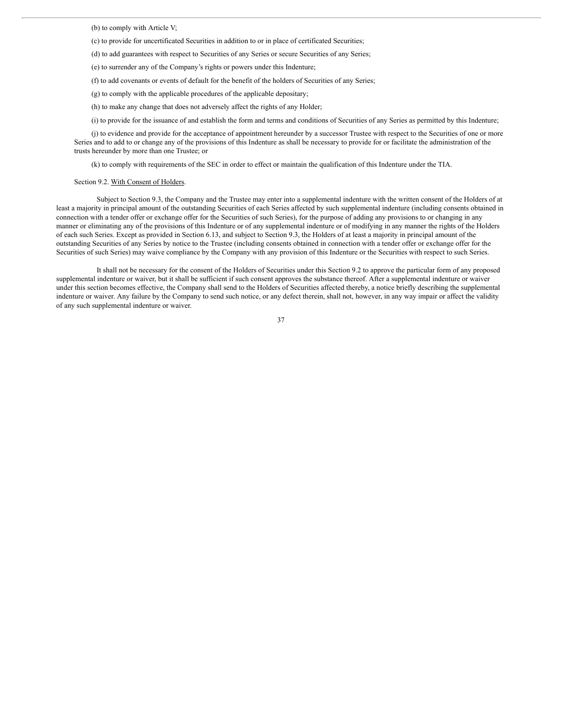(b) to comply with Article V;

(c) to provide for uncertificated Securities in addition to or in place of certificated Securities;

(d) to add guarantees with respect to Securities of any Series or secure Securities of any Series;

(e) to surrender any of the Company's rights or powers under this Indenture;

(f) to add covenants or events of default for the benefit of the holders of Securities of any Series;

(g) to comply with the applicable procedures of the applicable depositary;

(h) to make any change that does not adversely affect the rights of any Holder;

(i) to provide for the issuance of and establish the form and terms and conditions of Securities of any Series as permitted by this Indenture;

(j) to evidence and provide for the acceptance of appointment hereunder by a successor Trustee with respect to the Securities of one or more Series and to add to or change any of the provisions of this Indenture as shall be necessary to provide for or facilitate the administration of the trusts hereunder by more than one Trustee; or

(k) to comply with requirements of the SEC in order to effect or maintain the qualification of this Indenture under the TIA.

Section 9.2. With Consent of Holders.

Subject to Section 9.3, the Company and the Trustee may enter into a supplemental indenture with the written consent of the Holders of at least a majority in principal amount of the outstanding Securities of each Series affected by such supplemental indenture (including consents obtained in connection with a tender offer or exchange offer for the Securities of such Series), for the purpose of adding any provisions to or changing in any manner or eliminating any of the provisions of this Indenture or of any supplemental indenture or of modifying in any manner the rights of the Holders of each such Series. Except as provided in Section 6.13, and subject to Section 9.3, the Holders of at least a majority in principal amount of the outstanding Securities of any Series by notice to the Trustee (including consents obtained in connection with a tender offer or exchange offer for the Securities of such Series) may waive compliance by the Company with any provision of this Indenture or the Securities with respect to such Series.

It shall not be necessary for the consent of the Holders of Securities under this Section 9.2 to approve the particular form of any proposed supplemental indenture or waiver, but it shall be sufficient if such consent approves the substance thereof. After a supplemental indenture or waiver under this section becomes effective, the Company shall send to the Holders of Securities affected thereby, a notice briefly describing the supplemental indenture or waiver. Any failure by the Company to send such notice, or any defect therein, shall not, however, in any way impair or affect the validity of any such supplemental indenture or waiver.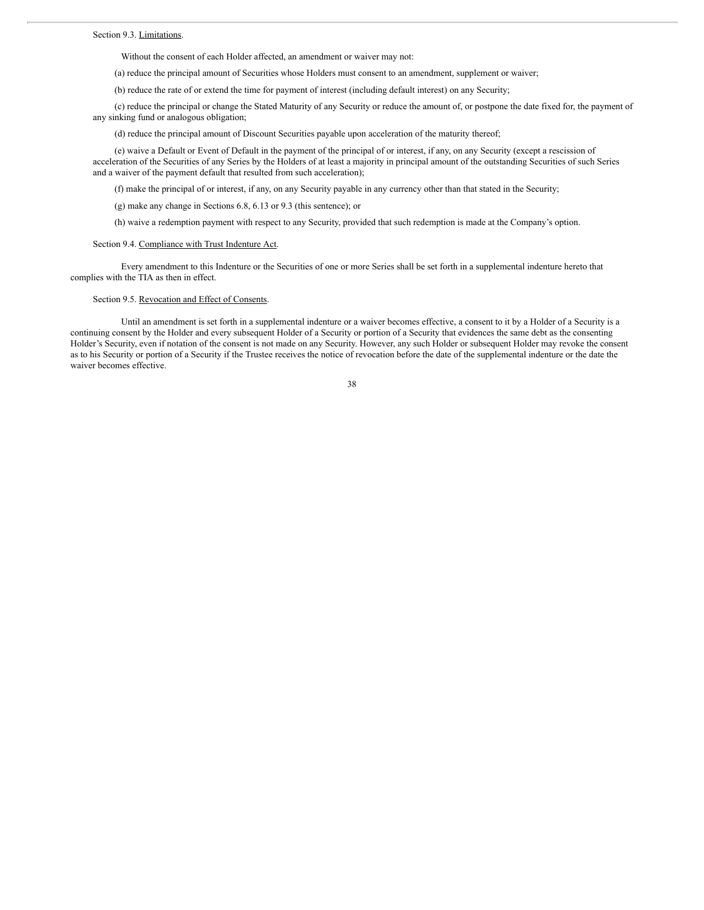Section 9.3. Limitations.

Without the consent of each Holder affected, an amendment or waiver may not:

(a) reduce the principal amount of Securities whose Holders must consent to an amendment, supplement or waiver;

(b) reduce the rate of or extend the time for payment of interest (including default interest) on any Security;

(c) reduce the principal or change the Stated Maturity of any Security or reduce the amount of, or postpone the date fixed for, the payment of any sinking fund or analogous obligation;

(d) reduce the principal amount of Discount Securities payable upon acceleration of the maturity thereof;

(e) waive a Default or Event of Default in the payment of the principal of or interest, if any, on any Security (except a rescission of acceleration of the Securities of any Series by the Holders of at least a majority in principal amount of the outstanding Securities of such Series and a waiver of the payment default that resulted from such acceleration);

(f) make the principal of or interest, if any, on any Security payable in any currency other than that stated in the Security;

(g) make any change in Sections 6.8, 6.13 or 9.3 (this sentence); or

(h) waive a redemption payment with respect to any Security, provided that such redemption is made at the Company's option.

Section 9.4. Compliance with Trust Indenture Act.

Every amendment to this Indenture or the Securities of one or more Series shall be set forth in a supplemental indenture hereto that complies with the TIA as then in effect.

Section 9.5. Revocation and Effect of Consents.

Until an amendment is set forth in a supplemental indenture or a waiver becomes effective, a consent to it by a Holder of a Security is a continuing consent by the Holder and every subsequent Holder of a Security or portion of a Security that evidences the same debt as the consenting Holder's Security, even if notation of the consent is not made on any Security. However, any such Holder or subsequent Holder may revoke the consent as to his Security or portion of a Security if the Trustee receives the notice of revocation before the date of the supplemental indenture or the date the waiver becomes effective.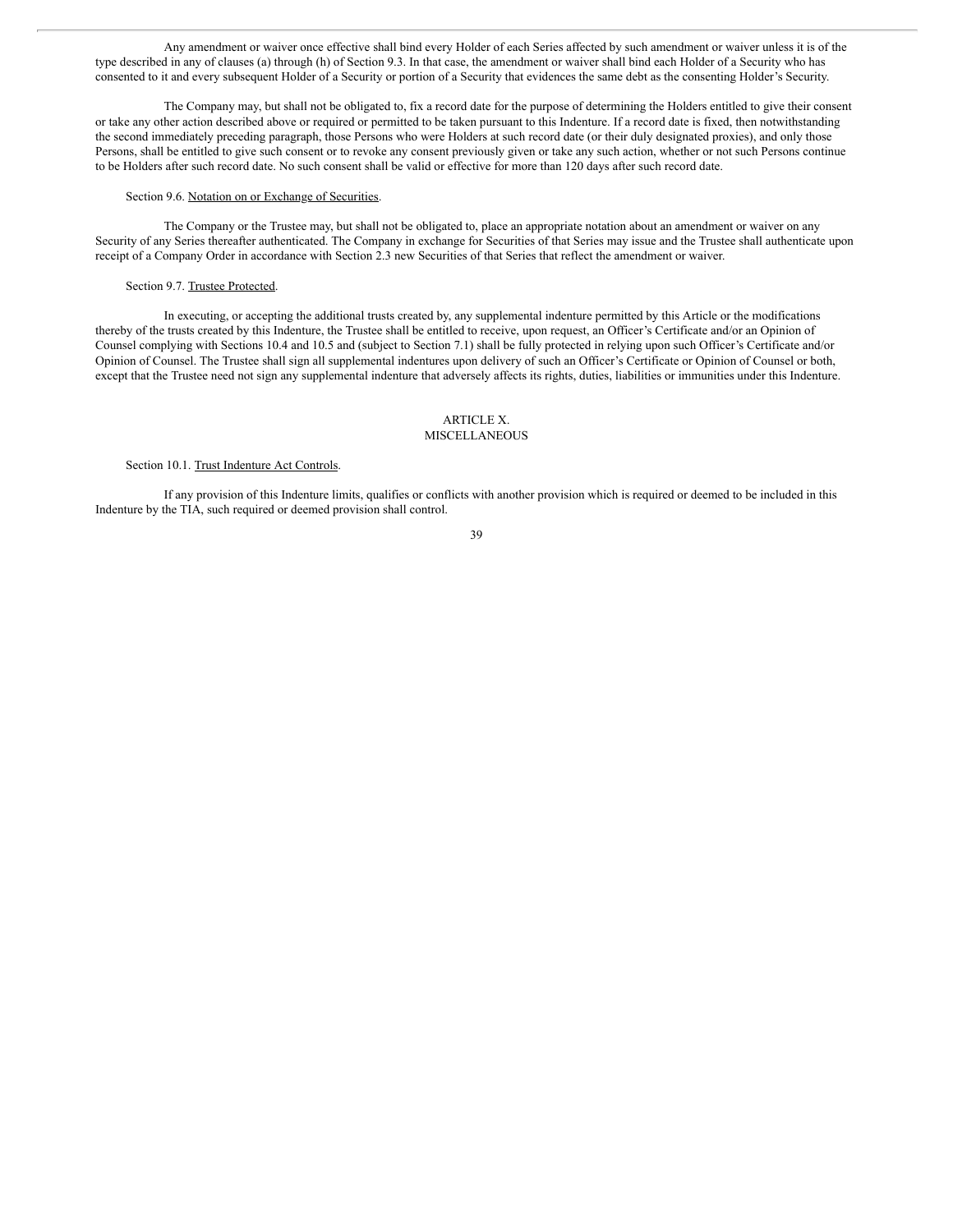Any amendment or waiver once effective shall bind every Holder of each Series affected by such amendment or waiver unless it is of the type described in any of clauses (a) through (h) of Section 9.3. In that case, the amendment or waiver shall bind each Holder of a Security who has consented to it and every subsequent Holder of a Security or portion of a Security that evidences the same debt as the consenting Holder's Security.

The Company may, but shall not be obligated to, fix a record date for the purpose of determining the Holders entitled to give their consent or take any other action described above or required or permitted to be taken pursuant to this Indenture. If a record date is fixed, then notwithstanding the second immediately preceding paragraph, those Persons who were Holders at such record date (or their duly designated proxies), and only those Persons, shall be entitled to give such consent or to revoke any consent previously given or take any such action, whether or not such Persons continue to be Holders after such record date. No such consent shall be valid or effective for more than 120 days after such record date.

Section 9.6. Notation on or Exchange of Securities.

The Company or the Trustee may, but shall not be obligated to, place an appropriate notation about an amendment or waiver on any Security of any Series thereafter authenticated. The Company in exchange for Securities of that Series may issue and the Trustee shall authenticate upon receipt of a Company Order in accordance with Section 2.3 new Securities of that Series that reflect the amendment or waiver.

Section 9.7. Trustee Protected.

In executing, or accepting the additional trusts created by, any supplemental indenture permitted by this Article or the modifications thereby of the trusts created by this Indenture, the Trustee shall be entitled to receive, upon request, an Officer's Certificate and/or an Opinion of Counsel complying with Sections 10.4 and 10.5 and (subject to Section 7.1) shall be fully protected in relying upon such Officer's Certificate and/or Opinion of Counsel. The Trustee shall sign all supplemental indentures upon delivery of such an Officer's Certificate or Opinion of Counsel or both, except that the Trustee need not sign any supplemental indenture that adversely affects its rights, duties, liabilities or immunities under this Indenture.

## ARTICLE X.
## MISCELLANEOUS

Section 10.1. Trust Indenture Act Controls.

If any provision of this Indenture limits, qualifies or conflicts with another provision which is required or deemed to be included in this Indenture by the TIA, such required or deemed provision shall control.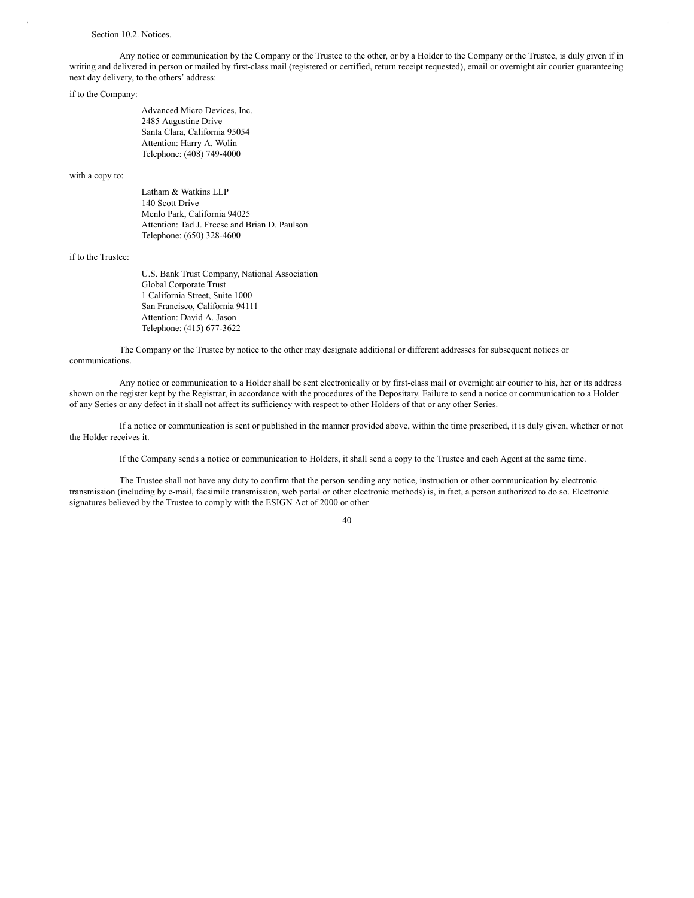Section 10.2. Notices.

Any notice or communication by the Company or the Trustee to the other, or by a Holder to the Company or the Trustee, is duly given if in writing and delivered in person or mailed by first-class mail (registered or certified, return receipt requested), email or overnight air courier guaranteeing next day delivery, to the others' address:

if to the Company:

> Advanced Micro Devices, Inc.
> 2485 Augustine Drive
> Santa Clara, California 95054
> Attention: Harry A. Wolin
> Telephone: (408) 749-4000

with a copy to:

> Latham & Watkins LLP
> 140 Scott Drive
> Menlo Park, California 94025
> Attention: Tad J. Freese and Brian D. Paulson
> Telephone: (650) 328-4600

if to the Trustee:

> U.S. Bank Trust Company, National Association
> Global Corporate Trust
> 1 California Street, Suite 1000
> San Francisco, California 94111
> Attention: David A. Jason
> Telephone: (415) 677-3622

The Company or the Trustee by notice to the other may designate additional or different addresses for subsequent notices or communications.

Any notice or communication to a Holder shall be sent electronically or by first-class mail or overnight air courier to his, her or its address shown on the register kept by the Registrar, in accordance with the procedures of the Depositary. Failure to send a notice or communication to a Holder of any Series or any defect in it shall not affect its sufficiency with respect to other Holders of that or any other Series.

If a notice or communication is sent or published in the manner provided above, within the time prescribed, it is duly given, whether or not the Holder receives it.

If the Company sends a notice or communication to Holders, it shall send a copy to the Trustee and each Agent at the same time.

The Trustee shall not have any duty to confirm that the person sending any notice, instruction or other communication by electronic transmission (including by e-mail, facsimile transmission, web portal or other electronic methods) is, in fact, a person authorized to do so. Electronic signatures believed by the Trustee to comply with the ESIGN Act of 2000 or other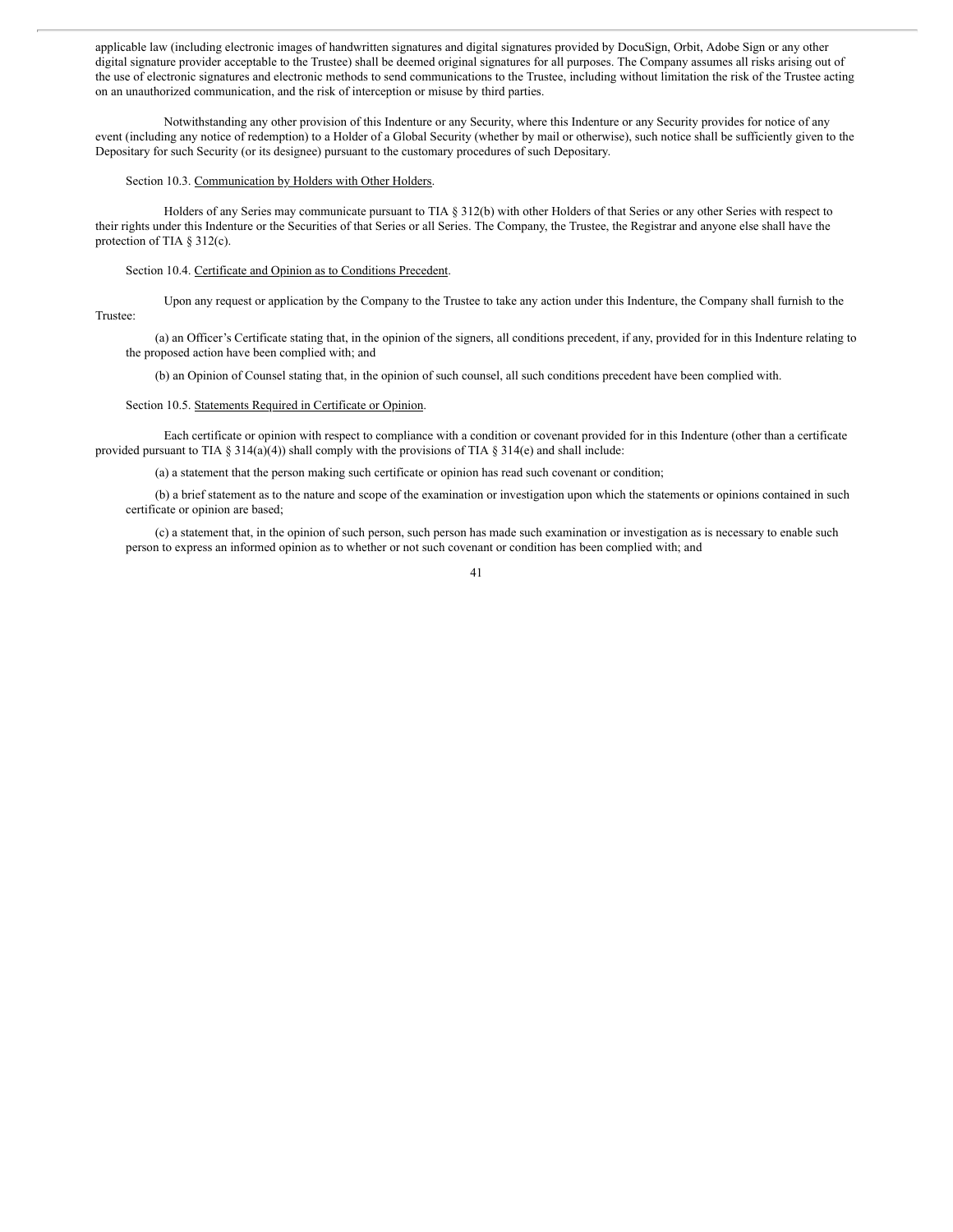applicable law (including electronic images of handwritten signatures and digital signatures provided by DocuSign, Orbit, Adobe Sign or any other digital signature provider acceptable to the Trustee) shall be deemed original signatures for all purposes. The Company assumes all risks arising out of the use of electronic signatures and electronic methods to send communications to the Trustee, including without limitation the risk of the Trustee acting on an unauthorized communication, and the risk of interception or misuse by third parties.

Notwithstanding any other provision of this Indenture or any Security, where this Indenture or any Security provides for notice of any event (including any notice of redemption) to a Holder of a Global Security (whether by mail or otherwise), such notice shall be sufficiently given to the Depositary for such Security (or its designee) pursuant to the customary procedures of such Depositary.

Section 10.3. Communication by Holders with Other Holders.

Holders of any Series may communicate pursuant to TIA § 312(b) with other Holders of that Series or any other Series with respect to their rights under this Indenture or the Securities of that Series or all Series. The Company, the Trustee, the Registrar and anyone else shall have the protection of TIA § 312(c).

Section 10.4. Certificate and Opinion as to Conditions Precedent.

Upon any request or application by the Company to the Trustee to take any action under this Indenture, the Company shall furnish to the Trustee:

(a) an Officer's Certificate stating that, in the opinion of the signers, all conditions precedent, if any, provided for in this Indenture relating to the proposed action have been complied with; and

(b) an Opinion of Counsel stating that, in the opinion of such counsel, all such conditions precedent have been complied with.

Section 10.5. Statements Required in Certificate or Opinion.

Each certificate or opinion with respect to compliance with a condition or covenant provided for in this Indenture (other than a certificate provided pursuant to TIA § 314(a)(4)) shall comply with the provisions of TIA § 314(e) and shall include:

(a) a statement that the person making such certificate or opinion has read such covenant or condition;

(b) a brief statement as to the nature and scope of the examination or investigation upon which the statements or opinions contained in such certificate or opinion are based;

(c) a statement that, in the opinion of such person, such person has made such examination or investigation as is necessary to enable such person to express an informed opinion as to whether or not such covenant or condition has been complied with; and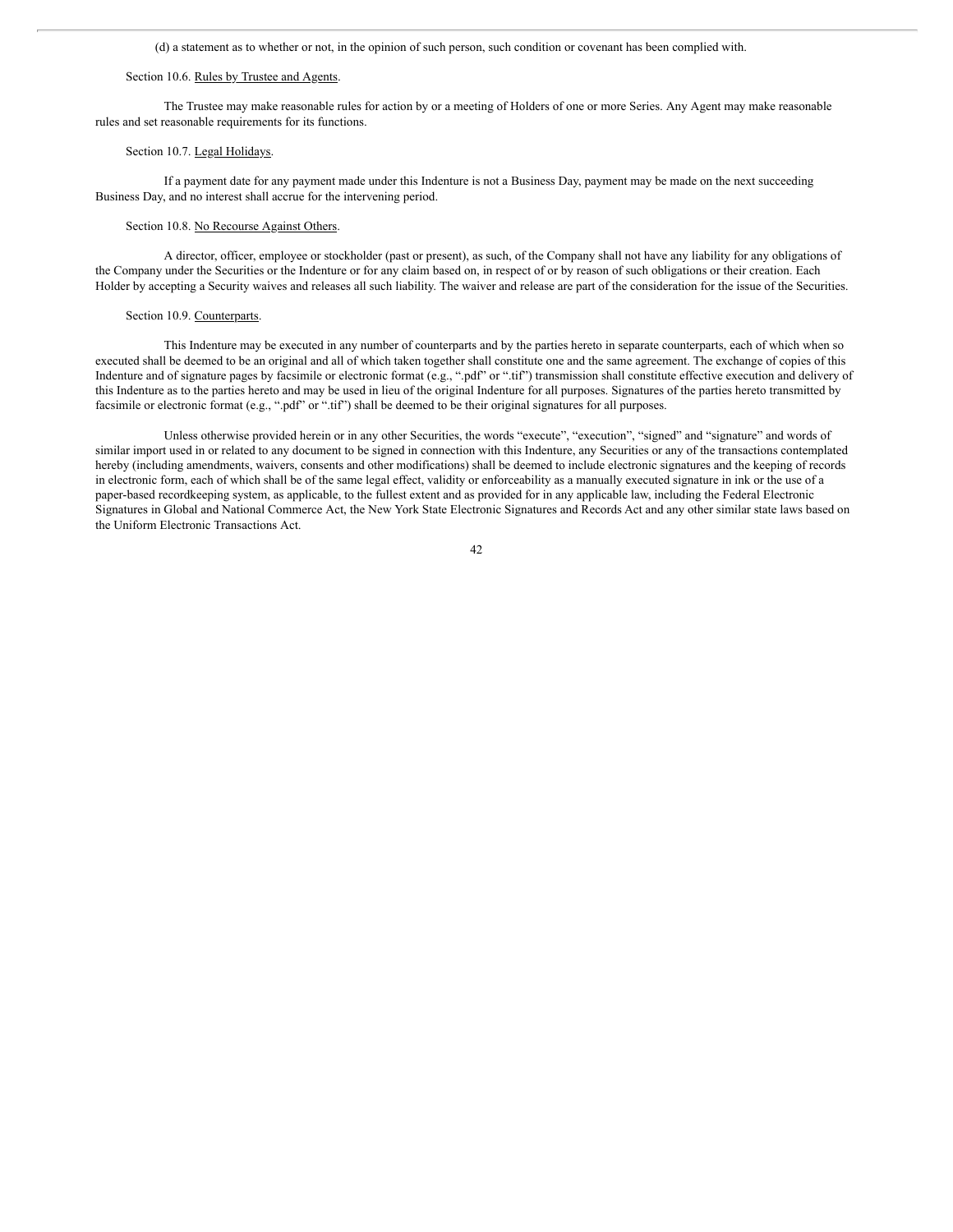(d) a statement as to whether or not, in the opinion of such person, such condition or covenant has been complied with.

Section 10.6. Rules by Trustee and Agents.

The Trustee may make reasonable rules for action by or a meeting of Holders of one or more Series. Any Agent may make reasonable rules and set reasonable requirements for its functions.

Section 10.7. Legal Holidays.

If a payment date for any payment made under this Indenture is not a Business Day, payment may be made on the next succeeding Business Day, and no interest shall accrue for the intervening period.

Section 10.8. No Recourse Against Others.

A director, officer, employee or stockholder (past or present), as such, of the Company shall not have any liability for any obligations of the Company under the Securities or the Indenture or for any claim based on, in respect of or by reason of such obligations or their creation. Each Holder by accepting a Security waives and releases all such liability. The waiver and release are part of the consideration for the issue of the Securities.

Section 10.9. Counterparts.

This Indenture may be executed in any number of counterparts and by the parties hereto in separate counterparts, each of which when so executed shall be deemed to be an original and all of which taken together shall constitute one and the same agreement. The exchange of copies of this Indenture and of signature pages by facsimile or electronic format (e.g., ".pdf" or ".tif") transmission shall constitute effective execution and delivery of this Indenture as to the parties hereto and may be used in lieu of the original Indenture for all purposes. Signatures of the parties hereto transmitted by facsimile or electronic format (e.g., ".pdf" or ".tif") shall be deemed to be their original signatures for all purposes.

Unless otherwise provided herein or in any other Securities, the words "execute", "execution", "signed" and "signature" and words of similar import used in or related to any document to be signed in connection with this Indenture, any Securities or any of the transactions contemplated hereby (including amendments, waivers, consents and other modifications) shall be deemed to include electronic signatures and the keeping of records in electronic form, each of which shall be of the same legal effect, validity or enforceability as a manually executed signature in ink or the use of a paper-based recordkeeping system, as applicable, to the fullest extent and as provided for in any applicable law, including the Federal Electronic Signatures in Global and National Commerce Act, the New York State Electronic Signatures and Records Act and any other similar state laws based on the Uniform Electronic Transactions Act.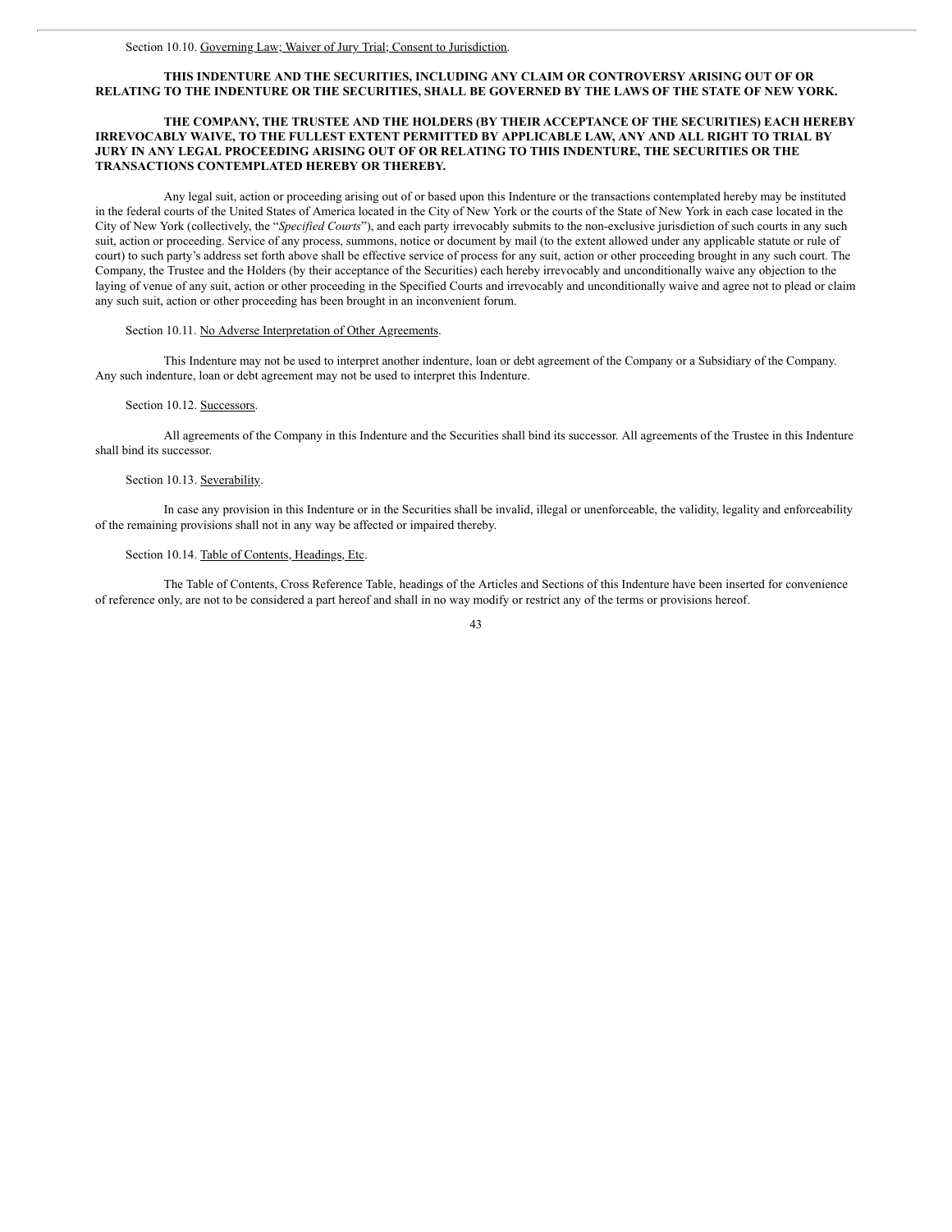Section 10.10. Governing Law; Waiver of Jury Trial; Consent to Jurisdiction.

**THIS INDENTURE AND THE SECURITIES, INCLUDING ANY CLAIM OR CONTROVERSY ARISING OUT OF OR RELATING TO THE INDENTURE OR THE SECURITIES, SHALL BE GOVERNED BY THE LAWS OF THE STATE OF NEW YORK.**

**THE COMPANY, THE TRUSTEE AND THE HOLDERS (BY THEIR ACCEPTANCE OF THE SECURITIES) EACH HEREBY IRREVOCABLY WAIVE, TO THE FULLEST EXTENT PERMITTED BY APPLICABLE LAW, ANY AND ALL RIGHT TO TRIAL BY JURY IN ANY LEGAL PROCEEDING ARISING OUT OF OR RELATING TO THIS INDENTURE, THE SECURITIES OR THE TRANSACTIONS CONTEMPLATED HEREBY OR THEREBY.**

Any legal suit, action or proceeding arising out of or based upon this Indenture or the transactions contemplated hereby may be instituted in the federal courts of the United States of America located in the City of New York or the courts of the State of New York in each case located in the City of New York (collectively, the "*Specified Courts*"), and each party irrevocably submits to the non-exclusive jurisdiction of such courts in any such suit, action or proceeding. Service of any process, summons, notice or document by mail (to the extent allowed under any applicable statute or rule of court) to such party's address set forth above shall be effective service of process for any suit, action or other proceeding brought in any such court. The Company, the Trustee and the Holders (by their acceptance of the Securities) each hereby irrevocably and unconditionally waive any objection to the laying of venue of any suit, action or other proceeding in the Specified Courts and irrevocably and unconditionally waive and agree not to plead or claim any such suit, action or other proceeding has been brought in an inconvenient forum.

Section 10.11. No Adverse Interpretation of Other Agreements.

This Indenture may not be used to interpret another indenture, loan or debt agreement of the Company or a Subsidiary of the Company. Any such indenture, loan or debt agreement may not be used to interpret this Indenture.

Section 10.12. Successors.

All agreements of the Company in this Indenture and the Securities shall bind its successor. All agreements of the Trustee in this Indenture shall bind its successor.

Section 10.13. Severability.

In case any provision in this Indenture or in the Securities shall be invalid, illegal or unenforceable, the validity, legality and enforceability of the remaining provisions shall not in any way be affected or impaired thereby.

Section 10.14. Table of Contents, Headings, Etc.

The Table of Contents, Cross Reference Table, headings of the Articles and Sections of this Indenture have been inserted for convenience of reference only, are not to be considered a part hereof and shall in no way modify or restrict any of the terms or provisions hereof.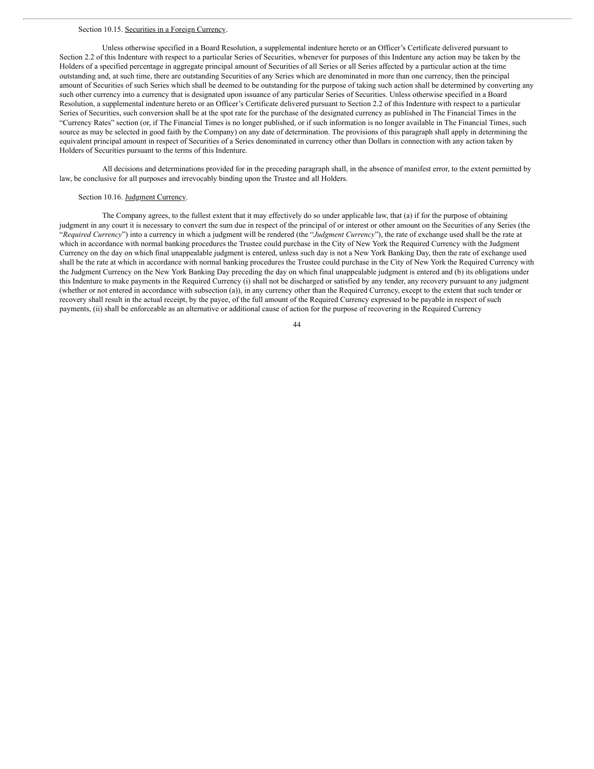Section 10.15. Securities in a Foreign Currency.

Unless otherwise specified in a Board Resolution, a supplemental indenture hereto or an Officer's Certificate delivered pursuant to Section 2.2 of this Indenture with respect to a particular Series of Securities, whenever for purposes of this Indenture any action may be taken by the Holders of a specified percentage in aggregate principal amount of Securities of all Series or all Series affected by a particular action at the time outstanding and, at such time, there are outstanding Securities of any Series which are denominated in more than one currency, then the principal amount of Securities of such Series which shall be deemed to be outstanding for the purpose of taking such action shall be determined by converting any such other currency into a currency that is designated upon issuance of any particular Series of Securities. Unless otherwise specified in a Board Resolution, a supplemental indenture hereto or an Officer's Certificate delivered pursuant to Section 2.2 of this Indenture with respect to a particular Series of Securities, such conversion shall be at the spot rate for the purchase of the designated currency as published in The Financial Times in the "Currency Rates" section (or, if The Financial Times is no longer published, or if such information is no longer available in The Financial Times, such source as may be selected in good faith by the Company) on any date of determination. The provisions of this paragraph shall apply in determining the equivalent principal amount in respect of Securities of a Series denominated in currency other than Dollars in connection with any action taken by Holders of Securities pursuant to the terms of this Indenture.

All decisions and determinations provided for in the preceding paragraph shall, in the absence of manifest error, to the extent permitted by law, be conclusive for all purposes and irrevocably binding upon the Trustee and all Holders.

Section 10.16. Judgment Currency.

The Company agrees, to the fullest extent that it may effectively do so under applicable law, that (a) if for the purpose of obtaining judgment in any court it is necessary to convert the sum due in respect of the principal of or interest or other amount on the Securities of any Series (the "*Required Currency*") into a currency in which a judgment will be rendered (the "*Judgment Currency*"), the rate of exchange used shall be the rate at which in accordance with normal banking procedures the Trustee could purchase in the City of New York the Required Currency with the Judgment Currency on the day on which final unappealable judgment is entered, unless such day is not a New York Banking Day, then the rate of exchange used shall be the rate at which in accordance with normal banking procedures the Trustee could purchase in the City of New York the Required Currency with the Judgment Currency on the New York Banking Day preceding the day on which final unappealable judgment is entered and (b) its obligations under this Indenture to make payments in the Required Currency (i) shall not be discharged or satisfied by any tender, any recovery pursuant to any judgment (whether or not entered in accordance with subsection (a)), in any currency other than the Required Currency, except to the extent that such tender or recovery shall result in the actual receipt, by the payee, of the full amount of the Required Currency expressed to be payable in respect of such payments, (ii) shall be enforceable as an alternative or additional cause of action for the purpose of recovering in the Required Currency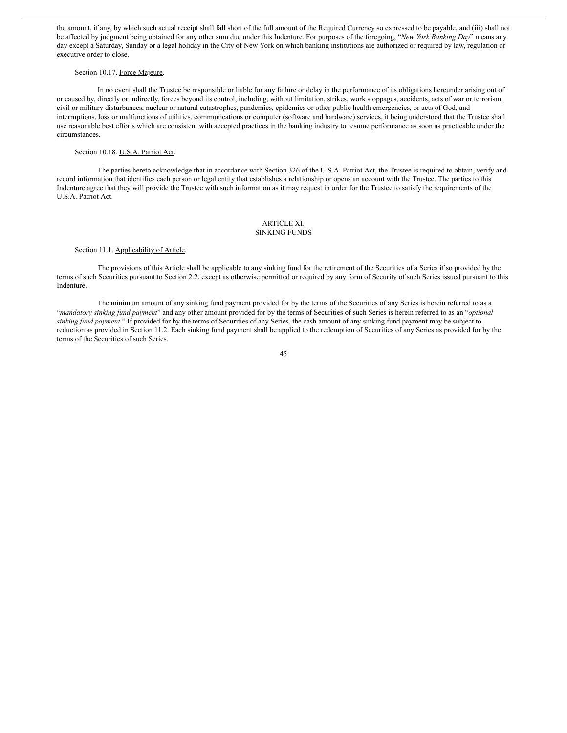the amount, if any, by which such actual receipt shall fall short of the full amount of the Required Currency so expressed to be payable, and (iii) shall not be affected by judgment being obtained for any other sum due under this Indenture. For purposes of the foregoing, "*New York Banking Day*" means any day except a Saturday, Sunday or a legal holiday in the City of New York on which banking institutions are authorized or required by law, regulation or executive order to close.

Section 10.17. Force Majeure.

In no event shall the Trustee be responsible or liable for any failure or delay in the performance of its obligations hereunder arising out of or caused by, directly or indirectly, forces beyond its control, including, without limitation, strikes, work stoppages, accidents, acts of war or terrorism, civil or military disturbances, nuclear or natural catastrophes, pandemics, epidemics or other public health emergencies, or acts of God, and interruptions, loss or malfunctions of utilities, communications or computer (software and hardware) services, it being understood that the Trustee shall use reasonable best efforts which are consistent with accepted practices in the banking industry to resume performance as soon as practicable under the circumstances.

Section 10.18. U.S.A. Patriot Act.

The parties hereto acknowledge that in accordance with Section 326 of the U.S.A. Patriot Act, the Trustee is required to obtain, verify and record information that identifies each person or legal entity that establishes a relationship or opens an account with the Trustee. The parties to this Indenture agree that they will provide the Trustee with such information as it may request in order for the Trustee to satisfy the requirements of the U.S.A. Patriot Act.

## ARTICLE XI.
## SINKING FUNDS

Section 11.1. Applicability of Article.

The provisions of this Article shall be applicable to any sinking fund for the retirement of the Securities of a Series if so provided by the terms of such Securities pursuant to Section 2.2, except as otherwise permitted or required by any form of Security of such Series issued pursuant to this Indenture.

The minimum amount of any sinking fund payment provided for by the terms of the Securities of any Series is herein referred to as a "*mandatory sinking fund payment*" and any other amount provided for by the terms of Securities of such Series is herein referred to as an "*optional sinking fund payment*." If provided for by the terms of Securities of any Series, the cash amount of any sinking fund payment may be subject to reduction as provided in Section 11.2. Each sinking fund payment shall be applied to the redemption of Securities of any Series as provided for by the terms of the Securities of such Series.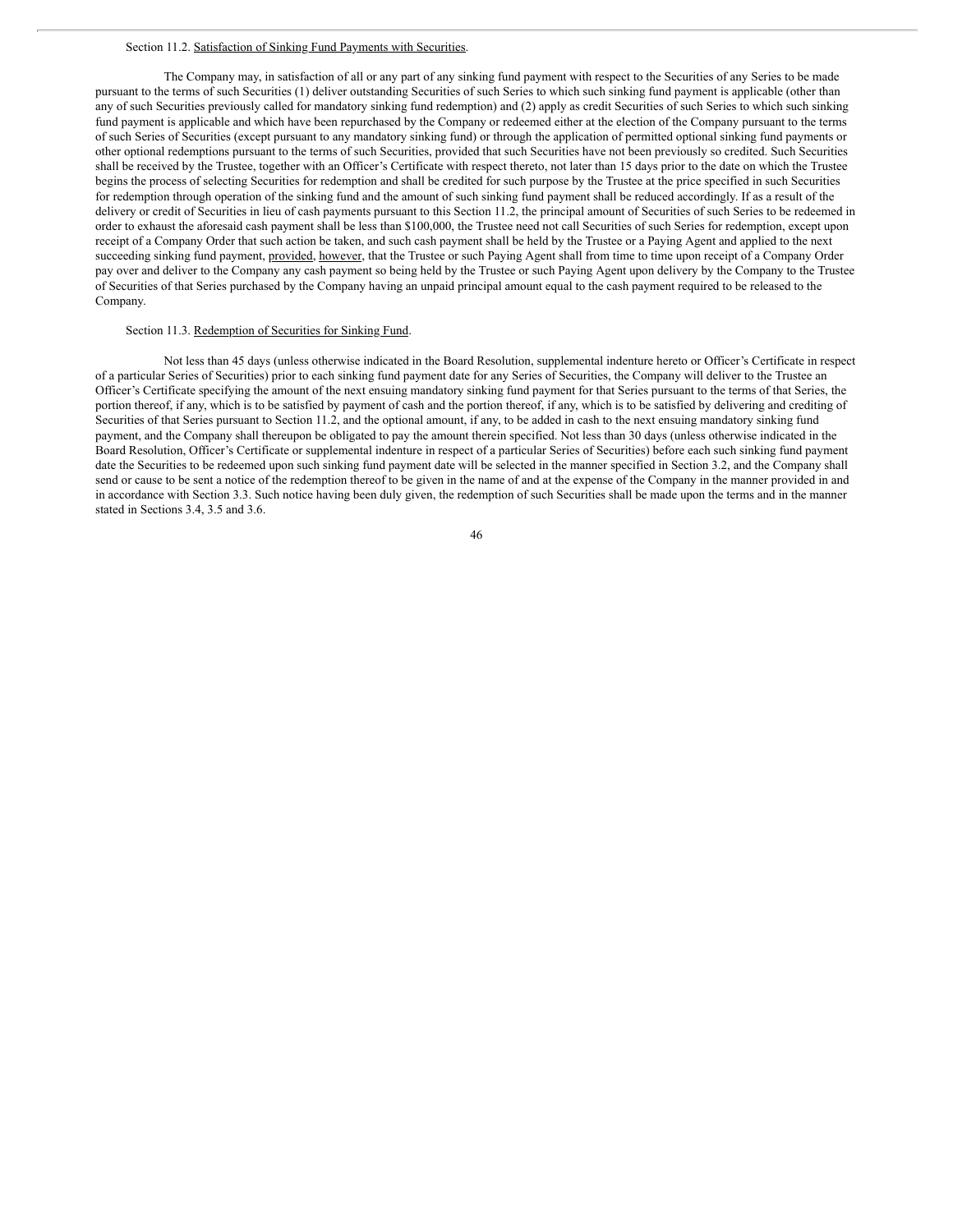Section 11.2. Satisfaction of Sinking Fund Payments with Securities.

The Company may, in satisfaction of all or any part of any sinking fund payment with respect to the Securities of any Series to be made pursuant to the terms of such Securities (1) deliver outstanding Securities of such Series to which such sinking fund payment is applicable (other than any of such Securities previously called for mandatory sinking fund redemption) and (2) apply as credit Securities of such Series to which such sinking fund payment is applicable and which have been repurchased by the Company or redeemed either at the election of the Company pursuant to the terms of such Series of Securities (except pursuant to any mandatory sinking fund) or through the application of permitted optional sinking fund payments or other optional redemptions pursuant to the terms of such Securities, provided that such Securities have not been previously so credited. Such Securities shall be received by the Trustee, together with an Officer's Certificate with respect thereto, not later than 15 days prior to the date on which the Trustee begins the process of selecting Securities for redemption and shall be credited for such purpose by the Trustee at the price specified in such Securities for redemption through operation of the sinking fund and the amount of such sinking fund payment shall be reduced accordingly. If as a result of the delivery or credit of Securities in lieu of cash payments pursuant to this Section 11.2, the principal amount of Securities of such Series to be redeemed in order to exhaust the aforesaid cash payment shall be less than $100,000, the Trustee need not call Securities of such Series for redemption, except upon receipt of a Company Order that such action be taken, and such cash payment shall be held by the Trustee or a Paying Agent and applied to the next succeeding sinking fund payment, provided, however, that the Trustee or such Paying Agent shall from time to time upon receipt of a Company Order pay over and deliver to the Company any cash payment so being held by the Trustee or such Paying Agent upon delivery by the Company to the Trustee of Securities of that Series purchased by the Company having an unpaid principal amount equal to the cash payment required to be released to the Company.

Section 11.3. Redemption of Securities for Sinking Fund.

Not less than 45 days (unless otherwise indicated in the Board Resolution, supplemental indenture hereto or Officer's Certificate in respect of a particular Series of Securities) prior to each sinking fund payment date for any Series of Securities, the Company will deliver to the Trustee an Officer's Certificate specifying the amount of the next ensuing mandatory sinking fund payment for that Series pursuant to the terms of that Series, the portion thereof, if any, which is to be satisfied by payment of cash and the portion thereof, if any, which is to be satisfied by delivering and crediting of Securities of that Series pursuant to Section 11.2, and the optional amount, if any, to be added in cash to the next ensuing mandatory sinking fund payment, and the Company shall thereupon be obligated to pay the amount therein specified. Not less than 30 days (unless otherwise indicated in the Board Resolution, Officer's Certificate or supplemental indenture in respect of a particular Series of Securities) before each such sinking fund payment date the Securities to be redeemed upon such sinking fund payment date will be selected in the manner specified in Section 3.2, and the Company shall send or cause to be sent a notice of the redemption thereof to be given in the name of and at the expense of the Company in the manner provided in and in accordance with Section 3.3. Such notice having been duly given, the redemption of such Securities shall be made upon the terms and in the manner stated in Sections 3.4, 3.5 and 3.6.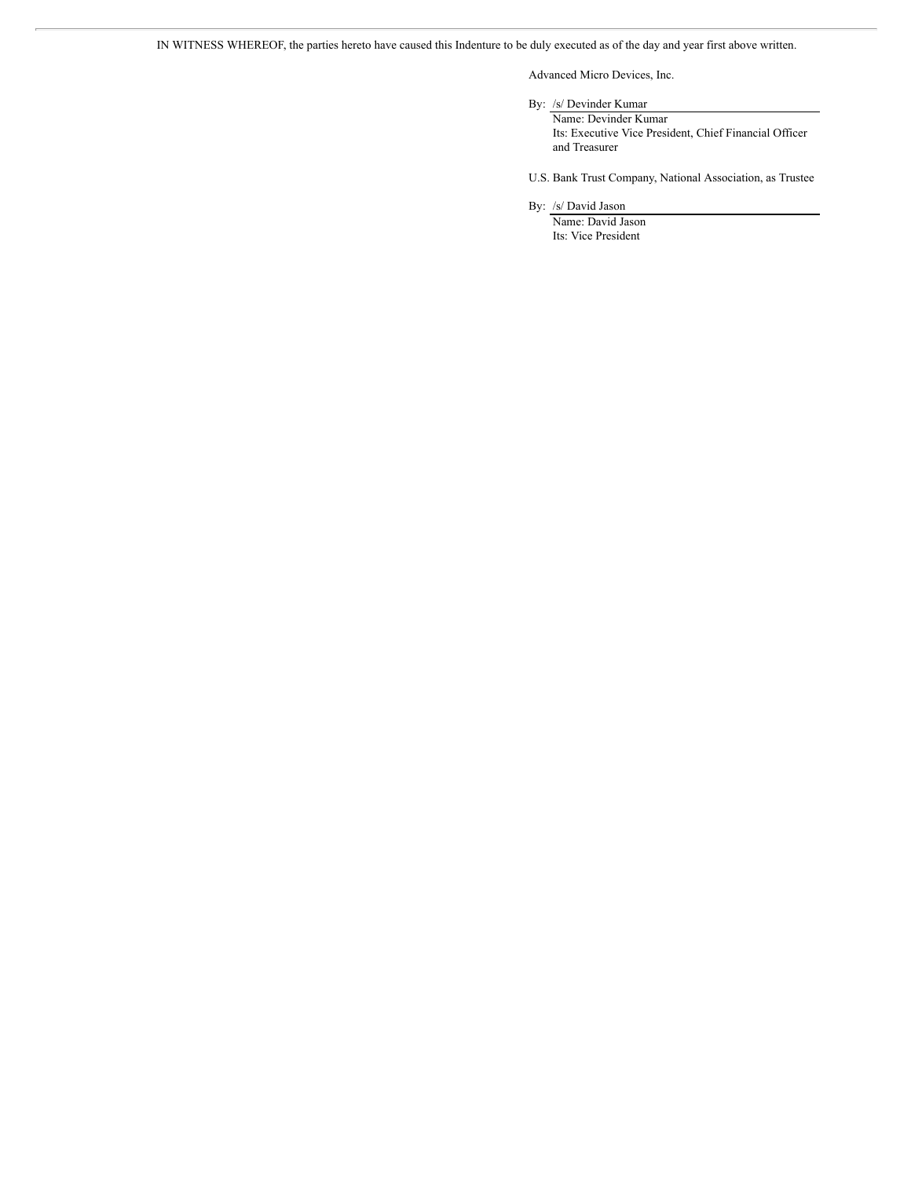IN WITNESS WHEREOF, the parties hereto have caused this Indenture to be duly executed as of the day and year first above written.

Advanced Micro Devices, Inc.

By: /s/ Devinder Kumar
Name: Devinder Kumar
Its: Executive Vice President, Chief Financial Officer and Treasurer

U.S. Bank Trust Company, National Association, as Trustee

By: /s/ David Jason
Name: David Jason
Its: Vice President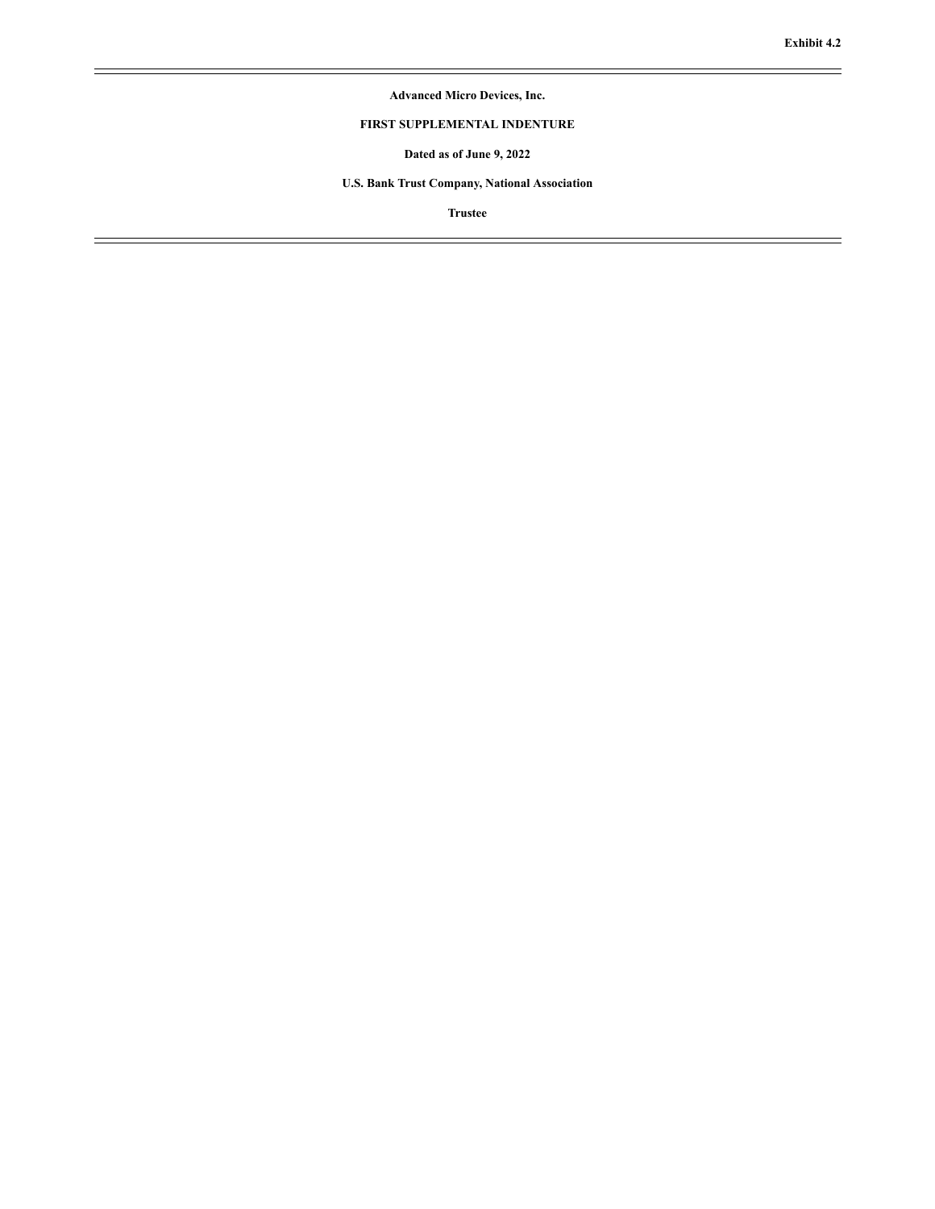**Exhibit 4.2**

---

**Advanced Micro Devices, Inc.**

**FIRST SUPPLEMENTAL INDENTURE**

**Dated as of June 9, 2022**

**U.S. Bank Trust Company, National Association**

**Trustee**

---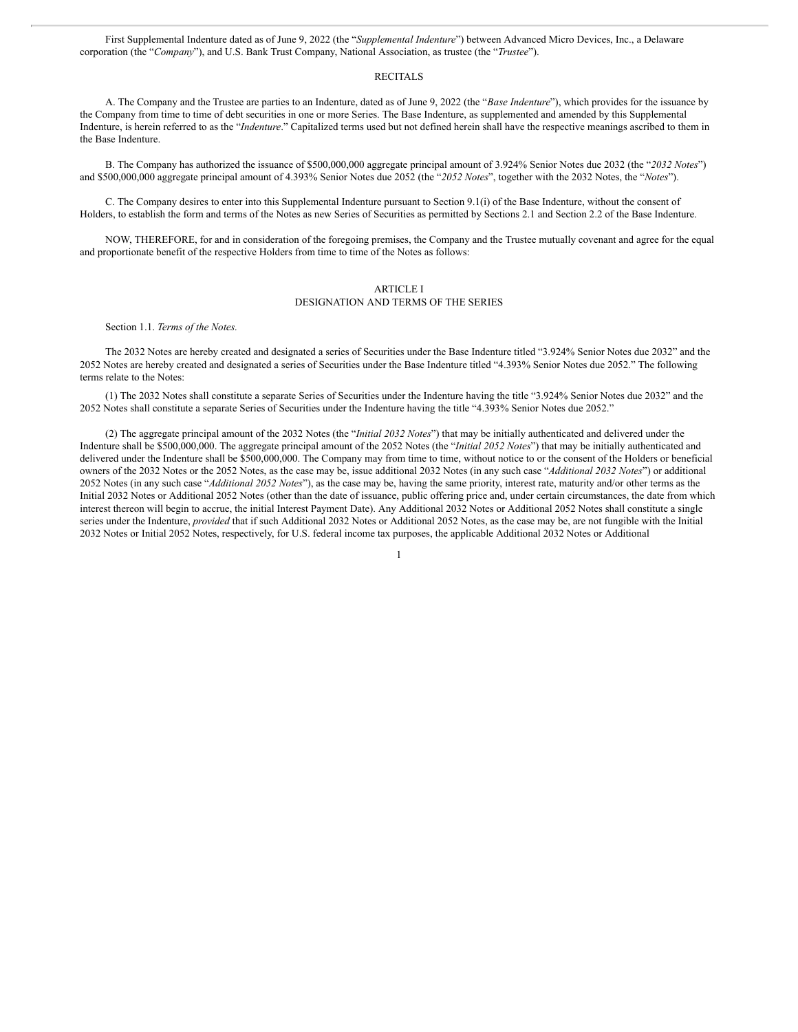First Supplemental Indenture dated as of June 9, 2022 (the "*Supplemental Indenture*") between Advanced Micro Devices, Inc., a Delaware corporation (the "*Company*"), and U.S. Bank Trust Company, National Association, as trustee (the "*Trustee*").

RECITALS

A. The Company and the Trustee are parties to an Indenture, dated as of June 9, 2022 (the "*Base Indenture*"), which provides for the issuance by the Company from time to time of debt securities in one or more Series. The Base Indenture, as supplemented and amended by this Supplemental Indenture, is herein referred to as the "*Indenture*." Capitalized terms used but not defined herein shall have the respective meanings ascribed to them in the Base Indenture.

B. The Company has authorized the issuance of $500,000,000 aggregate principal amount of 3.924% Senior Notes due 2032 (the "*2032 Notes*") and $500,000,000 aggregate principal amount of 4.393% Senior Notes due 2052 (the "*2052 Notes*", together with the 2032 Notes, the "*Notes*").

C. The Company desires to enter into this Supplemental Indenture pursuant to Section 9.1(i) of the Base Indenture, without the consent of Holders, to establish the form and terms of the Notes as new Series of Securities as permitted by Sections 2.1 and Section 2.2 of the Base Indenture.

NOW, THEREFORE, for and in consideration of the foregoing premises, the Company and the Trustee mutually covenant and agree for the equal and proportionate benefit of the respective Holders from time to time of the Notes as follows:

## ARTICLE I
## DESIGNATION AND TERMS OF THE SERIES

Section 1.1. *Terms of the Notes.*

The 2032 Notes are hereby created and designated a series of Securities under the Base Indenture titled "3.924% Senior Notes due 2032" and the 2052 Notes are hereby created and designated a series of Securities under the Base Indenture titled "4.393% Senior Notes due 2052." The following terms relate to the Notes:

(1) The 2032 Notes shall constitute a separate Series of Securities under the Indenture having the title "3.924% Senior Notes due 2032" and the 2052 Notes shall constitute a separate Series of Securities under the Indenture having the title "4.393% Senior Notes due 2052."

(2) The aggregate principal amount of the 2032 Notes (the "*Initial 2032 Notes*") that may be initially authenticated and delivered under the Indenture shall be $500,000,000. The aggregate principal amount of the 2052 Notes (the "*Initial 2052 Notes*") that may be initially authenticated and delivered under the Indenture shall be $500,000,000. The Company may from time to time, without notice to or the consent of the Holders or beneficial owners of the 2032 Notes or the 2052 Notes, as the case may be, issue additional 2032 Notes (in any such case "*Additional 2032 Notes*") or additional 2052 Notes (in any such case "*Additional 2052 Notes*"), as the case may be, having the same priority, interest rate, maturity and/or other terms as the Initial 2032 Notes or Additional 2052 Notes (other than the date of issuance, public offering price and, under certain circumstances, the date from which interest thereon will begin to accrue, the initial Interest Payment Date). Any Additional 2032 Notes or Additional 2052 Notes shall constitute a single series under the Indenture, *provided* that if such Additional 2032 Notes or Additional 2052 Notes, as the case may be, are not fungible with the Initial 2032 Notes or Initial 2052 Notes, respectively, for U.S. federal income tax purposes, the applicable Additional 2032 Notes or Additional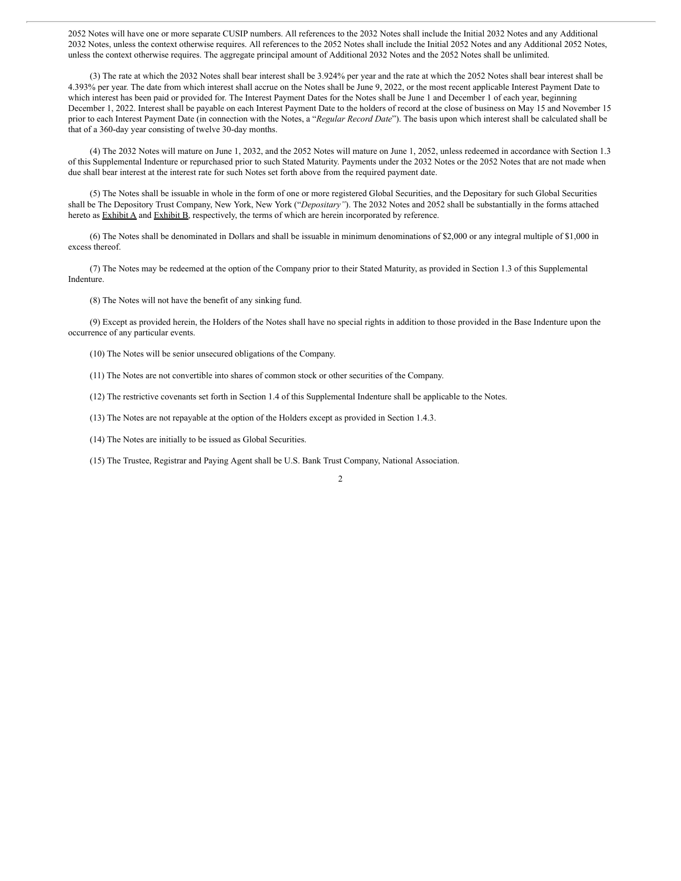2052 Notes will have one or more separate CUSIP numbers. All references to the 2032 Notes shall include the Initial 2032 Notes and any Additional 2032 Notes, unless the context otherwise requires. All references to the 2052 Notes shall include the Initial 2052 Notes and any Additional 2052 Notes, unless the context otherwise requires. The aggregate principal amount of Additional 2032 Notes and the 2052 Notes shall be unlimited.

(3) The rate at which the 2032 Notes shall bear interest shall be 3.924% per year and the rate at which the 2052 Notes shall bear interest shall be 4.393% per year. The date from which interest shall accrue on the Notes shall be June 9, 2022, or the most recent applicable Interest Payment Date to which interest has been paid or provided for. The Interest Payment Dates for the Notes shall be June 1 and December 1 of each year, beginning December 1, 2022. Interest shall be payable on each Interest Payment Date to the holders of record at the close of business on May 15 and November 15 prior to each Interest Payment Date (in connection with the Notes, a "*Regular Record Date*"). The basis upon which interest shall be calculated shall be that of a 360-day year consisting of twelve 30-day months.

(4) The 2032 Notes will mature on June 1, 2032, and the 2052 Notes will mature on June 1, 2052, unless redeemed in accordance with Section 1.3 of this Supplemental Indenture or repurchased prior to such Stated Maturity. Payments under the 2032 Notes or the 2052 Notes that are not made when due shall bear interest at the interest rate for such Notes set forth above from the required payment date.

(5) The Notes shall be issuable in whole in the form of one or more registered Global Securities, and the Depositary for such Global Securities shall be The Depository Trust Company, New York, New York ("*Depositary"*). The 2032 Notes and 2052 shall be substantially in the forms attached hereto as Exhibit A and Exhibit B, respectively, the terms of which are herein incorporated by reference.

(6) The Notes shall be denominated in Dollars and shall be issuable in minimum denominations of $2,000 or any integral multiple of $1,000 in excess thereof.

(7) The Notes may be redeemed at the option of the Company prior to their Stated Maturity, as provided in Section 1.3 of this Supplemental Indenture.

(8) The Notes will not have the benefit of any sinking fund.

(9) Except as provided herein, the Holders of the Notes shall have no special rights in addition to those provided in the Base Indenture upon the occurrence of any particular events.

(10) The Notes will be senior unsecured obligations of the Company.

(11) The Notes are not convertible into shares of common stock or other securities of the Company.

(12) The restrictive covenants set forth in Section 1.4 of this Supplemental Indenture shall be applicable to the Notes.

(13) The Notes are not repayable at the option of the Holders except as provided in Section 1.4.3.

(14) The Notes are initially to be issued as Global Securities.

(15) The Trustee, Registrar and Paying Agent shall be U.S. Bank Trust Company, National Association.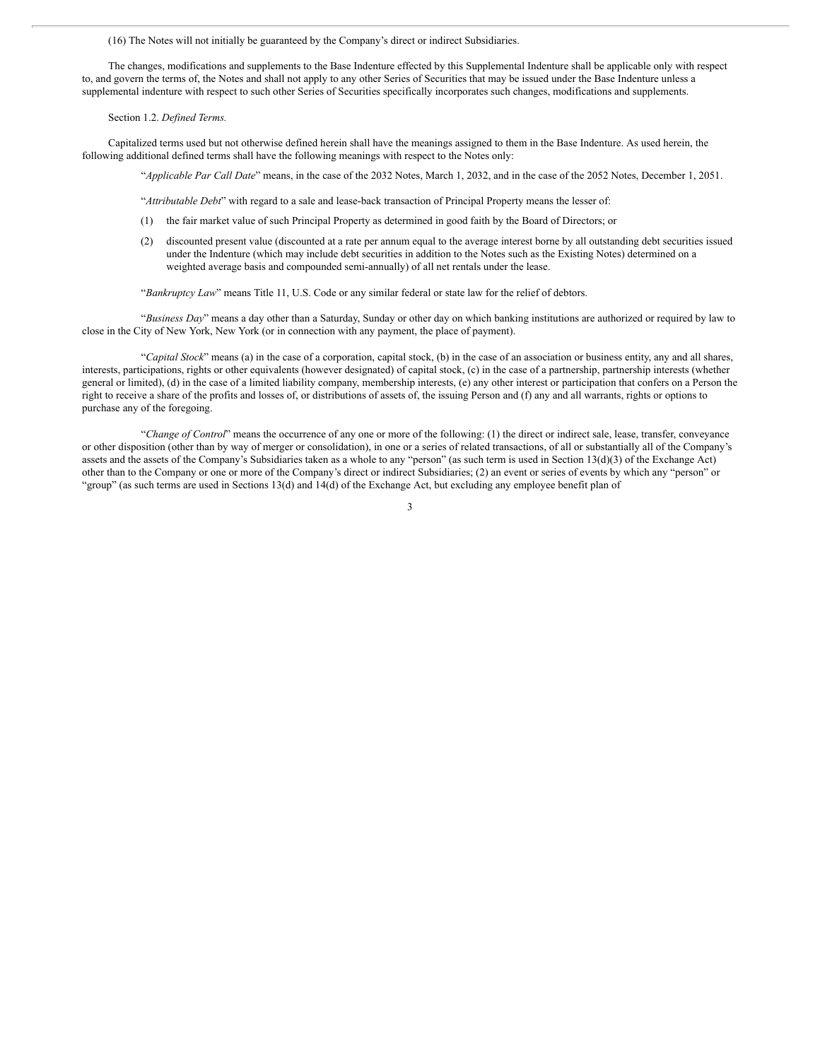(16) The Notes will not initially be guaranteed by the Company's direct or indirect Subsidiaries.

The changes, modifications and supplements to the Base Indenture effected by this Supplemental Indenture shall be applicable only with respect to, and govern the terms of, the Notes and shall not apply to any other Series of Securities that may be issued under the Base Indenture unless a supplemental indenture with respect to such other Series of Securities specifically incorporates such changes, modifications and supplements.

Section 1.2. *Defined Terms.*

Capitalized terms used but not otherwise defined herein shall have the meanings assigned to them in the Base Indenture. As used herein, the following additional defined terms shall have the following meanings with respect to the Notes only:

"*Applicable Par Call Date*" means, in the case of the 2032 Notes, March 1, 2032, and in the case of the 2052 Notes, December 1, 2051.

"*Attributable Debt*" with regard to a sale and lease-back transaction of Principal Property means the lesser of:

(1) the fair market value of such Principal Property as determined in good faith by the Board of Directors; or

(2) discounted present value (discounted at a rate per annum equal to the average interest borne by all outstanding debt securities issued under the Indenture (which may include debt securities in addition to the Notes such as the Existing Notes) determined on a weighted average basis and compounded semi-annually) of all net rentals under the lease.

"*Bankruptcy Law*" means Title 11, U.S. Code or any similar federal or state law for the relief of debtors.

"*Business Day*" means a day other than a Saturday, Sunday or other day on which banking institutions are authorized or required by law to close in the City of New York, New York (or in connection with any payment, the place of payment).

"*Capital Stock*" means (a) in the case of a corporation, capital stock, (b) in the case of an association or business entity, any and all shares, interests, participations, rights or other equivalents (however designated) of capital stock, (c) in the case of a partnership, partnership interests (whether general or limited), (d) in the case of a limited liability company, membership interests, (e) any other interest or participation that confers on a Person the right to receive a share of the profits and losses of, or distributions of assets of, the issuing Person and (f) any and all warrants, rights or options to purchase any of the foregoing.

"*Change of Control*" means the occurrence of any one or more of the following: (1) the direct or indirect sale, lease, transfer, conveyance or other disposition (other than by way of merger or consolidation), in one or a series of related transactions, of all or substantially all of the Company's assets and the assets of the Company's Subsidiaries taken as a whole to any "person" (as such term is used in Section 13(d)(3) of the Exchange Act) other than to the Company or one or more of the Company's direct or indirect Subsidiaries; (2) an event or series of events by which any "person" or "group" (as such terms are used in Sections 13(d) and 14(d) of the Exchange Act, but excluding any employee benefit plan of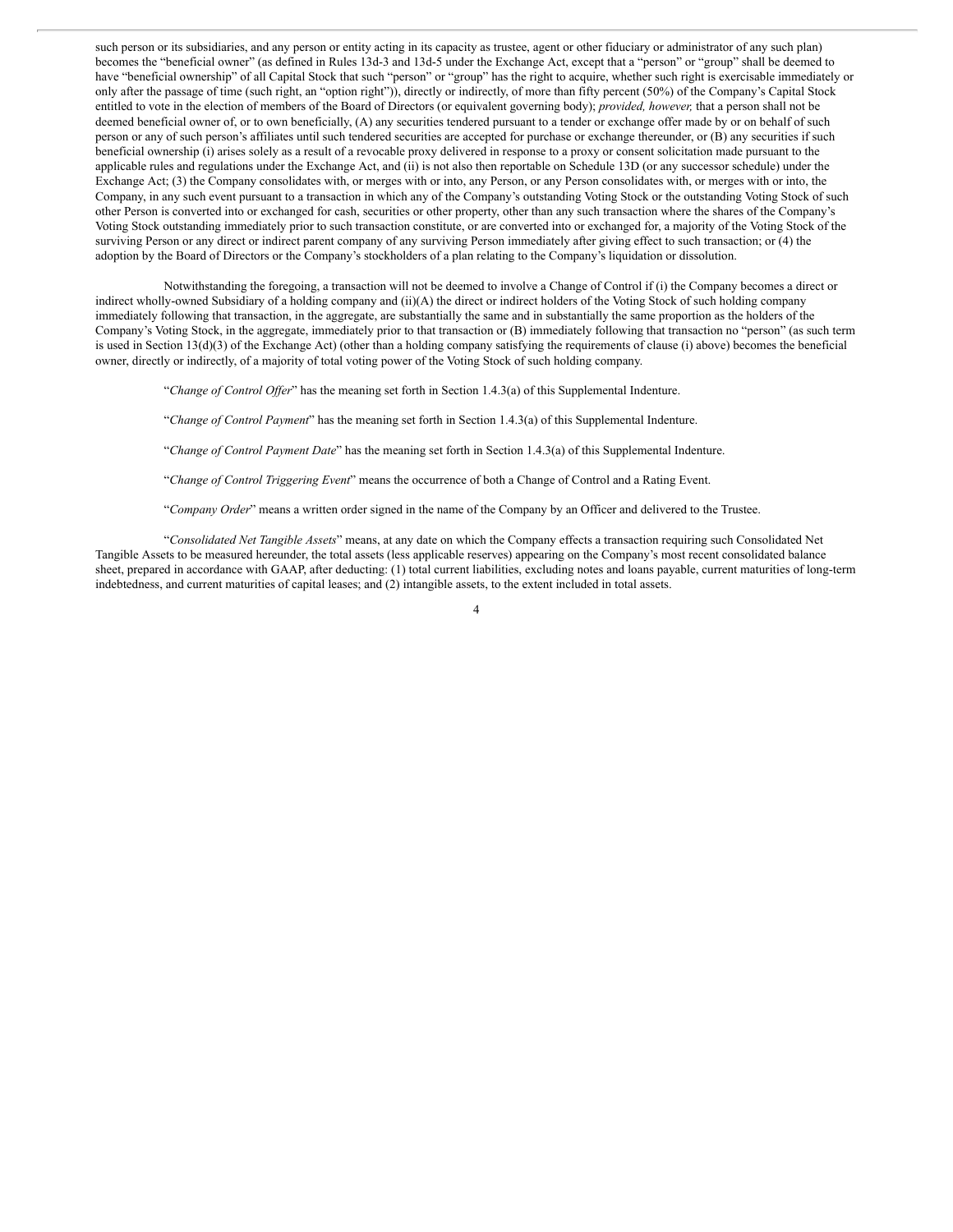such person or its subsidiaries, and any person or entity acting in its capacity as trustee, agent or other fiduciary or administrator of any such plan) becomes the "beneficial owner" (as defined in Rules 13d-3 and 13d-5 under the Exchange Act, except that a "person" or "group" shall be deemed to have "beneficial ownership" of all Capital Stock that such "person" or "group" has the right to acquire, whether such right is exercisable immediately or only after the passage of time (such right, an "option right")), directly or indirectly, of more than fifty percent (50%) of the Company's Capital Stock entitled to vote in the election of members of the Board of Directors (or equivalent governing body); *provided, however,* that a person shall not be deemed beneficial owner of, or to own beneficially, (A) any securities tendered pursuant to a tender or exchange offer made by or on behalf of such person or any of such person's affiliates until such tendered securities are accepted for purchase or exchange thereunder, or (B) any securities if such beneficial ownership (i) arises solely as a result of a revocable proxy delivered in response to a proxy or consent solicitation made pursuant to the applicable rules and regulations under the Exchange Act, and (ii) is not also then reportable on Schedule 13D (or any successor schedule) under the Exchange Act; (3) the Company consolidates with, or merges with or into, any Person, or any Person consolidates with, or merges with or into, the Company, in any such event pursuant to a transaction in which any of the Company's outstanding Voting Stock or the outstanding Voting Stock of such other Person is converted into or exchanged for cash, securities or other property, other than any such transaction where the shares of the Company's Voting Stock outstanding immediately prior to such transaction constitute, or are converted into or exchanged for, a majority of the Voting Stock of the surviving Person or any direct or indirect parent company of any surviving Person immediately after giving effect to such transaction; or (4) the adoption by the Board of Directors or the Company's stockholders of a plan relating to the Company's liquidation or dissolution.

Notwithstanding the foregoing, a transaction will not be deemed to involve a Change of Control if (i) the Company becomes a direct or indirect wholly-owned Subsidiary of a holding company and (ii)(A) the direct or indirect holders of the Voting Stock of such holding company immediately following that transaction, in the aggregate, are substantially the same and in substantially the same proportion as the holders of the Company's Voting Stock, in the aggregate, immediately prior to that transaction or (B) immediately following that transaction no "person" (as such term is used in Section 13(d)(3) of the Exchange Act) (other than a holding company satisfying the requirements of clause (i) above) becomes the beneficial owner, directly or indirectly, of a majority of total voting power of the Voting Stock of such holding company.

"*Change of Control Offer*" has the meaning set forth in Section 1.4.3(a) of this Supplemental Indenture.

"*Change of Control Payment*" has the meaning set forth in Section 1.4.3(a) of this Supplemental Indenture.

"*Change of Control Payment Date*" has the meaning set forth in Section 1.4.3(a) of this Supplemental Indenture.

"*Change of Control Triggering Event*" means the occurrence of both a Change of Control and a Rating Event.

"*Company Order*" means a written order signed in the name of the Company by an Officer and delivered to the Trustee.

"*Consolidated Net Tangible Assets*" means, at any date on which the Company effects a transaction requiring such Consolidated Net Tangible Assets to be measured hereunder, the total assets (less applicable reserves) appearing on the Company's most recent consolidated balance sheet, prepared in accordance with GAAP, after deducting: (1) total current liabilities, excluding notes and loans payable, current maturities of long-term indebtedness, and current maturities of capital leases; and (2) intangible assets, to the extent included in total assets.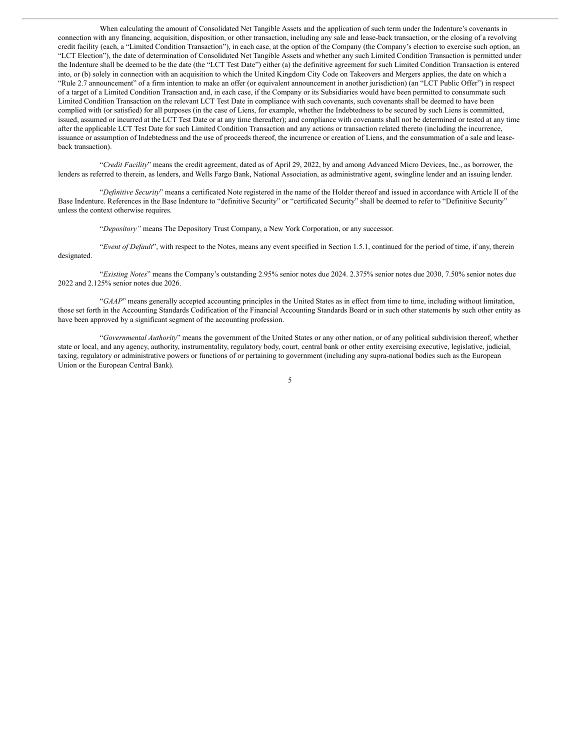When calculating the amount of Consolidated Net Tangible Assets and the application of such term under the Indenture's covenants in connection with any financing, acquisition, disposition, or other transaction, including any sale and lease-back transaction, or the closing of a revolving credit facility (each, a "Limited Condition Transaction"), in each case, at the option of the Company (the Company's election to exercise such option, an "LCT Election"), the date of determination of Consolidated Net Tangible Assets and whether any such Limited Condition Transaction is permitted under the Indenture shall be deemed to be the date (the "LCT Test Date") either (a) the definitive agreement for such Limited Condition Transaction is entered into, or (b) solely in connection with an acquisition to which the United Kingdom City Code on Takeovers and Mergers applies, the date on which a "Rule 2.7 announcement" of a firm intention to make an offer (or equivalent announcement in another jurisdiction) (an "LCT Public Offer") in respect of a target of a Limited Condition Transaction and, in each case, if the Company or its Subsidiaries would have been permitted to consummate such Limited Condition Transaction on the relevant LCT Test Date in compliance with such covenants, such covenants shall be deemed to have been complied with (or satisfied) for all purposes (in the case of Liens, for example, whether the Indebtedness to be secured by such Liens is committed, issued, assumed or incurred at the LCT Test Date or at any time thereafter); and compliance with covenants shall not be determined or tested at any time after the applicable LCT Test Date for such Limited Condition Transaction and any actions or transaction related thereto (including the incurrence, issuance or assumption of Indebtedness and the use of proceeds thereof, the incurrence or creation of Liens, and the consummation of a sale and lease-back transaction).

"*Credit Facility*" means the credit agreement, dated as of April 29, 2022, by and among Advanced Micro Devices, Inc., as borrower, the lenders as referred to therein, as lenders, and Wells Fargo Bank, National Association, as administrative agent, swingline lender and an issuing lender.

"*Definitive Security*" means a certificated Note registered in the name of the Holder thereof and issued in accordance with Article II of the Base Indenture. References in the Base Indenture to "definitive Security" or "certificated Security" shall be deemed to refer to "Definitive Security" unless the context otherwise requires.

"*Depository*" means The Depository Trust Company, a New York Corporation, or any successor.

"*Event of Default*", with respect to the Notes, means any event specified in Section 1.5.1, continued for the period of time, if any, therein designated.

"*Existing Notes*" means the Company's outstanding 2.95% senior notes due 2024. 2.375% senior notes due 2030, 7.50% senior notes due 2022 and 2.125% senior notes due 2026.

"*GAAP*" means generally accepted accounting principles in the United States as in effect from time to time, including without limitation, those set forth in the Accounting Standards Codification of the Financial Accounting Standards Board or in such other statements by such other entity as have been approved by a significant segment of the accounting profession.

"*Governmental Authority*" means the government of the United States or any other nation, or of any political subdivision thereof, whether state or local, and any agency, authority, instrumentality, regulatory body, court, central bank or other entity exercising executive, legislative, judicial, taxing, regulatory or administrative powers or functions of or pertaining to government (including any supra-national bodies such as the European Union or the European Central Bank).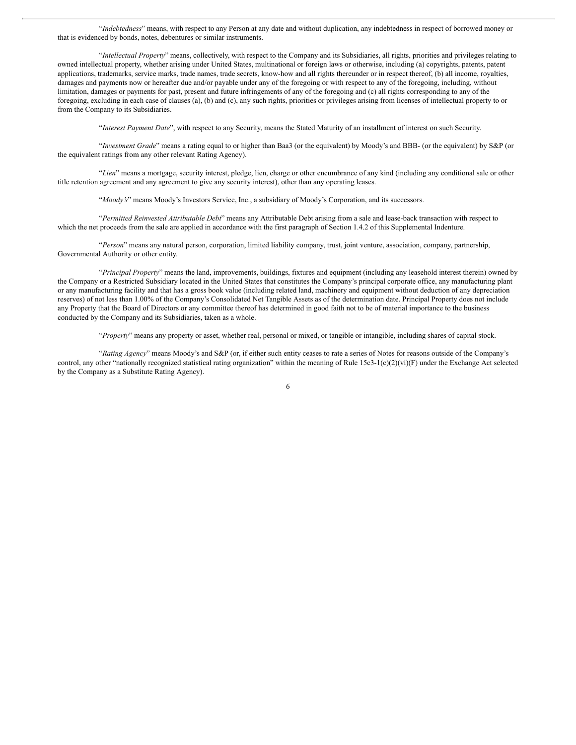"*Indebtedness*" means, with respect to any Person at any date and without duplication, any indebtedness in respect of borrowed money or that is evidenced by bonds, notes, debentures or similar instruments.

"*Intellectual Property*" means, collectively, with respect to the Company and its Subsidiaries, all rights, priorities and privileges relating to owned intellectual property, whether arising under United States, multinational or foreign laws or otherwise, including (a) copyrights, patents, patent applications, trademarks, service marks, trade names, trade secrets, know-how and all rights thereunder or in respect thereof, (b) all income, royalties, damages and payments now or hereafter due and/or payable under any of the foregoing or with respect to any of the foregoing, including, without limitation, damages or payments for past, present and future infringements of any of the foregoing and (c) all rights corresponding to any of the foregoing, excluding in each case of clauses (a), (b) and (c), any such rights, priorities or privileges arising from licenses of intellectual property to or from the Company to its Subsidiaries.

"*Interest Payment Date*", with respect to any Security, means the Stated Maturity of an installment of interest on such Security.

"*Investment Grade*" means a rating equal to or higher than Baa3 (or the equivalent) by Moody's and BBB- (or the equivalent) by S&P (or the equivalent ratings from any other relevant Rating Agency).

"*Lien*" means a mortgage, security interest, pledge, lien, charge or other encumbrance of any kind (including any conditional sale or other title retention agreement and any agreement to give any security interest), other than any operating leases.

"*Moody's*" means Moody's Investors Service, Inc., a subsidiary of Moody's Corporation, and its successors.

"*Permitted Reinvested Attributable Debt*" means any Attributable Debt arising from a sale and lease-back transaction with respect to which the net proceeds from the sale are applied in accordance with the first paragraph of Section 1.4.2 of this Supplemental Indenture.

"*Person*" means any natural person, corporation, limited liability company, trust, joint venture, association, company, partnership, Governmental Authority or other entity.

"*Principal Property*" means the land, improvements, buildings, fixtures and equipment (including any leasehold interest therein) owned by the Company or a Restricted Subsidiary located in the United States that constitutes the Company's principal corporate office, any manufacturing plant or any manufacturing facility and that has a gross book value (including related land, machinery and equipment without deduction of any depreciation reserves) of not less than 1.00% of the Company's Consolidated Net Tangible Assets as of the determination date. Principal Property does not include any Property that the Board of Directors or any committee thereof has determined in good faith not to be of material importance to the business conducted by the Company and its Subsidiaries, taken as a whole.

"*Property*" means any property or asset, whether real, personal or mixed, or tangible or intangible, including shares of capital stock.

"*Rating Agency*" means Moody's and S&P (or, if either such entity ceases to rate a series of Notes for reasons outside of the Company's control, any other "nationally recognized statistical rating organization" within the meaning of Rule 15c3-1(c)(2)(vi)(F) under the Exchange Act selected by the Company as a Substitute Rating Agency).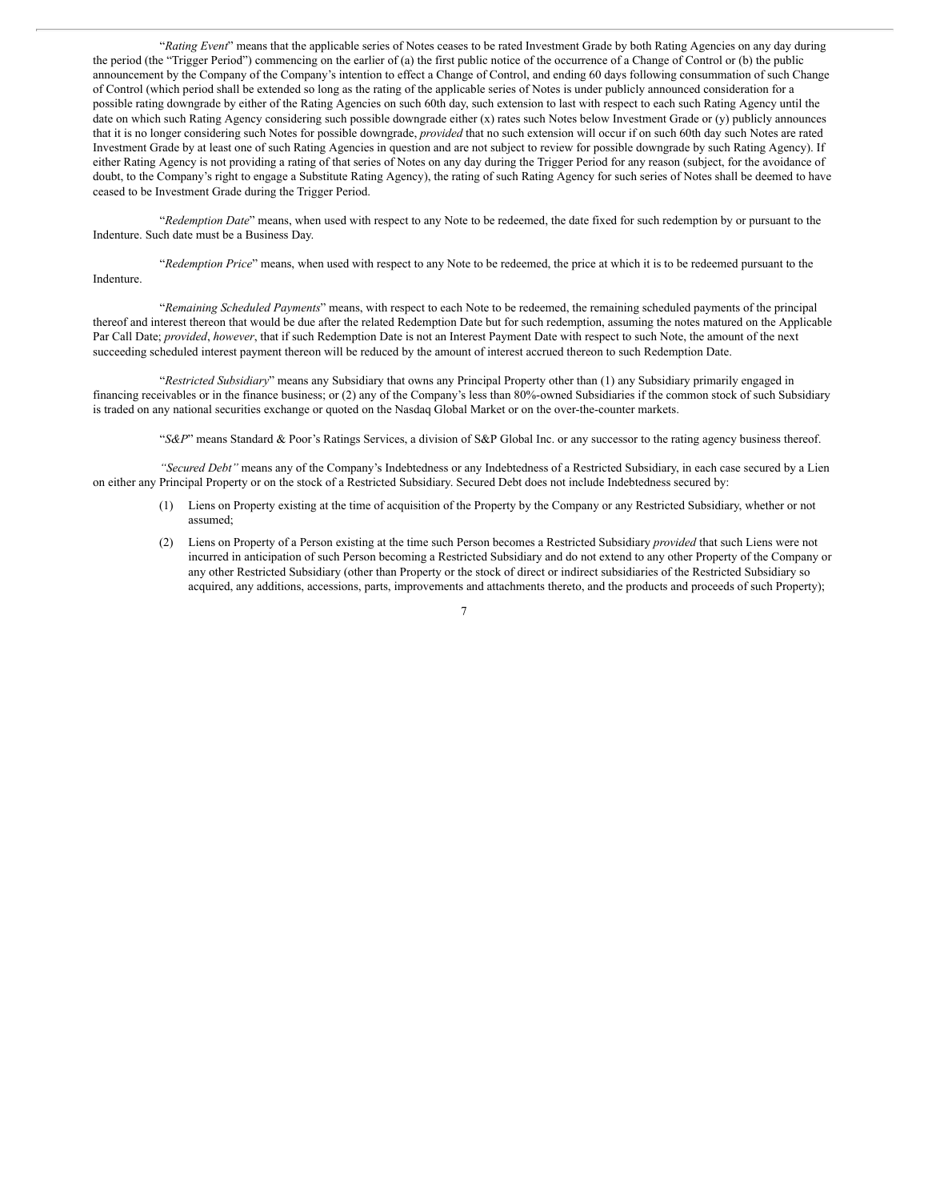"*Rating Event*" means that the applicable series of Notes ceases to be rated Investment Grade by both Rating Agencies on any day during the period (the "Trigger Period") commencing on the earlier of (a) the first public notice of the occurrence of a Change of Control or (b) the public announcement by the Company of the Company's intention to effect a Change of Control, and ending 60 days following consummation of such Change of Control (which period shall be extended so long as the rating of the applicable series of Notes is under publicly announced consideration for a possible rating downgrade by either of the Rating Agencies on such 60th day, such extension to last with respect to each such Rating Agency until the date on which such Rating Agency considering such possible downgrade either (x) rates such Notes below Investment Grade or (y) publicly announces that it is no longer considering such Notes for possible downgrade, *provided* that no such extension will occur if on such 60th day such Notes are rated Investment Grade by at least one of such Rating Agencies in question and are not subject to review for possible downgrade by such Rating Agency). If either Rating Agency is not providing a rating of that series of Notes on any day during the Trigger Period for any reason (subject, for the avoidance of doubt, to the Company's right to engage a Substitute Rating Agency), the rating of such Rating Agency for such series of Notes shall be deemed to have ceased to be Investment Grade during the Trigger Period.

"*Redemption Date*" means, when used with respect to any Note to be redeemed, the date fixed for such redemption by or pursuant to the Indenture. Such date must be a Business Day.

"*Redemption Price*" means, when used with respect to any Note to be redeemed, the price at which it is to be redeemed pursuant to the Indenture.

"*Remaining Scheduled Payments*" means, with respect to each Note to be redeemed, the remaining scheduled payments of the principal thereof and interest thereon that would be due after the related Redemption Date but for such redemption, assuming the notes matured on the Applicable Par Call Date; *provided*, *however*, that if such Redemption Date is not an Interest Payment Date with respect to such Note, the amount of the next succeeding scheduled interest payment thereon will be reduced by the amount of interest accrued thereon to such Redemption Date.

"*Restricted Subsidiary*" means any Subsidiary that owns any Principal Property other than (1) any Subsidiary primarily engaged in financing receivables or in the finance business; or (2) any of the Company's less than 80%-owned Subsidiaries if the common stock of such Subsidiary is traded on any national securities exchange or quoted on the Nasdaq Global Market or on the over-the-counter markets.

"*S&P*" means Standard & Poor's Ratings Services, a division of S&P Global Inc. or any successor to the rating agency business thereof.

*"Secured Debt"* means any of the Company's Indebtedness or any Indebtedness of a Restricted Subsidiary, in each case secured by a Lien on either any Principal Property or on the stock of a Restricted Subsidiary. Secured Debt does not include Indebtedness secured by:

(1) Liens on Property existing at the time of acquisition of the Property by the Company or any Restricted Subsidiary, whether or not assumed;

(2) Liens on Property of a Person existing at the time such Person becomes a Restricted Subsidiary *provided* that such Liens were not incurred in anticipation of such Person becoming a Restricted Subsidiary and do not extend to any other Property of the Company or any other Restricted Subsidiary (other than Property or the stock of direct or indirect subsidiaries of the Restricted Subsidiary so acquired, any additions, accessions, parts, improvements and attachments thereto, and the products and proceeds of such Property);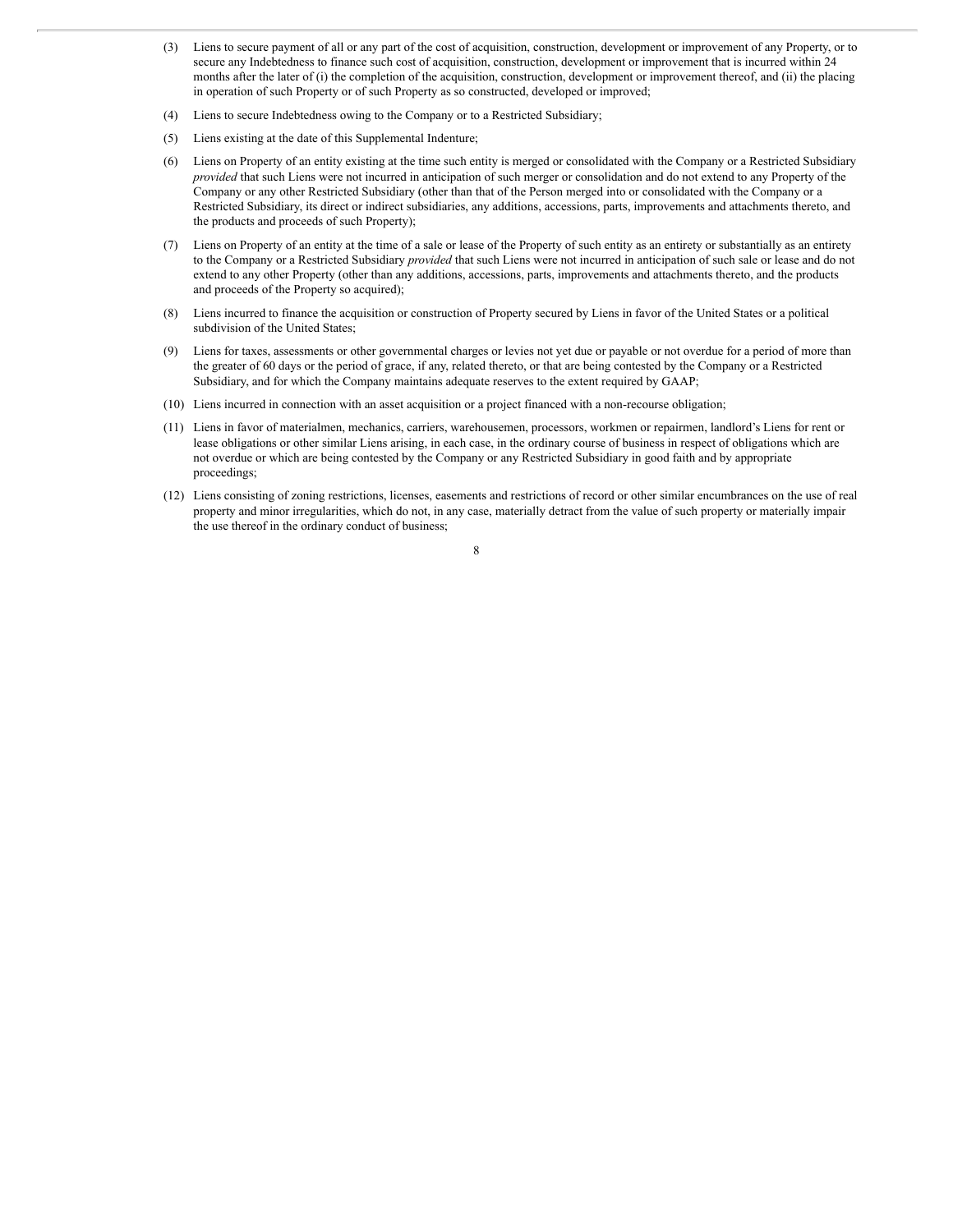(3) Liens to secure payment of all or any part of the cost of acquisition, construction, development or improvement of any Property, or to secure any Indebtedness to finance such cost of acquisition, construction, development or improvement that is incurred within 24 months after the later of (i) the completion of the acquisition, construction, development or improvement thereof, and (ii) the placing in operation of such Property or of such Property as so constructed, developed or improved;

(4) Liens to secure Indebtedness owing to the Company or to a Restricted Subsidiary;

(5) Liens existing at the date of this Supplemental Indenture;

(6) Liens on Property of an entity existing at the time such entity is merged or consolidated with the Company or a Restricted Subsidiary *provided* that such Liens were not incurred in anticipation of such merger or consolidation and do not extend to any Property of the Company or any other Restricted Subsidiary (other than that of the Person merged into or consolidated with the Company or a Restricted Subsidiary, its direct or indirect subsidiaries, any additions, accessions, parts, improvements and attachments thereto, and the products and proceeds of such Property);

(7) Liens on Property of an entity at the time of a sale or lease of the Property of such entity as an entirety or substantially as an entirety to the Company or a Restricted Subsidiary *provided* that such Liens were not incurred in anticipation of such sale or lease and do not extend to any other Property (other than any additions, accessions, parts, improvements and attachments thereto, and the products and proceeds of the Property so acquired);

(8) Liens incurred to finance the acquisition or construction of Property secured by Liens in favor of the United States or a political subdivision of the United States;

(9) Liens for taxes, assessments or other governmental charges or levies not yet due or payable or not overdue for a period of more than the greater of 60 days or the period of grace, if any, related thereto, or that are being contested by the Company or a Restricted Subsidiary, and for which the Company maintains adequate reserves to the extent required by GAAP;

(10) Liens incurred in connection with an asset acquisition or a project financed with a non-recourse obligation;

(11) Liens in favor of materialmen, mechanics, carriers, warehousemen, processors, workmen or repairmen, landlord's Liens for rent or lease obligations or other similar Liens arising, in each case, in the ordinary course of business in respect of obligations which are not overdue or which are being contested by the Company or any Restricted Subsidiary in good faith and by appropriate proceedings;

(12) Liens consisting of zoning restrictions, licenses, easements and restrictions of record or other similar encumbrances on the use of real property and minor irregularities, which do not, in any case, materially detract from the value of such property or materially impair the use thereof in the ordinary conduct of business;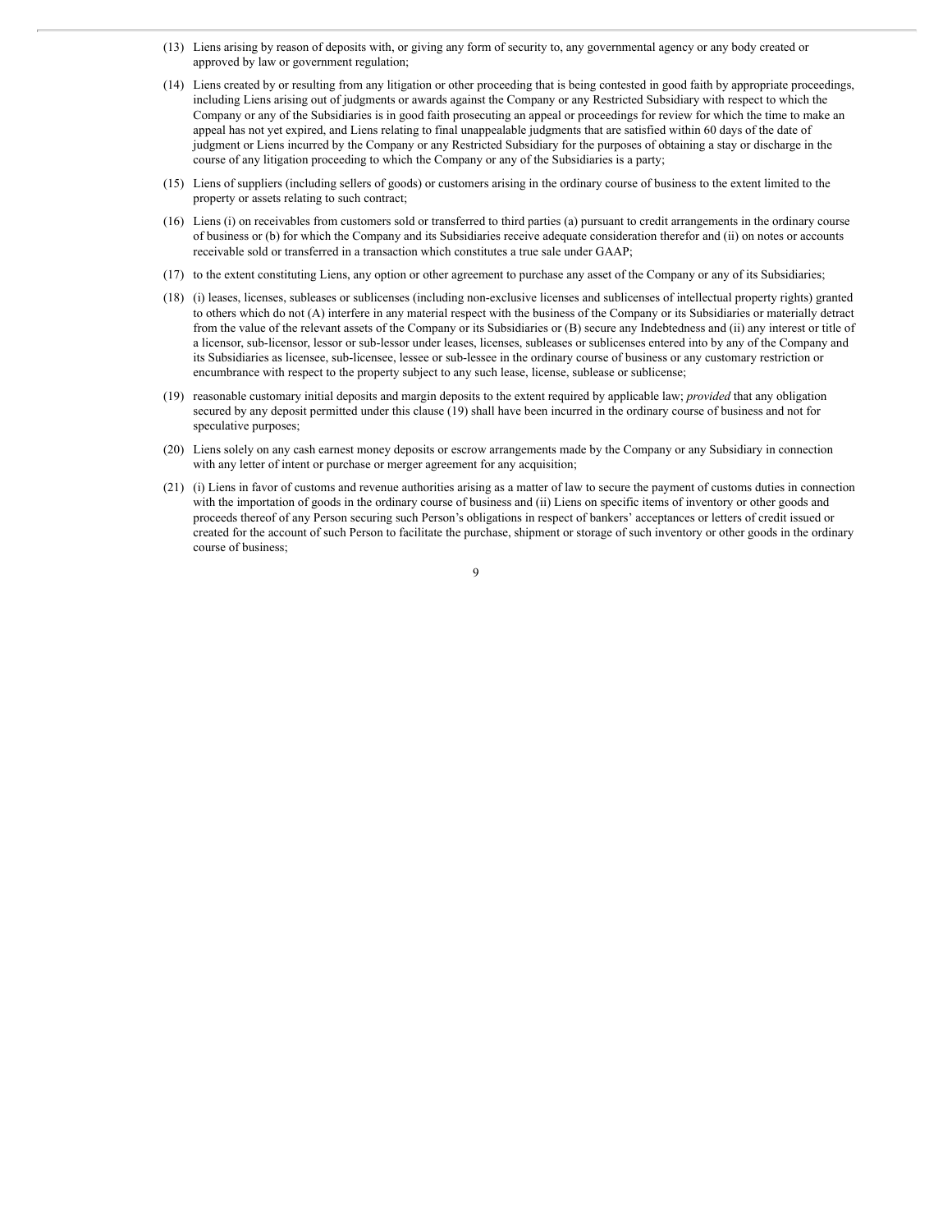(13) Liens arising by reason of deposits with, or giving any form of security to, any governmental agency or any body created or approved by law or government regulation;

(14) Liens created by or resulting from any litigation or other proceeding that is being contested in good faith by appropriate proceedings, including Liens arising out of judgments or awards against the Company or any Restricted Subsidiary with respect to which the Company or any of the Subsidiaries is in good faith prosecuting an appeal or proceedings for review for which the time to make an appeal has not yet expired, and Liens relating to final unappealable judgments that are satisfied within 60 days of the date of judgment or Liens incurred by the Company or any Restricted Subsidiary for the purposes of obtaining a stay or discharge in the course of any litigation proceeding to which the Company or any of the Subsidiaries is a party;

(15) Liens of suppliers (including sellers of goods) or customers arising in the ordinary course of business to the extent limited to the property or assets relating to such contract;

(16) Liens (i) on receivables from customers sold or transferred to third parties (a) pursuant to credit arrangements in the ordinary course of business or (b) for which the Company and its Subsidiaries receive adequate consideration therefor and (ii) on notes or accounts receivable sold or transferred in a transaction which constitutes a true sale under GAAP;

(17) to the extent constituting Liens, any option or other agreement to purchase any asset of the Company or any of its Subsidiaries;

(18) (i) leases, licenses, subleases or sublicenses (including non-exclusive licenses and sublicenses of intellectual property rights) granted to others which do not (A) interfere in any material respect with the business of the Company or its Subsidiaries or materially detract from the value of the relevant assets of the Company or its Subsidiaries or (B) secure any Indebtedness and (ii) any interest or title of a licensor, sub-licensor, lessor or sub-lessor under leases, licenses, subleases or sublicenses entered into by any of the Company and its Subsidiaries as licensee, sub-licensee, lessee or sub-lessee in the ordinary course of business or any customary restriction or encumbrance with respect to the property subject to any such lease, license, sublease or sublicense;

(19) reasonable customary initial deposits and margin deposits to the extent required by applicable law; *provided* that any obligation secured by any deposit permitted under this clause (19) shall have been incurred in the ordinary course of business and not for speculative purposes;

(20) Liens solely on any cash earnest money deposits or escrow arrangements made by the Company or any Subsidiary in connection with any letter of intent or purchase or merger agreement for any acquisition;

(21) (i) Liens in favor of customs and revenue authorities arising as a matter of law to secure the payment of customs duties in connection with the importation of goods in the ordinary course of business and (ii) Liens on specific items of inventory or other goods and proceeds thereof of any Person securing such Person's obligations in respect of bankers' acceptances or letters of credit issued or created for the account of such Person to facilitate the purchase, shipment or storage of such inventory or other goods in the ordinary course of business;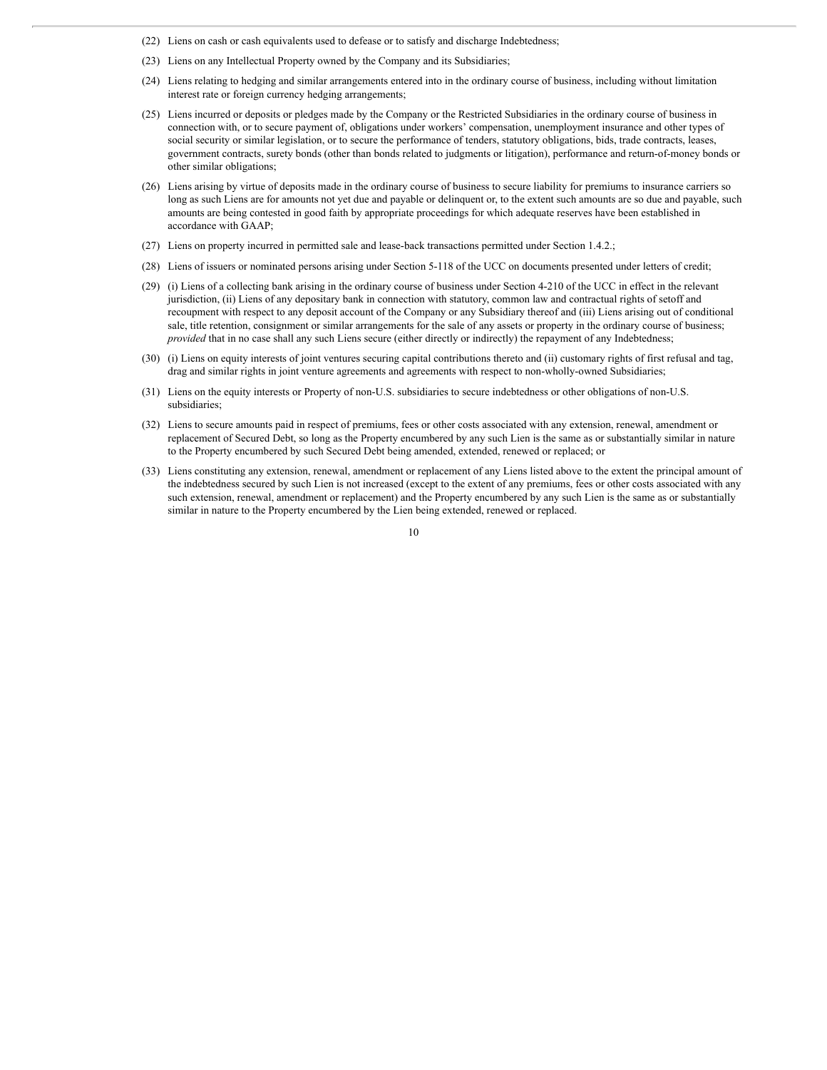(22) Liens on cash or cash equivalents used to defease or to satisfy and discharge Indebtedness;

(23) Liens on any Intellectual Property owned by the Company and its Subsidiaries;

(24) Liens relating to hedging and similar arrangements entered into in the ordinary course of business, including without limitation interest rate or foreign currency hedging arrangements;

(25) Liens incurred or deposits or pledges made by the Company or the Restricted Subsidiaries in the ordinary course of business in connection with, or to secure payment of, obligations under workers' compensation, unemployment insurance and other types of social security or similar legislation, or to secure the performance of tenders, statutory obligations, bids, trade contracts, leases, government contracts, surety bonds (other than bonds related to judgments or litigation), performance and return-of-money bonds or other similar obligations;

(26) Liens arising by virtue of deposits made in the ordinary course of business to secure liability for premiums to insurance carriers so long as such Liens are for amounts not yet due and payable or delinquent or, to the extent such amounts are so due and payable, such amounts are being contested in good faith by appropriate proceedings for which adequate reserves have been established in accordance with GAAP;

(27) Liens on property incurred in permitted sale and lease-back transactions permitted under Section 1.4.2.;

(28) Liens of issuers or nominated persons arising under Section 5-118 of the UCC on documents presented under letters of credit;

(29) (i) Liens of a collecting bank arising in the ordinary course of business under Section 4-210 of the UCC in effect in the relevant jurisdiction, (ii) Liens of any depositary bank in connection with statutory, common law and contractual rights of setoff and recoupment with respect to any deposit account of the Company or any Subsidiary thereof and (iii) Liens arising out of conditional sale, title retention, consignment or similar arrangements for the sale of any assets or property in the ordinary course of business; *provided* that in no case shall any such Liens secure (either directly or indirectly) the repayment of any Indebtedness;

(30) (i) Liens on equity interests of joint ventures securing capital contributions thereto and (ii) customary rights of first refusal and tag, drag and similar rights in joint venture agreements and agreements with respect to non-wholly-owned Subsidiaries;

(31) Liens on the equity interests or Property of non-U.S. subsidiaries to secure indebtedness or other obligations of non-U.S. subsidiaries;

(32) Liens to secure amounts paid in respect of premiums, fees or other costs associated with any extension, renewal, amendment or replacement of Secured Debt, so long as the Property encumbered by any such Lien is the same as or substantially similar in nature to the Property encumbered by such Secured Debt being amended, extended, renewed or replaced; or

(33) Liens constituting any extension, renewal, amendment or replacement of any Liens listed above to the extent the principal amount of the indebtedness secured by such Lien is not increased (except to the extent of any premiums, fees or other costs associated with any such extension, renewal, amendment or replacement) and the Property encumbered by any such Lien is the same as or substantially similar in nature to the Property encumbered by the Lien being extended, renewed or replaced.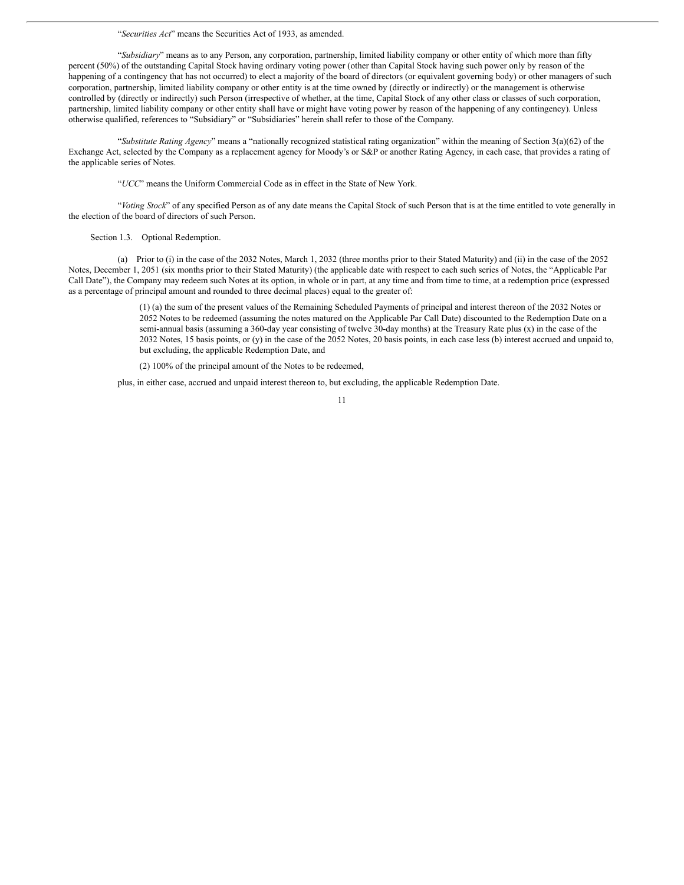"*Securities Act*" means the Securities Act of 1933, as amended.

"*Subsidiary*" means as to any Person, any corporation, partnership, limited liability company or other entity of which more than fifty percent (50%) of the outstanding Capital Stock having ordinary voting power (other than Capital Stock having such power only by reason of the happening of a contingency that has not occurred) to elect a majority of the board of directors (or equivalent governing body) or other managers of such corporation, partnership, limited liability company or other entity is at the time owned by (directly or indirectly) or the management is otherwise controlled by (directly or indirectly) such Person (irrespective of whether, at the time, Capital Stock of any other class or classes of such corporation, partnership, limited liability company or other entity shall have or might have voting power by reason of the happening of any contingency). Unless otherwise qualified, references to "Subsidiary" or "Subsidiaries" herein shall refer to those of the Company.

"*Substitute Rating Agency*" means a "nationally recognized statistical rating organization" within the meaning of Section 3(a)(62) of the Exchange Act, selected by the Company as a replacement agency for Moody's or S&P or another Rating Agency, in each case, that provides a rating of the applicable series of Notes.

"*UCC*" means the Uniform Commercial Code as in effect in the State of New York.

"*Voting Stock*" of any specified Person as of any date means the Capital Stock of such Person that is at the time entitled to vote generally in the election of the board of directors of such Person.

Section 1.3. Optional Redemption.

(a) Prior to (i) in the case of the 2032 Notes, March 1, 2032 (three months prior to their Stated Maturity) and (ii) in the case of the 2052 Notes, December 1, 2051 (six months prior to their Stated Maturity) (the applicable date with respect to each such series of Notes, the "Applicable Par Call Date"), the Company may redeem such Notes at its option, in whole or in part, at any time and from time to time, at a redemption price (expressed as a percentage of principal amount and rounded to three decimal places) equal to the greater of:

(1) (a) the sum of the present values of the Remaining Scheduled Payments of principal and interest thereon of the 2032 Notes or 2052 Notes to be redeemed (assuming the notes matured on the Applicable Par Call Date) discounted to the Redemption Date on a semi-annual basis (assuming a 360-day year consisting of twelve 30-day months) at the Treasury Rate plus (x) in the case of the 2032 Notes, 15 basis points, or (y) in the case of the 2052 Notes, 20 basis points, in each case less (b) interest accrued and unpaid to, but excluding, the applicable Redemption Date, and

(2) 100% of the principal amount of the Notes to be redeemed,

plus, in either case, accrued and unpaid interest thereon to, but excluding, the applicable Redemption Date.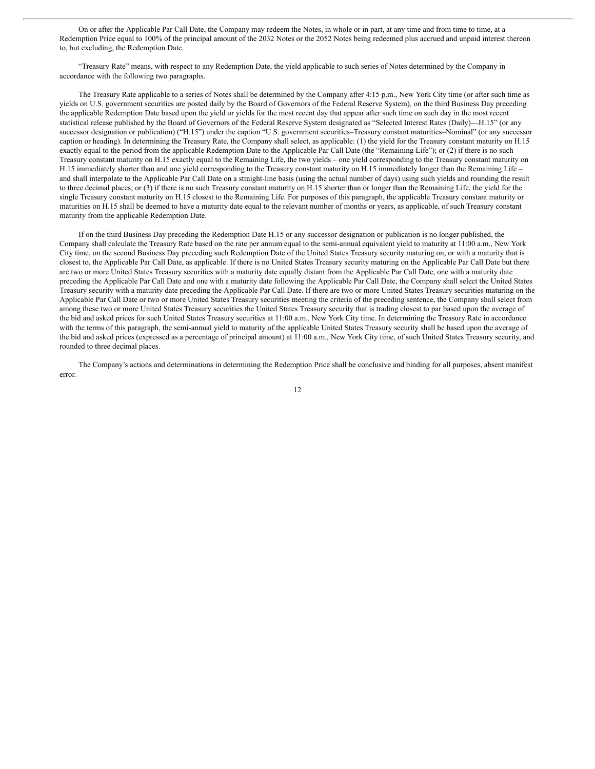On or after the Applicable Par Call Date, the Company may redeem the Notes, in whole or in part, at any time and from time to time, at a Redemption Price equal to 100% of the principal amount of the 2032 Notes or the 2052 Notes being redeemed plus accrued and unpaid interest thereon to, but excluding, the Redemption Date.

"Treasury Rate" means, with respect to any Redemption Date, the yield applicable to such series of Notes determined by the Company in accordance with the following two paragraphs.

The Treasury Rate applicable to a series of Notes shall be determined by the Company after 4:15 p.m., New York City time (or after such time as yields on U.S. government securities are posted daily by the Board of Governors of the Federal Reserve System), on the third Business Day preceding the applicable Redemption Date based upon the yield or yields for the most recent day that appear after such time on such day in the most recent statistical release published by the Board of Governors of the Federal Reserve System designated as "Selected Interest Rates (Daily)—H.15" (or any successor designation or publication) ("H.15") under the caption "U.S. government securities–Treasury constant maturities–Nominal" (or any successor caption or heading). In determining the Treasury Rate, the Company shall select, as applicable: (1) the yield for the Treasury constant maturity on H.15 exactly equal to the period from the applicable Redemption Date to the Applicable Par Call Date (the "Remaining Life"); or (2) if there is no such Treasury constant maturity on H.15 exactly equal to the Remaining Life, the two yields – one yield corresponding to the Treasury constant maturity on H.15 immediately shorter than and one yield corresponding to the Treasury constant maturity on H.15 immediately longer than the Remaining Life – and shall interpolate to the Applicable Par Call Date on a straight-line basis (using the actual number of days) using such yields and rounding the result to three decimal places; or (3) if there is no such Treasury constant maturity on H.15 shorter than or longer than the Remaining Life, the yield for the single Treasury constant maturity on H.15 closest to the Remaining Life. For purposes of this paragraph, the applicable Treasury constant maturity or maturities on H.15 shall be deemed to have a maturity date equal to the relevant number of months or years, as applicable, of such Treasury constant maturity from the applicable Redemption Date.

If on the third Business Day preceding the Redemption Date H.15 or any successor designation or publication is no longer published, the Company shall calculate the Treasury Rate based on the rate per annum equal to the semi-annual equivalent yield to maturity at 11:00 a.m., New York City time, on the second Business Day preceding such Redemption Date of the United States Treasury security maturing on, or with a maturity that is closest to, the Applicable Par Call Date, as applicable. If there is no United States Treasury security maturing on the Applicable Par Call Date but there are two or more United States Treasury securities with a maturity date equally distant from the Applicable Par Call Date, one with a maturity date preceding the Applicable Par Call Date and one with a maturity date following the Applicable Par Call Date, the Company shall select the United States Treasury security with a maturity date preceding the Applicable Par Call Date. If there are two or more United States Treasury securities maturing on the Applicable Par Call Date or two or more United States Treasury securities meeting the criteria of the preceding sentence, the Company shall select from among these two or more United States Treasury securities the United States Treasury security that is trading closest to par based upon the average of the bid and asked prices for such United States Treasury securities at 11:00 a.m., New York City time. In determining the Treasury Rate in accordance with the terms of this paragraph, the semi-annual yield to maturity of the applicable United States Treasury security shall be based upon the average of the bid and asked prices (expressed as a percentage of principal amount) at 11:00 a.m., New York City time, of such United States Treasury security, and rounded to three decimal places.

The Company's actions and determinations in determining the Redemption Price shall be conclusive and binding for all purposes, absent manifest error.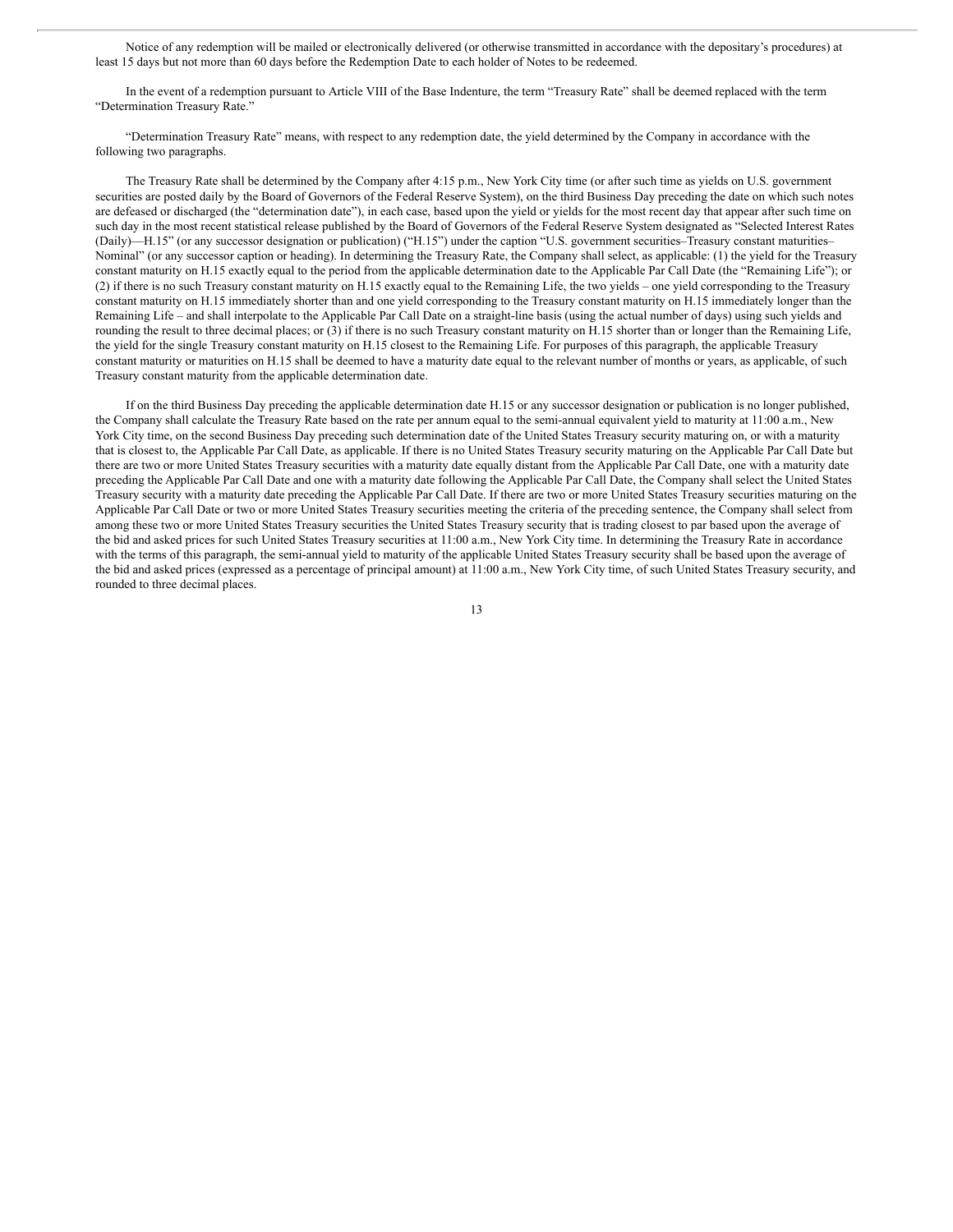Notice of any redemption will be mailed or electronically delivered (or otherwise transmitted in accordance with the depositary's procedures) at least 15 days but not more than 60 days before the Redemption Date to each holder of Notes to be redeemed.

In the event of a redemption pursuant to Article VIII of the Base Indenture, the term "Treasury Rate" shall be deemed replaced with the term "Determination Treasury Rate."

"Determination Treasury Rate" means, with respect to any redemption date, the yield determined by the Company in accordance with the following two paragraphs.

The Treasury Rate shall be determined by the Company after 4:15 p.m., New York City time (or after such time as yields on U.S. government securities are posted daily by the Board of Governors of the Federal Reserve System), on the third Business Day preceding the date on which such notes are defeased or discharged (the "determination date"), in each case, based upon the yield or yields for the most recent day that appear after such time on such day in the most recent statistical release published by the Board of Governors of the Federal Reserve System designated as "Selected Interest Rates (Daily)—H.15" (or any successor designation or publication) ("H.15") under the caption "U.S. government securities–Treasury constant maturities–Nominal" (or any successor caption or heading). In determining the Treasury Rate, the Company shall select, as applicable: (1) the yield for the Treasury constant maturity on H.15 exactly equal to the period from the applicable determination date to the Applicable Par Call Date (the "Remaining Life"); or (2) if there is no such Treasury constant maturity on H.15 exactly equal to the Remaining Life, the two yields – one yield corresponding to the Treasury constant maturity on H.15 immediately shorter than and one yield corresponding to the Treasury constant maturity on H.15 immediately longer than the Remaining Life – and shall interpolate to the Applicable Par Call Date on a straight-line basis (using the actual number of days) using such yields and rounding the result to three decimal places; or (3) if there is no such Treasury constant maturity on H.15 shorter than or longer than the Remaining Life, the yield for the single Treasury constant maturity on H.15 closest to the Remaining Life. For purposes of this paragraph, the applicable Treasury constant maturity or maturities on H.15 shall be deemed to have a maturity date equal to the relevant number of months or years, as applicable, of such Treasury constant maturity from the applicable determination date.

If on the third Business Day preceding the applicable determination date H.15 or any successor designation or publication is no longer published, the Company shall calculate the Treasury Rate based on the rate per annum equal to the semi-annual equivalent yield to maturity at 11:00 a.m., New York City time, on the second Business Day preceding such determination date of the United States Treasury security maturing on, or with a maturity that is closest to, the Applicable Par Call Date, as applicable. If there is no United States Treasury security maturing on the Applicable Par Call Date but there are two or more United States Treasury securities with a maturity date equally distant from the Applicable Par Call Date, one with a maturity date preceding the Applicable Par Call Date and one with a maturity date following the Applicable Par Call Date, the Company shall select the United States Treasury security with a maturity date preceding the Applicable Par Call Date. If there are two or more United States Treasury securities maturing on the Applicable Par Call Date or two or more United States Treasury securities meeting the criteria of the preceding sentence, the Company shall select from among these two or more United States Treasury securities the United States Treasury security that is trading closest to par based upon the average of the bid and asked prices for such United States Treasury securities at 11:00 a.m., New York City time. In determining the Treasury Rate in accordance with the terms of this paragraph, the semi-annual yield to maturity of the applicable United States Treasury security shall be based upon the average of the bid and asked prices (expressed as a percentage of principal amount) at 11:00 a.m., New York City time, of such United States Treasury security, and rounded to three decimal places.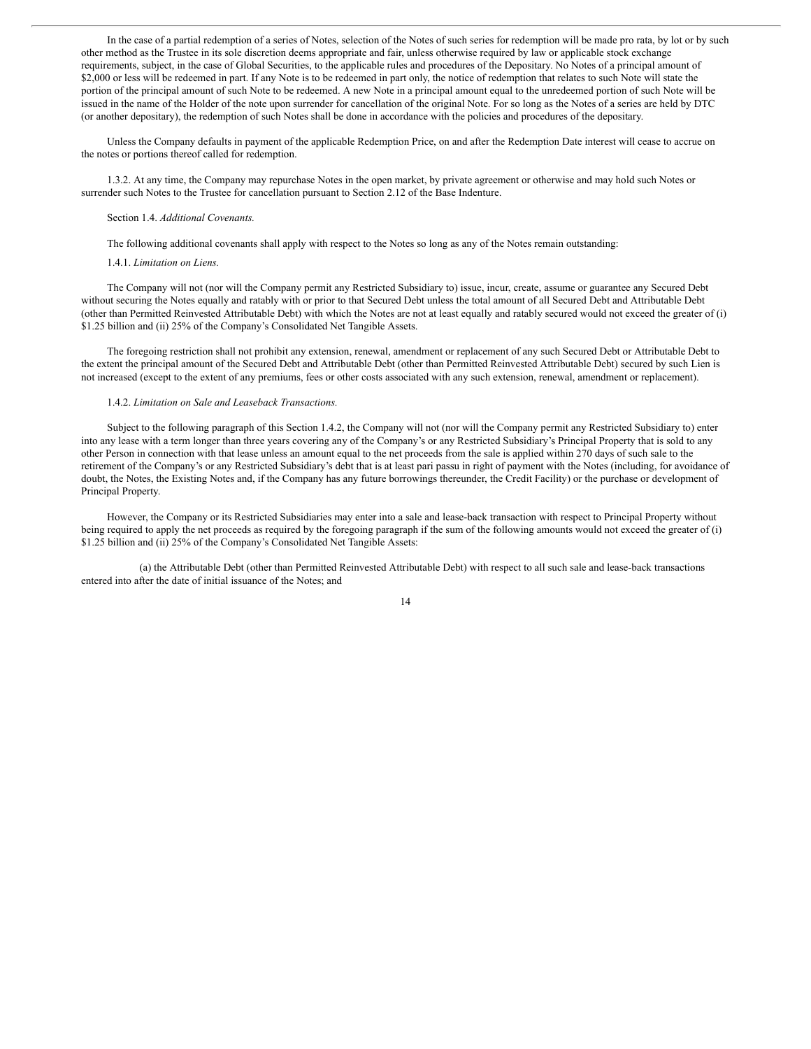In the case of a partial redemption of a series of Notes, selection of the Notes of such series for redemption will be made pro rata, by lot or by such other method as the Trustee in its sole discretion deems appropriate and fair, unless otherwise required by law or applicable stock exchange requirements, subject, in the case of Global Securities, to the applicable rules and procedures of the Depositary. No Notes of a principal amount of $2,000 or less will be redeemed in part. If any Note is to be redeemed in part only, the notice of redemption that relates to such Note will state the portion of the principal amount of such Note to be redeemed. A new Note in a principal amount equal to the unredeemed portion of such Note will be issued in the name of the Holder of the note upon surrender for cancellation of the original Note. For so long as the Notes of a series are held by DTC (or another depositary), the redemption of such Notes shall be done in accordance with the policies and procedures of the depositary.

Unless the Company defaults in payment of the applicable Redemption Price, on and after the Redemption Date interest will cease to accrue on the notes or portions thereof called for redemption.

1.3.2. At any time, the Company may repurchase Notes in the open market, by private agreement or otherwise and may hold such Notes or surrender such Notes to the Trustee for cancellation pursuant to Section 2.12 of the Base Indenture.

Section 1.4. *Additional Covenants.*

The following additional covenants shall apply with respect to the Notes so long as any of the Notes remain outstanding:

1.4.1. *Limitation on Liens.*

The Company will not (nor will the Company permit any Restricted Subsidiary to) issue, incur, create, assume or guarantee any Secured Debt without securing the Notes equally and ratably with or prior to that Secured Debt unless the total amount of all Secured Debt and Attributable Debt (other than Permitted Reinvested Attributable Debt) with which the Notes are not at least equally and ratably secured would not exceed the greater of (i) $1.25 billion and (ii) 25% of the Company's Consolidated Net Tangible Assets.

The foregoing restriction shall not prohibit any extension, renewal, amendment or replacement of any such Secured Debt or Attributable Debt to the extent the principal amount of the Secured Debt and Attributable Debt (other than Permitted Reinvested Attributable Debt) secured by such Lien is not increased (except to the extent of any premiums, fees or other costs associated with any such extension, renewal, amendment or replacement).

1.4.2. *Limitation on Sale and Leaseback Transactions.*

Subject to the following paragraph of this Section 1.4.2, the Company will not (nor will the Company permit any Restricted Subsidiary to) enter into any lease with a term longer than three years covering any of the Company's or any Restricted Subsidiary's Principal Property that is sold to any other Person in connection with that lease unless an amount equal to the net proceeds from the sale is applied within 270 days of such sale to the retirement of the Company's or any Restricted Subsidiary's debt that is at least pari passu in right of payment with the Notes (including, for avoidance of doubt, the Notes, the Existing Notes and, if the Company has any future borrowings thereunder, the Credit Facility) or the purchase or development of Principal Property.

However, the Company or its Restricted Subsidiaries may enter into a sale and lease-back transaction with respect to Principal Property without being required to apply the net proceeds as required by the foregoing paragraph if the sum of the following amounts would not exceed the greater of (i) $1.25 billion and (ii) 25% of the Company's Consolidated Net Tangible Assets:

(a) the Attributable Debt (other than Permitted Reinvested Attributable Debt) with respect to all such sale and lease-back transactions entered into after the date of initial issuance of the Notes; and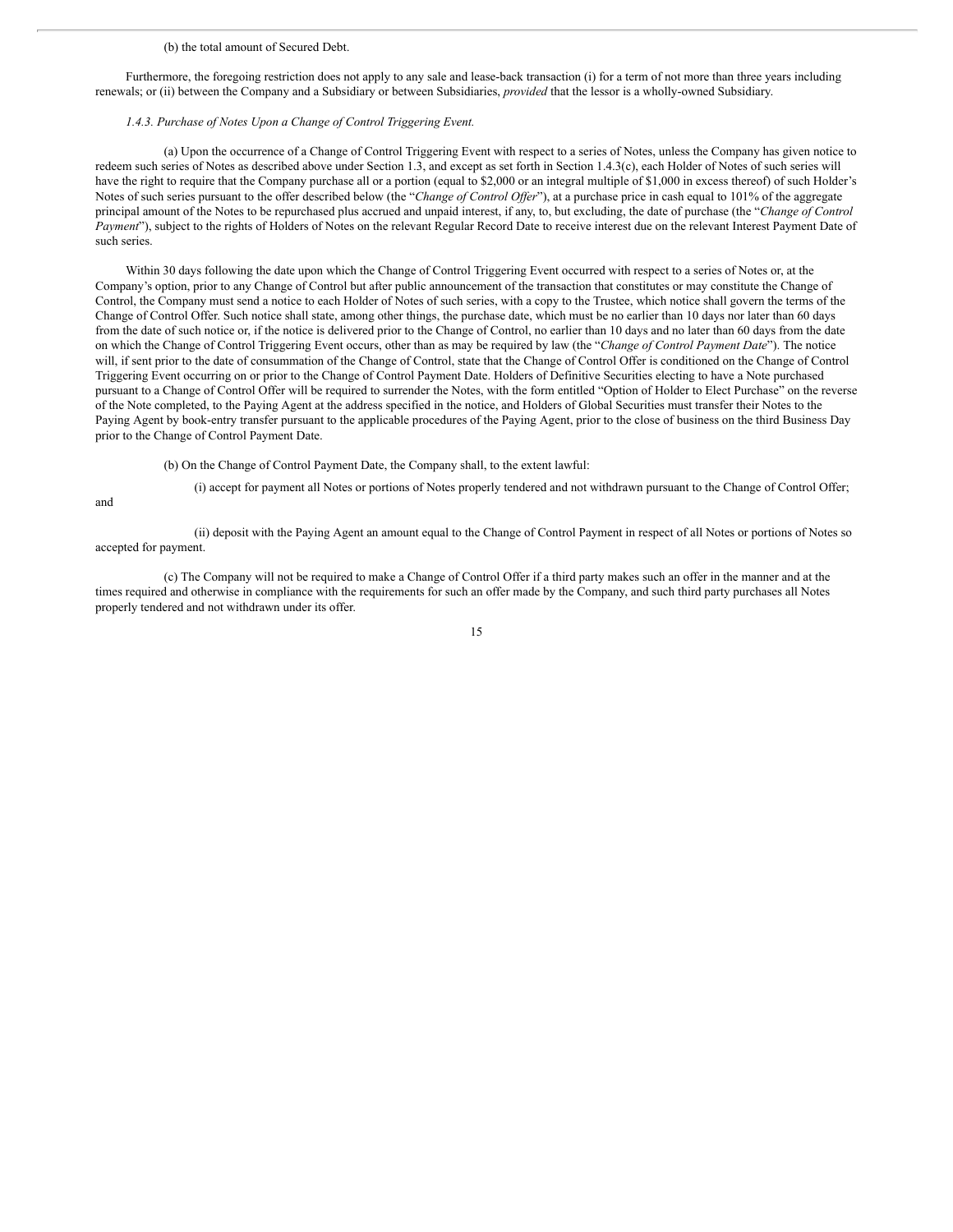(b) the total amount of Secured Debt.

Furthermore, the foregoing restriction does not apply to any sale and lease-back transaction (i) for a term of not more than three years including renewals; or (ii) between the Company and a Subsidiary or between Subsidiaries, *provided* that the lessor is a wholly-owned Subsidiary.

*1.4.3. Purchase of Notes Upon a Change of Control Triggering Event.*

(a) Upon the occurrence of a Change of Control Triggering Event with respect to a series of Notes, unless the Company has given notice to redeem such series of Notes as described above under Section 1.3, and except as set forth in Section 1.4.3(c), each Holder of Notes of such series will have the right to require that the Company purchase all or a portion (equal to $2,000 or an integral multiple of $1,000 in excess thereof) of such Holder's Notes of such series pursuant to the offer described below (the "*Change of Control Offer*"), at a purchase price in cash equal to 101% of the aggregate principal amount of the Notes to be repurchased plus accrued and unpaid interest, if any, to, but excluding, the date of purchase (the "*Change of Control Payment*"), subject to the rights of Holders of Notes on the relevant Regular Record Date to receive interest due on the relevant Interest Payment Date of such series.

Within 30 days following the date upon which the Change of Control Triggering Event occurred with respect to a series of Notes or, at the Company's option, prior to any Change of Control but after public announcement of the transaction that constitutes or may constitute the Change of Control, the Company must send a notice to each Holder of Notes of such series, with a copy to the Trustee, which notice shall govern the terms of the Change of Control Offer. Such notice shall state, among other things, the purchase date, which must be no earlier than 10 days nor later than 60 days from the date of such notice or, if the notice is delivered prior to the Change of Control, no earlier than 10 days and no later than 60 days from the date on which the Change of Control Triggering Event occurs, other than as may be required by law (the "*Change of Control Payment Date*"). The notice will, if sent prior to the date of consummation of the Change of Control, state that the Change of Control Offer is conditioned on the Change of Control Triggering Event occurring on or prior to the Change of Control Payment Date. Holders of Definitive Securities electing to have a Note purchased pursuant to a Change of Control Offer will be required to surrender the Notes, with the form entitled "Option of Holder to Elect Purchase" on the reverse of the Note completed, to the Paying Agent at the address specified in the notice, and Holders of Global Securities must transfer their Notes to the Paying Agent by book-entry transfer pursuant to the applicable procedures of the Paying Agent, prior to the close of business on the third Business Day prior to the Change of Control Payment Date.

(b) On the Change of Control Payment Date, the Company shall, to the extent lawful:

(i) accept for payment all Notes or portions of Notes properly tendered and not withdrawn pursuant to the Change of Control Offer; and

(ii) deposit with the Paying Agent an amount equal to the Change of Control Payment in respect of all Notes or portions of Notes so accepted for payment.

(c) The Company will not be required to make a Change of Control Offer if a third party makes such an offer in the manner and at the times required and otherwise in compliance with the requirements for such an offer made by the Company, and such third party purchases all Notes properly tendered and not withdrawn under its offer.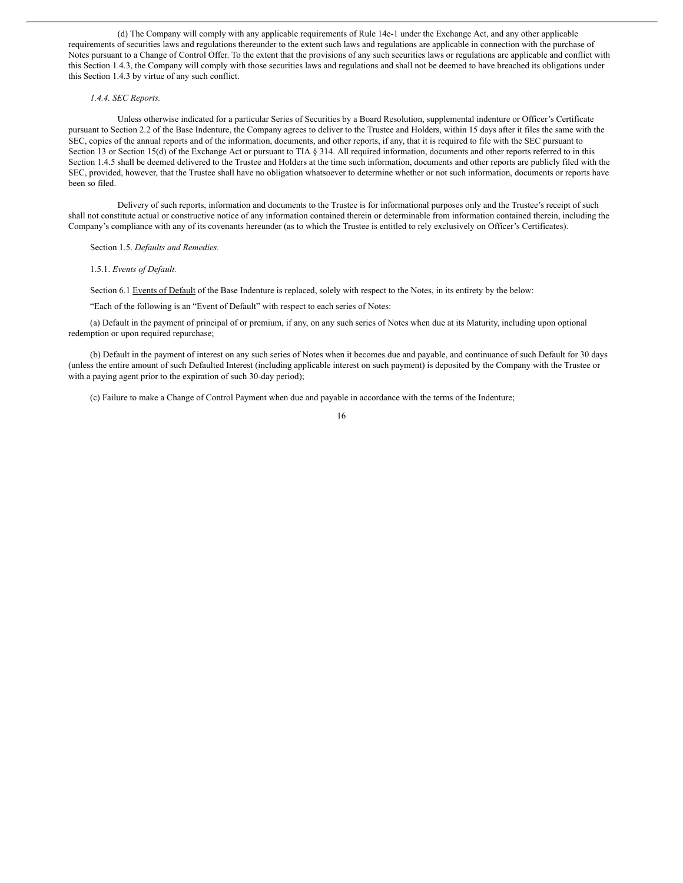(d) The Company will comply with any applicable requirements of Rule 14e-1 under the Exchange Act, and any other applicable requirements of securities laws and regulations thereunder to the extent such laws and regulations are applicable in connection with the purchase of Notes pursuant to a Change of Control Offer. To the extent that the provisions of any such securities laws or regulations are applicable and conflict with this Section 1.4.3, the Company will comply with those securities laws and regulations and shall not be deemed to have breached its obligations under this Section 1.4.3 by virtue of any such conflict.

*1.4.4. SEC Reports.*

Unless otherwise indicated for a particular Series of Securities by a Board Resolution, supplemental indenture or Officer's Certificate pursuant to Section 2.2 of the Base Indenture, the Company agrees to deliver to the Trustee and Holders, within 15 days after it files the same with the SEC, copies of the annual reports and of the information, documents, and other reports, if any, that it is required to file with the SEC pursuant to Section 13 or Section 15(d) of the Exchange Act or pursuant to TIA § 314. All required information, documents and other reports referred to in this Section 1.4.5 shall be deemed delivered to the Trustee and Holders at the time such information, documents and other reports are publicly filed with the SEC, provided, however, that the Trustee shall have no obligation whatsoever to determine whether or not such information, documents or reports have been so filed.

Delivery of such reports, information and documents to the Trustee is for informational purposes only and the Trustee's receipt of such shall not constitute actual or constructive notice of any information contained therein or determinable from information contained therein, including the Company's compliance with any of its covenants hereunder (as to which the Trustee is entitled to rely exclusively on Officer's Certificates).

Section 1.5. *Defaults and Remedies.*

1.5.1. *Events of Default.*

Section 6.1 Events of Default of the Base Indenture is replaced, solely with respect to the Notes, in its entirety by the below:

"Each of the following is an "Event of Default" with respect to each series of Notes:

(a) Default in the payment of principal of or premium, if any, on any such series of Notes when due at its Maturity, including upon optional redemption or upon required repurchase;

(b) Default in the payment of interest on any such series of Notes when it becomes due and payable, and continuance of such Default for 30 days (unless the entire amount of such Defaulted Interest (including applicable interest on such payment) is deposited by the Company with the Trustee or with a paying agent prior to the expiration of such 30-day period);

(c) Failure to make a Change of Control Payment when due and payable in accordance with the terms of the Indenture;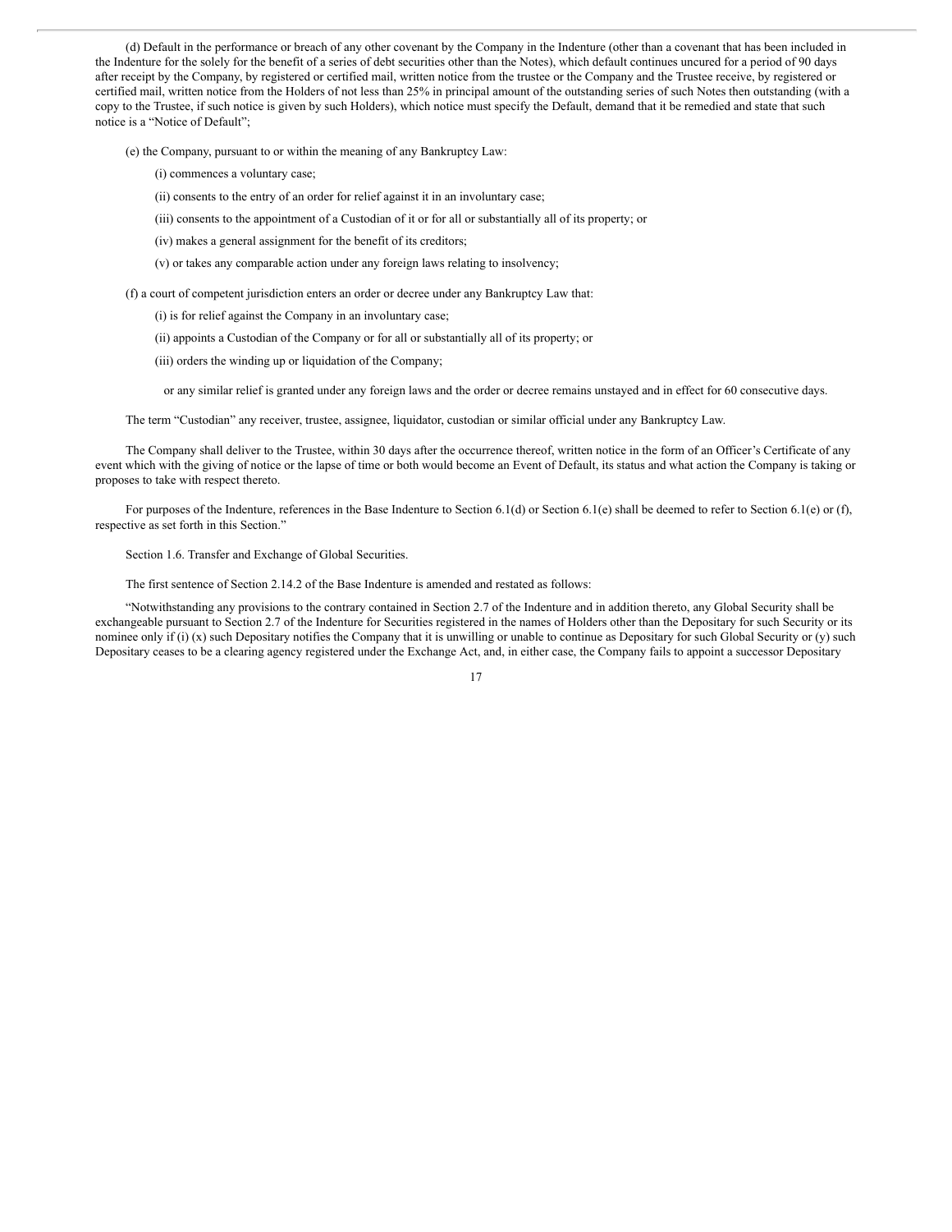(d) Default in the performance or breach of any other covenant by the Company in the Indenture (other than a covenant that has been included in the Indenture for the solely for the benefit of a series of debt securities other than the Notes), which default continues uncured for a period of 90 days after receipt by the Company, by registered or certified mail, written notice from the trustee or the Company and the Trustee receive, by registered or certified mail, written notice from the Holders of not less than 25% in principal amount of the outstanding series of such Notes then outstanding (with a copy to the Trustee, if such notice is given by such Holders), which notice must specify the Default, demand that it be remedied and state that such notice is a "Notice of Default";

(e) the Company, pursuant to or within the meaning of any Bankruptcy Law:

(i) commences a voluntary case;

(ii) consents to the entry of an order for relief against it in an involuntary case;

(iii) consents to the appointment of a Custodian of it or for all or substantially all of its property; or

(iv) makes a general assignment for the benefit of its creditors;

(v) or takes any comparable action under any foreign laws relating to insolvency;

(f) a court of competent jurisdiction enters an order or decree under any Bankruptcy Law that:

(i) is for relief against the Company in an involuntary case;

(ii) appoints a Custodian of the Company or for all or substantially all of its property; or

(iii) orders the winding up or liquidation of the Company;

or any similar relief is granted under any foreign laws and the order or decree remains unstayed and in effect for 60 consecutive days.

The term "Custodian" any receiver, trustee, assignee, liquidator, custodian or similar official under any Bankruptcy Law.

The Company shall deliver to the Trustee, within 30 days after the occurrence thereof, written notice in the form of an Officer's Certificate of any event which with the giving of notice or the lapse of time or both would become an Event of Default, its status and what action the Company is taking or proposes to take with respect thereto.

For purposes of the Indenture, references in the Base Indenture to Section 6.1(d) or Section 6.1(e) shall be deemed to refer to Section 6.1(e) or (f), respective as set forth in this Section."

Section 1.6. Transfer and Exchange of Global Securities.

The first sentence of Section 2.14.2 of the Base Indenture is amended and restated as follows:

"Notwithstanding any provisions to the contrary contained in Section 2.7 of the Indenture and in addition thereto, any Global Security shall be exchangeable pursuant to Section 2.7 of the Indenture for Securities registered in the names of Holders other than the Depositary for such Security or its nominee only if (i) (x) such Depositary notifies the Company that it is unwilling or unable to continue as Depositary for such Global Security or (y) such Depositary ceases to be a clearing agency registered under the Exchange Act, and, in either case, the Company fails to appoint a successor Depositary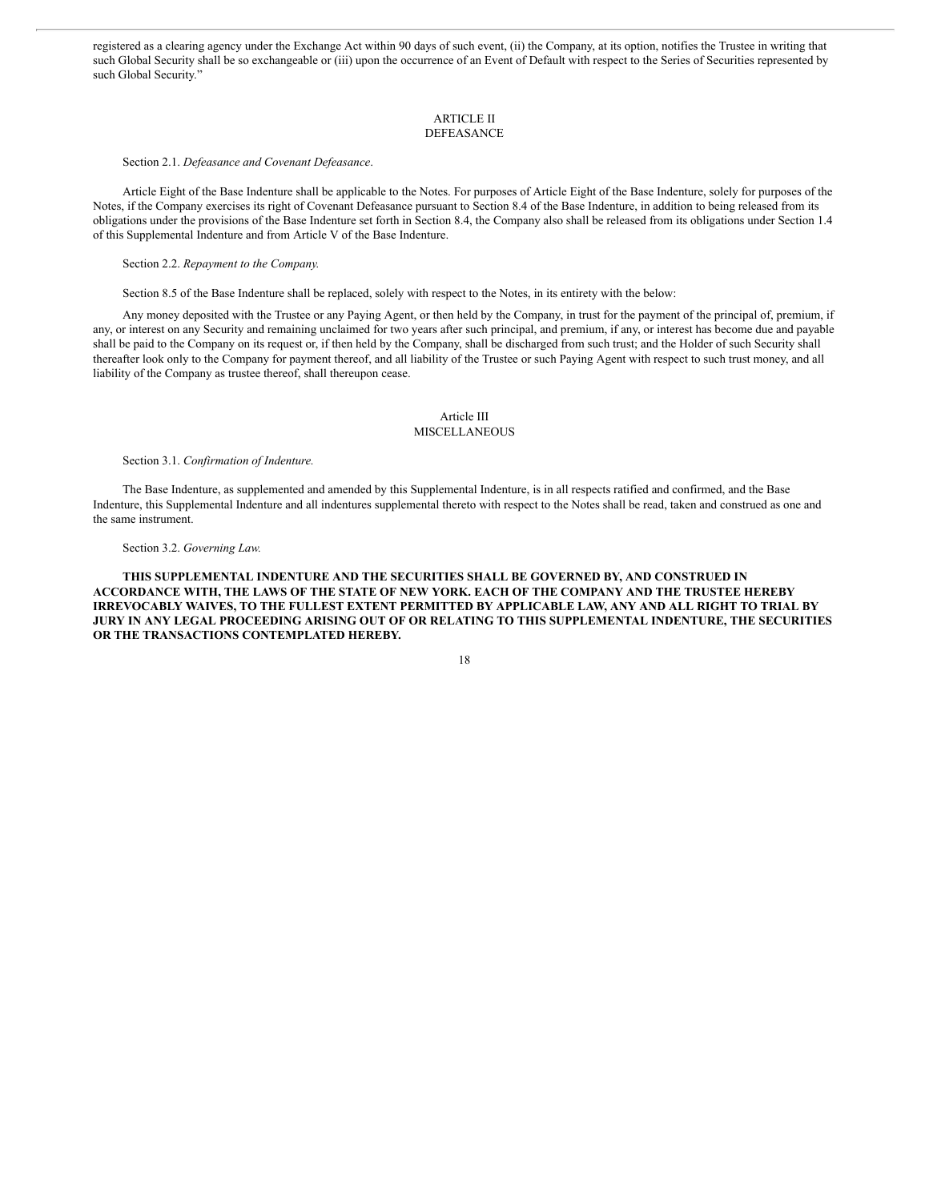registered as a clearing agency under the Exchange Act within 90 days of such event, (ii) the Company, at its option, notifies the Trustee in writing that such Global Security shall be so exchangeable or (iii) upon the occurrence of an Event of Default with respect to the Series of Securities represented by such Global Security."

## ARTICLE II
## DEFEASANCE

Section 2.1. *Defeasance and Covenant Defeasance*.

Article Eight of the Base Indenture shall be applicable to the Notes. For purposes of Article Eight of the Base Indenture, solely for purposes of the Notes, if the Company exercises its right of Covenant Defeasance pursuant to Section 8.4 of the Base Indenture, in addition to being released from its obligations under the provisions of the Base Indenture set forth in Section 8.4, the Company also shall be released from its obligations under Section 1.4 of this Supplemental Indenture and from Article V of the Base Indenture.

Section 2.2. *Repayment to the Company.*

Section 8.5 of the Base Indenture shall be replaced, solely with respect to the Notes, in its entirety with the below:

Any money deposited with the Trustee or any Paying Agent, or then held by the Company, in trust for the payment of the principal of, premium, if any, or interest on any Security and remaining unclaimed for two years after such principal, and premium, if any, or interest has become due and payable shall be paid to the Company on its request or, if then held by the Company, shall be discharged from such trust; and the Holder of such Security shall thereafter look only to the Company for payment thereof, and all liability of the Trustee or such Paying Agent with respect to such trust money, and all liability of the Company as trustee thereof, shall thereupon cease.

## Article III
## MISCELLANEOUS

Section 3.1. *Confirmation of Indenture.*

The Base Indenture, as supplemented and amended by this Supplemental Indenture, is in all respects ratified and confirmed, and the Base Indenture, this Supplemental Indenture and all indentures supplemental thereto with respect to the Notes shall be read, taken and construed as one and the same instrument.

Section 3.2. *Governing Law.*

**THIS SUPPLEMENTAL INDENTURE AND THE SECURITIES SHALL BE GOVERNED BY, AND CONSTRUED IN ACCORDANCE WITH, THE LAWS OF THE STATE OF NEW YORK. EACH OF THE COMPANY AND THE TRUSTEE HEREBY IRREVOCABLY WAIVES, TO THE FULLEST EXTENT PERMITTED BY APPLICABLE LAW, ANY AND ALL RIGHT TO TRIAL BY JURY IN ANY LEGAL PROCEEDING ARISING OUT OF OR RELATING TO THIS SUPPLEMENTAL INDENTURE, THE SECURITIES OR THE TRANSACTIONS CONTEMPLATED HEREBY.**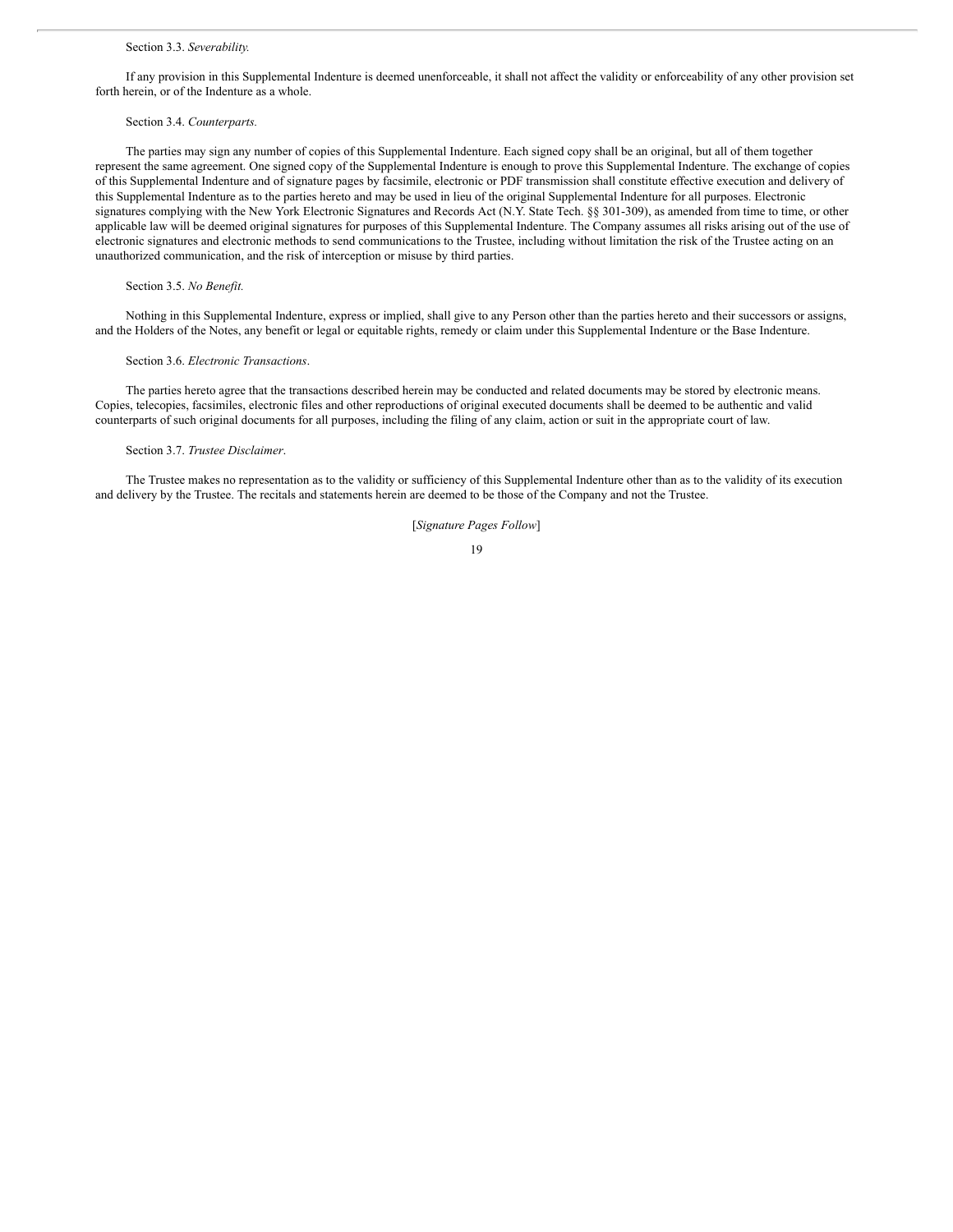Section 3.3. *Severability.*

If any provision in this Supplemental Indenture is deemed unenforceable, it shall not affect the validity or enforceability of any other provision set forth herein, or of the Indenture as a whole.

Section 3.4. *Counterparts.*

The parties may sign any number of copies of this Supplemental Indenture. Each signed copy shall be an original, but all of them together represent the same agreement. One signed copy of the Supplemental Indenture is enough to prove this Supplemental Indenture. The exchange of copies of this Supplemental Indenture and of signature pages by facsimile, electronic or PDF transmission shall constitute effective execution and delivery of this Supplemental Indenture as to the parties hereto and may be used in lieu of the original Supplemental Indenture for all purposes. Electronic signatures complying with the New York Electronic Signatures and Records Act (N.Y. State Tech. §§ 301-309), as amended from time to time, or other applicable law will be deemed original signatures for purposes of this Supplemental Indenture. The Company assumes all risks arising out of the use of electronic signatures and electronic methods to send communications to the Trustee, including without limitation the risk of the Trustee acting on an unauthorized communication, and the risk of interception or misuse by third parties.

Section 3.5. *No Benefit.*

Nothing in this Supplemental Indenture, express or implied, shall give to any Person other than the parties hereto and their successors or assigns, and the Holders of the Notes, any benefit or legal or equitable rights, remedy or claim under this Supplemental Indenture or the Base Indenture.

Section 3.6. *Electronic Transactions*.

The parties hereto agree that the transactions described herein may be conducted and related documents may be stored by electronic means. Copies, telecopies, facsimiles, electronic files and other reproductions of original executed documents shall be deemed to be authentic and valid counterparts of such original documents for all purposes, including the filing of any claim, action or suit in the appropriate court of law.

Section 3.7. *Trustee Disclaimer*.

The Trustee makes no representation as to the validity or sufficiency of this Supplemental Indenture other than as to the validity of its execution and delivery by the Trustee. The recitals and statements herein are deemed to be those of the Company and not the Trustee.

[*Signature Pages Follow*]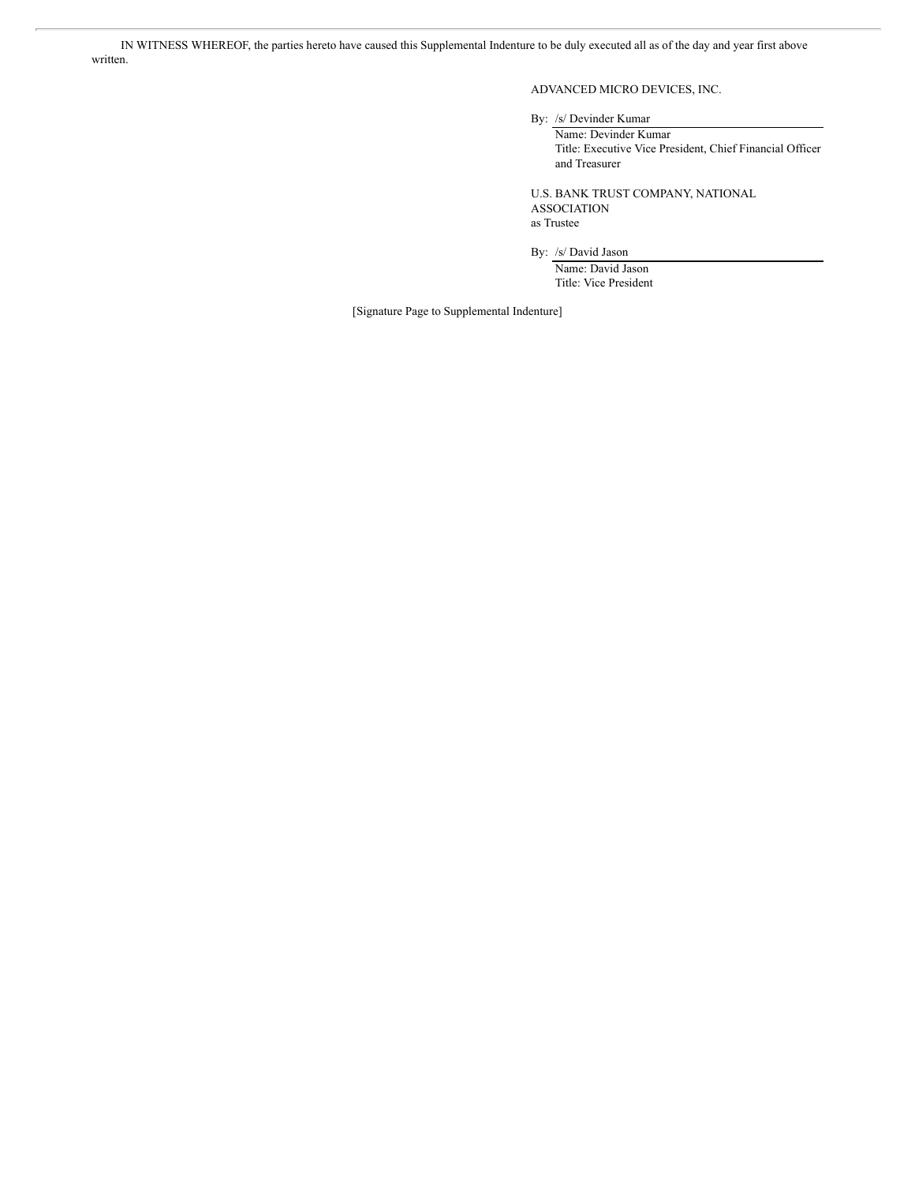IN WITNESS WHEREOF, the parties hereto have caused this Supplemental Indenture to be duly executed all as of the day and year first above written.

ADVANCED MICRO DEVICES, INC.

By: /s/ Devinder Kumar
Name: Devinder Kumar
Title: Executive Vice President, Chief Financial Officer and Treasurer

U.S. BANK TRUST COMPANY, NATIONAL ASSOCIATION
as Trustee

By: /s/ David Jason
Name: David Jason
Title: Vice President

[Signature Page to Supplemental Indenture]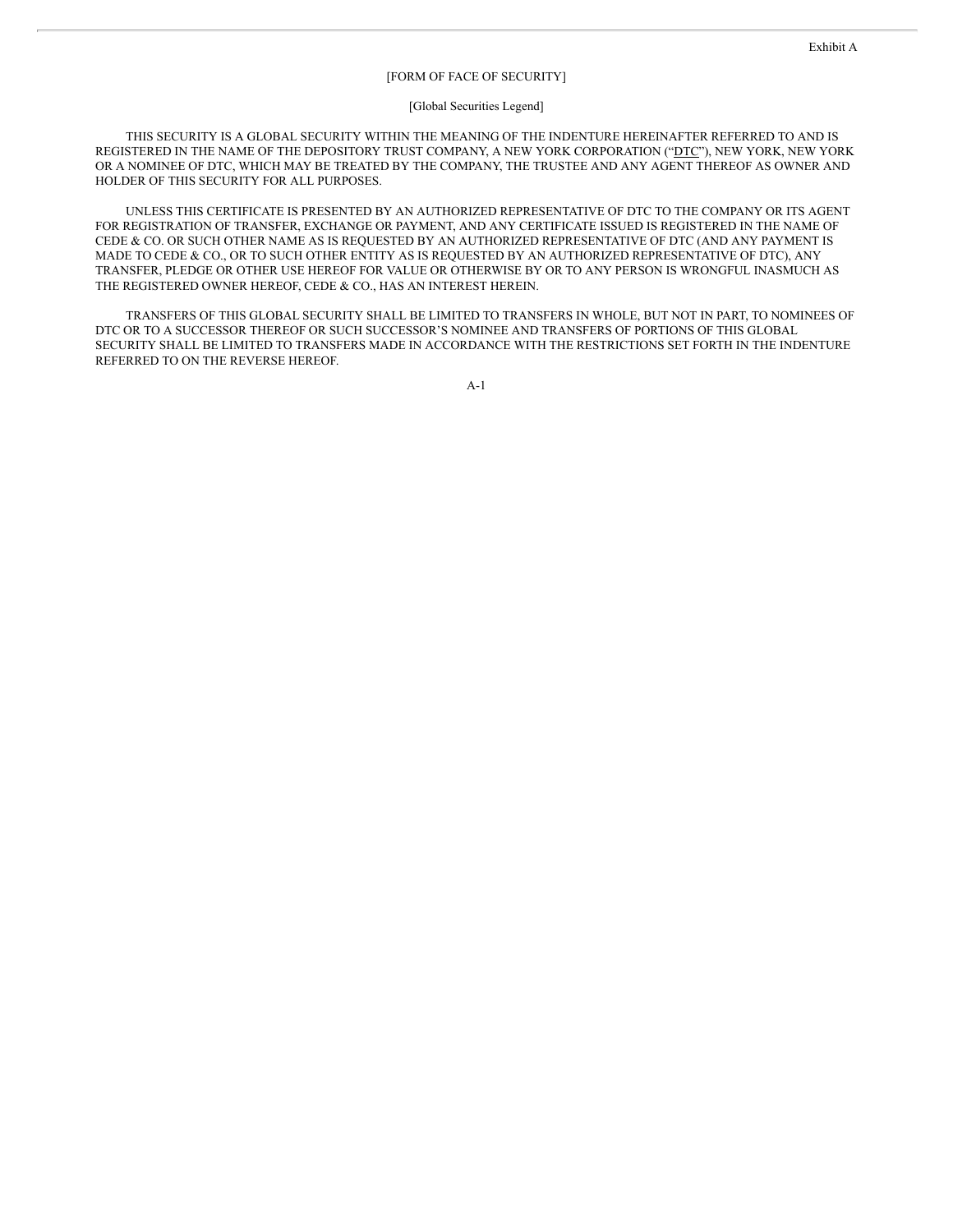Exhibit A

[FORM OF FACE OF SECURITY]

[Global Securities Legend]

THIS SECURITY IS A GLOBAL SECURITY WITHIN THE MEANING OF THE INDENTURE HEREINAFTER REFERRED TO AND IS REGISTERED IN THE NAME OF THE DEPOSITORY TRUST COMPANY, A NEW YORK CORPORATION ("DTC"), NEW YORK, NEW YORK OR A NOMINEE OF DTC, WHICH MAY BE TREATED BY THE COMPANY, THE TRUSTEE AND ANY AGENT THEREOF AS OWNER AND HOLDER OF THIS SECURITY FOR ALL PURPOSES.

UNLESS THIS CERTIFICATE IS PRESENTED BY AN AUTHORIZED REPRESENTATIVE OF DTC TO THE COMPANY OR ITS AGENT FOR REGISTRATION OF TRANSFER, EXCHANGE OR PAYMENT, AND ANY CERTIFICATE ISSUED IS REGISTERED IN THE NAME OF CEDE & CO. OR SUCH OTHER NAME AS IS REQUESTED BY AN AUTHORIZED REPRESENTATIVE OF DTC (AND ANY PAYMENT IS MADE TO CEDE & CO., OR TO SUCH OTHER ENTITY AS IS REQUESTED BY AN AUTHORIZED REPRESENTATIVE OF DTC), ANY TRANSFER, PLEDGE OR OTHER USE HEREOF FOR VALUE OR OTHERWISE BY OR TO ANY PERSON IS WRONGFUL INASMUCH AS THE REGISTERED OWNER HEREOF, CEDE & CO., HAS AN INTEREST HEREIN.

TRANSFERS OF THIS GLOBAL SECURITY SHALL BE LIMITED TO TRANSFERS IN WHOLE, BUT NOT IN PART, TO NOMINEES OF DTC OR TO A SUCCESSOR THEREOF OR SUCH SUCCESSOR'S NOMINEE AND TRANSFERS OF PORTIONS OF THIS GLOBAL SECURITY SHALL BE LIMITED TO TRANSFERS MADE IN ACCORDANCE WITH THE RESTRICTIONS SET FORTH IN THE INDENTURE REFERRED TO ON THE REVERSE HEREOF.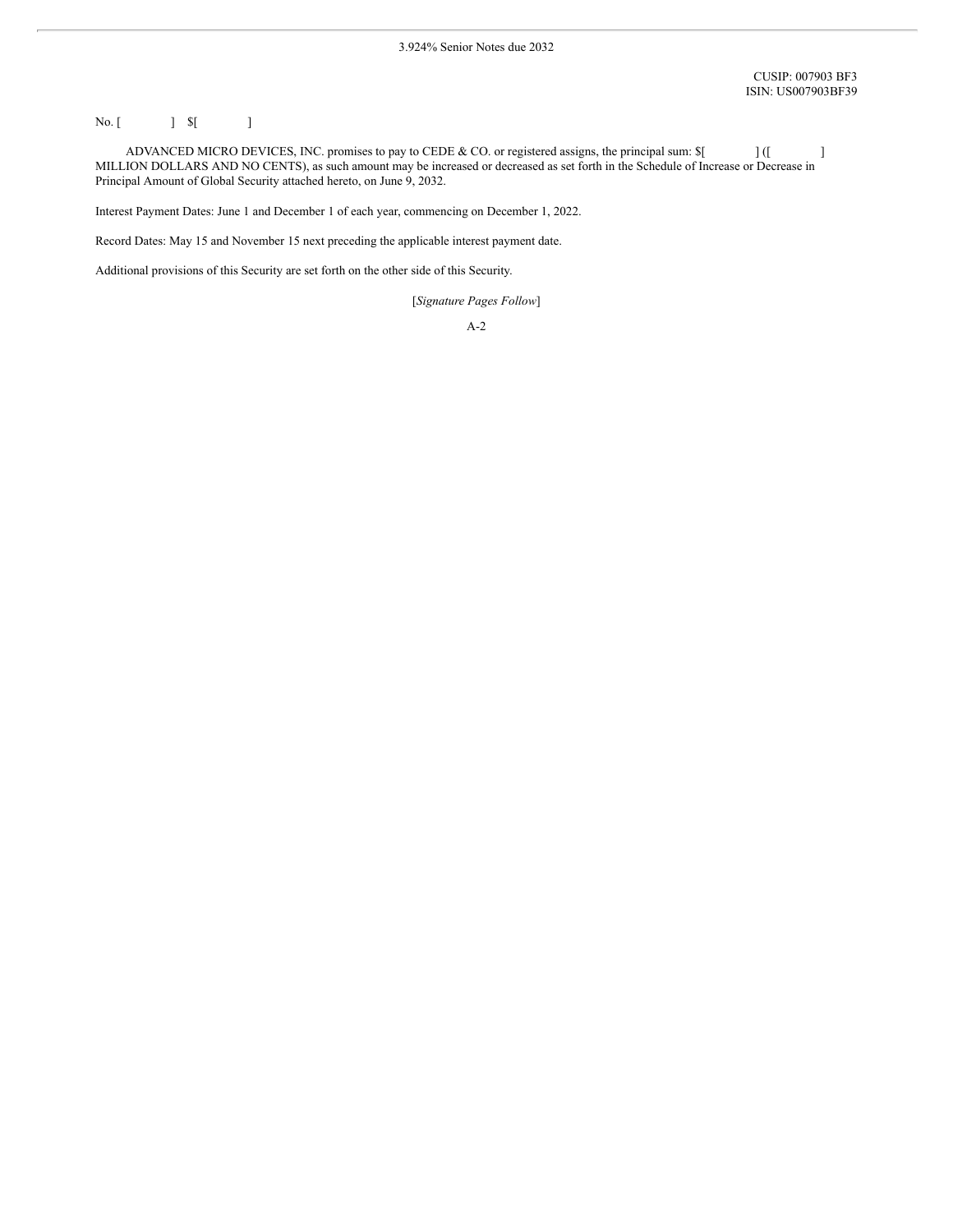3.924% Senior Notes due 2032

CUSIP: 007903 BF3
ISIN: US007903BF39

No. [ ] $[ ]

ADVANCED MICRO DEVICES, INC. promises to pay to CEDE & CO. or registered assigns, the principal sum: $[ ] ([ ] MILLION DOLLARS AND NO CENTS), as such amount may be increased or decreased as set forth in the Schedule of Increase or Decrease in Principal Amount of Global Security attached hereto, on June 9, 2032.

Interest Payment Dates: June 1 and December 1 of each year, commencing on December 1, 2022.

Record Dates: May 15 and November 15 next preceding the applicable interest payment date.

Additional provisions of this Security are set forth on the other side of this Security.

[*Signature Pages Follow*]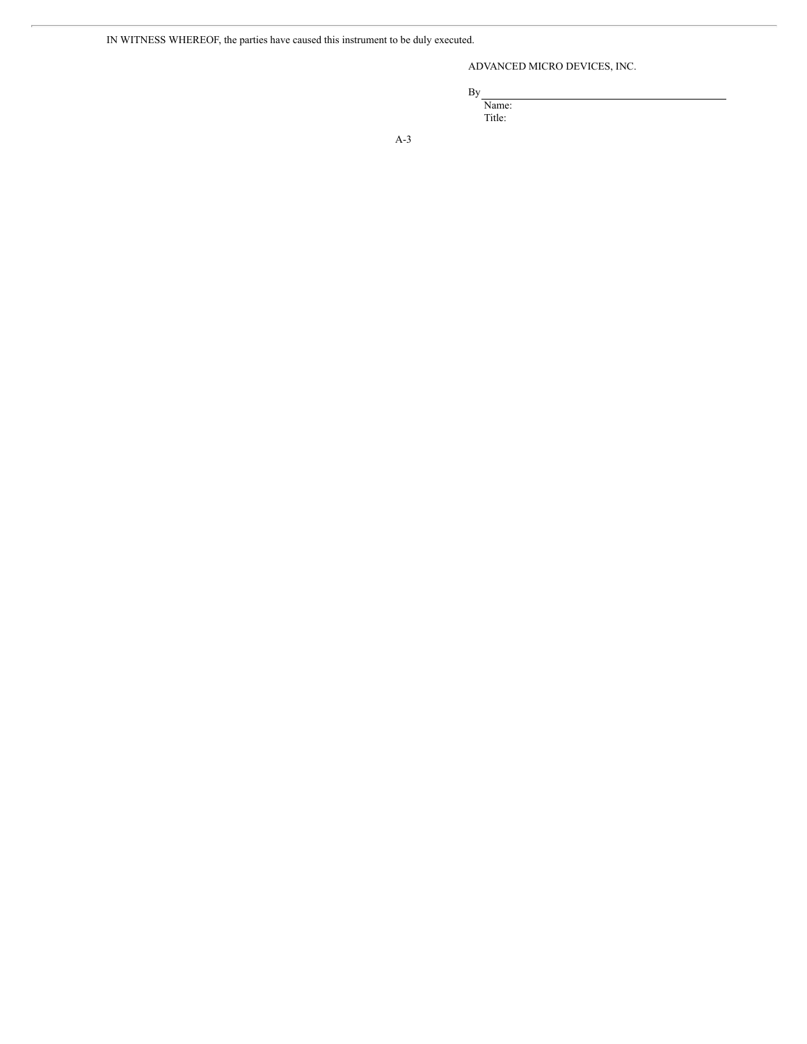IN WITNESS WHEREOF, the parties have caused this instrument to be duly executed.

ADVANCED MICRO DEVICES, INC.

By \_\_\_\_\_\_\_\_\_\_\_\_\_\_\_\_\_\_\_\_\_\_\_\_\_\_\_\_\_\_\_\_\_\_\_\_\_\_\_\_

Name:

Title: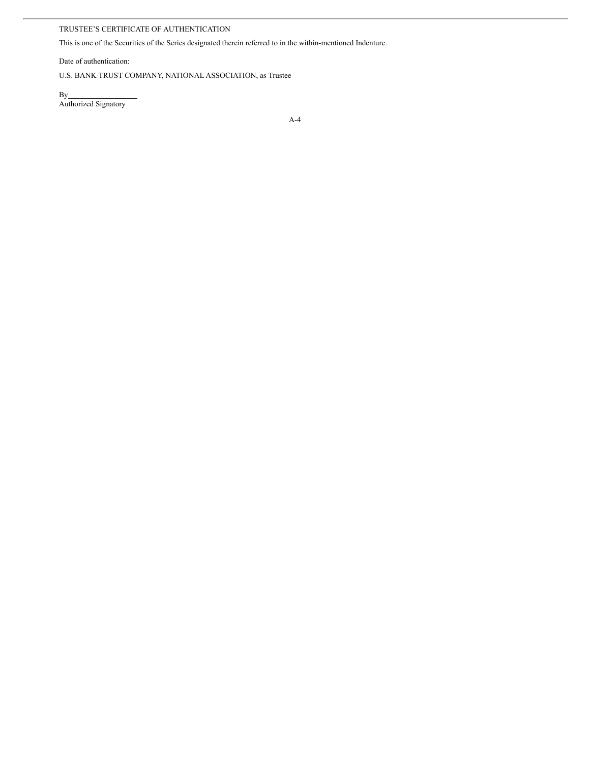TRUSTEE'S CERTIFICATE OF AUTHENTICATION

This is one of the Securities of the Series designated therein referred to in the within-mentioned Indenture.

Date of authentication:

U.S. BANK TRUST COMPANY, NATIONAL ASSOCIATION, as Trustee

By\_\_\_\_\_\_\_\_\_\_\_\_\_\_\_\_\_\_
Authorized Signatory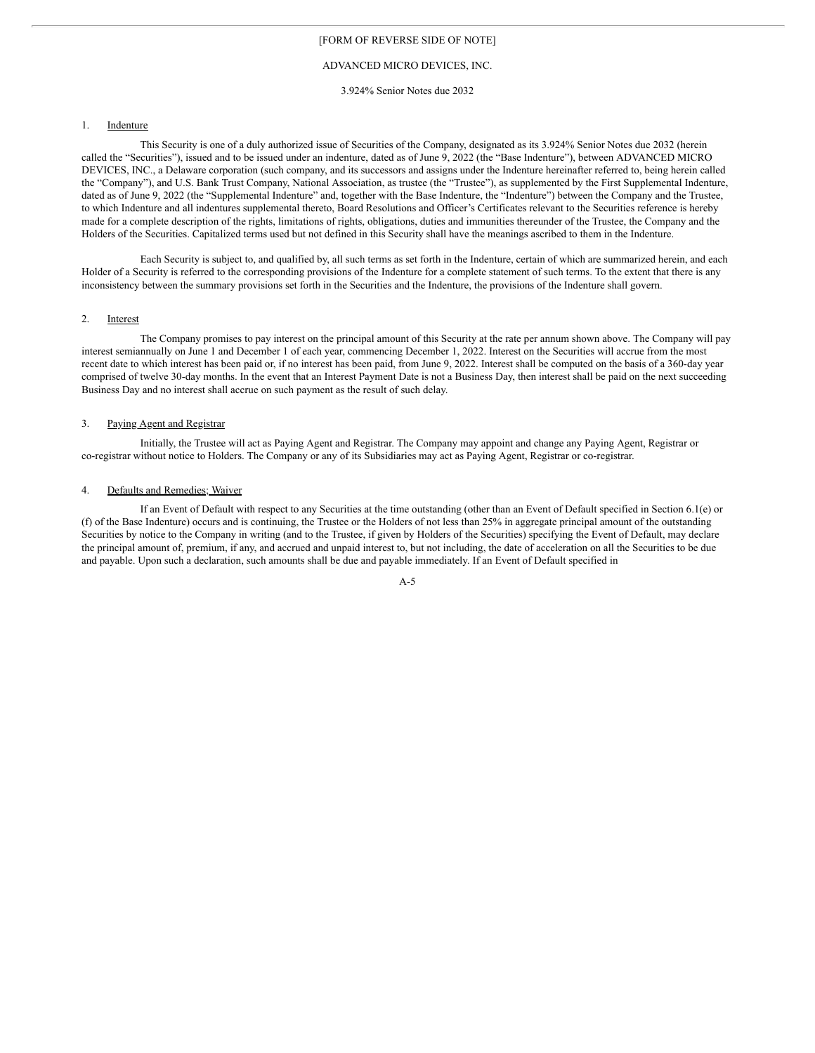[FORM OF REVERSE SIDE OF NOTE]

ADVANCED MICRO DEVICES, INC.

3.924% Senior Notes due 2032

1. Indenture

This Security is one of a duly authorized issue of Securities of the Company, designated as its 3.924% Senior Notes due 2032 (herein called the "Securities"), issued and to be issued under an indenture, dated as of June 9, 2022 (the "Base Indenture"), between ADVANCED MICRO DEVICES, INC., a Delaware corporation (such company, and its successors and assigns under the Indenture hereinafter referred to, being herein called the "Company"), and U.S. Bank Trust Company, National Association, as trustee (the "Trustee"), as supplemented by the First Supplemental Indenture, dated as of June 9, 2022 (the "Supplemental Indenture" and, together with the Base Indenture, the "Indenture") between the Company and the Trustee, to which Indenture and all indentures supplemental thereto, Board Resolutions and Officer's Certificates relevant to the Securities reference is hereby made for a complete description of the rights, limitations of rights, obligations, duties and immunities thereunder of the Trustee, the Company and the Holders of the Securities. Capitalized terms used but not defined in this Security shall have the meanings ascribed to them in the Indenture.

Each Security is subject to, and qualified by, all such terms as set forth in the Indenture, certain of which are summarized herein, and each Holder of a Security is referred to the corresponding provisions of the Indenture for a complete statement of such terms. To the extent that there is any inconsistency between the summary provisions set forth in the Securities and the Indenture, the provisions of the Indenture shall govern.

2. Interest

The Company promises to pay interest on the principal amount of this Security at the rate per annum shown above. The Company will pay interest semiannually on June 1 and December 1 of each year, commencing December 1, 2022. Interest on the Securities will accrue from the most recent date to which interest has been paid or, if no interest has been paid, from June 9, 2022. Interest shall be computed on the basis of a 360-day year comprised of twelve 30-day months. In the event that an Interest Payment Date is not a Business Day, then interest shall be paid on the next succeeding Business Day and no interest shall accrue on such payment as the result of such delay.

3. Paying Agent and Registrar

Initially, the Trustee will act as Paying Agent and Registrar. The Company may appoint and change any Paying Agent, Registrar or co-registrar without notice to Holders. The Company or any of its Subsidiaries may act as Paying Agent, Registrar or co-registrar.

4. Defaults and Remedies; Waiver

If an Event of Default with respect to any Securities at the time outstanding (other than an Event of Default specified in Section 6.1(e) or (f) of the Base Indenture) occurs and is continuing, the Trustee or the Holders of not less than 25% in aggregate principal amount of the outstanding Securities by notice to the Company in writing (and to the Trustee, if given by Holders of the Securities) specifying the Event of Default, may declare the principal amount of, premium, if any, and accrued and unpaid interest to, but not including, the date of acceleration on all the Securities to be due and payable. Upon such a declaration, such amounts shall be due and payable immediately. If an Event of Default specified in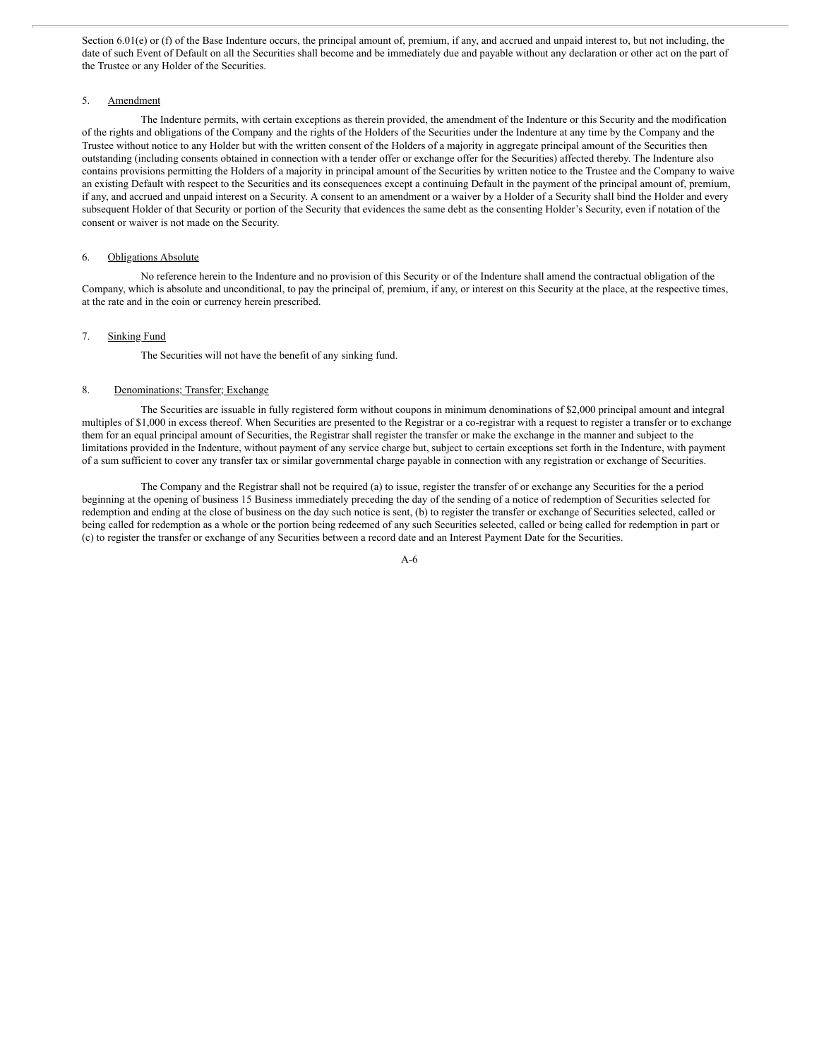Section 6.01(e) or (f) of the Base Indenture occurs, the principal amount of, premium, if any, and accrued and unpaid interest to, but not including, the date of such Event of Default on all the Securities shall become and be immediately due and payable without any declaration or other act on the part of the Trustee or any Holder of the Securities.

5. Amendment

The Indenture permits, with certain exceptions as therein provided, the amendment of the Indenture or this Security and the modification of the rights and obligations of the Company and the rights of the Holders of the Securities under the Indenture at any time by the Company and the Trustee without notice to any Holder but with the written consent of the Holders of a majority in aggregate principal amount of the Securities then outstanding (including consents obtained in connection with a tender offer or exchange offer for the Securities) affected thereby. The Indenture also contains provisions permitting the Holders of a majority in principal amount of the Securities by written notice to the Trustee and the Company to waive an existing Default with respect to the Securities and its consequences except a continuing Default in the payment of the principal amount of, premium, if any, and accrued and unpaid interest on a Security. A consent to an amendment or a waiver by a Holder of a Security shall bind the Holder and every subsequent Holder of that Security or portion of the Security that evidences the same debt as the consenting Holder's Security, even if notation of the consent or waiver is not made on the Security.

6. Obligations Absolute

No reference herein to the Indenture and no provision of this Security or of the Indenture shall amend the contractual obligation of the Company, which is absolute and unconditional, to pay the principal of, premium, if any, or interest on this Security at the place, at the respective times, at the rate and in the coin or currency herein prescribed.

7. Sinking Fund

The Securities will not have the benefit of any sinking fund.

8. Denominations; Transfer; Exchange

The Securities are issuable in fully registered form without coupons in minimum denominations of $2,000 principal amount and integral multiples of $1,000 in excess thereof. When Securities are presented to the Registrar or a co-registrar with a request to register a transfer or to exchange them for an equal principal amount of Securities, the Registrar shall register the transfer or make the exchange in the manner and subject to the limitations provided in the Indenture, without payment of any service charge but, subject to certain exceptions set forth in the Indenture, with payment of a sum sufficient to cover any transfer tax or similar governmental charge payable in connection with any registration or exchange of Securities.

The Company and the Registrar shall not be required (a) to issue, register the transfer of or exchange any Securities for the a period beginning at the opening of business 15 Business immediately preceding the day of the sending of a notice of redemption of Securities selected for redemption and ending at the close of business on the day such notice is sent, (b) to register the transfer or exchange of Securities selected, called or being called for redemption as a whole or the portion being redeemed of any such Securities selected, called or being called for redemption in part or (c) to register the transfer or exchange of any Securities between a record date and an Interest Payment Date for the Securities.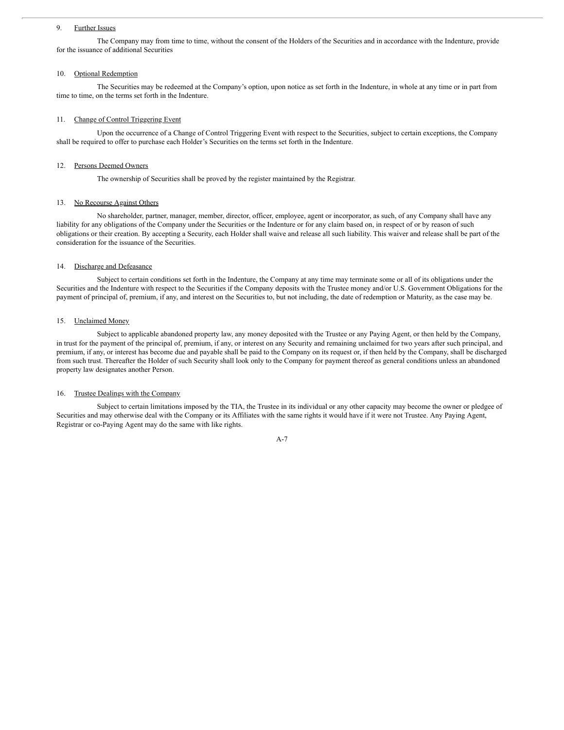9. Further Issues

The Company may from time to time, without the consent of the Holders of the Securities and in accordance with the Indenture, provide for the issuance of additional Securities

10. Optional Redemption

The Securities may be redeemed at the Company's option, upon notice as set forth in the Indenture, in whole at any time or in part from time to time, on the terms set forth in the Indenture.

11. Change of Control Triggering Event

Upon the occurrence of a Change of Control Triggering Event with respect to the Securities, subject to certain exceptions, the Company shall be required to offer to purchase each Holder's Securities on the terms set forth in the Indenture.

12. Persons Deemed Owners

The ownership of Securities shall be proved by the register maintained by the Registrar.

13. No Recourse Against Others

No shareholder, partner, manager, member, director, officer, employee, agent or incorporator, as such, of any Company shall have any liability for any obligations of the Company under the Securities or the Indenture or for any claim based on, in respect of or by reason of such obligations or their creation. By accepting a Security, each Holder shall waive and release all such liability. This waiver and release shall be part of the consideration for the issuance of the Securities.

14. Discharge and Defeasance

Subject to certain conditions set forth in the Indenture, the Company at any time may terminate some or all of its obligations under the Securities and the Indenture with respect to the Securities if the Company deposits with the Trustee money and/or U.S. Government Obligations for the payment of principal of, premium, if any, and interest on the Securities to, but not including, the date of redemption or Maturity, as the case may be.

15. Unclaimed Money

Subject to applicable abandoned property law, any money deposited with the Trustee or any Paying Agent, or then held by the Company, in trust for the payment of the principal of, premium, if any, or interest on any Security and remaining unclaimed for two years after such principal, and premium, if any, or interest has become due and payable shall be paid to the Company on its request or, if then held by the Company, shall be discharged from such trust. Thereafter the Holder of such Security shall look only to the Company for payment thereof as general conditions unless an abandoned property law designates another Person.

16. Trustee Dealings with the Company

Subject to certain limitations imposed by the TIA, the Trustee in its individual or any other capacity may become the owner or pledgee of Securities and may otherwise deal with the Company or its Affiliates with the same rights it would have if it were not Trustee. Any Paying Agent, Registrar or co-Paying Agent may do the same with like rights.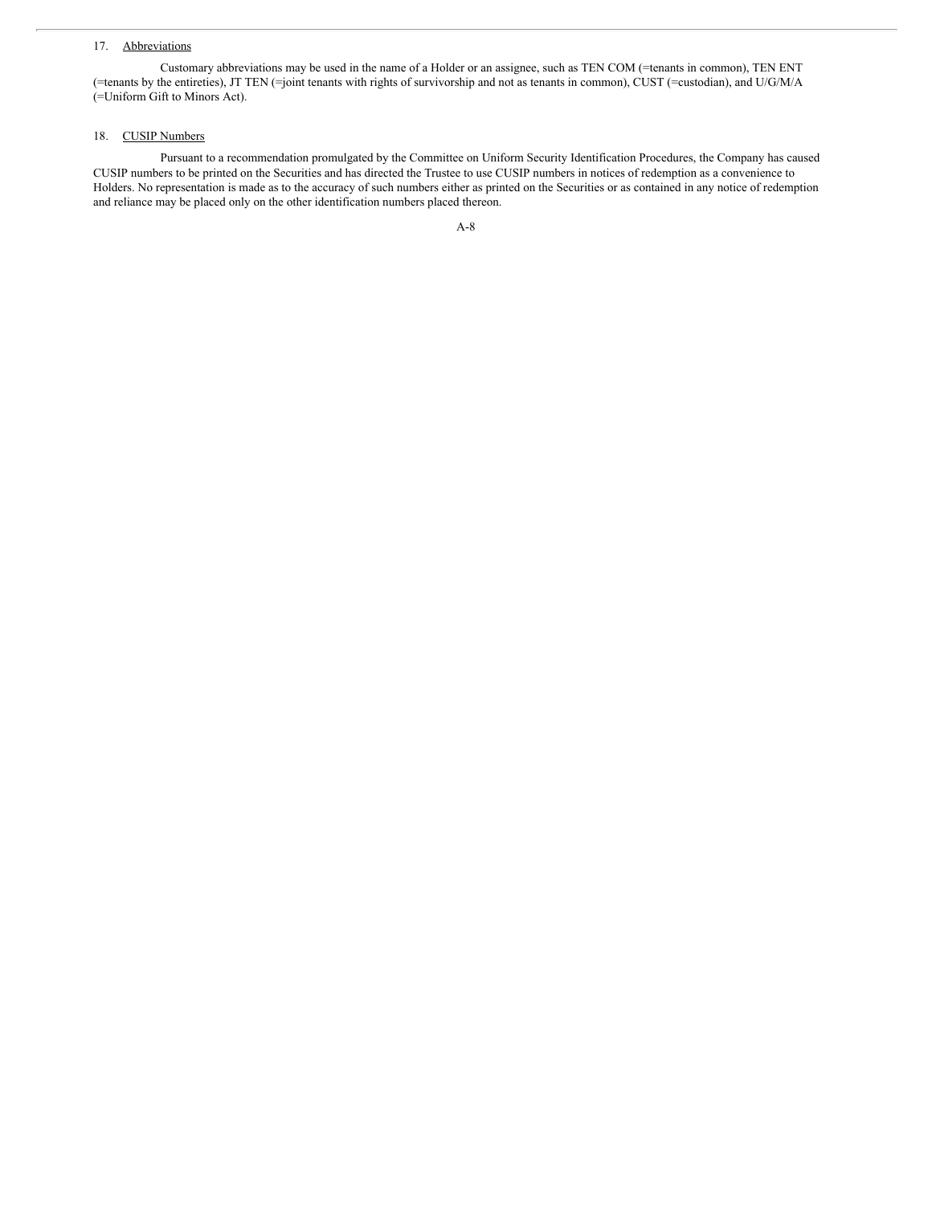17. Abbreviations

Customary abbreviations may be used in the name of a Holder or an assignee, such as TEN COM (=tenants in common), TEN ENT (=tenants by the entireties), JT TEN (=joint tenants with rights of survivorship and not as tenants in common), CUST (=custodian), and U/G/M/A (=Uniform Gift to Minors Act).

18. CUSIP Numbers

Pursuant to a recommendation promulgated by the Committee on Uniform Security Identification Procedures, the Company has caused CUSIP numbers to be printed on the Securities and has directed the Trustee to use CUSIP numbers in notices of redemption as a convenience to Holders. No representation is made as to the accuracy of such numbers either as printed on the Securities or as contained in any notice of redemption and reliance may be placed only on the other identification numbers placed thereon.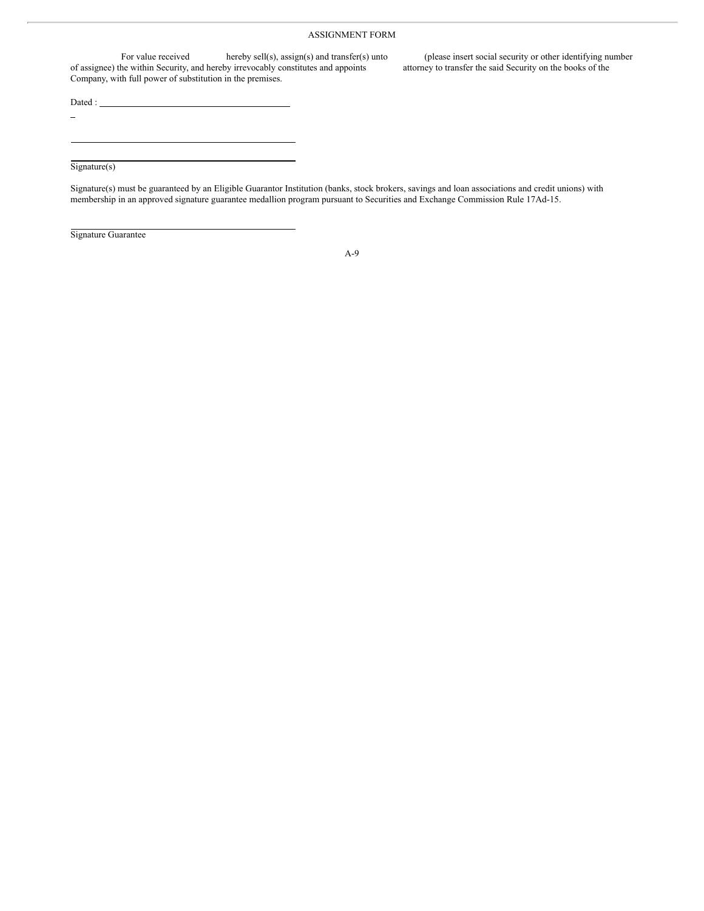ASSIGNMENT FORM

For value received hereby sell(s), assign(s) and transfer(s) unto (please insert social security or other identifying number of assignee) the within Security, and hereby irrevocably constitutes and appoints attorney to transfer the said Security on the books of the Company, with full power of substitution in the premises.

Dated : \_\_\_\_\_\_\_\_\_\_\_\_\_\_\_\_\_\_\_\_\_\_\_\_\_\_\_\_\_\_\_\_\_\_\_\_\_\_\_\_

\_\_\_\_\_\_\_\_\_\_\_\_\_\_\_\_\_\_\_\_\_\_\_\_\_\_\_\_\_\_\_\_\_\_\_\_\_\_\_\_

\_\_\_\_\_\_\_\_\_\_\_\_\_\_\_\_\_\_\_\_\_\_\_\_\_\_\_\_\_\_\_\_\_\_\_\_\_\_\_\_

Signature(s)

Signature(s) must be guaranteed by an Eligible Guarantor Institution (banks, stock brokers, savings and loan associations and credit unions) with membership in an approved signature guarantee medallion program pursuant to Securities and Exchange Commission Rule 17Ad-15.

\_\_\_\_\_\_\_\_\_\_\_\_\_\_\_\_\_\_\_\_\_\_\_\_\_\_\_\_\_\_\_\_\_\_\_\_\_\_\_\_

Signature Guarantee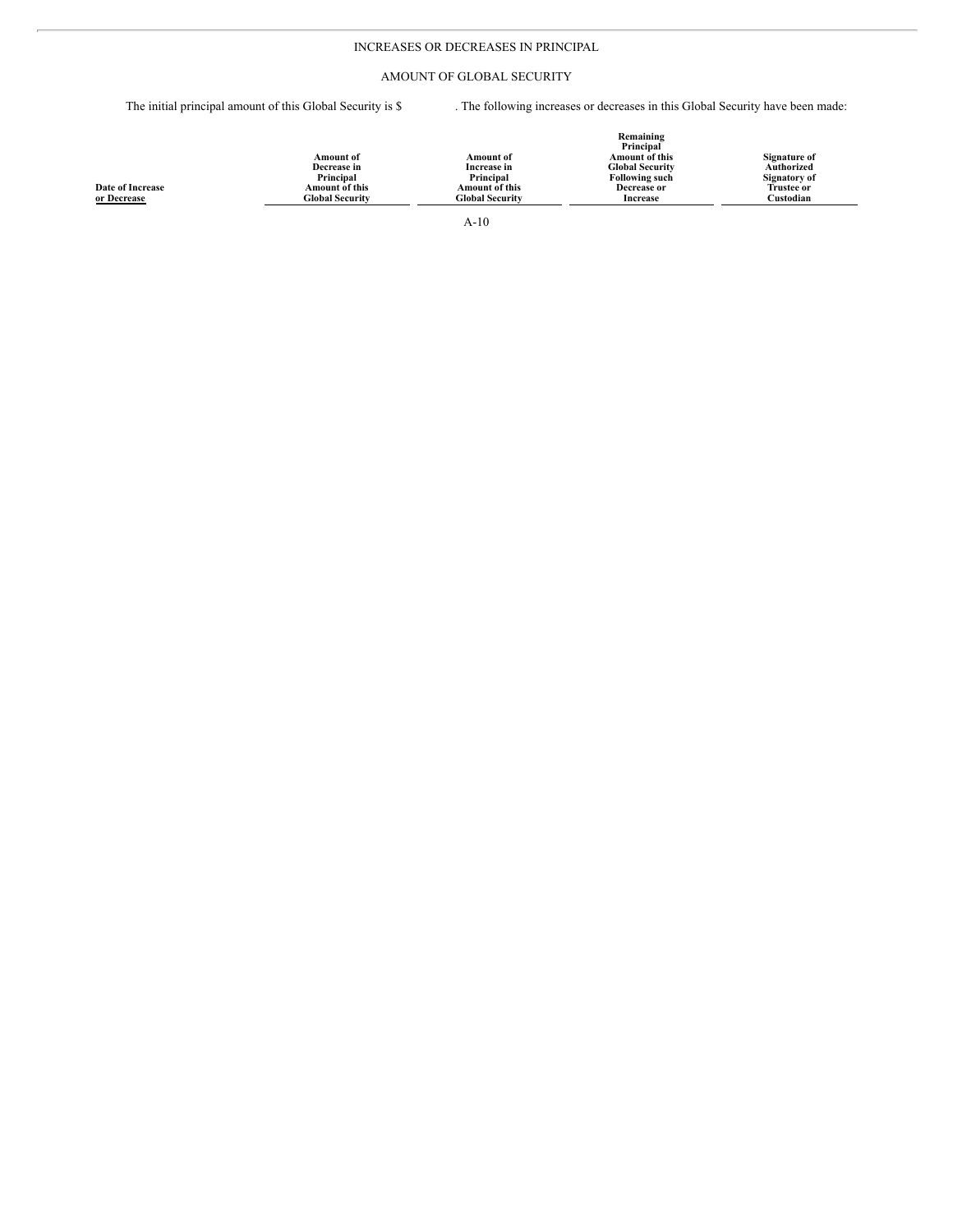INCREASES OR DECREASES IN PRINCIPAL

AMOUNT OF GLOBAL SECURITY

The initial principal amount of this Global Security is $ . The following increases or decreases in this Global Security have been made:

| Date of Increase or Decrease | Amount of Decrease in Principal Amount of this Global Security | Amount of Increase in Principal Amount of this Global Security | Remaining Principal Amount of this Global Security Following such Decrease or Increase | Signature of Authorized Signatory of Trustee or Custodian |
|---|---|---|---|---|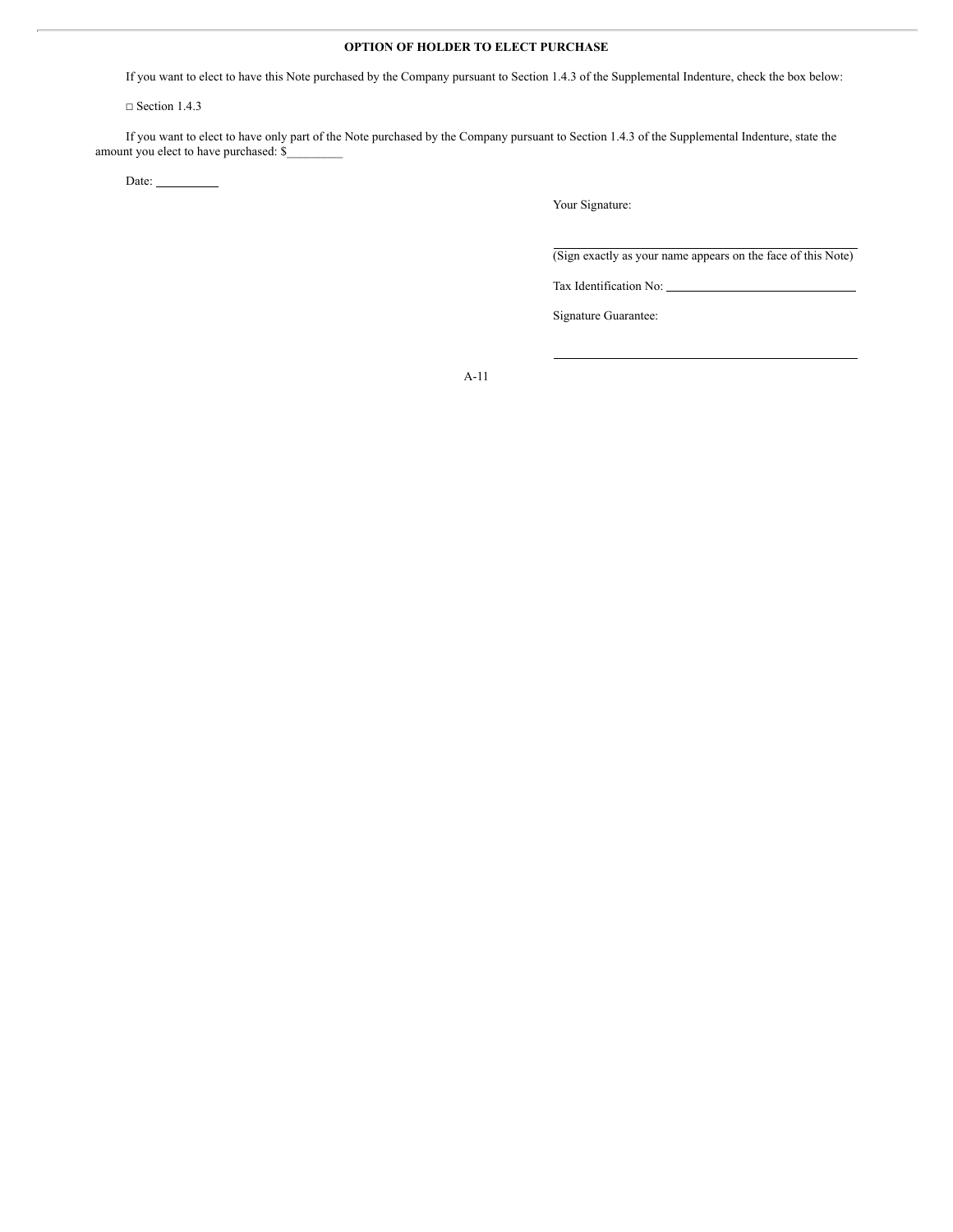**OPTION OF HOLDER TO ELECT PURCHASE**

If you want to elect to have this Note purchased by the Company pursuant to Section 1.4.3 of the Supplemental Indenture, check the box below:

□ Section 1.4.3

If you want to elect to have only part of the Note purchased by the Company pursuant to Section 1.4.3 of the Supplemental Indenture, state the amount you elect to have purchased: $_________

Date: __________

Your Signature:

_______________________________________________

(Sign exactly as your name appears on the face of this Note)

Tax Identification No: ______________________________

Signature Guarantee:

_______________________________________________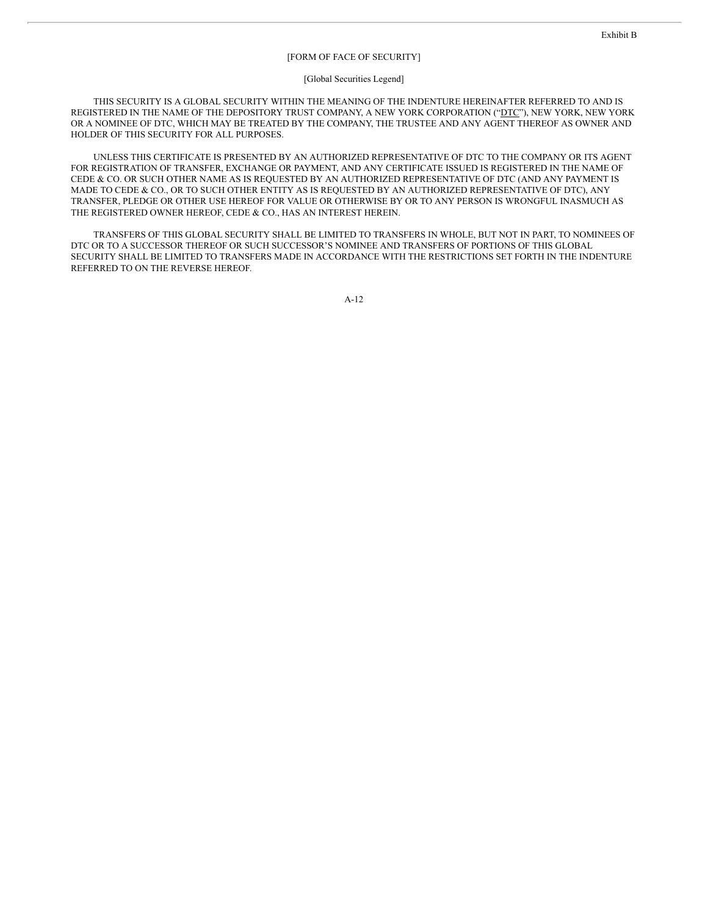Exhibit B

[FORM OF FACE OF SECURITY]

[Global Securities Legend]

THIS SECURITY IS A GLOBAL SECURITY WITHIN THE MEANING OF THE INDENTURE HEREINAFTER REFERRED TO AND IS REGISTERED IN THE NAME OF THE DEPOSITORY TRUST COMPANY, A NEW YORK CORPORATION ("DTC"), NEW YORK, NEW YORK OR A NOMINEE OF DTC, WHICH MAY BE TREATED BY THE COMPANY, THE TRUSTEE AND ANY AGENT THEREOF AS OWNER AND HOLDER OF THIS SECURITY FOR ALL PURPOSES.

UNLESS THIS CERTIFICATE IS PRESENTED BY AN AUTHORIZED REPRESENTATIVE OF DTC TO THE COMPANY OR ITS AGENT FOR REGISTRATION OF TRANSFER, EXCHANGE OR PAYMENT, AND ANY CERTIFICATE ISSUED IS REGISTERED IN THE NAME OF CEDE & CO. OR SUCH OTHER NAME AS IS REQUESTED BY AN AUTHORIZED REPRESENTATIVE OF DTC (AND ANY PAYMENT IS MADE TO CEDE & CO., OR TO SUCH OTHER ENTITY AS IS REQUESTED BY AN AUTHORIZED REPRESENTATIVE OF DTC), ANY TRANSFER, PLEDGE OR OTHER USE HEREOF FOR VALUE OR OTHERWISE BY OR TO ANY PERSON IS WRONGFUL INASMUCH AS THE REGISTERED OWNER HEREOF, CEDE & CO., HAS AN INTEREST HEREIN.

TRANSFERS OF THIS GLOBAL SECURITY SHALL BE LIMITED TO TRANSFERS IN WHOLE, BUT NOT IN PART, TO NOMINEES OF DTC OR TO A SUCCESSOR THEREOF OR SUCH SUCCESSOR'S NOMINEE AND TRANSFERS OF PORTIONS OF THIS GLOBAL SECURITY SHALL BE LIMITED TO TRANSFERS MADE IN ACCORDANCE WITH THE RESTRICTIONS SET FORTH IN THE INDENTURE REFERRED TO ON THE REVERSE HEREOF.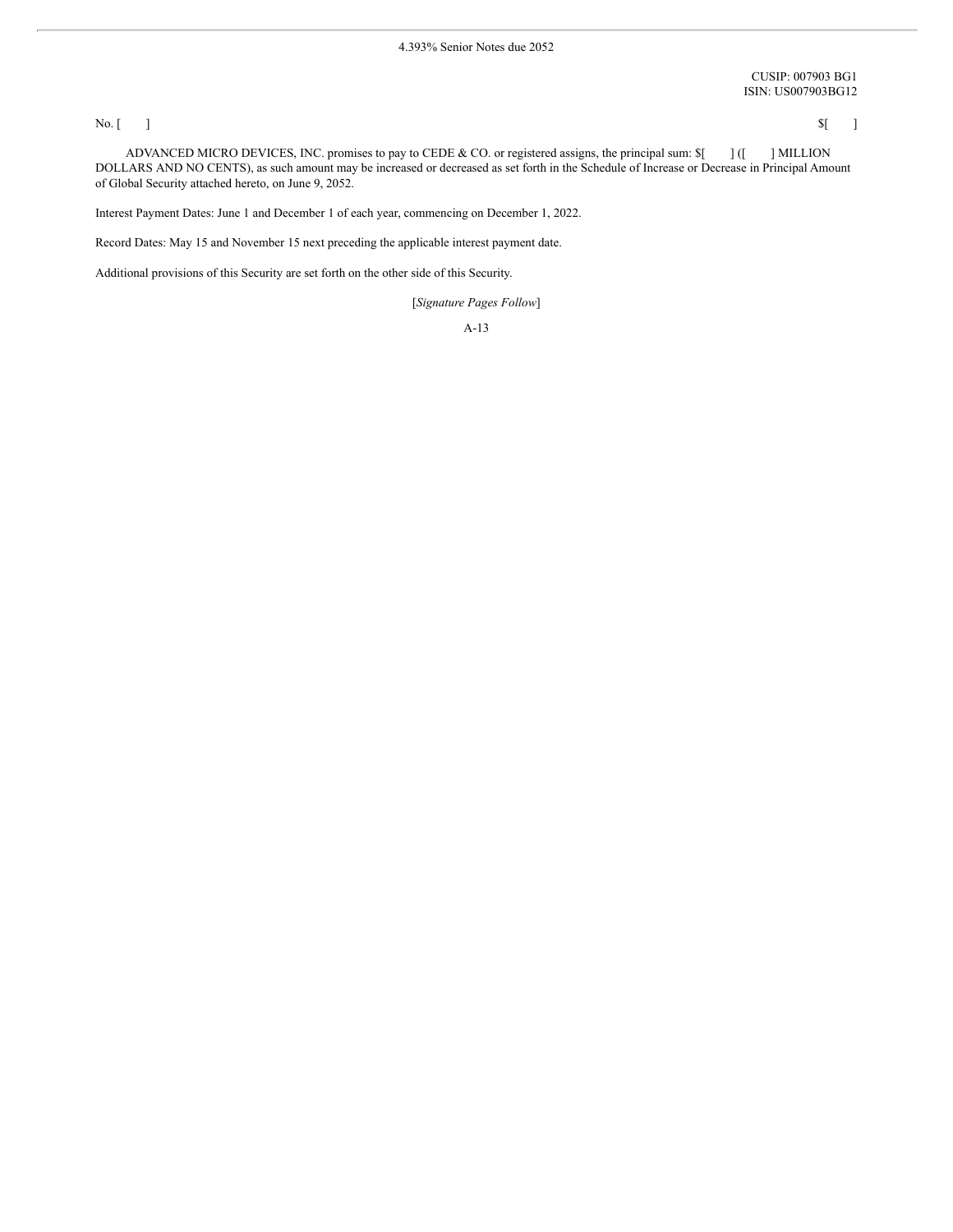4.393% Senior Notes due 2052

CUSIP: 007903 BG1
ISIN: US007903BG12

No. [ ] $[ ]

ADVANCED MICRO DEVICES, INC. promises to pay to CEDE & CO. or registered assigns, the principal sum: $[ ] ([ ] MILLION DOLLARS AND NO CENTS), as such amount may be increased or decreased as set forth in the Schedule of Increase or Decrease in Principal Amount of Global Security attached hereto, on June 9, 2052.

Interest Payment Dates: June 1 and December 1 of each year, commencing on December 1, 2022.

Record Dates: May 15 and November 15 next preceding the applicable interest payment date.

Additional provisions of this Security are set forth on the other side of this Security.

[*Signature Pages Follow*]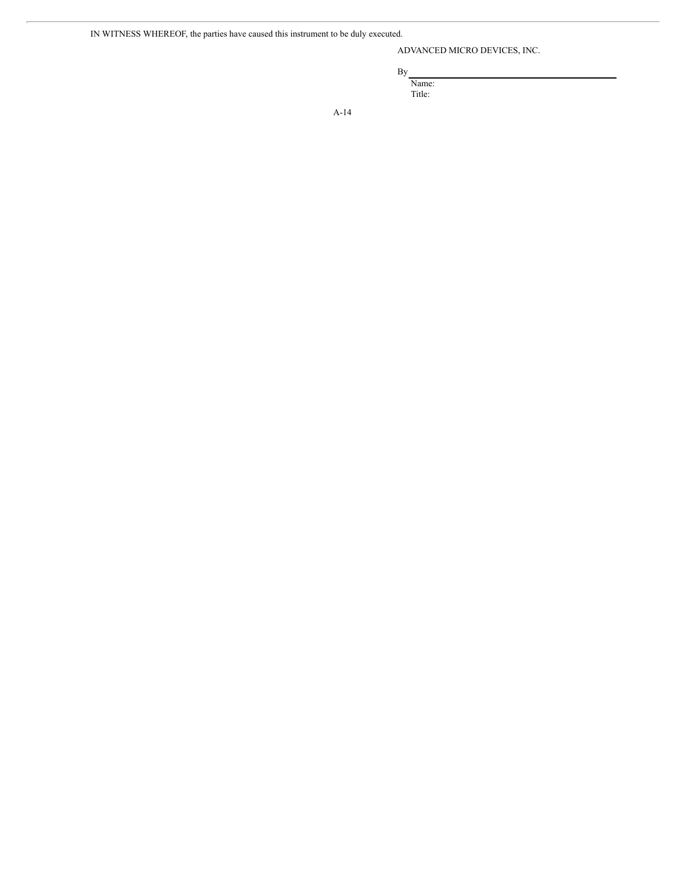IN WITNESS WHEREOF, the parties have caused this instrument to be duly executed.

ADVANCED MICRO DEVICES, INC.

By \_\_\_\_\_\_\_\_\_\_\_\_\_\_\_\_\_\_\_\_\_\_\_\_\_\_\_\_\_\_\_\_

Name:

Title: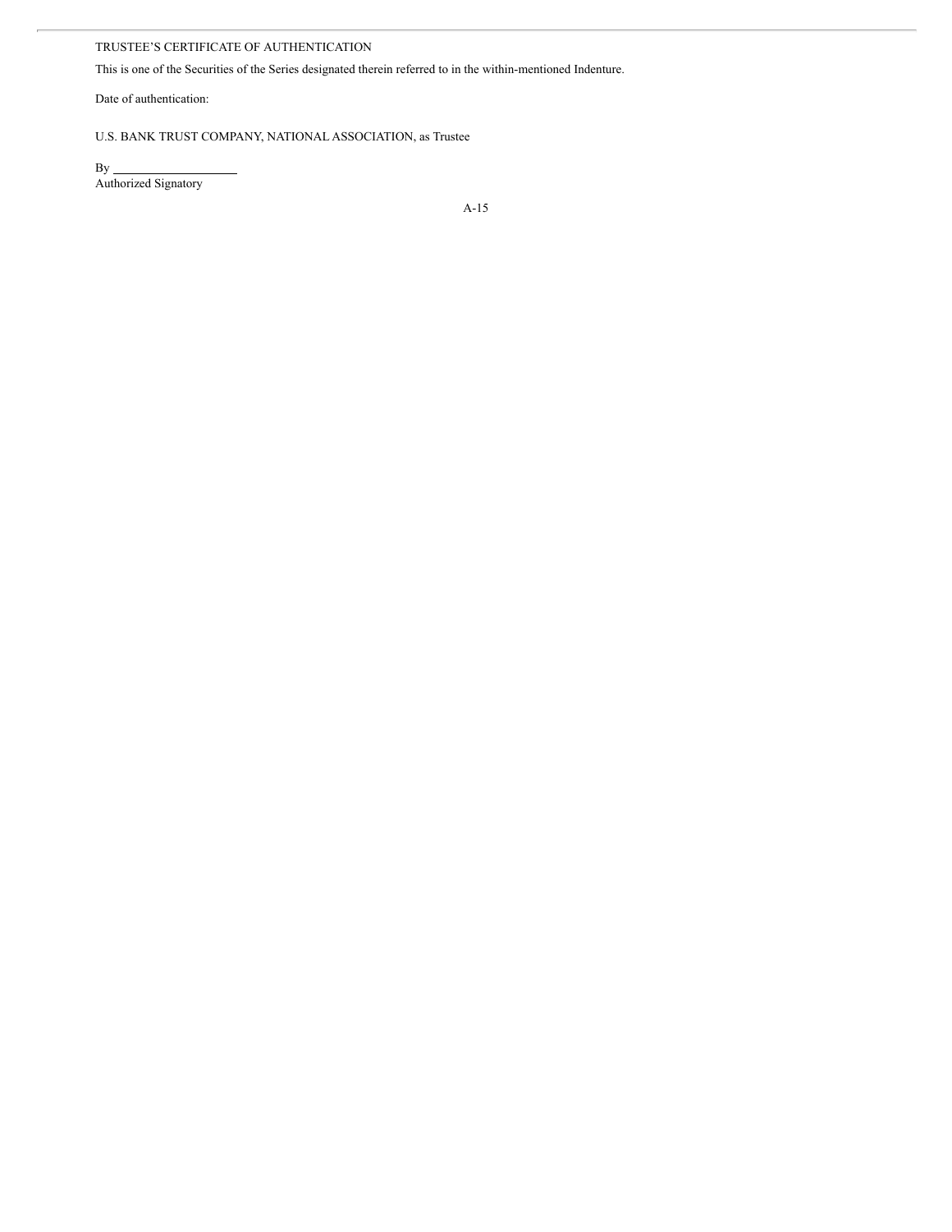TRUSTEE'S CERTIFICATE OF AUTHENTICATION

This is one of the Securities of the Series designated therein referred to in the within-mentioned Indenture.

Date of authentication:

U.S. BANK TRUST COMPANY, NATIONAL ASSOCIATION, as Trustee

By ____________________
Authorized Signatory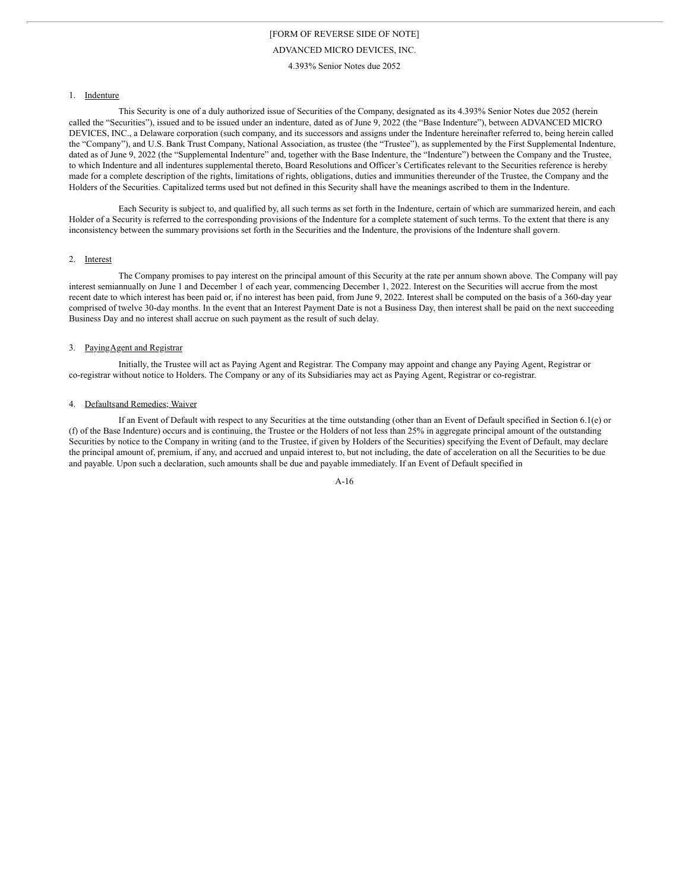[FORM OF REVERSE SIDE OF NOTE]

ADVANCED MICRO DEVICES, INC.

4.393% Senior Notes due 2052

1. Indenture

This Security is one of a duly authorized issue of Securities of the Company, designated as its 4.393% Senior Notes due 2052 (herein called the "Securities"), issued and to be issued under an indenture, dated as of June 9, 2022 (the "Base Indenture"), between ADVANCED MICRO DEVICES, INC., a Delaware corporation (such company, and its successors and assigns under the Indenture hereinafter referred to, being herein called the "Company"), and U.S. Bank Trust Company, National Association, as trustee (the "Trustee"), as supplemented by the First Supplemental Indenture, dated as of June 9, 2022 (the "Supplemental Indenture" and, together with the Base Indenture, the "Indenture") between the Company and the Trustee, to which Indenture and all indentures supplemental thereto, Board Resolutions and Officer's Certificates relevant to the Securities reference is hereby made for a complete description of the rights, limitations of rights, obligations, duties and immunities thereunder of the Trustee, the Company and the Holders of the Securities. Capitalized terms used but not defined in this Security shall have the meanings ascribed to them in the Indenture.

Each Security is subject to, and qualified by, all such terms as set forth in the Indenture, certain of which are summarized herein, and each Holder of a Security is referred to the corresponding provisions of the Indenture for a complete statement of such terms. To the extent that there is any inconsistency between the summary provisions set forth in the Securities and the Indenture, the provisions of the Indenture shall govern.

2. Interest

The Company promises to pay interest on the principal amount of this Security at the rate per annum shown above. The Company will pay interest semiannually on June 1 and December 1 of each year, commencing December 1, 2022. Interest on the Securities will accrue from the most recent date to which interest has been paid or, if no interest has been paid, from June 9, 2022. Interest shall be computed on the basis of a 360-day year comprised of twelve 30-day months. In the event that an Interest Payment Date is not a Business Day, then interest shall be paid on the next succeeding Business Day and no interest shall accrue on such payment as the result of such delay.

3. Paying Agent and Registrar

Initially, the Trustee will act as Paying Agent and Registrar. The Company may appoint and change any Paying Agent, Registrar or co-registrar without notice to Holders. The Company or any of its Subsidiaries may act as Paying Agent, Registrar or co-registrar.

4. Defaults and Remedies; Waiver

If an Event of Default with respect to any Securities at the time outstanding (other than an Event of Default specified in Section 6.1(e) or (f) of the Base Indenture) occurs and is continuing, the Trustee or the Holders of not less than 25% in aggregate principal amount of the outstanding Securities by notice to the Company in writing (and to the Trustee, if given by Holders of the Securities) specifying the Event of Default, may declare the principal amount of, premium, if any, and accrued and unpaid interest to, but not including, the date of acceleration on all the Securities to be due and payable. Upon such a declaration, such amounts shall be due and payable immediately. If an Event of Default specified in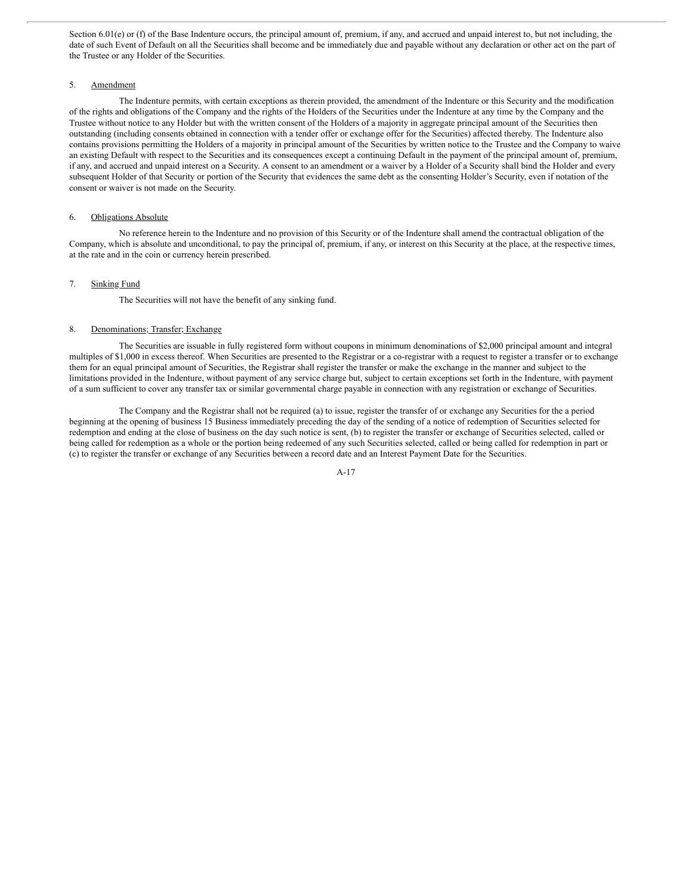Section 6.01(e) or (f) of the Base Indenture occurs, the principal amount of, premium, if any, and accrued and unpaid interest to, but not including, the date of such Event of Default on all the Securities shall become and be immediately due and payable without any declaration or other act on the part of the Trustee or any Holder of the Securities.

5. Amendment

The Indenture permits, with certain exceptions as therein provided, the amendment of the Indenture or this Security and the modification of the rights and obligations of the Company and the rights of the Holders of the Securities under the Indenture at any time by the Company and the Trustee without notice to any Holder but with the written consent of the Holders of a majority in aggregate principal amount of the Securities then outstanding (including consents obtained in connection with a tender offer or exchange offer for the Securities) affected thereby. The Indenture also contains provisions permitting the Holders of a majority in principal amount of the Securities by written notice to the Trustee and the Company to waive an existing Default with respect to the Securities and its consequences except a continuing Default in the payment of the principal amount of, premium, if any, and accrued and unpaid interest on a Security. A consent to an amendment or a waiver by a Holder of a Security shall bind the Holder and every subsequent Holder of that Security or portion of the Security that evidences the same debt as the consenting Holder's Security, even if notation of the consent or waiver is not made on the Security.

6. Obligations Absolute

No reference herein to the Indenture and no provision of this Security or of the Indenture shall amend the contractual obligation of the Company, which is absolute and unconditional, to pay the principal of, premium, if any, or interest on this Security at the place, at the respective times, at the rate and in the coin or currency herein prescribed.

7. Sinking Fund

The Securities will not have the benefit of any sinking fund.

8. Denominations; Transfer; Exchange

The Securities are issuable in fully registered form without coupons in minimum denominations of $2,000 principal amount and integral multiples of $1,000 in excess thereof. When Securities are presented to the Registrar or a co-registrar with a request to register a transfer or to exchange them for an equal principal amount of Securities, the Registrar shall register the transfer or make the exchange in the manner and subject to the limitations provided in the Indenture, without payment of any service charge but, subject to certain exceptions set forth in the Indenture, with payment of a sum sufficient to cover any transfer tax or similar governmental charge payable in connection with any registration or exchange of Securities.

The Company and the Registrar shall not be required (a) to issue, register the transfer of or exchange any Securities for the period beginning at the opening of business 15 Business immediately preceding the day of the sending of a notice of redemption of Securities selected for redemption and ending at the close of business on the day such notice is sent, (b) to register the transfer or exchange of Securities selected, called or being called for redemption as a whole or the portion being redeemed of any such Securities selected, called or being called for redemption in part or (c) to register the transfer or exchange of any Securities between a record date and an Interest Payment Date for the Securities.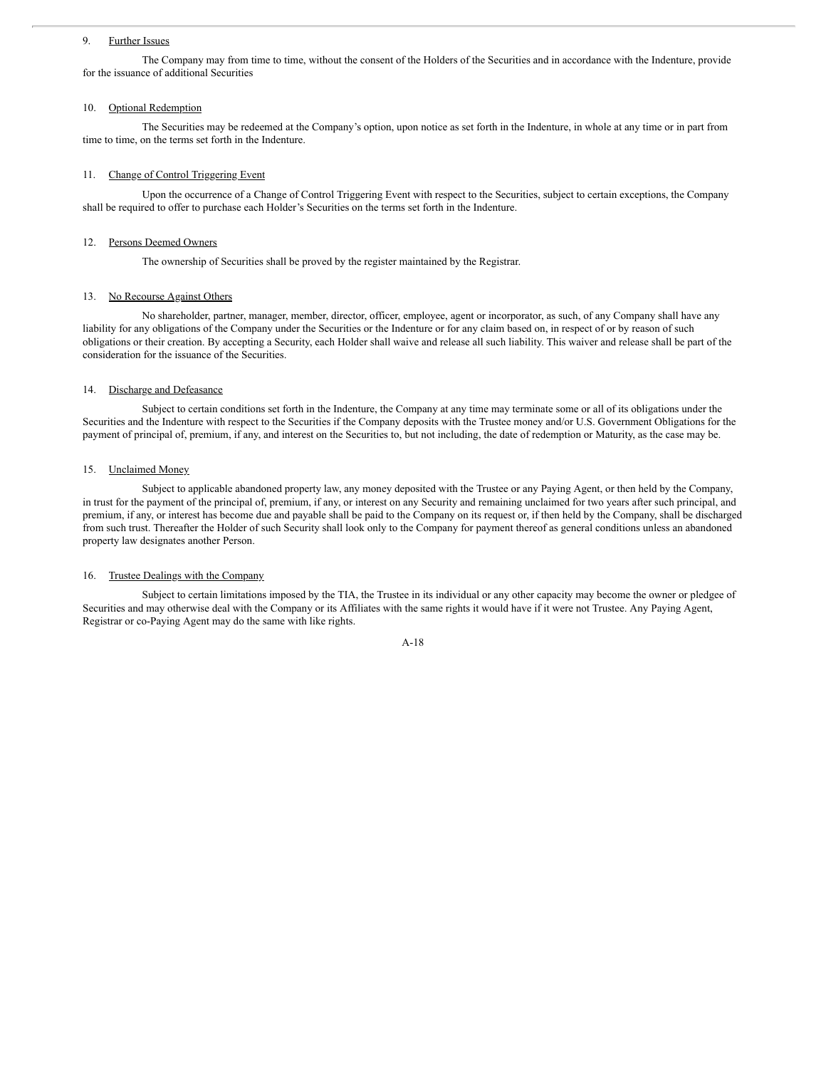9. <u>Further Issues</u>

The Company may from time to time, without the consent of the Holders of the Securities and in accordance with the Indenture, provide for the issuance of additional Securities

10. <u>Optional Redemption</u>

The Securities may be redeemed at the Company's option, upon notice as set forth in the Indenture, in whole at any time or in part from time to time, on the terms set forth in the Indenture.

11. <u>Change of Control Triggering Event</u>

Upon the occurrence of a Change of Control Triggering Event with respect to the Securities, subject to certain exceptions, the Company shall be required to offer to purchase each Holder's Securities on the terms set forth in the Indenture.

12. <u>Persons Deemed Owners</u>

The ownership of Securities shall be proved by the register maintained by the Registrar.

13. <u>No Recourse Against Others</u>

No shareholder, partner, manager, member, director, officer, employee, agent or incorporator, as such, of any Company shall have any liability for any obligations of the Company under the Securities or the Indenture or for any claim based on, in respect of or by reason of such obligations or their creation. By accepting a Security, each Holder shall waive and release all such liability. This waiver and release shall be part of the consideration for the issuance of the Securities.

14. <u>Discharge and Defeasance</u>

Subject to certain conditions set forth in the Indenture, the Company at any time may terminate some or all of its obligations under the Securities and the Indenture with respect to the Securities if the Company deposits with the Trustee money and/or U.S. Government Obligations for the payment of principal of, premium, if any, and interest on the Securities to, but not including, the date of redemption or Maturity, as the case may be.

15. <u>Unclaimed Money</u>

Subject to applicable abandoned property law, any money deposited with the Trustee or any Paying Agent, or then held by the Company, in trust for the payment of the principal of, premium, if any, or interest on any Security and remaining unclaimed for two years after such principal, and premium, if any, or interest has become due and payable shall be paid to the Company on its request or, if then held by the Company, shall be discharged from such trust. Thereafter the Holder of such Security shall look only to the Company for payment thereof as general conditions unless an abandoned property law designates another Person.

16. <u>Trustee Dealings with the Company</u>

Subject to certain limitations imposed by the TIA, the Trustee in its individual or any other capacity may become the owner or pledgee of Securities and may otherwise deal with the Company or its Affiliates with the same rights it would have if it were not Trustee. Any Paying Agent, Registrar or co-Paying Agent may do the same with like rights.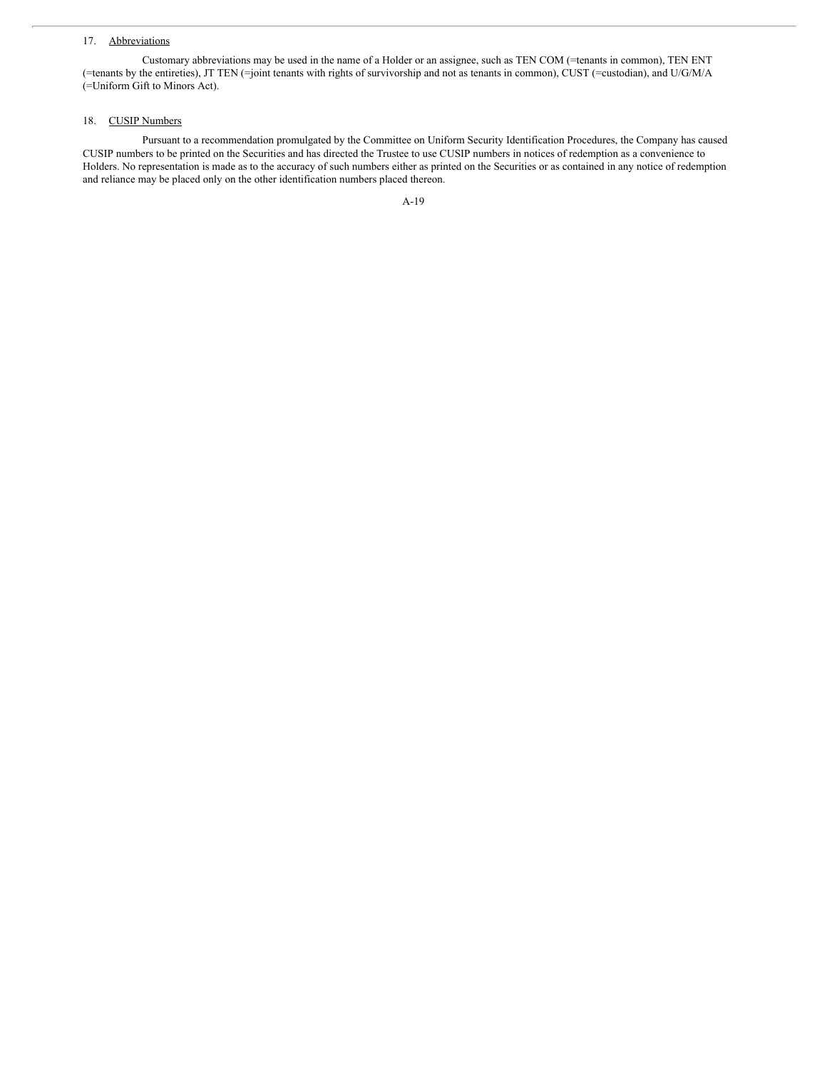17. Abbreviations

Customary abbreviations may be used in the name of a Holder or an assignee, such as TEN COM (=tenants in common), TEN ENT (=tenants by the entireties), JT TEN (=joint tenants with rights of survivorship and not as tenants in common), CUST (=custodian), and U/G/M/A (=Uniform Gift to Minors Act).

18. CUSIP Numbers

Pursuant to a recommendation promulgated by the Committee on Uniform Security Identification Procedures, the Company has caused CUSIP numbers to be printed on the Securities and has directed the Trustee to use CUSIP numbers in notices of redemption as a convenience to Holders. No representation is made as to the accuracy of such numbers either as printed on the Securities or as contained in any notice of redemption and reliance may be placed only on the other identification numbers placed thereon.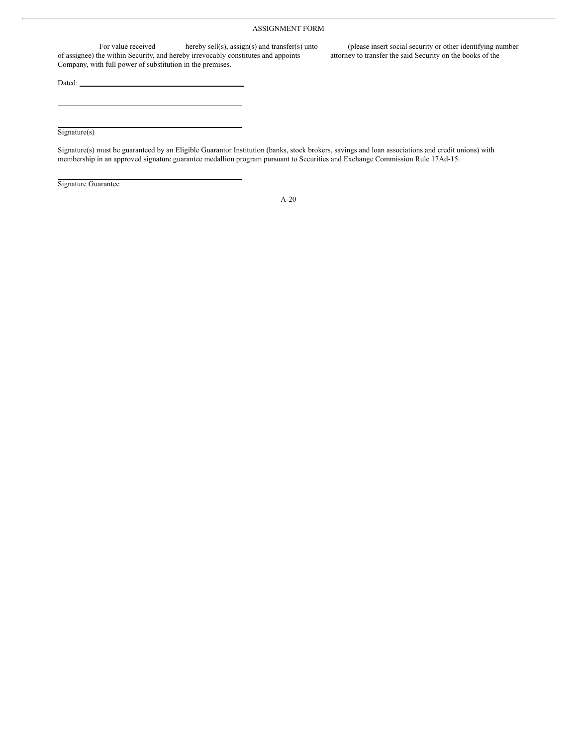ASSIGNMENT FORM

For value received hereby sell(s), assign(s) and transfer(s) unto (please insert social security or other identifying number of assignee) the within Security, and hereby irrevocably constitutes and appoints attorney to transfer the said Security on the books of the Company, with full power of substitution in the premises.

Dated: \_\_\_\_\_\_\_\_\_\_\_\_\_\_\_\_\_\_\_\_\_\_\_\_\_\_\_\_\_\_\_\_\_\_\_\_

\_\_\_\_\_\_\_\_\_\_\_\_\_\_\_\_\_\_\_\_\_\_\_\_\_\_\_\_\_\_\_\_\_\_\_\_\_\_\_\_

\_\_\_\_\_\_\_\_\_\_\_\_\_\_\_\_\_\_\_\_\_\_\_\_\_\_\_\_\_\_\_\_\_\_\_\_\_\_\_\_

Signature(s)

Signature(s) must be guaranteed by an Eligible Guarantor Institution (banks, stock brokers, savings and loan associations and credit unions) with membership in an approved signature guarantee medallion program pursuant to Securities and Exchange Commission Rule 17Ad-15.

\_\_\_\_\_\_\_\_\_\_\_\_\_\_\_\_\_\_\_\_\_\_\_\_\_\_\_\_\_\_\_\_\_\_\_\_\_\_\_\_

Signature Guarantee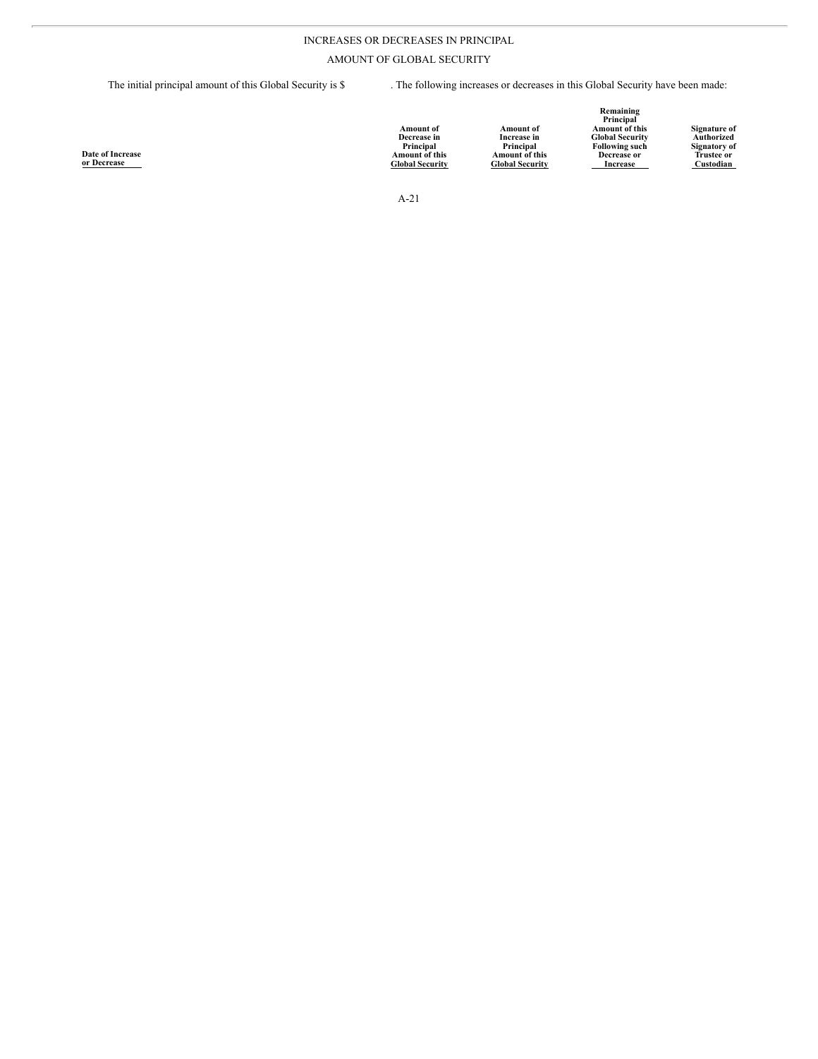INCREASES OR DECREASES IN PRINCIPAL

AMOUNT OF GLOBAL SECURITY

The initial principal amount of this Global Security is $ . The following increases or decreases in this Global Security have been made:

| Date of Increase or Decrease | Amount of Decrease in Principal Amount of this Global Security | Amount of Increase in Principal Amount of this Global Security | Remaining Principal Amount of this Global Security Following such Decrease or Increase | Signature of Authorized Signatory of Trustee or Custodian |
|---|---|---|---|---|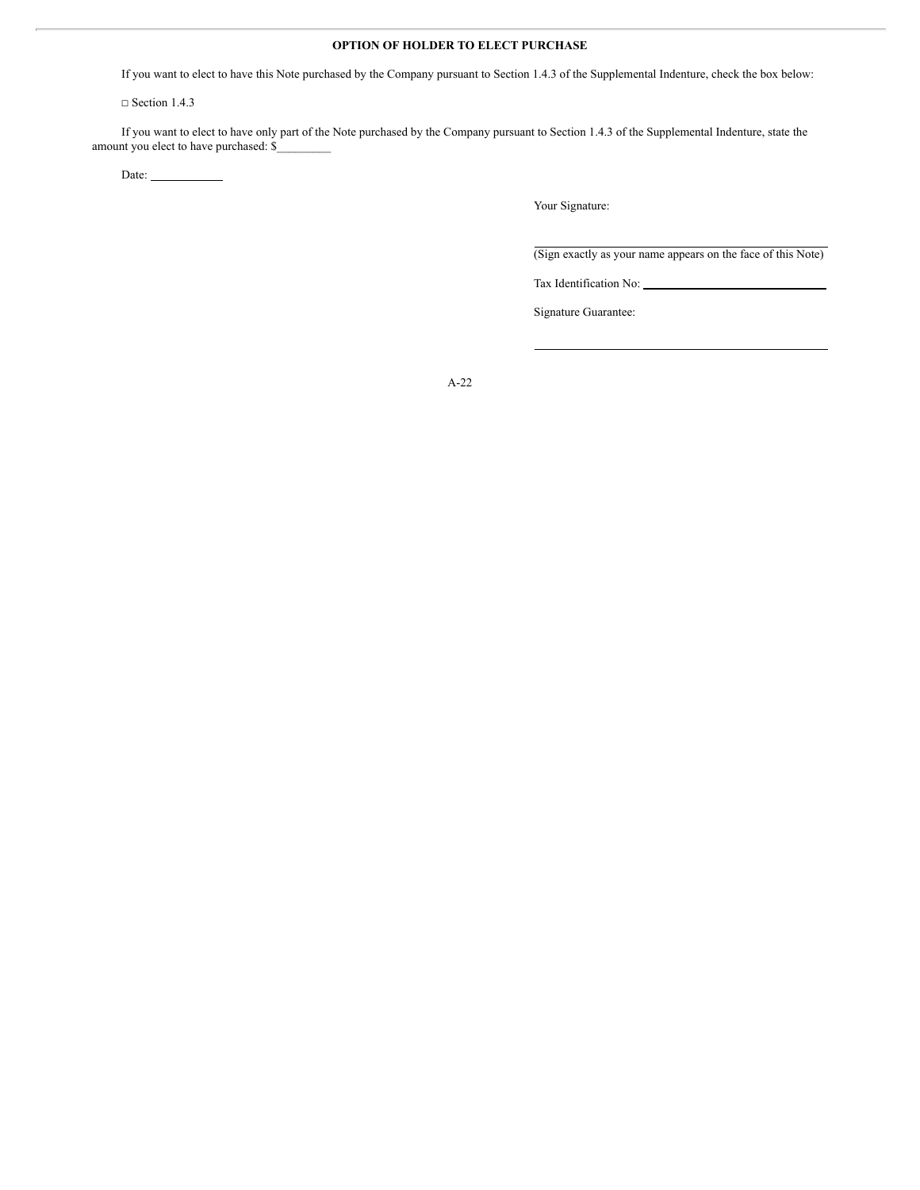## OPTION OF HOLDER TO ELECT PURCHASE

If you want to elect to have this Note purchased by the Company pursuant to Section 1.4.3 of the Supplemental Indenture, check the box below:

□ Section 1.4.3

If you want to elect to have only part of the Note purchased by the Company pursuant to Section 1.4.3 of the Supplemental Indenture, state the amount you elect to have purchased: $_________

Date: ____________

Your Signature:

_____________________________________________

(Sign exactly as your name appears on the face of this Note)

Tax Identification No: _____________________________

Signature Guarantee:

_____________________________________________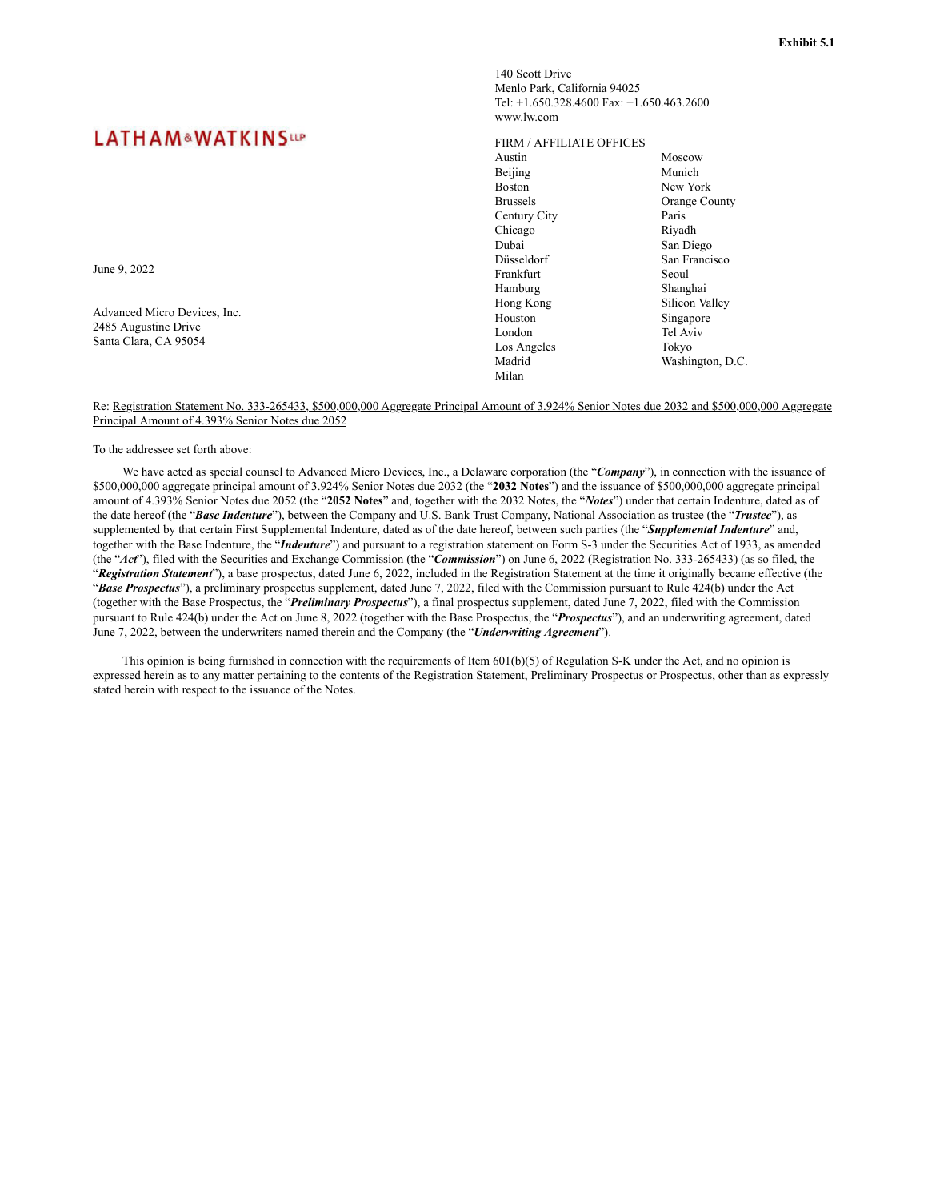**Exhibit 5.1**

**LATHAM & WATKINS LLP**

140 Scott Drive
Menlo Park, California 94025
Tel: +1.650.328.4600 Fax: +1.650.463.2600
www.lw.com

FIRM / AFFILIATE OFFICES

| | |
|---|---|
| Austin | Moscow |
| Beijing | Munich |
| Boston | New York |
| Brussels | Orange County |
| Century City | Paris |
| Chicago | Riyadh |
| Dubai | San Diego |
| Düsseldorf | San Francisco |
| Frankfurt | Seoul |
| Hamburg | Shanghai |
| Hong Kong | Silicon Valley |
| Houston | Singapore |
| London | Tel Aviv |
| Los Angeles | Tokyo |
| Madrid | Washington, D.C. |
| Milan | |

June 9, 2022

Advanced Micro Devices, Inc.
2485 Augustine Drive
Santa Clara, CA 95054

Re: Registration Statement No. 333-265433, $500,000,000 Aggregate Principal Amount of 3.924% Senior Notes due 2032 and $500,000,000 Aggregate Principal Amount of 4.393% Senior Notes due 2052

To the addressee set forth above:

We have acted as special counsel to Advanced Micro Devices, Inc., a Delaware corporation (the "***Company***"), in connection with the issuance of $500,000,000 aggregate principal amount of 3.924% Senior Notes due 2032 (the "**2032 Notes**") and the issuance of $500,000,000 aggregate principal amount of 4.393% Senior Notes due 2052 (the "**2052 Notes**" and, together with the 2032 Notes, the "***Notes***") under that certain Indenture, dated as of the date hereof (the "***Base Indenture***"), between the Company and U.S. Bank Trust Company, National Association as trustee (the "***Trustee***"), as supplemented by that certain First Supplemental Indenture, dated as of the date hereof, between such parties (the "***Supplemental Indenture***" and, together with the Base Indenture, the "***Indenture***") and pursuant to a registration statement on Form S-3 under the Securities Act of 1933, as amended (the "***Act***"), filed with the Securities and Exchange Commission (the "***Commission***") on June 6, 2022 (Registration No. 333-265433) (as so filed, the "***Registration Statement***"), a base prospectus, dated June 6, 2022, included in the Registration Statement at the time it originally became effective (the "***Base Prospectus***"), a preliminary prospectus supplement, dated June 7, 2022, filed with the Commission pursuant to Rule 424(b) under the Act (together with the Base Prospectus, the "***Preliminary Prospectus***"), a final prospectus supplement, dated June 7, 2022, filed with the Commission pursuant to Rule 424(b) under the Act on June 8, 2022 (together with the Base Prospectus, the "***Prospectus***"), and an underwriting agreement, dated June 7, 2022, between the underwriters named therein and the Company (the "***Underwriting Agreement***").

This opinion is being furnished in connection with the requirements of Item 601(b)(5) of Regulation S-K under the Act, and no opinion is expressed herein as to any matter pertaining to the contents of the Registration Statement, Preliminary Prospectus or Prospectus, other than as expressly stated herein with respect to the issuance of the Notes.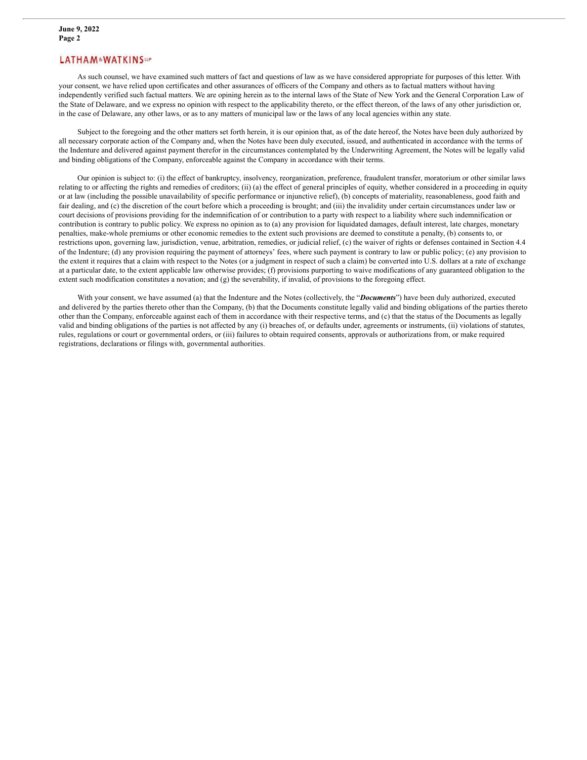As such counsel, we have examined such matters of fact and questions of law as we have considered appropriate for purposes of this letter. With your consent, we have relied upon certificates and other assurances of officers of the Company and others as to factual matters without having independently verified such factual matters. We are opining herein as to the internal laws of the State of New York and the General Corporation Law of the State of Delaware, and we express no opinion with respect to the applicability thereto, or the effect thereon, of the laws of any other jurisdiction or, in the case of Delaware, any other laws, or as to any matters of municipal law or the laws of any local agencies within any state.

Subject to the foregoing and the other matters set forth herein, it is our opinion that, as of the date hereof, the Notes have been duly authorized by all necessary corporate action of the Company and, when the Notes have been duly executed, issued, and authenticated in accordance with the terms of the Indenture and delivered against payment therefor in the circumstances contemplated by the Underwriting Agreement, the Notes will be legally valid and binding obligations of the Company, enforceable against the Company in accordance with their terms.

Our opinion is subject to: (i) the effect of bankruptcy, insolvency, reorganization, preference, fraudulent transfer, moratorium or other similar laws relating to or affecting the rights and remedies of creditors; (ii) (a) the effect of general principles of equity, whether considered in a proceeding in equity or at law (including the possible unavailability of specific performance or injunctive relief), (b) concepts of materiality, reasonableness, good faith and fair dealing, and (c) the discretion of the court before which a proceeding is brought; and (iii) the invalidity under certain circumstances under law or court decisions of provisions providing for the indemnification of or contribution to a party with respect to a liability where such indemnification or contribution is contrary to public policy. We express no opinion as to (a) any provision for liquidated damages, default interest, late charges, monetary penalties, make-whole premiums or other economic remedies to the extent such provisions are deemed to constitute a penalty, (b) consents to, or restrictions upon, governing law, jurisdiction, venue, arbitration, remedies, or judicial relief, (c) the waiver of rights or defenses contained in Section 4.4 of the Indenture; (d) any provision requiring the payment of attorneys' fees, where such payment is contrary to law or public policy; (e) any provision to the extent it requires that a claim with respect to the Notes (or a judgment in respect of such a claim) be converted into U.S. dollars at a rate of exchange at a particular date, to the extent applicable law otherwise provides; (f) provisions purporting to waive modifications of any guaranteed obligation to the extent such modification constitutes a novation; and (g) the severability, if invalid, of provisions to the foregoing effect.

With your consent, we have assumed (a) that the Indenture and the Notes (collectively, the "***Documents***") have been duly authorized, executed and delivered by the parties thereto other than the Company, (b) that the Documents constitute legally valid and binding obligations of the parties thereto other than the Company, enforceable against each of them in accordance with their respective terms, and (c) that the status of the Documents as legally valid and binding obligations of the parties is not affected by any (i) breaches of, or defaults under, agreements or instruments, (ii) violations of statutes, rules, regulations or court or governmental orders, or (iii) failures to obtain required consents, approvals or authorizations from, or make required registrations, declarations or filings with, governmental authorities.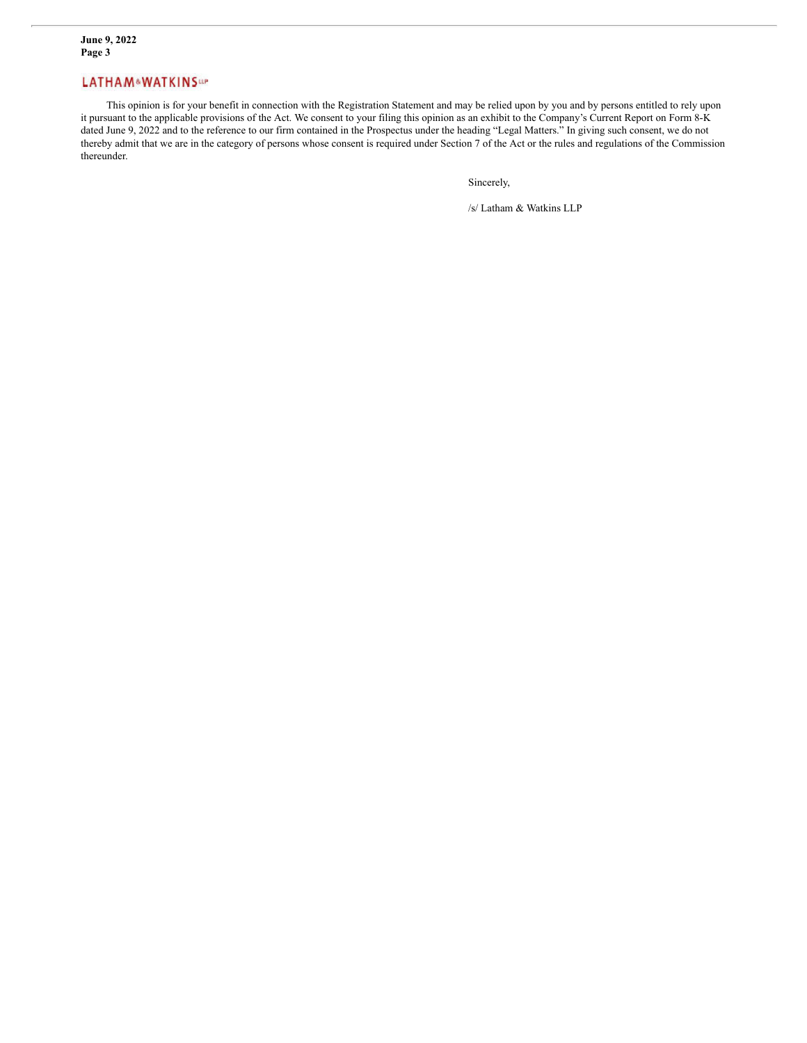This opinion is for your benefit in connection with the Registration Statement and may be relied upon by you and by persons entitled to rely upon it pursuant to the applicable provisions of the Act. We consent to your filing this opinion as an exhibit to the Company's Current Report on Form 8-K dated June 9, 2022 and to the reference to our firm contained in the Prospectus under the heading "Legal Matters." In giving such consent, we do not thereby admit that we are in the category of persons whose consent is required under Section 7 of the Act or the rules and regulations of the Commission thereunder.

Sincerely,

/s/ Latham & Watkins LLP